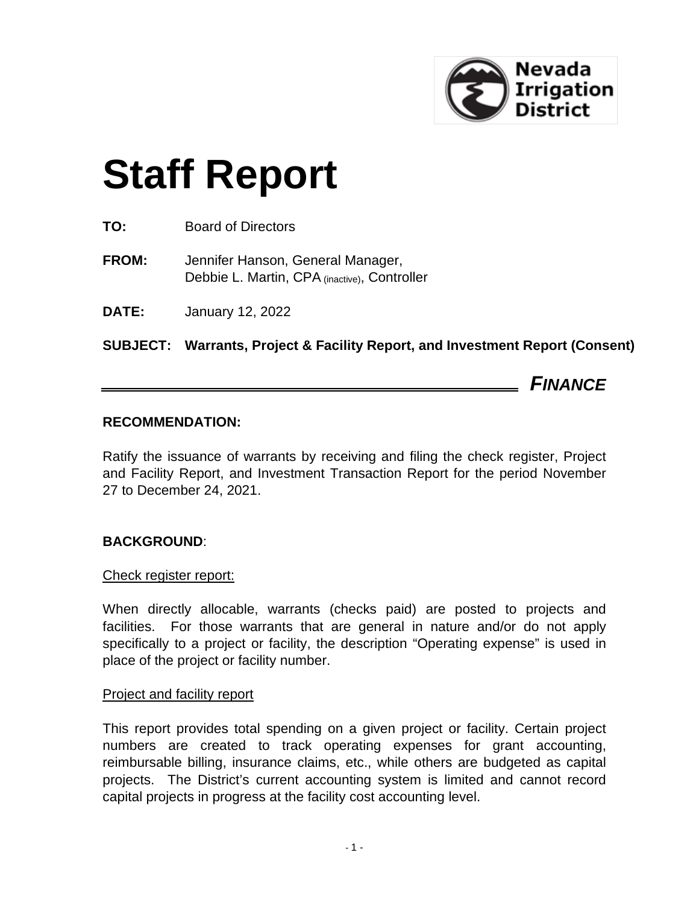Nevada Irrigation District

# Staff Report

**TO:** Board of Directors

**FROM:** Jennifer Hanson, General Manager,
Debbie L. Martin, CPA (inactive), Controller

**DATE:** January 12, 2022

**SUBJECT: Warrants, Project & Facility Report, and Investment Report (Consent)**

***FINANCE***

**RECOMMENDATION:**

Ratify the issuance of warrants by receiving and filing the check register, Project and Facility Report, and Investment Transaction Report for the period November 27 to December 24, 2021.

**BACKGROUND**:

Check register report:

When directly allocable, warrants (checks paid) are posted to projects and facilities. For those warrants that are general in nature and/or do not apply specifically to a project or facility, the description "Operating expense" is used in place of the project or facility number.

Project and facility report

This report provides total spending on a given project or facility. Certain project numbers are created to track operating expenses for grant accounting, reimbursable billing, insurance claims, etc., while others are budgeted as capital projects. The District's current accounting system is limited and cannot record capital projects in progress at the facility cost accounting level.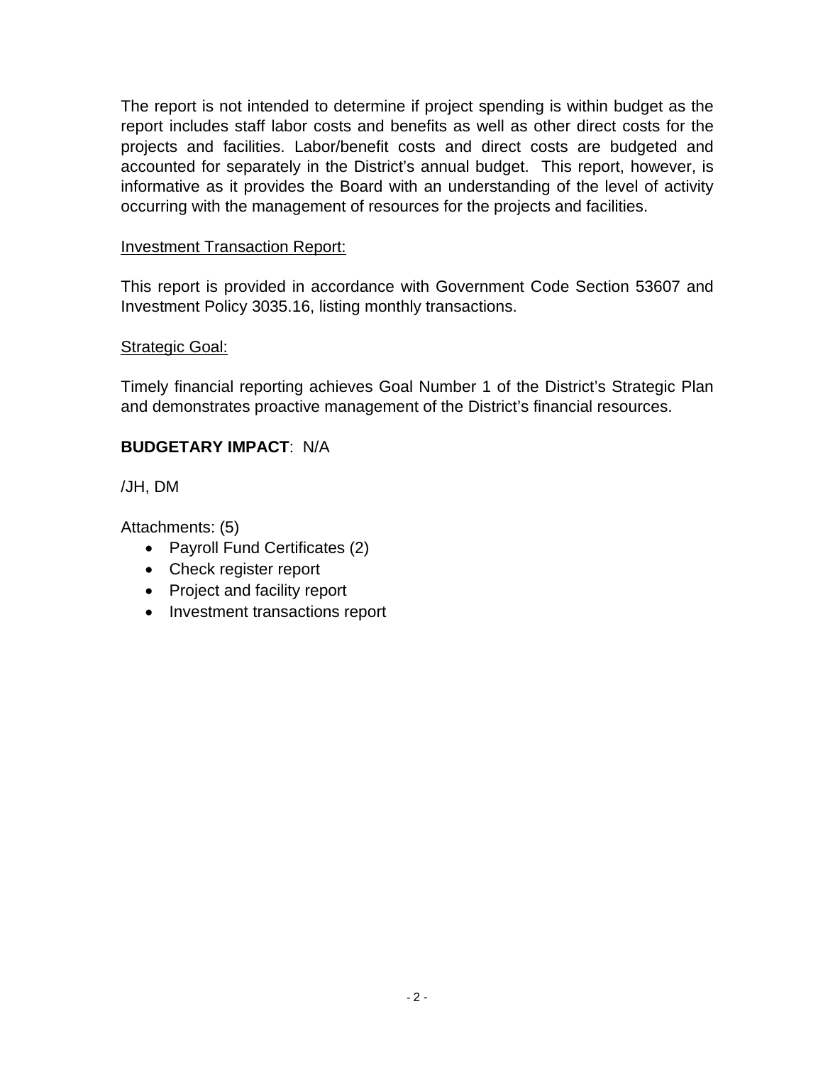The report is not intended to determine if project spending is within budget as the report includes staff labor costs and benefits as well as other direct costs for the projects and facilities. Labor/benefit costs and direct costs are budgeted and accounted for separately in the District's annual budget. This report, however, is informative as it provides the Board with an understanding of the level of activity occurring with the management of resources for the projects and facilities.

<u>Investment Transaction Report:</u>

This report is provided in accordance with Government Code Section 53607 and Investment Policy 3035.16, listing monthly transactions.

<u>Strategic Goal:</u>

Timely financial reporting achieves Goal Number 1 of the District's Strategic Plan and demonstrates proactive management of the District's financial resources.

**BUDGETARY IMPACT**: N/A

/JH, DM

Attachments: (5)

- Payroll Fund Certificates (2)
- Check register report
- Project and facility report
- Investment transactions report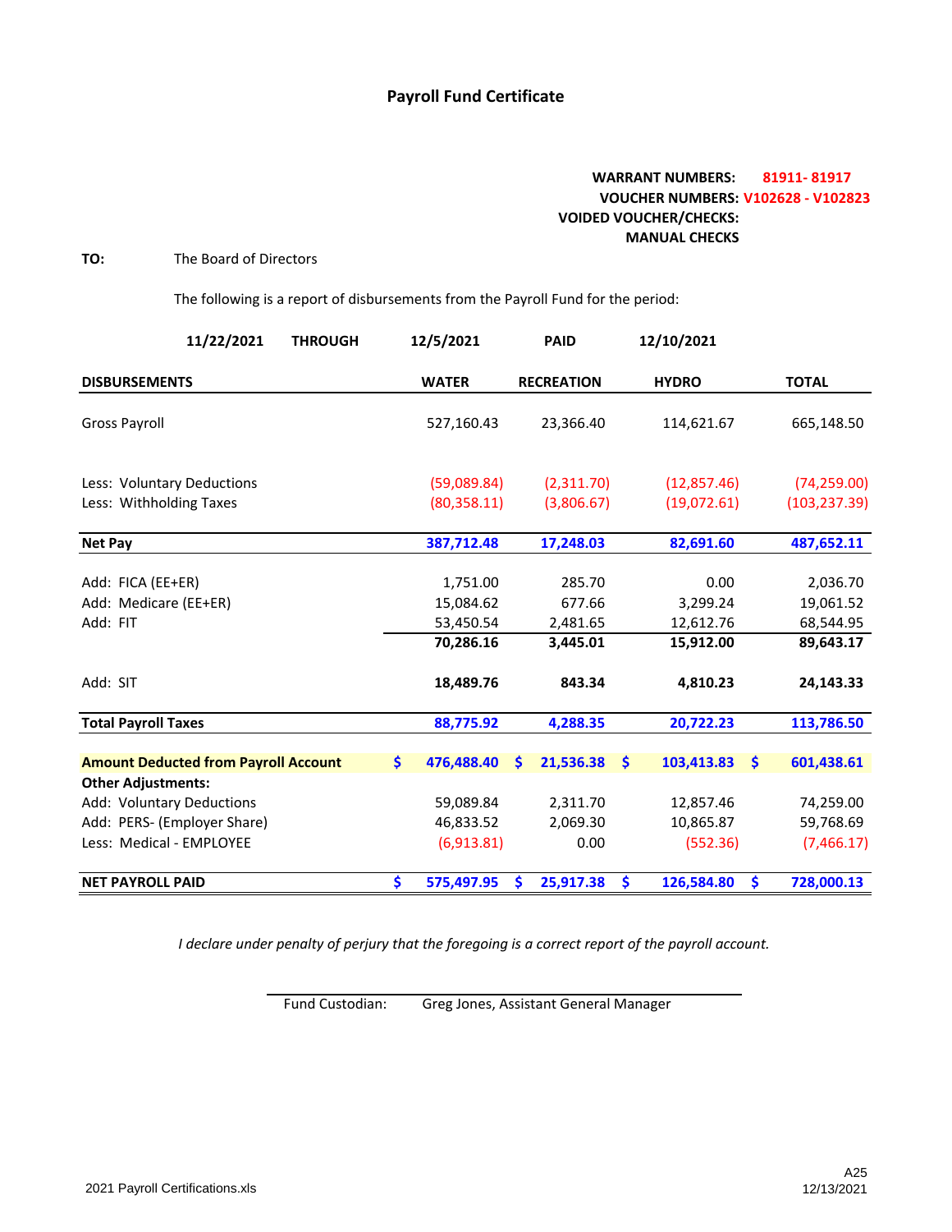# Payroll Fund Certificate

**WARRANT NUMBERS:** 81911- 81917
**VOUCHER NUMBERS:** V102628 - V102823
**VOIDED VOUCHER/CHECKS:**
**MANUAL CHECKS**

**TO:** The Board of Directors

The following is a report of disbursements from the Payroll Fund for the period:

**11/22/2021 THROUGH 12/5/2021 PAID 12/10/2021**

| DISBURSEMENTS | WATER | RECREATION | HYDRO | TOTAL |
|---|---|---|---|---|
| Gross Payroll | 527,160.43 | 23,366.40 | 114,621.67 | 665,148.50 |
| Less: Voluntary Deductions | (59,089.84) | (2,311.70) | (12,857.46) | (74,259.00) |
| Less: Withholding Taxes | (80,358.11) | (3,806.67) | (19,072.61) | (103,237.39) |
| **Net Pay** | **387,712.48** | **17,248.03** | **82,691.60** | **487,652.11** |
| Add: FICA (EE+ER) | 1,751.00 | 285.70 | 0.00 | 2,036.70 |
| Add: Medicare (EE+ER) | 15,084.62 | 677.66 | 3,299.24 | 19,061.52 |
| Add: FIT | 53,450.54 | 2,481.65 | 12,612.76 | 68,544.95 |
| | **70,286.16** | **3,445.01** | **15,912.00** | **89,643.17** |
| Add: SIT | **18,489.76** | **843.34** | **4,810.23** | **24,143.33** |
| **Total Payroll Taxes** | **88,775.92** | **4,288.35** | **20,722.23** | **113,786.50** |
| **Amount Deducted from Payroll Account** | **$ 476,488.40** | **$ 21,536.38** | **$ 103,413.83** | **$ 601,438.61** |
| **Other Adjustments:** | | | | |
| Add: Voluntary Deductions | 59,089.84 | 2,311.70 | 12,857.46 | 74,259.00 |
| Add: PERS- (Employer Share) | 46,833.52 | 2,069.30 | 10,865.87 | 59,768.69 |
| Less: Medical - EMPLOYEE | (6,913.81) | 0.00 | (552.36) | (7,466.17) |
| **NET PAYROLL PAID** | **$ 575,497.95** | **$ 25,917.38** | **$ 126,584.80** | **$ 728,000.13** |

*I declare under penalty of perjury that the foregoing is a correct report of the payroll account.*

Fund Custodian: Greg Jones, Assistant General Manager

2021 Payroll Certifications.xls

A25
12/13/2021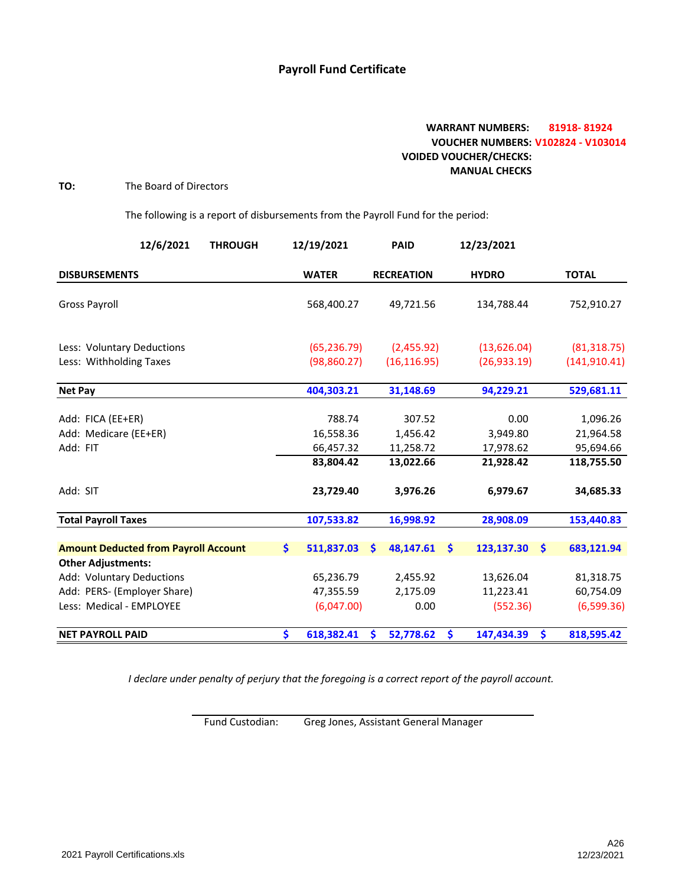# Payroll Fund Certificate

**WARRANT NUMBERS:** 81918- 81924
**VOUCHER NUMBERS:** V102824 - V103014
**VOIDED VOUCHER/CHECKS:**
**MANUAL CHECKS**

**TO:** The Board of Directors

The following is a report of disbursements from the Payroll Fund for the period:

**12/6/2021 THROUGH 12/19/2021 PAID 12/23/2021**

| DISBURSEMENTS | WATER | RECREATION | HYDRO | TOTAL |
|---|---|---|---|---|
| Gross Payroll | 568,400.27 | 49,721.56 | 134,788.44 | 752,910.27 |
| Less: Voluntary Deductions | (65,236.79) | (2,455.92) | (13,626.04) | (81,318.75) |
| Less: Withholding Taxes | (98,860.27) | (16,116.95) | (26,933.19) | (141,910.41) |
| **Net Pay** | **404,303.21** | **31,148.69** | **94,229.21** | **529,681.11** |
| Add: FICA (EE+ER) | 788.74 | 307.52 | 0.00 | 1,096.26 |
| Add: Medicare (EE+ER) | 16,558.36 | 1,456.42 | 3,949.80 | 21,964.58 |
| Add: FIT | 66,457.32 | 11,258.72 | 17,978.62 | 95,694.66 |
| | **83,804.42** | **13,022.66** | **21,928.42** | **118,755.50** |
| Add: SIT | **23,729.40** | **3,976.26** | **6,979.67** | **34,685.33** |
| **Total Payroll Taxes** | **107,533.82** | **16,998.92** | **28,908.09** | **153,440.83** |
| **Amount Deducted from Payroll Account** | **$ 511,837.03** | **$ 48,147.61** | **$ 123,137.30** | **$ 683,121.94** |
| **Other Adjustments:** | | | | |
| Add: Voluntary Deductions | 65,236.79 | 2,455.92 | 13,626.04 | 81,318.75 |
| Add: PERS- (Employer Share) | 47,355.59 | 2,175.09 | 11,223.41 | 60,754.09 |
| Less: Medical - EMPLOYEE | (6,047.00) | 0.00 | (552.36) | (6,599.36) |
| **NET PAYROLL PAID** | **$ 618,382.41** | **$ 52,778.62** | **$ 147,434.39** | **$ 818,595.42** |

*I declare under penalty of perjury that the foregoing is a correct report of the payroll account.*

Fund Custodian: Greg Jones, Assistant General Manager

2021 Payroll Certifications.xls

A26
12/23/2021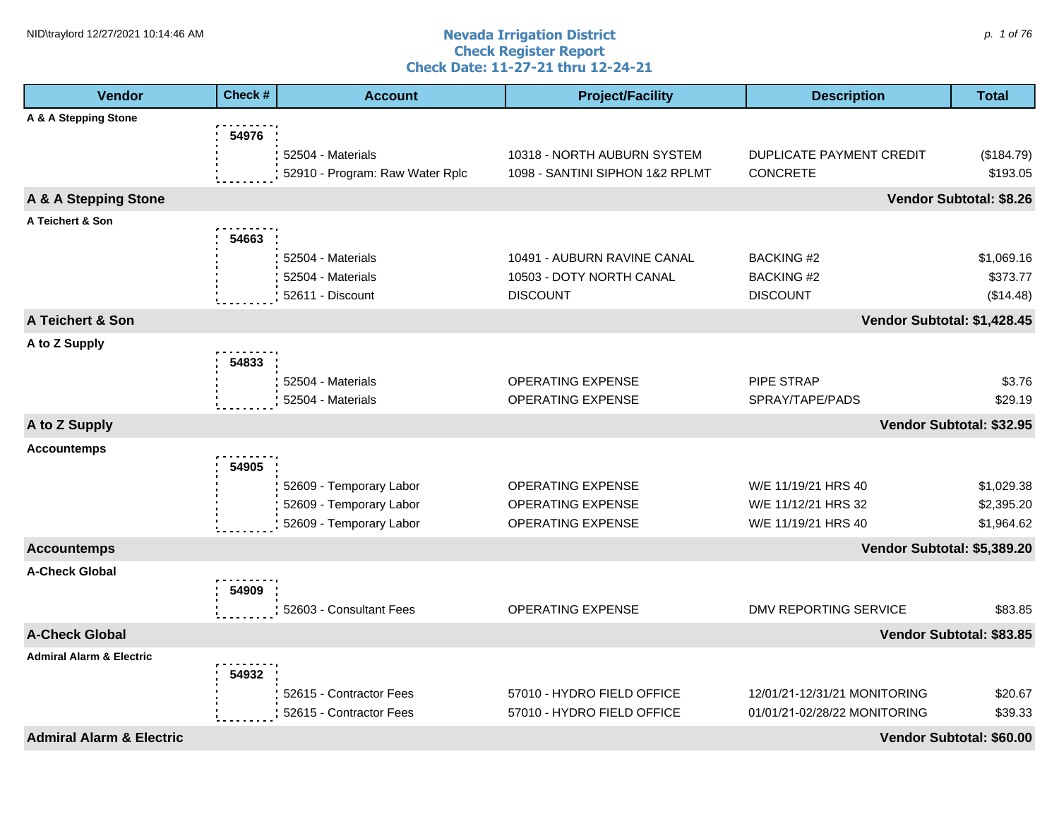# Nevada Irrigation District
## Check Register Report
### Check Date: 11-27-21 thru 12-24-21

| Vendor | Check # | Account | Project/Facility | Description | Total |
|---|---|---|---|---|---|
| **A & A Stepping Stone** | | | | | |
| | **54976** | | | | |
| | | 52504 - Materials | 10318 - NORTH AUBURN SYSTEM | DUPLICATE PAYMENT CREDIT | ($184.79) |
| | | 52910 - Program: Raw Water Rplc | 1098 - SANTINI SIPHON 1&2 RPLMT | CONCRETE | $193.05 |
| **A & A Stepping Stone** | | | | | **Vendor Subtotal: $8.26** |
| **A Teichert & Son** | | | | | |
| | **54663** | | | | |
| | | 52504 - Materials | 10491 - AUBURN RAVINE CANAL | BACKING #2 | $1,069.16 |
| | | 52504 - Materials | 10503 - DOTY NORTH CANAL | BACKING #2 | $373.77 |
| | | 52611 - Discount | DISCOUNT | DISCOUNT | ($14.48) |
| **A Teichert & Son** | | | | | **Vendor Subtotal: $1,428.45** |
| **A to Z Supply** | | | | | |
| | **54833** | | | | |
| | | 52504 - Materials | OPERATING EXPENSE | PIPE STRAP | $3.76 |
| | | 52504 - Materials | OPERATING EXPENSE | SPRAY/TAPE/PADS | $29.19 |
| **A to Z Supply** | | | | | **Vendor Subtotal: $32.95** |
| **Accountemps** | | | | | |
| | **54905** | | | | |
| | | 52609 - Temporary Labor | OPERATING EXPENSE | W/E 11/19/21 HRS 40 | $1,029.38 |
| | | 52609 - Temporary Labor | OPERATING EXPENSE | W/E 11/12/21 HRS 32 | $2,395.20 |
| | | 52609 - Temporary Labor | OPERATING EXPENSE | W/E 11/19/21 HRS 40 | $1,964.62 |
| **Accountemps** | | | | | **Vendor Subtotal: $5,389.20** |
| **A-Check Global** | | | | | |
| | **54909** | | | | |
| | | 52603 - Consultant Fees | OPERATING EXPENSE | DMV REPORTING SERVICE | $83.85 |
| **A-Check Global** | | | | | **Vendor Subtotal: $83.85** |
| **Admiral Alarm & Electric** | | | | | |
| | **54932** | | | | |
| | | 52615 - Contractor Fees | 57010 - HYDRO FIELD OFFICE | 12/01/21-12/31/21 MONITORING | $20.67 |
| | | 52615 - Contractor Fees | 57010 - HYDRO FIELD OFFICE | 01/01/21-02/28/22 MONITORING | $39.33 |
| **Admiral Alarm & Electric** | | | | | **Vendor Subtotal: $60.00** |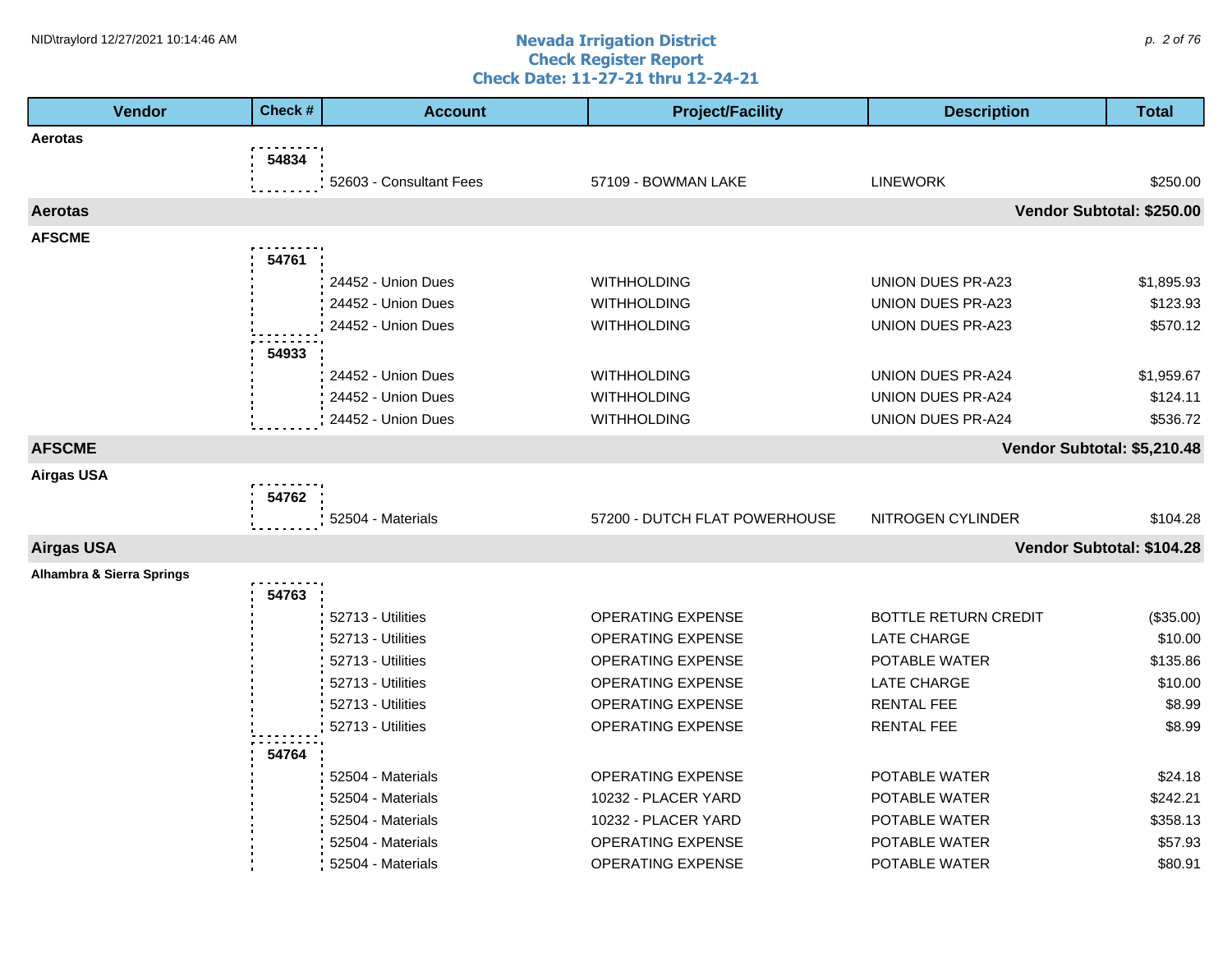# Nevada Irrigation District
## Check Register Report
### Check Date: 11-27-21 thru 12-24-21

| Vendor | Check # | Account | Project/Facility | Description | Total |
|---|---|---|---|---|---|
| **Aerotas** | | | | | |
| | **54834** | | | | |
| | | 52603 - Consultant Fees | 57109 - BOWMAN LAKE | LINEWORK | $250.00 |
| **Aerotas** | | | | | **Vendor Subtotal: $250.00** |
| **AFSCME** | | | | | |
| | **54761** | | | | |
| | | 24452 - Union Dues | WITHHOLDING | UNION DUES PR-A23 | $1,895.93 |
| | | 24452 - Union Dues | WITHHOLDING | UNION DUES PR-A23 | $123.93 |
| | | 24452 - Union Dues | WITHHOLDING | UNION DUES PR-A23 | $570.12 |
| | **54933** | | | | |
| | | 24452 - Union Dues | WITHHOLDING | UNION DUES PR-A24 | $1,959.67 |
| | | 24452 - Union Dues | WITHHOLDING | UNION DUES PR-A24 | $124.11 |
| | | 24452 - Union Dues | WITHHOLDING | UNION DUES PR-A24 | $536.72 |
| **AFSCME** | | | | | **Vendor Subtotal: $5,210.48** |
| **Airgas USA** | | | | | |
| | **54762** | | | | |
| | | 52504 - Materials | 57200 - DUTCH FLAT POWERHOUSE | NITROGEN CYLINDER | $104.28 |
| **Airgas USA** | | | | | **Vendor Subtotal: $104.28** |
| **Alhambra & Sierra Springs** | | | | | |
| | **54763** | | | | |
| | | 52713 - Utilities | OPERATING EXPENSE | BOTTLE RETURN CREDIT | ($35.00) |
| | | 52713 - Utilities | OPERATING EXPENSE | LATE CHARGE | $10.00 |
| | | 52713 - Utilities | OPERATING EXPENSE | POTABLE WATER | $135.86 |
| | | 52713 - Utilities | OPERATING EXPENSE | LATE CHARGE | $10.00 |
| | | 52713 - Utilities | OPERATING EXPENSE | RENTAL FEE | $8.99 |
| | | 52713 - Utilities | OPERATING EXPENSE | RENTAL FEE | $8.99 |
| | **54764** | | | | |
| | | 52504 - Materials | OPERATING EXPENSE | POTABLE WATER | $24.18 |
| | | 52504 - Materials | 10232 - PLACER YARD | POTABLE WATER | $242.21 |
| | | 52504 - Materials | 10232 - PLACER YARD | POTABLE WATER | $358.13 |
| | | 52504 - Materials | OPERATING EXPENSE | POTABLE WATER | $57.93 |
| | | 52504 - Materials | OPERATING EXPENSE | POTABLE WATER | $80.91 |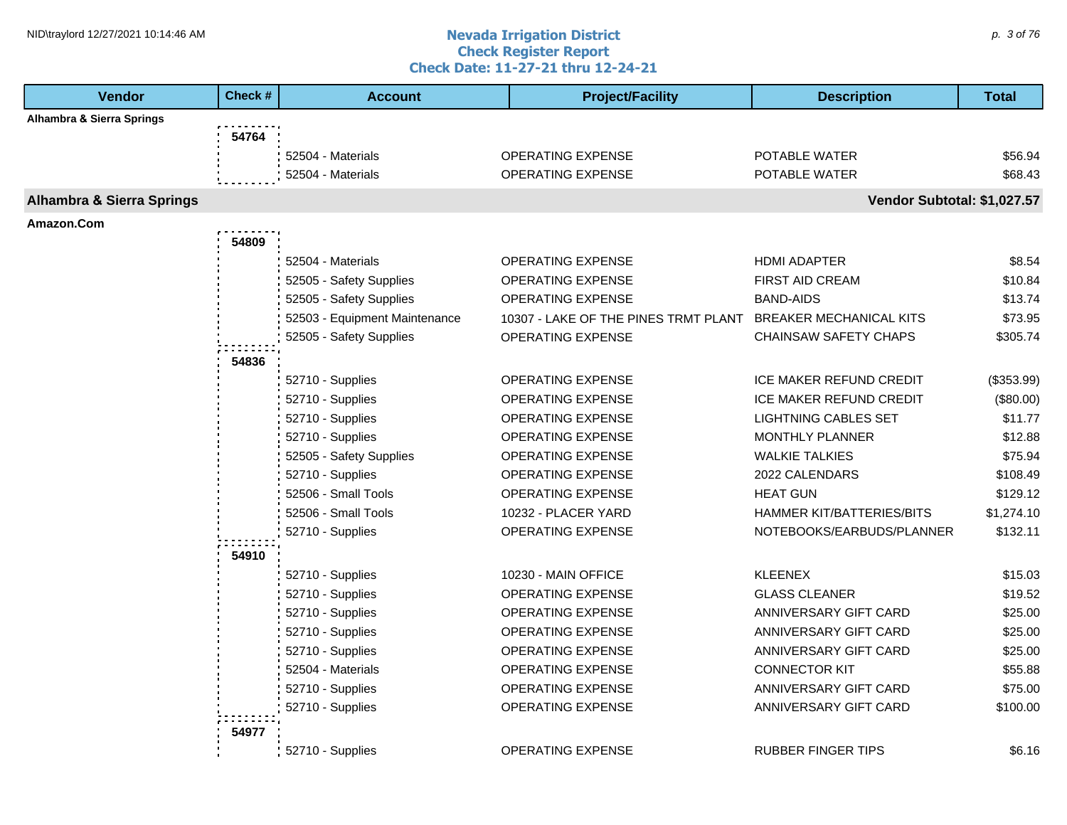# Nevada Irrigation District
## Check Register Report
### Check Date: 11-27-21 thru 12-24-21

| Vendor | Check # | Account | Project/Facility | Description | Total |
|---|---|---|---|---|---|
| **Alhambra & Sierra Springs** | | | | | |
| | **54764** | | | | |
| | | 52504 - Materials | OPERATING EXPENSE | POTABLE WATER | $56.94 |
| | | 52504 - Materials | OPERATING EXPENSE | POTABLE WATER | $68.43 |
| **Alhambra & Sierra Springs** | | | | **Vendor Subtotal:** | **$1,027.57** |
| **Amazon.Com** | | | | | |
| | **54809** | | | | |
| | | 52504 - Materials | OPERATING EXPENSE | HDMI ADAPTER | $8.54 |
| | | 52505 - Safety Supplies | OPERATING EXPENSE | FIRST AID CREAM | $10.84 |
| | | 52505 - Safety Supplies | OPERATING EXPENSE | BAND-AIDS | $13.74 |
| | | 52503 - Equipment Maintenance | 10307 - LAKE OF THE PINES TRMT PLANT | BREAKER MECHANICAL KITS | $73.95 |
| | | 52505 - Safety Supplies | OPERATING EXPENSE | CHAINSAW SAFETY CHAPS | $305.74 |
| | **54836** | | | | |
| | | 52710 - Supplies | OPERATING EXPENSE | ICE MAKER REFUND CREDIT | ($353.99) |
| | | 52710 - Supplies | OPERATING EXPENSE | ICE MAKER REFUND CREDIT | ($80.00) |
| | | 52710 - Supplies | OPERATING EXPENSE | LIGHTNING CABLES SET | $11.77 |
| | | 52710 - Supplies | OPERATING EXPENSE | MONTHLY PLANNER | $12.88 |
| | | 52505 - Safety Supplies | OPERATING EXPENSE | WALKIE TALKIES | $75.94 |
| | | 52710 - Supplies | OPERATING EXPENSE | 2022 CALENDARS | $108.49 |
| | | 52506 - Small Tools | OPERATING EXPENSE | HEAT GUN | $129.12 |
| | | 52506 - Small Tools | 10232 - PLACER YARD | HAMMER KIT/BATTERIES/BITS | $1,274.10 |
| | | 52710 - Supplies | OPERATING EXPENSE | NOTEBOOKS/EARBUDS/PLANNER | $132.11 |
| | **54910** | | | | |
| | | 52710 - Supplies | 10230 - MAIN OFFICE | KLEENEX | $15.03 |
| | | 52710 - Supplies | OPERATING EXPENSE | GLASS CLEANER | $19.52 |
| | | 52710 - Supplies | OPERATING EXPENSE | ANNIVERSARY GIFT CARD | $25.00 |
| | | 52710 - Supplies | OPERATING EXPENSE | ANNIVERSARY GIFT CARD | $25.00 |
| | | 52710 - Supplies | OPERATING EXPENSE | ANNIVERSARY GIFT CARD | $25.00 |
| | | 52504 - Materials | OPERATING EXPENSE | CONNECTOR KIT | $55.88 |
| | | 52710 - Supplies | OPERATING EXPENSE | ANNIVERSARY GIFT CARD | $75.00 |
| | | 52710 - Supplies | OPERATING EXPENSE | ANNIVERSARY GIFT CARD | $100.00 |
| | **54977** | | | | |
| | | 52710 - Supplies | OPERATING EXPENSE | RUBBER FINGER TIPS | $6.16 |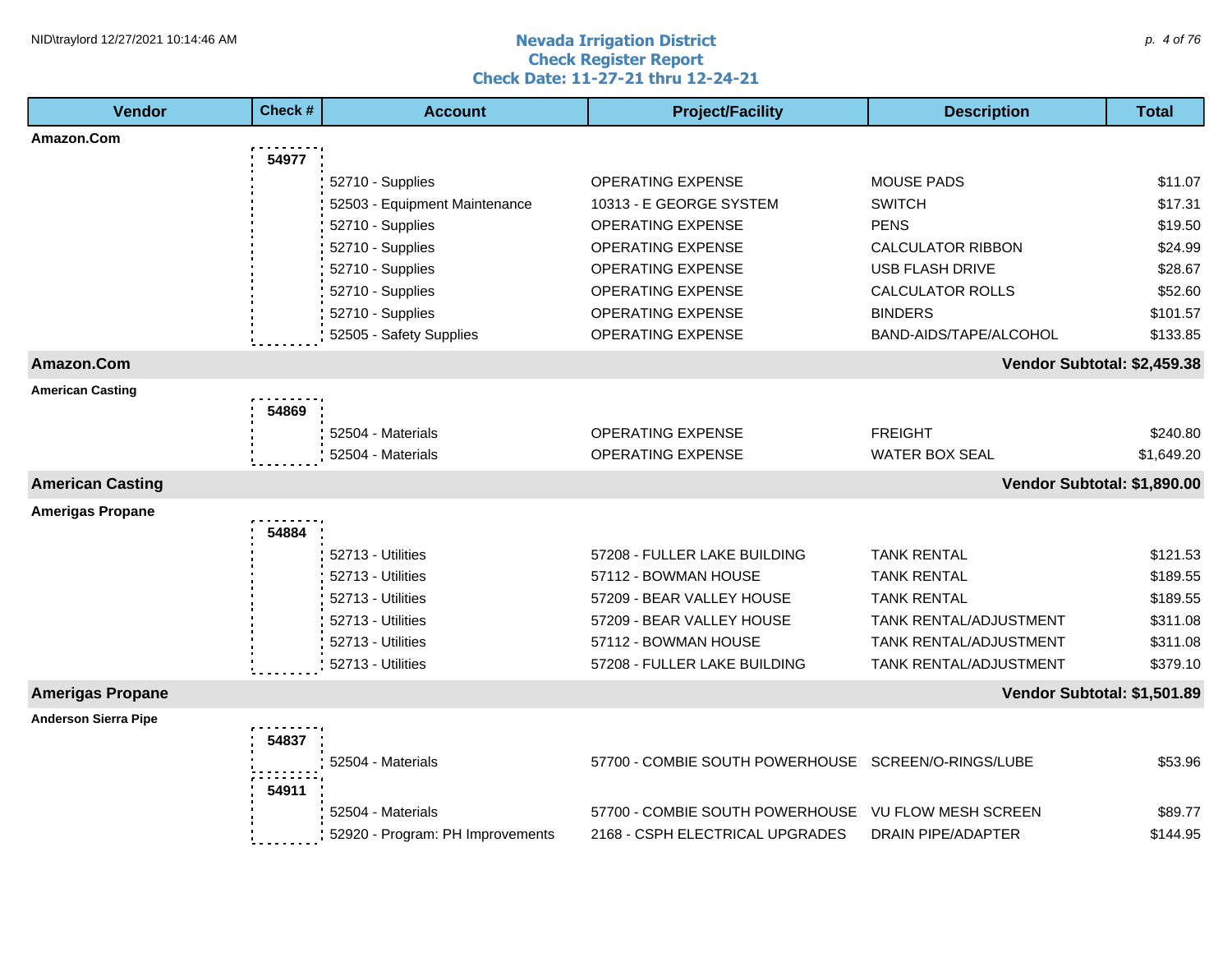# Nevada Irrigation District
## Check Register Report
### Check Date: 11-27-21 thru 12-24-21

| Vendor | Check # | Account | Project/Facility | Description | Total |
|---|---|---|---|---|---|
| **Amazon.Com** | | | | | |
| | 54977 | | | | |
| | | 52710 - Supplies | OPERATING EXPENSE | MOUSE PADS | $11.07 |
| | | 52503 - Equipment Maintenance | 10313 - E GEORGE SYSTEM | SWITCH | $17.31 |
| | | 52710 - Supplies | OPERATING EXPENSE | PENS | $19.50 |
| | | 52710 - Supplies | OPERATING EXPENSE | CALCULATOR RIBBON | $24.99 |
| | | 52710 - Supplies | OPERATING EXPENSE | USB FLASH DRIVE | $28.67 |
| | | 52710 - Supplies | OPERATING EXPENSE | CALCULATOR ROLLS | $52.60 |
| | | 52710 - Supplies | OPERATING EXPENSE | BINDERS | $101.57 |
| | | 52505 - Safety Supplies | OPERATING EXPENSE | BAND-AIDS/TAPE/ALCOHOL | $133.85 |
| **Amazon.Com** | | | | **Vendor Subtotal:** | **$2,459.38** |
| **American Casting** | | | | | |
| | 54869 | | | | |
| | | 52504 - Materials | OPERATING EXPENSE | FREIGHT | $240.80 |
| | | 52504 - Materials | OPERATING EXPENSE | WATER BOX SEAL | $1,649.20 |
| **American Casting** | | | | **Vendor Subtotal:** | **$1,890.00** |
| **Amerigas Propane** | | | | | |
| | 54884 | | | | |
| | | 52713 - Utilities | 57208 - FULLER LAKE BUILDING | TANK RENTAL | $121.53 |
| | | 52713 - Utilities | 57112 - BOWMAN HOUSE | TANK RENTAL | $189.55 |
| | | 52713 - Utilities | 57209 - BEAR VALLEY HOUSE | TANK RENTAL | $189.55 |
| | | 52713 - Utilities | 57209 - BEAR VALLEY HOUSE | TANK RENTAL/ADJUSTMENT | $311.08 |
| | | 52713 - Utilities | 57112 - BOWMAN HOUSE | TANK RENTAL/ADJUSTMENT | $311.08 |
| | | 52713 - Utilities | 57208 - FULLER LAKE BUILDING | TANK RENTAL/ADJUSTMENT | $379.10 |
| **Amerigas Propane** | | | | **Vendor Subtotal:** | **$1,501.89** |
| **Anderson Sierra Pipe** | | | | | |
| | 54837 | | | | |
| | | 52504 - Materials | 57700 - COMBIE SOUTH POWERHOUSE | SCREEN/O-RINGS/LUBE | $53.96 |
| | 54911 | | | | |
| | | 52504 - Materials | 57700 - COMBIE SOUTH POWERHOUSE | VU FLOW MESH SCREEN | $89.77 |
| | | 52920 - Program: PH Improvements | 2168 - CSPH ELECTRICAL UPGRADES | DRAIN PIPE/ADAPTER | $144.95 |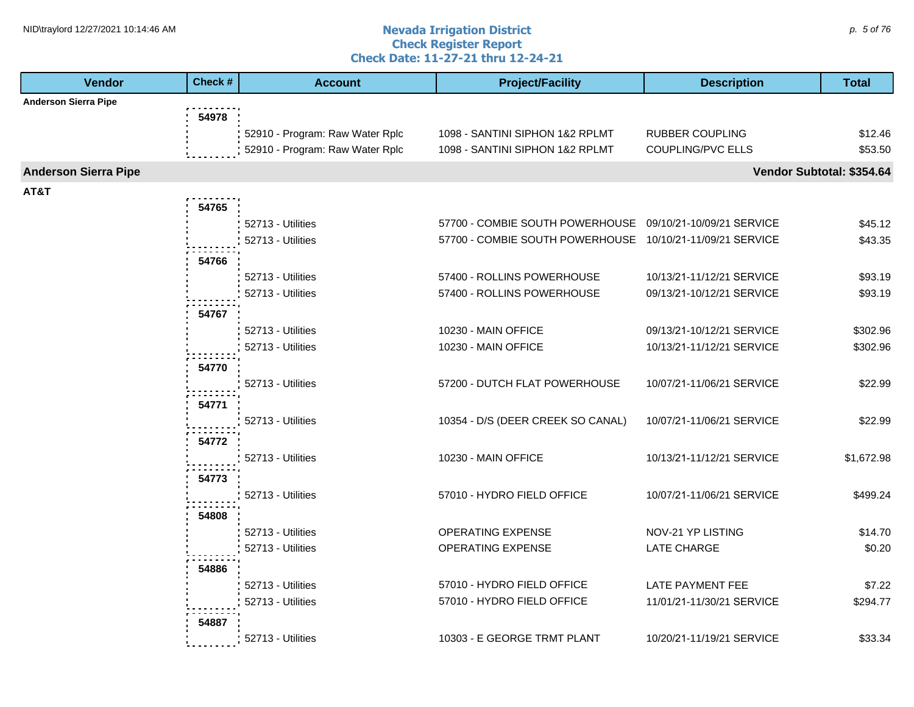# Nevada Irrigation District
## Check Register Report
### Check Date: 11-27-21 thru 12-24-21

| Vendor | Check # | Account | Project/Facility | Description | Total |
|---|---|---|---|---|---|
| **Anderson Sierra Pipe** | | | | | |
| | 54978 | | | | |
| | | 52910 - Program: Raw Water Rplc | 1098 - SANTINI SIPHON 1&2 RPLMT | RUBBER COUPLING | $12.46 |
| | | 52910 - Program: Raw Water Rplc | 1098 - SANTINI SIPHON 1&2 RPLMT | COUPLING/PVC ELLS | $53.50 |
| **Anderson Sierra Pipe** | | | | | **Vendor Subtotal: $354.64** |
| **AT&T** | | | | | |
| | 54765 | | | | |
| | | 52713 - Utilities | 57700 - COMBIE SOUTH POWERHOUSE | 09/10/21-10/09/21 SERVICE | $45.12 |
| | | 52713 - Utilities | 57700 - COMBIE SOUTH POWERHOUSE | 10/10/21-11/09/21 SERVICE | $43.35 |
| | 54766 | | | | |
| | | 52713 - Utilities | 57400 - ROLLINS POWERHOUSE | 10/13/21-11/12/21 SERVICE | $93.19 |
| | | 52713 - Utilities | 57400 - ROLLINS POWERHOUSE | 09/13/21-10/12/21 SERVICE | $93.19 |
| | 54767 | | | | |
| | | 52713 - Utilities | 10230 - MAIN OFFICE | 09/13/21-10/12/21 SERVICE | $302.96 |
| | | 52713 - Utilities | 10230 - MAIN OFFICE | 10/13/21-11/12/21 SERVICE | $302.96 |
| | 54770 | | | | |
| | | 52713 - Utilities | 57200 - DUTCH FLAT POWERHOUSE | 10/07/21-11/06/21 SERVICE | $22.99 |
| | 54771 | | | | |
| | | 52713 - Utilities | 10354 - D/S (DEER CREEK SO CANAL) | 10/07/21-11/06/21 SERVICE | $22.99 |
| | 54772 | | | | |
| | | 52713 - Utilities | 10230 - MAIN OFFICE | 10/13/21-11/12/21 SERVICE | $1,672.98 |
| | 54773 | | | | |
| | | 52713 - Utilities | 57010 - HYDRO FIELD OFFICE | 10/07/21-11/06/21 SERVICE | $499.24 |
| | 54808 | | | | |
| | | 52713 - Utilities | OPERATING EXPENSE | NOV-21 YP LISTING | $14.70 |
| | | 52713 - Utilities | OPERATING EXPENSE | LATE CHARGE | $0.20 |
| | 54886 | | | | |
| | | 52713 - Utilities | 57010 - HYDRO FIELD OFFICE | LATE PAYMENT FEE | $7.22 |
| | | 52713 - Utilities | 57010 - HYDRO FIELD OFFICE | 11/01/21-11/30/21 SERVICE | $294.77 |
| | 54887 | | | | |
| | | 52713 - Utilities | 10303 - E GEORGE TRMT PLANT | 10/20/21-11/19/21 SERVICE | $33.34 |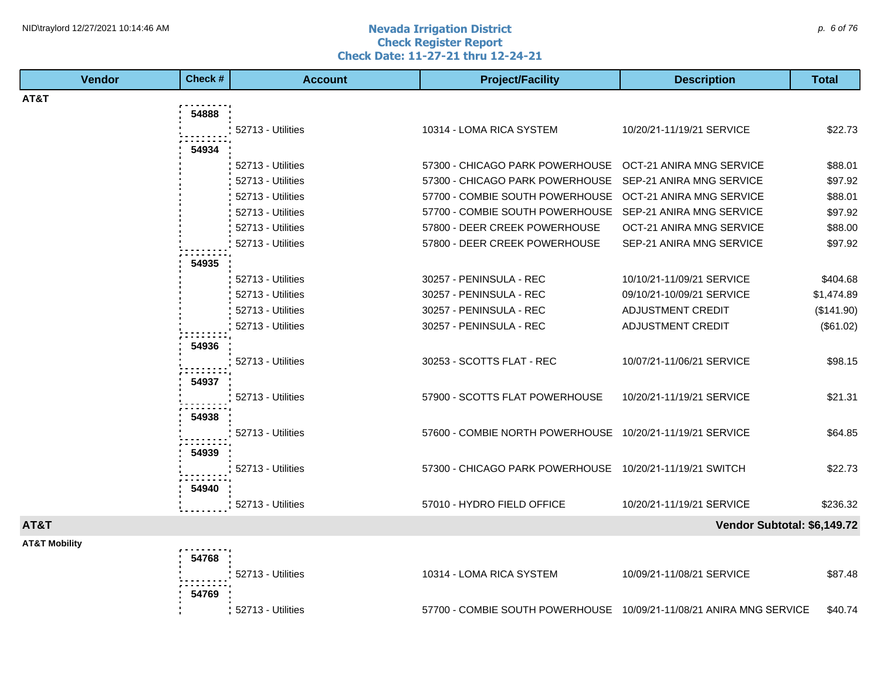# Nevada Irrigation District

## Check Register Report

### Check Date: 11-27-21 thru 12-24-21

| Vendor | Check # | Account | Project/Facility | Description | Total |
|---|---|---|---|---|---|
| **AT&T** | | | | | |
| | 54888 | 52713 - Utilities | 10314 - LOMA RICA SYSTEM | 10/20/21-11/19/21 SERVICE | $22.73 |
| | 54934 | 52713 - Utilities | 57300 - CHICAGO PARK POWERHOUSE | OCT-21 ANIRA MNG SERVICE | $88.01 |
| | | 52713 - Utilities | 57300 - CHICAGO PARK POWERHOUSE | SEP-21 ANIRA MNG SERVICE | $97.92 |
| | | 52713 - Utilities | 57700 - COMBIE SOUTH POWERHOUSE | OCT-21 ANIRA MNG SERVICE | $88.01 |
| | | 52713 - Utilities | 57700 - COMBIE SOUTH POWERHOUSE | SEP-21 ANIRA MNG SERVICE | $97.92 |
| | | 52713 - Utilities | 57800 - DEER CREEK POWERHOUSE | OCT-21 ANIRA MNG SERVICE | $88.00 |
| | | 52713 - Utilities | 57800 - DEER CREEK POWERHOUSE | SEP-21 ANIRA MNG SERVICE | $97.92 |
| | 54935 | 52713 - Utilities | 30257 - PENINSULA - REC | 10/10/21-11/09/21 SERVICE | $404.68 |
| | | 52713 - Utilities | 30257 - PENINSULA - REC | 09/10/21-10/09/21 SERVICE | $1,474.89 |
| | | 52713 - Utilities | 30257 - PENINSULA - REC | ADJUSTMENT CREDIT | ($141.90) |
| | | 52713 - Utilities | 30257 - PENINSULA - REC | ADJUSTMENT CREDIT | ($61.02) |
| | 54936 | 52713 - Utilities | 30253 - SCOTTS FLAT - REC | 10/07/21-11/06/21 SERVICE | $98.15 |
| | 54937 | 52713 - Utilities | 57900 - SCOTTS FLAT POWERHOUSE | 10/20/21-11/19/21 SERVICE | $21.31 |
| | 54938 | 52713 - Utilities | 57600 - COMBIE NORTH POWERHOUSE | 10/20/21-11/19/21 SERVICE | $64.85 |
| | 54939 | 52713 - Utilities | 57300 - CHICAGO PARK POWERHOUSE | 10/20/21-11/19/21 SWITCH | $22.73 |
| | 54940 | 52713 - Utilities | 57010 - HYDRO FIELD OFFICE | 10/20/21-11/19/21 SERVICE | $236.32 |
| **AT&T** | | | | | **Vendor Subtotal: $6,149.72** |
| **AT&T Mobility** | | | | | |
| | 54768 | 52713 - Utilities | 10314 - LOMA RICA SYSTEM | 10/09/21-11/08/21 SERVICE | $87.48 |
| | 54769 | 52713 - Utilities | 57700 - COMBIE SOUTH POWERHOUSE | 10/09/21-11/08/21 ANIRA MNG SERVICE | $40.74 |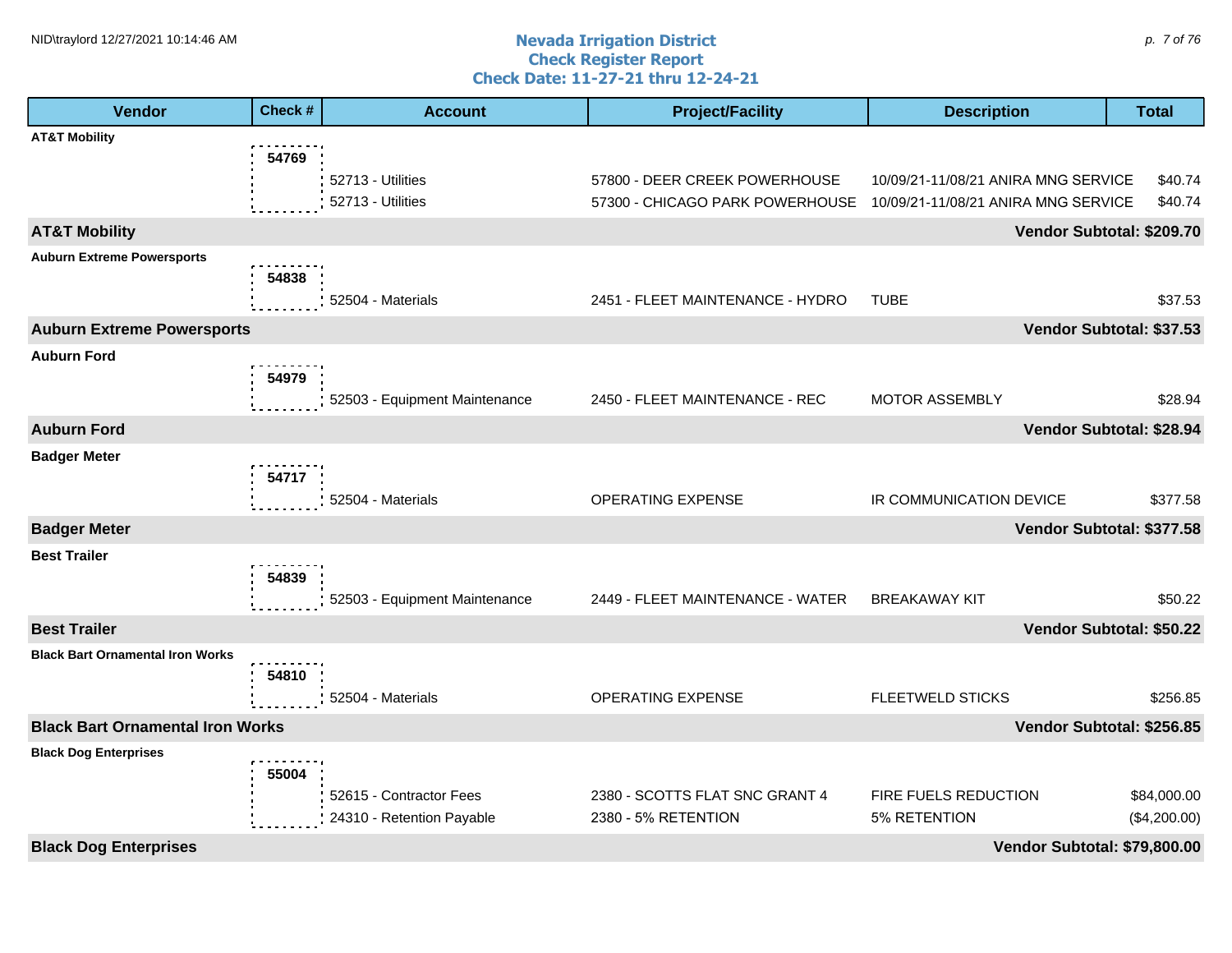# Nevada Irrigation District
## Check Register Report
## Check Date: 11-27-21 thru 12-24-21

| Vendor | Check # | Account | Project/Facility | Description | Total |
|---|---|---|---|---|---|
| **AT&T Mobility** | | | | | |
| | **54769** | | | | |
| | | 52713 - Utilities | 57800 - DEER CREEK POWERHOUSE | 10/09/21-11/08/21 ANIRA MNG SERVICE | $40.74 |
| | | 52713 - Utilities | 57300 - CHICAGO PARK POWERHOUSE | 10/09/21-11/08/21 ANIRA MNG SERVICE | $40.74 |
| **AT&T Mobility** | | | | | **Vendor Subtotal: $209.70** |
| **Auburn Extreme Powersports** | | | | | |
| | **54838** | | | | |
| | | 52504 - Materials | 2451 - FLEET MAINTENANCE - HYDRO | TUBE | $37.53 |
| **Auburn Extreme Powersports** | | | | | **Vendor Subtotal: $37.53** |
| **Auburn Ford** | | | | | |
| | **54979** | | | | |
| | | 52503 - Equipment Maintenance | 2450 - FLEET MAINTENANCE - REC | MOTOR ASSEMBLY | $28.94 |
| **Auburn Ford** | | | | | **Vendor Subtotal: $28.94** |
| **Badger Meter** | | | | | |
| | **54717** | | | | |
| | | 52504 - Materials | OPERATING EXPENSE | IR COMMUNICATION DEVICE | $377.58 |
| **Badger Meter** | | | | | **Vendor Subtotal: $377.58** |
| **Best Trailer** | | | | | |
| | **54839** | | | | |
| | | 52503 - Equipment Maintenance | 2449 - FLEET MAINTENANCE - WATER | BREAKAWAY KIT | $50.22 |
| **Best Trailer** | | | | | **Vendor Subtotal: $50.22** |
| **Black Bart Ornamental Iron Works** | | | | | |
| | **54810** | | | | |
| | | 52504 - Materials | OPERATING EXPENSE | FLEETWELD STICKS | $256.85 |
| **Black Bart Ornamental Iron Works** | | | | | **Vendor Subtotal: $256.85** |
| **Black Dog Enterprises** | | | | | |
| | **55004** | | | | |
| | | 52615 - Contractor Fees | 2380 - SCOTTS FLAT SNC GRANT 4 | FIRE FUELS REDUCTION | $84,000.00 |
| | | 24310 - Retention Payable | 2380 - 5% RETENTION | 5% RETENTION | ($4,200.00) |
| **Black Dog Enterprises** | | | | | **Vendor Subtotal: $79,800.00** |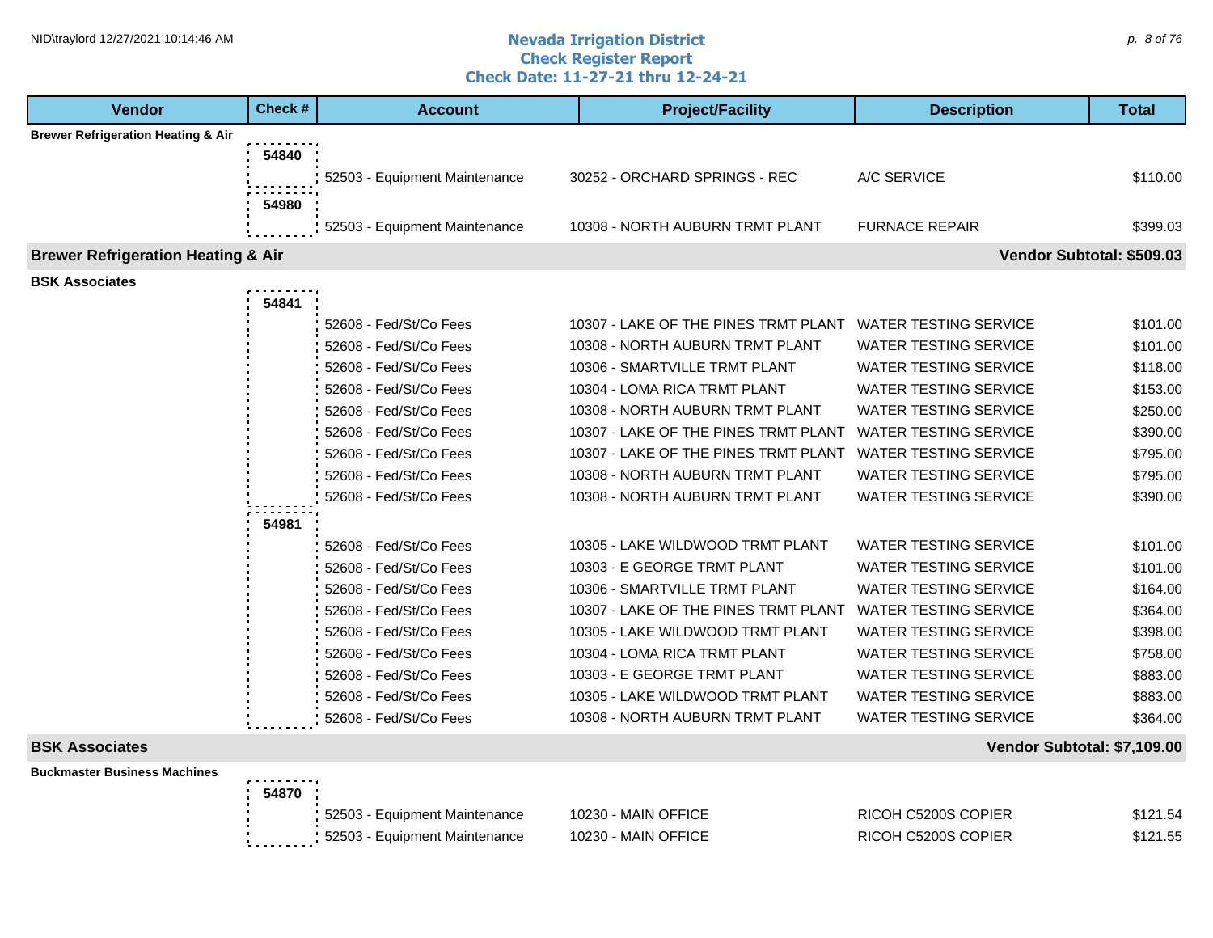# Nevada Irrigation District
## Check Register Report
### Check Date: 11-27-21 thru 12-24-21

| Vendor | Check # | Account | Project/Facility | Description | Total |
|---|---|---|---|---|---|
| **Brewer Refrigeration Heating & Air** | | | | | |
| | 54840 | | | | |
| | | 52503 - Equipment Maintenance | 30252 - ORCHARD SPRINGS - REC | A/C SERVICE | $110.00 |
| | 54980 | | | | |
| | | 52503 - Equipment Maintenance | 10308 - NORTH AUBURN TRMT PLANT | FURNACE REPAIR | $399.03 |
| **Brewer Refrigeration Heating & Air** | | | | | **Vendor Subtotal: $509.03** |
| **BSK Associates** | | | | | |
| | 54841 | | | | |
| | | 52608 - Fed/St/Co Fees | 10307 - LAKE OF THE PINES TRMT PLANT | WATER TESTING SERVICE | $101.00 |
| | | 52608 - Fed/St/Co Fees | 10308 - NORTH AUBURN TRMT PLANT | WATER TESTING SERVICE | $101.00 |
| | | 52608 - Fed/St/Co Fees | 10306 - SMARTVILLE TRMT PLANT | WATER TESTING SERVICE | $118.00 |
| | | 52608 - Fed/St/Co Fees | 10304 - LOMA RICA TRMT PLANT | WATER TESTING SERVICE | $153.00 |
| | | 52608 - Fed/St/Co Fees | 10308 - NORTH AUBURN TRMT PLANT | WATER TESTING SERVICE | $250.00 |
| | | 52608 - Fed/St/Co Fees | 10307 - LAKE OF THE PINES TRMT PLANT | WATER TESTING SERVICE | $390.00 |
| | | 52608 - Fed/St/Co Fees | 10307 - LAKE OF THE PINES TRMT PLANT | WATER TESTING SERVICE | $795.00 |
| | | 52608 - Fed/St/Co Fees | 10308 - NORTH AUBURN TRMT PLANT | WATER TESTING SERVICE | $795.00 |
| | | 52608 - Fed/St/Co Fees | 10308 - NORTH AUBURN TRMT PLANT | WATER TESTING SERVICE | $390.00 |
| | 54981 | | | | |
| | | 52608 - Fed/St/Co Fees | 10305 - LAKE WILDWOOD TRMT PLANT | WATER TESTING SERVICE | $101.00 |
| | | 52608 - Fed/St/Co Fees | 10303 - E GEORGE TRMT PLANT | WATER TESTING SERVICE | $101.00 |
| | | 52608 - Fed/St/Co Fees | 10306 - SMARTVILLE TRMT PLANT | WATER TESTING SERVICE | $164.00 |
| | | 52608 - Fed/St/Co Fees | 10307 - LAKE OF THE PINES TRMT PLANT | WATER TESTING SERVICE | $364.00 |
| | | 52608 - Fed/St/Co Fees | 10305 - LAKE WILDWOOD TRMT PLANT | WATER TESTING SERVICE | $398.00 |
| | | 52608 - Fed/St/Co Fees | 10304 - LOMA RICA TRMT PLANT | WATER TESTING SERVICE | $758.00 |
| | | 52608 - Fed/St/Co Fees | 10303 - E GEORGE TRMT PLANT | WATER TESTING SERVICE | $883.00 |
| | | 52608 - Fed/St/Co Fees | 10305 - LAKE WILDWOOD TRMT PLANT | WATER TESTING SERVICE | $883.00 |
| | | 52608 - Fed/St/Co Fees | 10308 - NORTH AUBURN TRMT PLANT | WATER TESTING SERVICE | $364.00 |
| **BSK Associates** | | | | | **Vendor Subtotal: $7,109.00** |
| **Buckmaster Business Machines** | | | | | |
| | 54870 | | | | |
| | | 52503 - Equipment Maintenance | 10230 - MAIN OFFICE | RICOH C5200S COPIER | $121.54 |
| | | 52503 - Equipment Maintenance | 10230 - MAIN OFFICE | RICOH C5200S COPIER | $121.55 |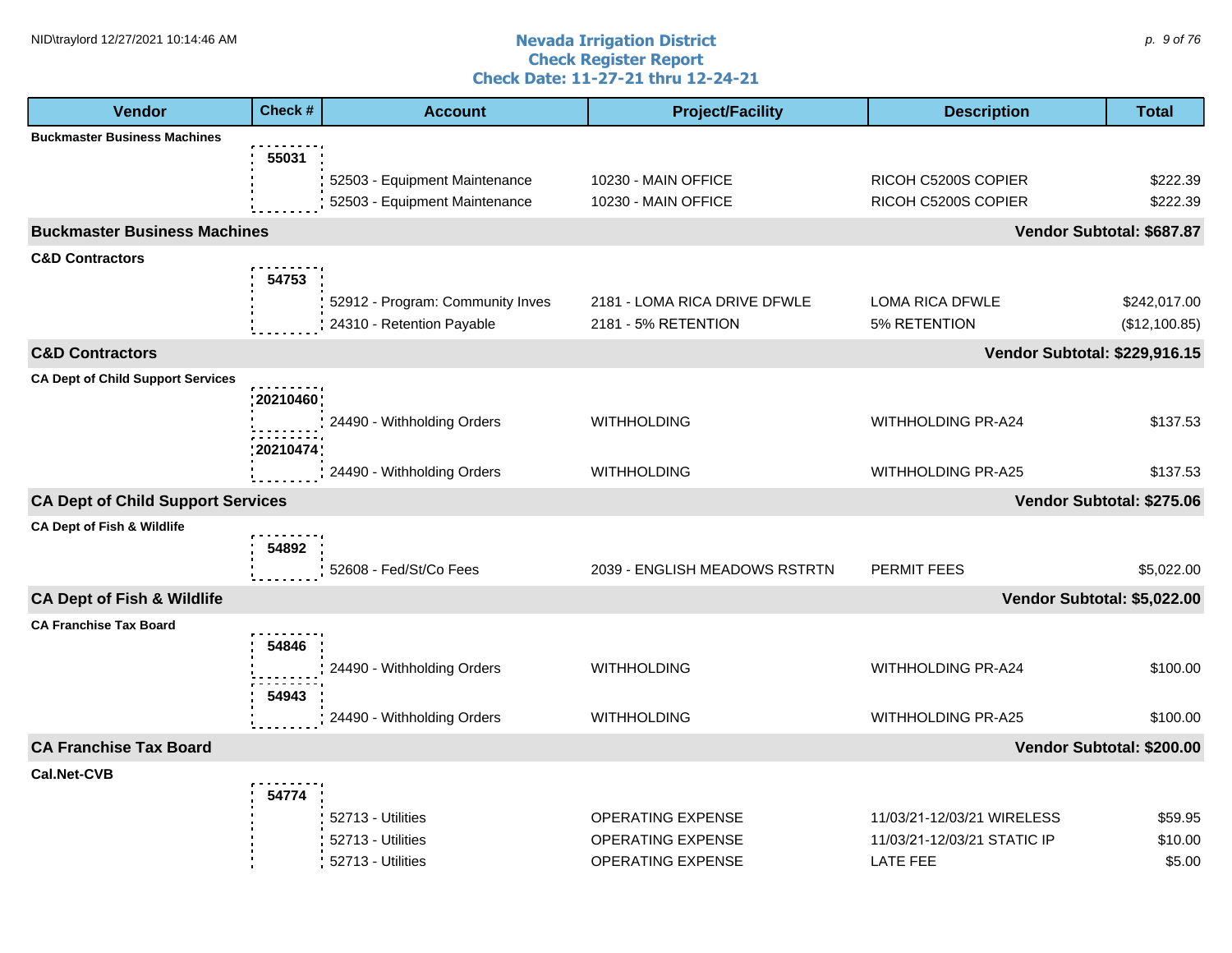# Nevada Irrigation District
## Check Register Report
### Check Date: 11-27-21 thru 12-24-21

| Vendor | Check # | Account | Project/Facility | Description | Total |
|---|---|---|---|---|---|
| **Buckmaster Business Machines** | | | | | |
| | 55031 | | | | |
| | | 52503 - Equipment Maintenance | 10230 - MAIN OFFICE | RICOH C5200S COPIER | $222.39 |
| | | 52503 - Equipment Maintenance | 10230 - MAIN OFFICE | RICOH C5200S COPIER | $222.39 |
| **Buckmaster Business Machines** | | | | | **Vendor Subtotal: $687.87** |
| **C&D Contractors** | | | | | |
| | 54753 | | | | |
| | | 52912 - Program: Community Inves | 2181 - LOMA RICA DRIVE DFWLE | LOMA RICA DFWLE | $242,017.00 |
| | | 24310 - Retention Payable | 2181 - 5% RETENTION | 5% RETENTION | ($12,100.85) |
| **C&D Contractors** | | | | | **Vendor Subtotal: $229,916.15** |
| **CA Dept of Child Support Services** | | | | | |
| | 20210460 | | | | |
| | | 24490 - Withholding Orders | WITHHOLDING | WITHHOLDING PR-A24 | $137.53 |
| | 20210474 | | | | |
| | | 24490 - Withholding Orders | WITHHOLDING | WITHHOLDING PR-A25 | $137.53 |
| **CA Dept of Child Support Services** | | | | | **Vendor Subtotal: $275.06** |
| **CA Dept of Fish & Wildlife** | | | | | |
| | 54892 | | | | |
| | | 52608 - Fed/St/Co Fees | 2039 - ENGLISH MEADOWS RSTRTN | PERMIT FEES | $5,022.00 |
| **CA Dept of Fish & Wildlife** | | | | | **Vendor Subtotal: $5,022.00** |
| **CA Franchise Tax Board** | | | | | |
| | 54846 | | | | |
| | | 24490 - Withholding Orders | WITHHOLDING | WITHHOLDING PR-A24 | $100.00 |
| | 54943 | | | | |
| | | 24490 - Withholding Orders | WITHHOLDING | WITHHOLDING PR-A25 | $100.00 |
| **CA Franchise Tax Board** | | | | | **Vendor Subtotal: $200.00** |
| **Cal.Net-CVB** | | | | | |
| | 54774 | | | | |
| | | 52713 - Utilities | OPERATING EXPENSE | 11/03/21-12/03/21 WIRELESS | $59.95 |
| | | 52713 - Utilities | OPERATING EXPENSE | 11/03/21-12/03/21 STATIC IP | $10.00 |
| | | 52713 - Utilities | OPERATING EXPENSE | LATE FEE | $5.00 |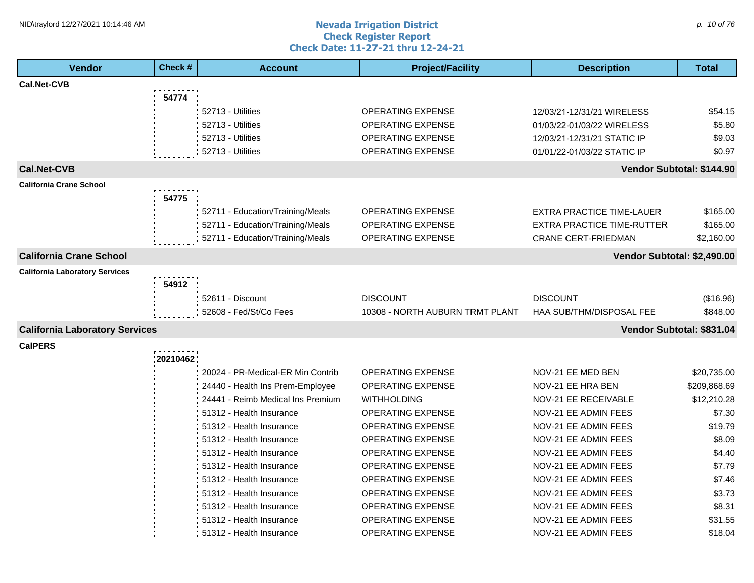# Nevada Irrigation District
## Check Register Report
## Check Date: 11-27-21 thru 12-24-21

| Vendor | Check # | Account | Project/Facility | Description | Total |
|---|---|---|---|---|---|
| **Cal.Net-CVB** | | | | | |
| | **54774** | | | | |
| | | 52713 - Utilities | OPERATING EXPENSE | 12/03/21-12/31/21 WIRELESS | $54.15 |
| | | 52713 - Utilities | OPERATING EXPENSE | 01/03/22-01/03/22 WIRELESS | $5.80 |
| | | 52713 - Utilities | OPERATING EXPENSE | 12/03/21-12/31/21 STATIC IP | $9.03 |
| | | 52713 - Utilities | OPERATING EXPENSE | 01/01/22-01/03/22 STATIC IP | $0.97 |
| **Cal.Net-CVB** | | | | | **Vendor Subtotal: $144.90** |
| **California Crane School** | | | | | |
| | **54775** | | | | |
| | | 52711 - Education/Training/Meals | OPERATING EXPENSE | EXTRA PRACTICE TIME-LAUER | $165.00 |
| | | 52711 - Education/Training/Meals | OPERATING EXPENSE | EXTRA PRACTICE TIME-RUTTER | $165.00 |
| | | 52711 - Education/Training/Meals | OPERATING EXPENSE | CRANE CERT-FRIEDMAN | $2,160.00 |
| **California Crane School** | | | | | **Vendor Subtotal: $2,490.00** |
| **California Laboratory Services** | | | | | |
| | **54912** | | | | |
| | | 52611 - Discount | DISCOUNT | DISCOUNT | ($16.96) |
| | | 52608 - Fed/St/Co Fees | 10308 - NORTH AUBURN TRMT PLANT | HAA SUB/THM/DISPOSAL FEE | $848.00 |
| **California Laboratory Services** | | | | | **Vendor Subtotal: $831.04** |
| **CalPERS** | | | | | |
| | **20210462** | | | | |
| | | 20024 - PR-Medical-ER Min Contrib | OPERATING EXPENSE | NOV-21 EE MED BEN | $20,735.00 |
| | | 24440 - Health Ins Prem-Employee | OPERATING EXPENSE | NOV-21 EE HRA BEN | $209,868.69 |
| | | 24441 - Reimb Medical Ins Premium | WITHHOLDING | NOV-21 EE RECEIVABLE | $12,210.28 |
| | | 51312 - Health Insurance | OPERATING EXPENSE | NOV-21 EE ADMIN FEES | $7.30 |
| | | 51312 - Health Insurance | OPERATING EXPENSE | NOV-21 EE ADMIN FEES | $19.79 |
| | | 51312 - Health Insurance | OPERATING EXPENSE | NOV-21 EE ADMIN FEES | $8.09 |
| | | 51312 - Health Insurance | OPERATING EXPENSE | NOV-21 EE ADMIN FEES | $4.40 |
| | | 51312 - Health Insurance | OPERATING EXPENSE | NOV-21 EE ADMIN FEES | $7.79 |
| | | 51312 - Health Insurance | OPERATING EXPENSE | NOV-21 EE ADMIN FEES | $7.46 |
| | | 51312 - Health Insurance | OPERATING EXPENSE | NOV-21 EE ADMIN FEES | $3.73 |
| | | 51312 - Health Insurance | OPERATING EXPENSE | NOV-21 EE ADMIN FEES | $8.31 |
| | | 51312 - Health Insurance | OPERATING EXPENSE | NOV-21 EE ADMIN FEES | $31.55 |
| | | 51312 - Health Insurance | OPERATING EXPENSE | NOV-21 EE ADMIN FEES | $18.04 |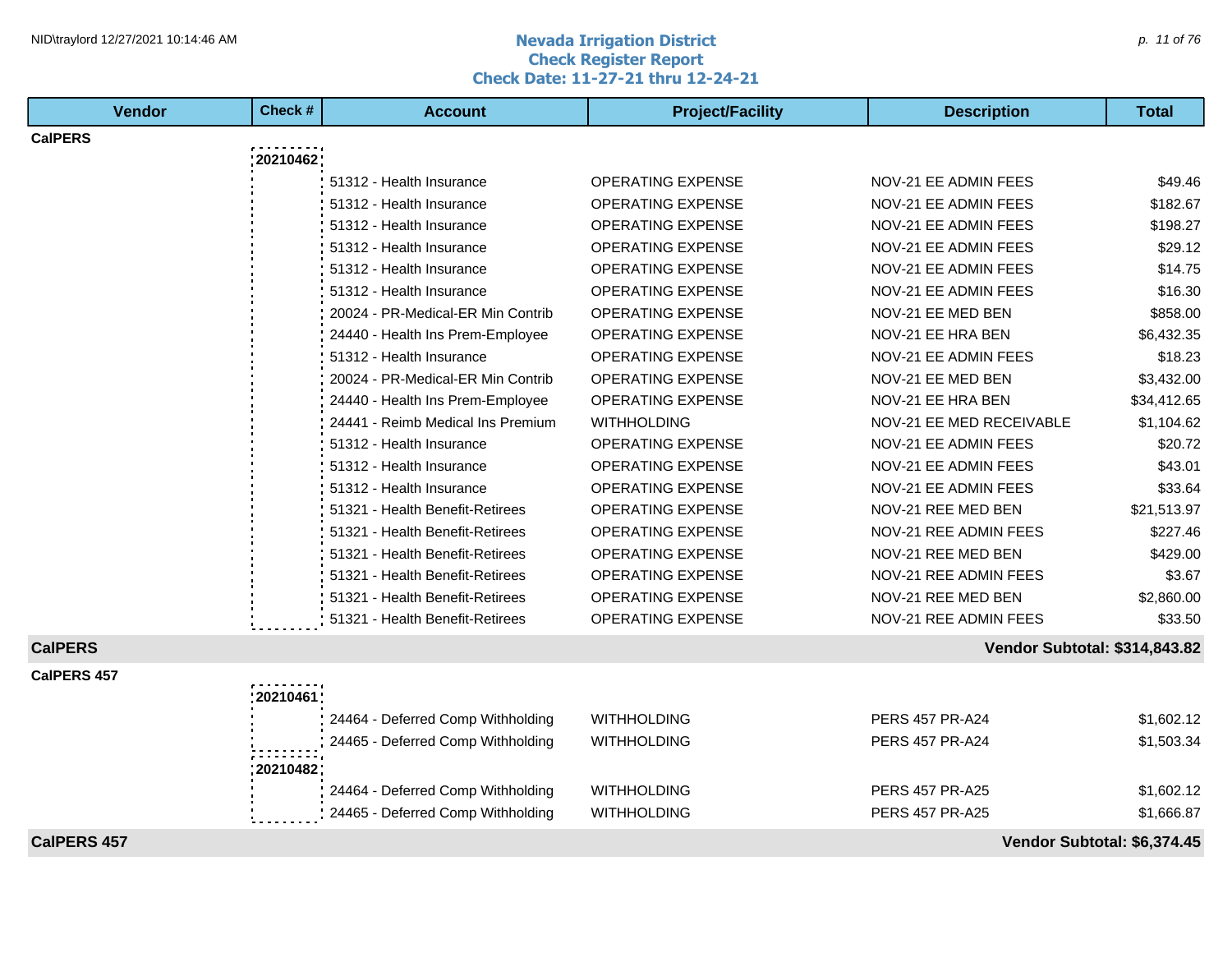# Nevada Irrigation District
## Check Register Report
### Check Date: 11-27-21 thru 12-24-21

| Vendor | Check # | Account | Project/Facility | Description | Total |
|---|---|---|---|---|---|
| **CalPERS** | | | | | |
| | **20210462** | | | | |
| | | 51312 - Health Insurance | OPERATING EXPENSE | NOV-21 EE ADMIN FEES | $49.46 |
| | | 51312 - Health Insurance | OPERATING EXPENSE | NOV-21 EE ADMIN FEES | $182.67 |
| | | 51312 - Health Insurance | OPERATING EXPENSE | NOV-21 EE ADMIN FEES | $198.27 |
| | | 51312 - Health Insurance | OPERATING EXPENSE | NOV-21 EE ADMIN FEES | $29.12 |
| | | 51312 - Health Insurance | OPERATING EXPENSE | NOV-21 EE ADMIN FEES | $14.75 |
| | | 51312 - Health Insurance | OPERATING EXPENSE | NOV-21 EE ADMIN FEES | $16.30 |
| | | 20024 - PR-Medical-ER Min Contrib | OPERATING EXPENSE | NOV-21 EE MED BEN | $858.00 |
| | | 24440 - Health Ins Prem-Employee | OPERATING EXPENSE | NOV-21 EE HRA BEN | $6,432.35 |
| | | 51312 - Health Insurance | OPERATING EXPENSE | NOV-21 EE ADMIN FEES | $18.23 |
| | | 20024 - PR-Medical-ER Min Contrib | OPERATING EXPENSE | NOV-21 EE MED BEN | $3,432.00 |
| | | 24440 - Health Ins Prem-Employee | OPERATING EXPENSE | NOV-21 EE HRA BEN | $34,412.65 |
| | | 24441 - Reimb Medical Ins Premium | WITHHOLDING | NOV-21 EE MED RECEIVABLE | $1,104.62 |
| | | 51312 - Health Insurance | OPERATING EXPENSE | NOV-21 EE ADMIN FEES | $20.72 |
| | | 51312 - Health Insurance | OPERATING EXPENSE | NOV-21 EE ADMIN FEES | $43.01 |
| | | 51312 - Health Insurance | OPERATING EXPENSE | NOV-21 EE ADMIN FEES | $33.64 |
| | | 51321 - Health Benefit-Retirees | OPERATING EXPENSE | NOV-21 REE MED BEN | $21,513.97 |
| | | 51321 - Health Benefit-Retirees | OPERATING EXPENSE | NOV-21 REE ADMIN FEES | $227.46 |
| | | 51321 - Health Benefit-Retirees | OPERATING EXPENSE | NOV-21 REE MED BEN | $429.00 |
| | | 51321 - Health Benefit-Retirees | OPERATING EXPENSE | NOV-21 REE ADMIN FEES | $3.67 |
| | | 51321 - Health Benefit-Retirees | OPERATING EXPENSE | NOV-21 REE MED BEN | $2,860.00 |
| | | 51321 - Health Benefit-Retirees | OPERATING EXPENSE | NOV-21 REE ADMIN FEES | $33.50 |
| **CalPERS** | | | | | **Vendor Subtotal: $314,843.82** |
| **CalPERS 457** | | | | | |
| | **20210461** | | | | |
| | | 24464 - Deferred Comp Withholding | WITHHOLDING | PERS 457 PR-A24 | $1,602.12 |
| | | 24465 - Deferred Comp Withholding | WITHHOLDING | PERS 457 PR-A24 | $1,503.34 |
| | **20210482** | | | | |
| | | 24464 - Deferred Comp Withholding | WITHHOLDING | PERS 457 PR-A25 | $1,602.12 |
| | | 24465 - Deferred Comp Withholding | WITHHOLDING | PERS 457 PR-A25 | $1,666.87 |
| **CalPERS 457** | | | | | **Vendor Subtotal: $6,374.45** |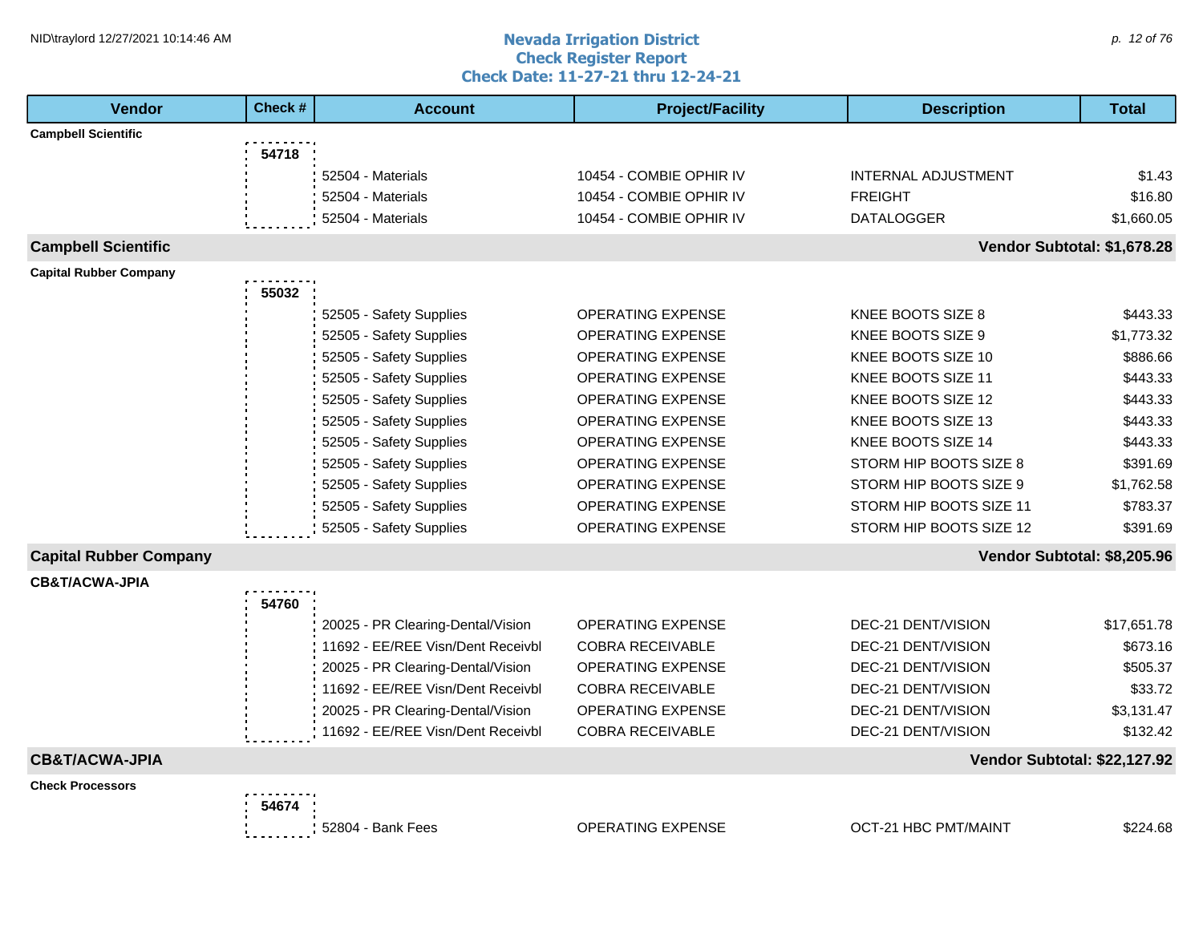# Nevada Irrigation District
## Check Register Report
## Check Date: 11-27-21 thru 12-24-21

| Vendor | Check # | Account | Project/Facility | Description | Total |
|---|---|---|---|---|---|
| **Campbell Scientific** | | | | | |
| | **54718** | | | | |
| | | 52504 - Materials | 10454 - COMBIE OPHIR IV | INTERNAL ADJUSTMENT | $1.43 |
| | | 52504 - Materials | 10454 - COMBIE OPHIR IV | FREIGHT | $16.80 |
| | | 52504 - Materials | 10454 - COMBIE OPHIR IV | DATALOGGER | $1,660.05 |
| **Campbell Scientific** | | | | | **Vendor Subtotal: $1,678.28** |
| **Capital Rubber Company** | | | | | |
| | **55032** | | | | |
| | | 52505 - Safety Supplies | OPERATING EXPENSE | KNEE BOOTS SIZE 8 | $443.33 |
| | | 52505 - Safety Supplies | OPERATING EXPENSE | KNEE BOOTS SIZE 9 | $1,773.32 |
| | | 52505 - Safety Supplies | OPERATING EXPENSE | KNEE BOOTS SIZE 10 | $886.66 |
| | | 52505 - Safety Supplies | OPERATING EXPENSE | KNEE BOOTS SIZE 11 | $443.33 |
| | | 52505 - Safety Supplies | OPERATING EXPENSE | KNEE BOOTS SIZE 12 | $443.33 |
| | | 52505 - Safety Supplies | OPERATING EXPENSE | KNEE BOOTS SIZE 13 | $443.33 |
| | | 52505 - Safety Supplies | OPERATING EXPENSE | KNEE BOOTS SIZE 14 | $443.33 |
| | | 52505 - Safety Supplies | OPERATING EXPENSE | STORM HIP BOOTS SIZE 8 | $391.69 |
| | | 52505 - Safety Supplies | OPERATING EXPENSE | STORM HIP BOOTS SIZE 9 | $1,762.58 |
| | | 52505 - Safety Supplies | OPERATING EXPENSE | STORM HIP BOOTS SIZE 11 | $783.37 |
| | | 52505 - Safety Supplies | OPERATING EXPENSE | STORM HIP BOOTS SIZE 12 | $391.69 |
| **Capital Rubber Company** | | | | | **Vendor Subtotal: $8,205.96** |
| **CB&T/ACWA-JPIA** | | | | | |
| | **54760** | | | | |
| | | 20025 - PR Clearing-Dental/Vision | OPERATING EXPENSE | DEC-21 DENT/VISION | $17,651.78 |
| | | 11692 - EE/REE Visn/Dent Receivbl | COBRA RECEIVABLE | DEC-21 DENT/VISION | $673.16 |
| | | 20025 - PR Clearing-Dental/Vision | OPERATING EXPENSE | DEC-21 DENT/VISION | $505.37 |
| | | 11692 - EE/REE Visn/Dent Receivbl | COBRA RECEIVABLE | DEC-21 DENT/VISION | $33.72 |
| | | 20025 - PR Clearing-Dental/Vision | OPERATING EXPENSE | DEC-21 DENT/VISION | $3,131.47 |
| | | 11692 - EE/REE Visn/Dent Receivbl | COBRA RECEIVABLE | DEC-21 DENT/VISION | $132.42 |
| **CB&T/ACWA-JPIA** | | | | | **Vendor Subtotal: $22,127.92** |
| **Check Processors** | | | | | |
| | **54674** | | | | |
| | | 52804 - Bank Fees | OPERATING EXPENSE | OCT-21 HBC PMT/MAINT | $224.68 |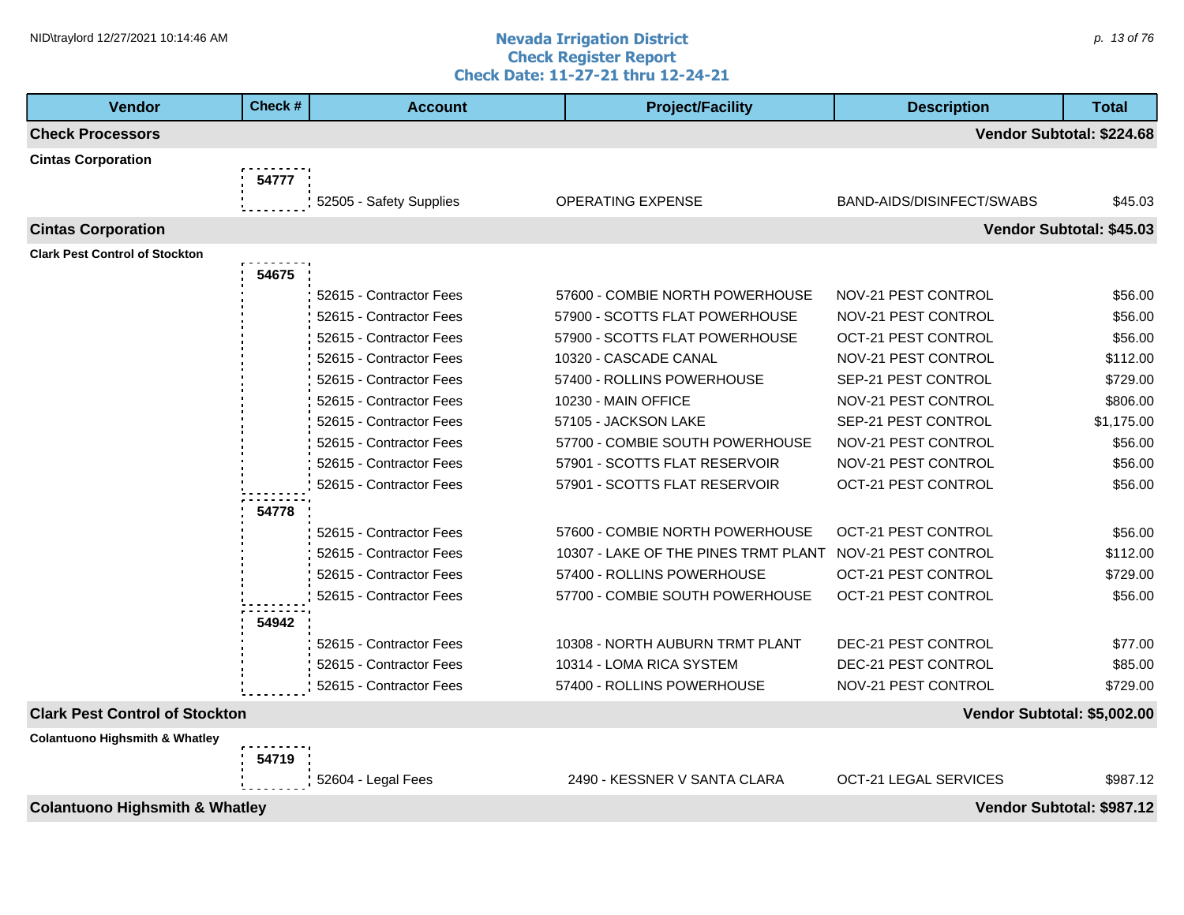# Nevada Irrigation District
## Check Register Report
## Check Date: 11-27-21 thru 12-24-21

| Vendor | Check # | Account | Project/Facility | Description | Total |
|---|---|---|---|---|---|
| **Check Processors** | | | | | **Vendor Subtotal: $224.68** |
| **Cintas Corporation** | | | | | |
| | 54777 | 52505 - Safety Supplies | OPERATING EXPENSE | BAND-AIDS/DISINFECT/SWABS | $45.03 |
| **Cintas Corporation** | | | | | **Vendor Subtotal: $45.03** |
| **Clark Pest Control of Stockton** | | | | | |
| | 54675 | 52615 - Contractor Fees | 57600 - COMBIE NORTH POWERHOUSE | NOV-21 PEST CONTROL | $56.00 |
| | | 52615 - Contractor Fees | 57900 - SCOTTS FLAT POWERHOUSE | NOV-21 PEST CONTROL | $56.00 |
| | | 52615 - Contractor Fees | 57900 - SCOTTS FLAT POWERHOUSE | OCT-21 PEST CONTROL | $56.00 |
| | | 52615 - Contractor Fees | 10320 - CASCADE CANAL | NOV-21 PEST CONTROL | $112.00 |
| | | 52615 - Contractor Fees | 57400 - ROLLINS POWERHOUSE | SEP-21 PEST CONTROL | $729.00 |
| | | 52615 - Contractor Fees | 10230 - MAIN OFFICE | NOV-21 PEST CONTROL | $806.00 |
| | | 52615 - Contractor Fees | 57105 - JACKSON LAKE | SEP-21 PEST CONTROL | $1,175.00 |
| | | 52615 - Contractor Fees | 57700 - COMBIE SOUTH POWERHOUSE | NOV-21 PEST CONTROL | $56.00 |
| | | 52615 - Contractor Fees | 57901 - SCOTTS FLAT RESERVOIR | NOV-21 PEST CONTROL | $56.00 |
| | | 52615 - Contractor Fees | 57901 - SCOTTS FLAT RESERVOIR | OCT-21 PEST CONTROL | $56.00 |
| | 54778 | 52615 - Contractor Fees | 57600 - COMBIE NORTH POWERHOUSE | OCT-21 PEST CONTROL | $56.00 |
| | | 52615 - Contractor Fees | 10307 - LAKE OF THE PINES TRMT PLANT | NOV-21 PEST CONTROL | $112.00 |
| | | 52615 - Contractor Fees | 57400 - ROLLINS POWERHOUSE | OCT-21 PEST CONTROL | $729.00 |
| | | 52615 - Contractor Fees | 57700 - COMBIE SOUTH POWERHOUSE | OCT-21 PEST CONTROL | $56.00 |
| | 54942 | 52615 - Contractor Fees | 10308 - NORTH AUBURN TRMT PLANT | DEC-21 PEST CONTROL | $77.00 |
| | | 52615 - Contractor Fees | 10314 - LOMA RICA SYSTEM | DEC-21 PEST CONTROL | $85.00 |
| | | 52615 - Contractor Fees | 57400 - ROLLINS POWERHOUSE | NOV-21 PEST CONTROL | $729.00 |
| **Clark Pest Control of Stockton** | | | | | **Vendor Subtotal: $5,002.00** |
| **Colantuono Highsmith & Whatley** | | | | | |
| | 54719 | 52604 - Legal Fees | 2490 - KESSNER V SANTA CLARA | OCT-21 LEGAL SERVICES | $987.12 |
| **Colantuono Highsmith & Whatley** | | | | | **Vendor Subtotal: $987.12** |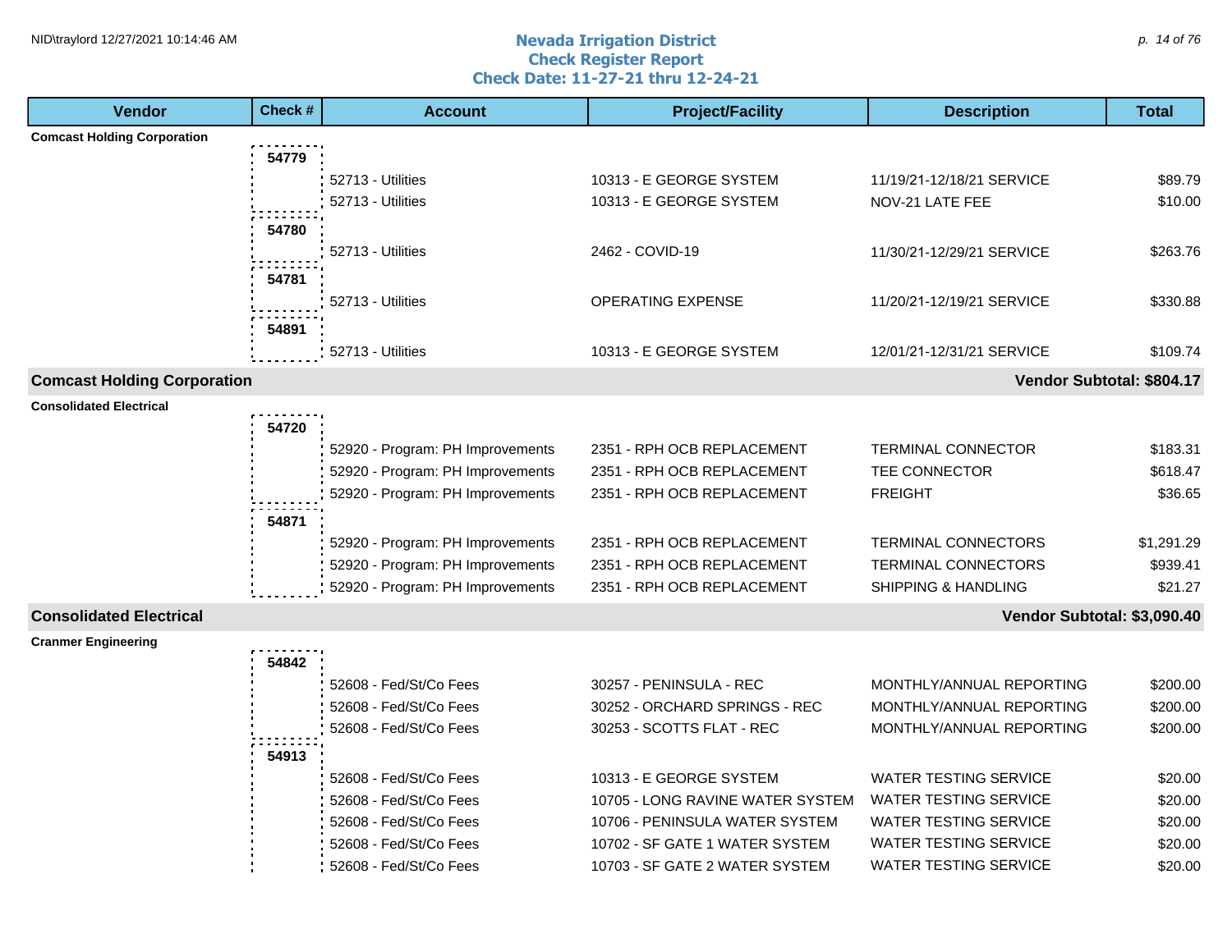# Nevada Irrigation District
## Check Register Report
### Check Date: 11-27-21 thru 12-24-21

| Vendor | Check # | Account | Project/Facility | Description | Total |
|---|---|---|---|---|---|
| **Comcast Holding Corporation** | | | | | |
| | **54779** | | | | |
| | | 52713 - Utilities | 10313 - E GEORGE SYSTEM | 11/19/21-12/18/21 SERVICE | $89.79 |
| | | 52713 - Utilities | 10313 - E GEORGE SYSTEM | NOV-21 LATE FEE | $10.00 |
| | **54780** | | | | |
| | | 52713 - Utilities | 2462 - COVID-19 | 11/30/21-12/29/21 SERVICE | $263.76 |
| | **54781** | | | | |
| | | 52713 - Utilities | OPERATING EXPENSE | 11/20/21-12/19/21 SERVICE | $330.88 |
| | **54891** | | | | |
| | | 52713 - Utilities | 10313 - E GEORGE SYSTEM | 12/01/21-12/31/21 SERVICE | $109.74 |
| **Comcast Holding Corporation** | | | | | **Vendor Subtotal: $804.17** |
| **Consolidated Electrical** | | | | | |
| | **54720** | | | | |
| | | 52920 - Program: PH Improvements | 2351 - RPH OCB REPLACEMENT | TERMINAL CONNECTOR | $183.31 |
| | | 52920 - Program: PH Improvements | 2351 - RPH OCB REPLACEMENT | TEE CONNECTOR | $618.47 |
| | | 52920 - Program: PH Improvements | 2351 - RPH OCB REPLACEMENT | FREIGHT | $36.65 |
| | **54871** | | | | |
| | | 52920 - Program: PH Improvements | 2351 - RPH OCB REPLACEMENT | TERMINAL CONNECTORS | $1,291.29 |
| | | 52920 - Program: PH Improvements | 2351 - RPH OCB REPLACEMENT | TERMINAL CONNECTORS | $939.41 |
| | | 52920 - Program: PH Improvements | 2351 - RPH OCB REPLACEMENT | SHIPPING & HANDLING | $21.27 |
| **Consolidated Electrical** | | | | | **Vendor Subtotal: $3,090.40** |
| **Cranmer Engineering** | | | | | |
| | **54842** | | | | |
| | | 52608 - Fed/St/Co Fees | 30257 - PENINSULA - REC | MONTHLY/ANNUAL REPORTING | $200.00 |
| | | 52608 - Fed/St/Co Fees | 30252 - ORCHARD SPRINGS - REC | MONTHLY/ANNUAL REPORTING | $200.00 |
| | | 52608 - Fed/St/Co Fees | 30253 - SCOTTS FLAT - REC | MONTHLY/ANNUAL REPORTING | $200.00 |
| | **54913** | | | | |
| | | 52608 - Fed/St/Co Fees | 10313 - E GEORGE SYSTEM | WATER TESTING SERVICE | $20.00 |
| | | 52608 - Fed/St/Co Fees | 10705 - LONG RAVINE WATER SYSTEM | WATER TESTING SERVICE | $20.00 |
| | | 52608 - Fed/St/Co Fees | 10706 - PENINSULA WATER SYSTEM | WATER TESTING SERVICE | $20.00 |
| | | 52608 - Fed/St/Co Fees | 10702 - SF GATE 1 WATER SYSTEM | WATER TESTING SERVICE | $20.00 |
| | | 52608 - Fed/St/Co Fees | 10703 - SF GATE 2 WATER SYSTEM | WATER TESTING SERVICE | $20.00 |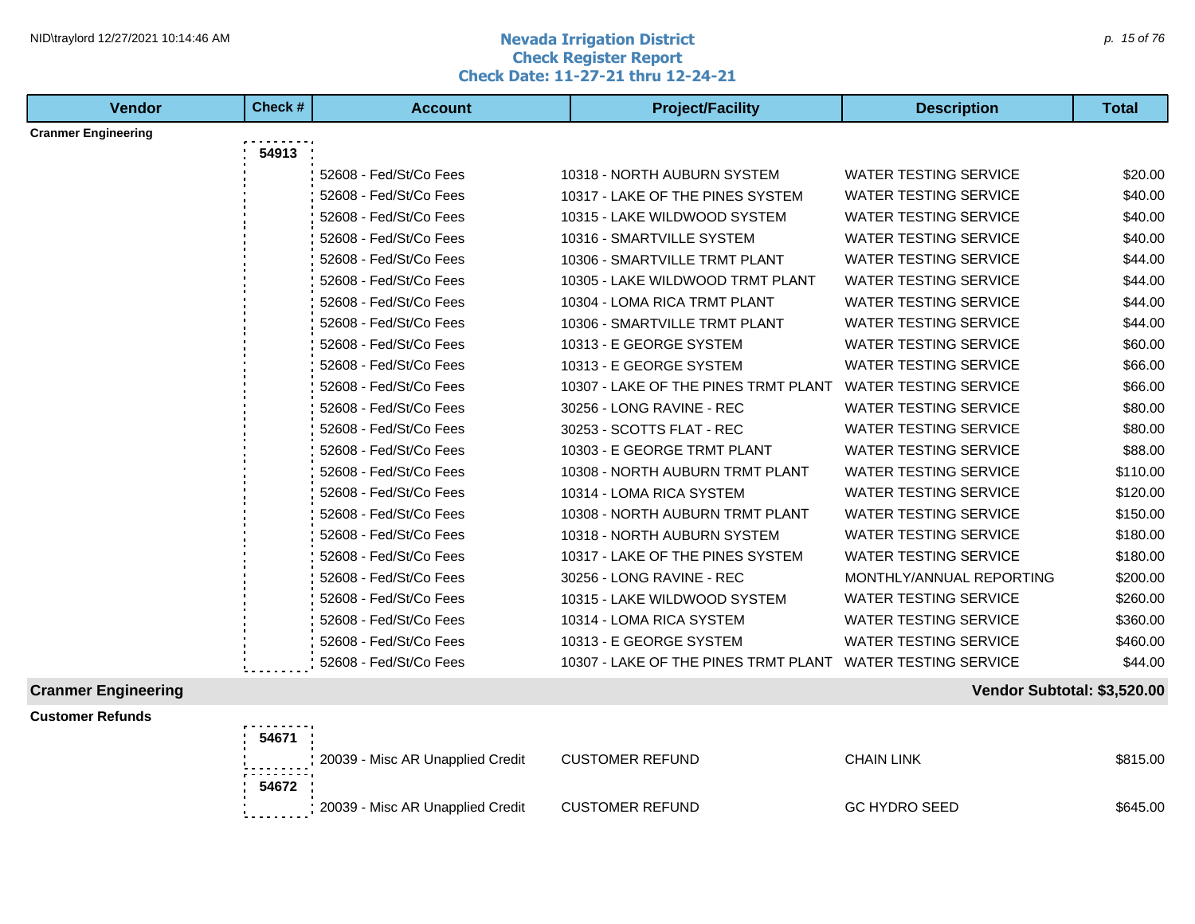# Nevada Irrigation District
## Check Register Report
## Check Date: 11-27-21 thru 12-24-21

| Vendor | Check # | Account | Project/Facility | Description | Total |
|---|---|---|---|---|---|
| **Cranmer Engineering** | | | | | |
| | **54913** | | | | |
| | | 52608 - Fed/St/Co Fees | 10318 - NORTH AUBURN SYSTEM | WATER TESTING SERVICE | $20.00 |
| | | 52608 - Fed/St/Co Fees | 10317 - LAKE OF THE PINES SYSTEM | WATER TESTING SERVICE | $40.00 |
| | | 52608 - Fed/St/Co Fees | 10315 - LAKE WILDWOOD SYSTEM | WATER TESTING SERVICE | $40.00 |
| | | 52608 - Fed/St/Co Fees | 10316 - SMARTVILLE SYSTEM | WATER TESTING SERVICE | $40.00 |
| | | 52608 - Fed/St/Co Fees | 10306 - SMARTVILLE TRMT PLANT | WATER TESTING SERVICE | $44.00 |
| | | 52608 - Fed/St/Co Fees | 10305 - LAKE WILDWOOD TRMT PLANT | WATER TESTING SERVICE | $44.00 |
| | | 52608 - Fed/St/Co Fees | 10304 - LOMA RICA TRMT PLANT | WATER TESTING SERVICE | $44.00 |
| | | 52608 - Fed/St/Co Fees | 10306 - SMARTVILLE TRMT PLANT | WATER TESTING SERVICE | $44.00 |
| | | 52608 - Fed/St/Co Fees | 10313 - E GEORGE SYSTEM | WATER TESTING SERVICE | $60.00 |
| | | 52608 - Fed/St/Co Fees | 10313 - E GEORGE SYSTEM | WATER TESTING SERVICE | $66.00 |
| | | 52608 - Fed/St/Co Fees | 10307 - LAKE OF THE PINES TRMT PLANT | WATER TESTING SERVICE | $66.00 |
| | | 52608 - Fed/St/Co Fees | 30256 - LONG RAVINE - REC | WATER TESTING SERVICE | $80.00 |
| | | 52608 - Fed/St/Co Fees | 30253 - SCOTTS FLAT - REC | WATER TESTING SERVICE | $80.00 |
| | | 52608 - Fed/St/Co Fees | 10303 - E GEORGE TRMT PLANT | WATER TESTING SERVICE | $88.00 |
| | | 52608 - Fed/St/Co Fees | 10308 - NORTH AUBURN TRMT PLANT | WATER TESTING SERVICE | $110.00 |
| | | 52608 - Fed/St/Co Fees | 10314 - LOMA RICA SYSTEM | WATER TESTING SERVICE | $120.00 |
| | | 52608 - Fed/St/Co Fees | 10308 - NORTH AUBURN TRMT PLANT | WATER TESTING SERVICE | $150.00 |
| | | 52608 - Fed/St/Co Fees | 10318 - NORTH AUBURN SYSTEM | WATER TESTING SERVICE | $180.00 |
| | | 52608 - Fed/St/Co Fees | 10317 - LAKE OF THE PINES SYSTEM | WATER TESTING SERVICE | $180.00 |
| | | 52608 - Fed/St/Co Fees | 30256 - LONG RAVINE - REC | MONTHLY/ANNUAL REPORTING | $200.00 |
| | | 52608 - Fed/St/Co Fees | 10315 - LAKE WILDWOOD SYSTEM | WATER TESTING SERVICE | $260.00 |
| | | 52608 - Fed/St/Co Fees | 10314 - LOMA RICA SYSTEM | WATER TESTING SERVICE | $360.00 |
| | | 52608 - Fed/St/Co Fees | 10313 - E GEORGE SYSTEM | WATER TESTING SERVICE | $460.00 |
| | | 52608 - Fed/St/Co Fees | 10307 - LAKE OF THE PINES TRMT PLANT | WATER TESTING SERVICE | $44.00 |
| **Cranmer Engineering** | | | | | **Vendor Subtotal: $3,520.00** |
| **Customer Refunds** | | | | | |
| | **54671** | | | | |
| | | 20039 - Misc AR Unapplied Credit | CUSTOMER REFUND | CHAIN LINK | $815.00 |
| | **54672** | | | | |
| | | 20039 - Misc AR Unapplied Credit | CUSTOMER REFUND | GC HYDRO SEED | $645.00 |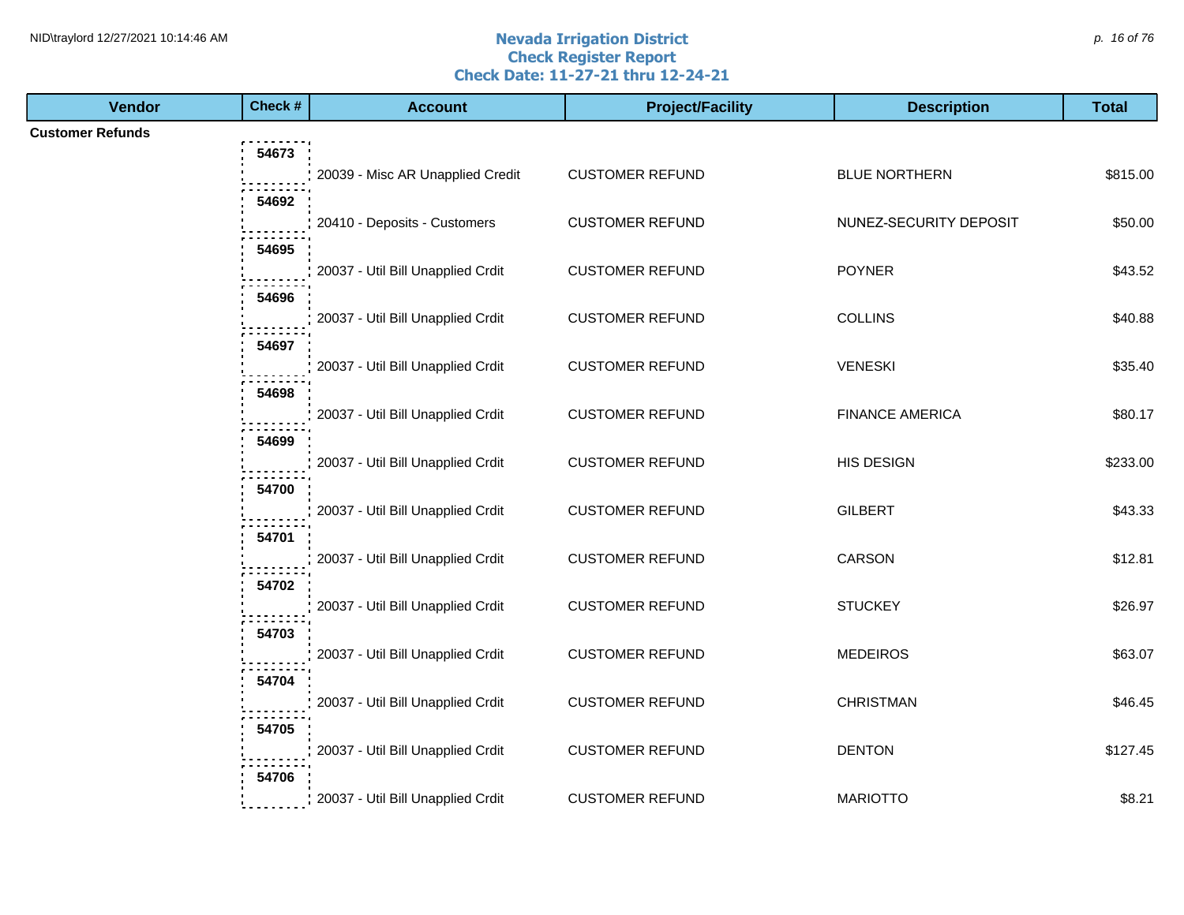# Nevada Irrigation District
## Check Register Report
## Check Date: 11-27-21 thru 12-24-21

| Vendor | Check # | Account | Project/Facility | Description | Total |
|---|---|---|---|---|---|
| **Customer Refunds** | | | | | |
| | 54673 | 20039 - Misc AR Unapplied Credit | CUSTOMER REFUND | BLUE NORTHERN | $815.00 |
| | 54692 | 20410 - Deposits - Customers | CUSTOMER REFUND | NUNEZ-SECURITY DEPOSIT | $50.00 |
| | 54695 | 20037 - Util Bill Unapplied Crdit | CUSTOMER REFUND | POYNER | $43.52 |
| | 54696 | 20037 - Util Bill Unapplied Crdit | CUSTOMER REFUND | COLLINS | $40.88 |
| | 54697 | 20037 - Util Bill Unapplied Crdit | CUSTOMER REFUND | VENESKI | $35.40 |
| | 54698 | 20037 - Util Bill Unapplied Crdit | CUSTOMER REFUND | FINANCE AMERICA | $80.17 |
| | 54699 | 20037 - Util Bill Unapplied Crdit | CUSTOMER REFUND | HIS DESIGN | $233.00 |
| | 54700 | 20037 - Util Bill Unapplied Crdit | CUSTOMER REFUND | GILBERT | $43.33 |
| | 54701 | 20037 - Util Bill Unapplied Crdit | CUSTOMER REFUND | CARSON | $12.81 |
| | 54702 | 20037 - Util Bill Unapplied Crdit | CUSTOMER REFUND | STUCKEY | $26.97 |
| | 54703 | 20037 - Util Bill Unapplied Crdit | CUSTOMER REFUND | MEDEIROS | $63.07 |
| | 54704 | 20037 - Util Bill Unapplied Crdit | CUSTOMER REFUND | CHRISTMAN | $46.45 |
| | 54705 | 20037 - Util Bill Unapplied Crdit | CUSTOMER REFUND | DENTON | $127.45 |
| | 54706 | 20037 - Util Bill Unapplied Crdit | CUSTOMER REFUND | MARIOTTO | $8.21 |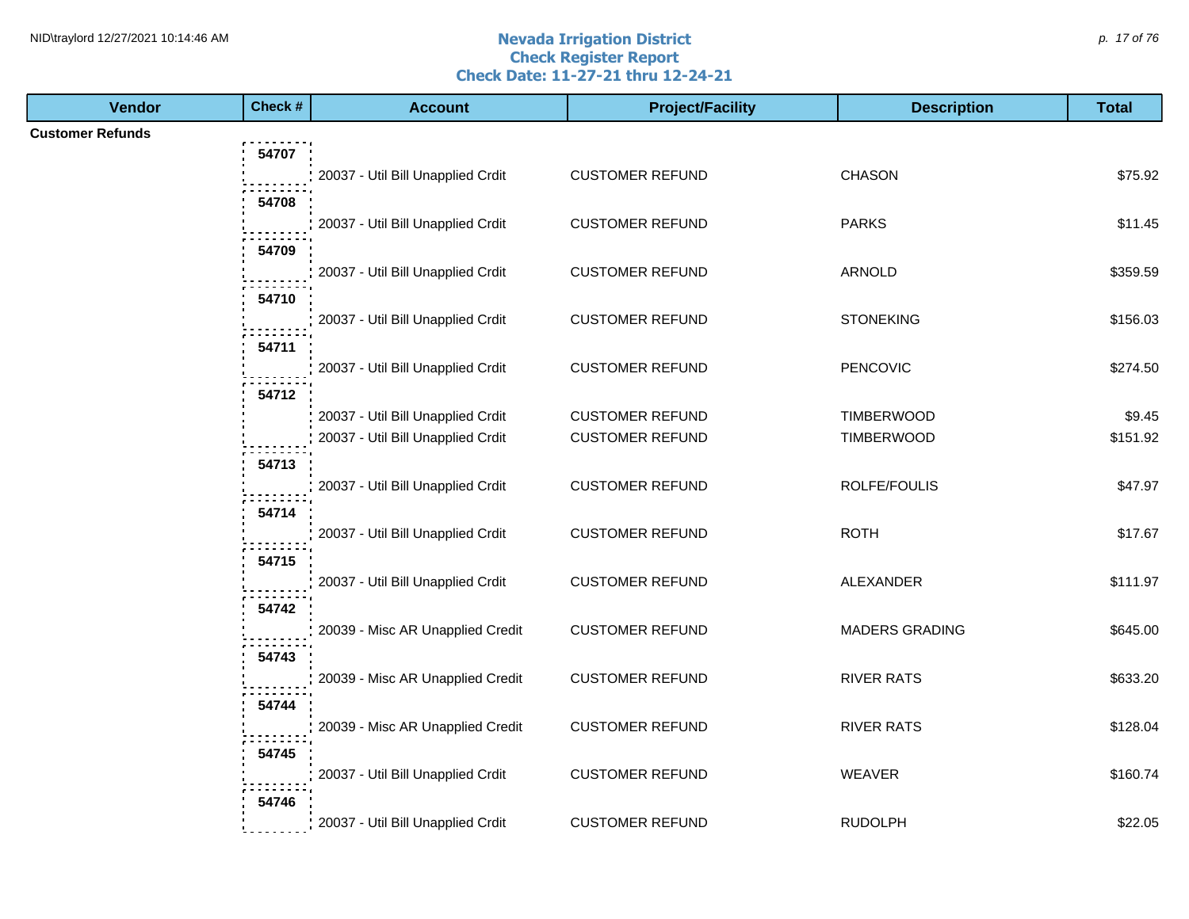# Nevada Irrigation District
## Check Register Report
### Check Date: 11-27-21 thru 12-24-21

| Vendor | Check # | Account | Project/Facility | Description | Total |
|---|---|---|---|---|---|
| **Customer Refunds** | | | | | |
| | 54707 | 20037 - Util Bill Unapplied Crdit | CUSTOMER REFUND | CHASON | $75.92 |
| | 54708 | 20037 - Util Bill Unapplied Crdit | CUSTOMER REFUND | PARKS | $11.45 |
| | 54709 | 20037 - Util Bill Unapplied Crdit | CUSTOMER REFUND | ARNOLD | $359.59 |
| | 54710 | 20037 - Util Bill Unapplied Crdit | CUSTOMER REFUND | STONEKING | $156.03 |
| | 54711 | 20037 - Util Bill Unapplied Crdit | CUSTOMER REFUND | PENCOVIC | $274.50 |
| | 54712 | 20037 - Util Bill Unapplied Crdit | CUSTOMER REFUND | TIMBERWOOD | $9.45 |
| | | 20037 - Util Bill Unapplied Crdit | CUSTOMER REFUND | TIMBERWOOD | $151.92 |
| | 54713 | 20037 - Util Bill Unapplied Crdit | CUSTOMER REFUND | ROLFE/FOULIS | $47.97 |
| | 54714 | 20037 - Util Bill Unapplied Crdit | CUSTOMER REFUND | ROTH | $17.67 |
| | 54715 | 20037 - Util Bill Unapplied Crdit | CUSTOMER REFUND | ALEXANDER | $111.97 |
| | 54742 | 20039 - Misc AR Unapplied Credit | CUSTOMER REFUND | MADERS GRADING | $645.00 |
| | 54743 | 20039 - Misc AR Unapplied Credit | CUSTOMER REFUND | RIVER RATS | $633.20 |
| | 54744 | 20039 - Misc AR Unapplied Credit | CUSTOMER REFUND | RIVER RATS | $128.04 |
| | 54745 | 20037 - Util Bill Unapplied Crdit | CUSTOMER REFUND | WEAVER | $160.74 |
| | 54746 | 20037 - Util Bill Unapplied Crdit | CUSTOMER REFUND | RUDOLPH | $22.05 |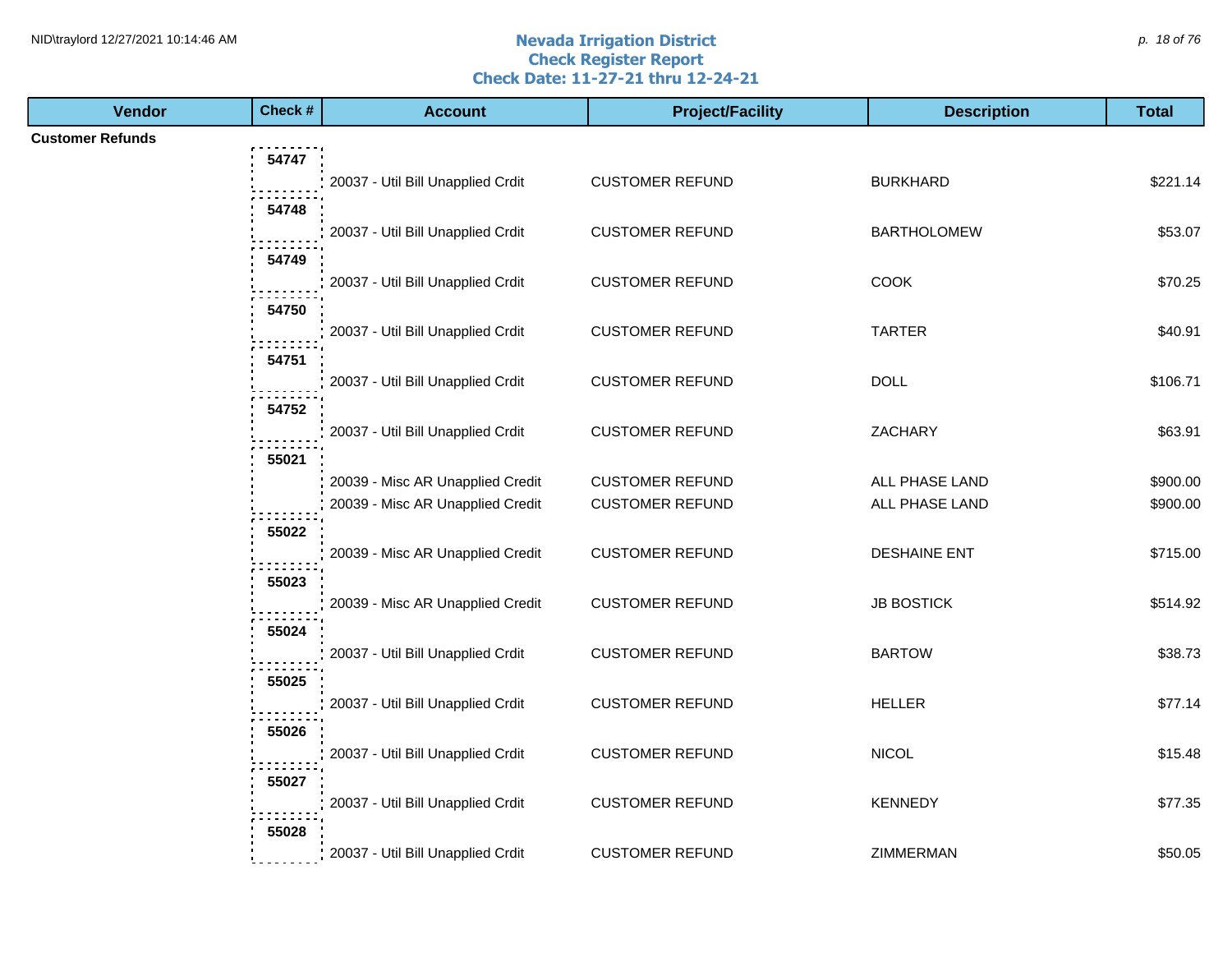# Nevada Irrigation District
## Check Register Report
### Check Date: 11-27-21 thru 12-24-21

| Vendor | Check # | Account | Project/Facility | Description | Total |
|---|---|---|---|---|---|
| **Customer Refunds** | | | | | |
| | 54747 | 20037 - Util Bill Unapplied Crdit | CUSTOMER REFUND | BURKHARD | $221.14 |
| | 54748 | 20037 - Util Bill Unapplied Crdit | CUSTOMER REFUND | BARTHOLOMEW | $53.07 |
| | 54749 | 20037 - Util Bill Unapplied Crdit | CUSTOMER REFUND | COOK | $70.25 |
| | 54750 | 20037 - Util Bill Unapplied Crdit | CUSTOMER REFUND | TARTER | $40.91 |
| | 54751 | 20037 - Util Bill Unapplied Crdit | CUSTOMER REFUND | DOLL | $106.71 |
| | 54752 | 20037 - Util Bill Unapplied Crdit | CUSTOMER REFUND | ZACHARY | $63.91 |
| | 55021 | 20039 - Misc AR Unapplied Credit | CUSTOMER REFUND | ALL PHASE LAND | $900.00 |
| | | 20039 - Misc AR Unapplied Credit | CUSTOMER REFUND | ALL PHASE LAND | $900.00 |
| | 55022 | 20039 - Misc AR Unapplied Credit | CUSTOMER REFUND | DESHAINE ENT | $715.00 |
| | 55023 | 20039 - Misc AR Unapplied Credit | CUSTOMER REFUND | JB BOSTICK | $514.92 |
| | 55024 | 20037 - Util Bill Unapplied Crdit | CUSTOMER REFUND | BARTOW | $38.73 |
| | 55025 | 20037 - Util Bill Unapplied Crdit | CUSTOMER REFUND | HELLER | $77.14 |
| | 55026 | 20037 - Util Bill Unapplied Crdit | CUSTOMER REFUND | NICOL | $15.48 |
| | 55027 | 20037 - Util Bill Unapplied Crdit | CUSTOMER REFUND | KENNEDY | $77.35 |
| | 55028 | 20037 - Util Bill Unapplied Crdit | CUSTOMER REFUND | ZIMMERMAN | $50.05 |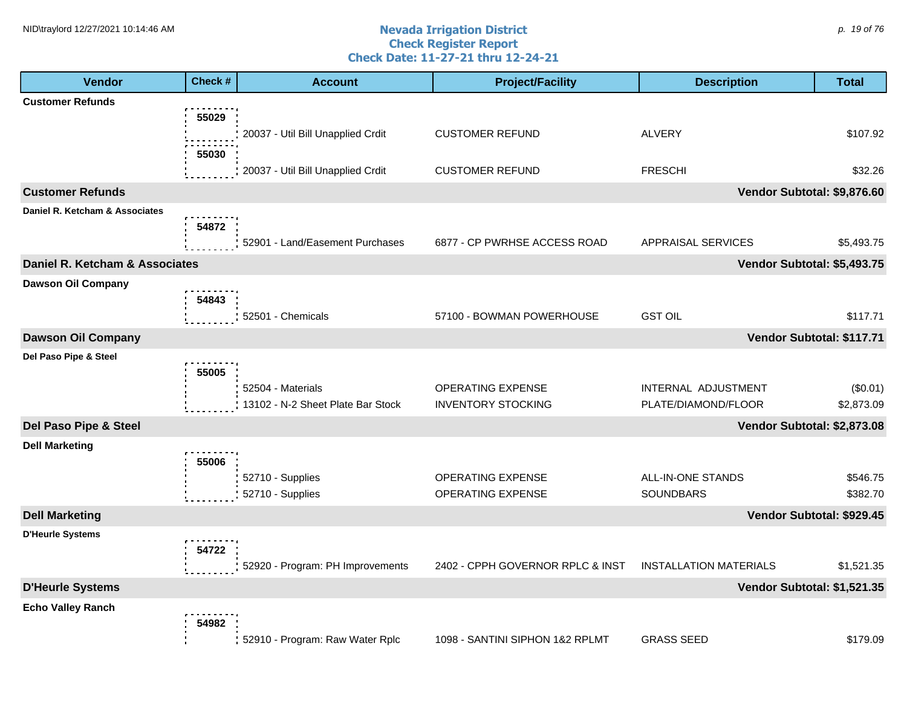# Nevada Irrigation District
## Check Register Report
### Check Date: 11-27-21 thru 12-24-21

| Vendor | Check # | Account | Project/Facility | Description | Total |
|---|---|---|---|---|---|
| **Customer Refunds** | | | | | |
| | 55029 | 20037 - Util Bill Unapplied Crdit | CUSTOMER REFUND | ALVERY | $107.92 |
| | 55030 | 20037 - Util Bill Unapplied Crdit | CUSTOMER REFUND | FRESCHI | $32.26 |
| **Customer Refunds** | | | | | **Vendor Subtotal: $9,876.60** |
| **Daniel R. Ketcham & Associates** | | | | | |
| | 54872 | 52901 - Land/Easement Purchases | 6877 - CP PWRHSE ACCESS ROAD | APPRAISAL SERVICES | $5,493.75 |
| **Daniel R. Ketcham & Associates** | | | | | **Vendor Subtotal: $5,493.75** |
| **Dawson Oil Company** | | | | | |
| | 54843 | 52501 - Chemicals | 57100 - BOWMAN POWERHOUSE | GST OIL | $117.71 |
| **Dawson Oil Company** | | | | | **Vendor Subtotal: $117.71** |
| **Del Paso Pipe & Steel** | | | | | |
| | 55005 | 52504 - Materials | OPERATING EXPENSE | INTERNAL ADJUSTMENT | ($0.01) |
| | | 13102 - N-2 Sheet Plate Bar Stock | INVENTORY STOCKING | PLATE/DIAMOND/FLOOR | $2,873.09 |
| **Del Paso Pipe & Steel** | | | | | **Vendor Subtotal: $2,873.08** |
| **Dell Marketing** | | | | | |
| | 55006 | 52710 - Supplies | OPERATING EXPENSE | ALL-IN-ONE STANDS | $546.75 |
| | | 52710 - Supplies | OPERATING EXPENSE | SOUNDBARS | $382.70 |
| **Dell Marketing** | | | | | **Vendor Subtotal: $929.45** |
| **D'Heurle Systems** | | | | | |
| | 54722 | 52920 - Program: PH Improvements | 2402 - CPPH GOVERNOR RPLC & INST | INSTALLATION MATERIALS | $1,521.35 |
| **D'Heurle Systems** | | | | | **Vendor Subtotal: $1,521.35** |
| **Echo Valley Ranch** | | | | | |
| | 54982 | 52910 - Program: Raw Water Rplc | 1098 - SANTINI SIPHON 1&2 RPLMT | GRASS SEED | $179.09 |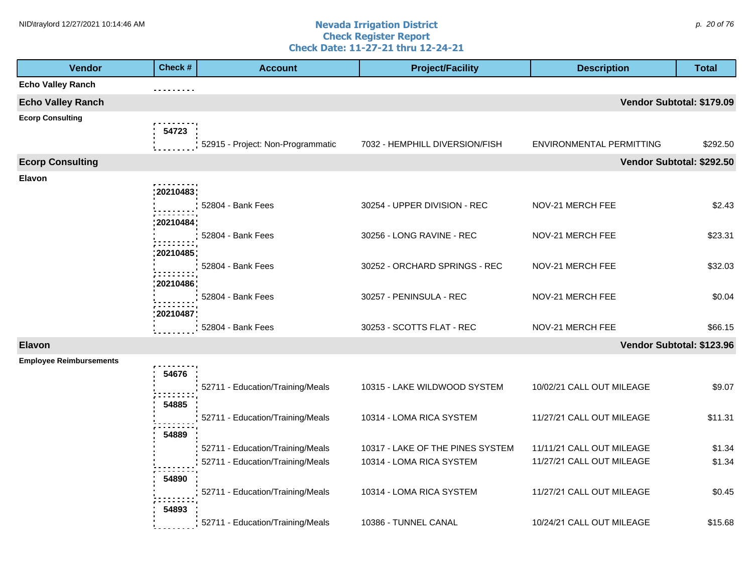# Nevada Irrigation District
## Check Register Report
### Check Date: 11-27-21 thru 12-24-21

| Vendor | Check # | Account | Project/Facility | Description | Total |
|---|---|---|---|---|---|
| **Echo Valley Ranch** | | | | | |
| **Echo Valley Ranch** | | | | | **Vendor Subtotal: $179.09** |
| **Ecorp Consulting** | | | | | |
| | 54723 | 52915 - Project: Non-Programmatic | 7032 - HEMPHILL DIVERSION/FISH | ENVIRONMENTAL PERMITTING | $292.50 |
| **Ecorp Consulting** | | | | | **Vendor Subtotal: $292.50** |
| **Elavon** | | | | | |
| | 20210483 | 52804 - Bank Fees | 30254 - UPPER DIVISION - REC | NOV-21 MERCH FEE | $2.43 |
| | 20210484 | 52804 - Bank Fees | 30256 - LONG RAVINE - REC | NOV-21 MERCH FEE | $23.31 |
| | 20210485 | 52804 - Bank Fees | 30252 - ORCHARD SPRINGS - REC | NOV-21 MERCH FEE | $32.03 |
| | 20210486 | 52804 - Bank Fees | 30257 - PENINSULA - REC | NOV-21 MERCH FEE | $0.04 |
| | 20210487 | 52804 - Bank Fees | 30253 - SCOTTS FLAT - REC | NOV-21 MERCH FEE | $66.15 |
| **Elavon** | | | | | **Vendor Subtotal: $123.96** |
| **Employee Reimbursements** | | | | | |
| | 54676 | 52711 - Education/Training/Meals | 10315 - LAKE WILDWOOD SYSTEM | 10/02/21 CALL OUT MILEAGE | $9.07 |
| | 54885 | 52711 - Education/Training/Meals | 10314 - LOMA RICA SYSTEM | 11/27/21 CALL OUT MILEAGE | $11.31 |
| | 54889 | 52711 - Education/Training/Meals | 10317 - LAKE OF THE PINES SYSTEM | 11/11/21 CALL OUT MILEAGE | $1.34 |
| | | 52711 - Education/Training/Meals | 10314 - LOMA RICA SYSTEM | 11/27/21 CALL OUT MILEAGE | $1.34 |
| | 54890 | 52711 - Education/Training/Meals | 10314 - LOMA RICA SYSTEM | 11/27/21 CALL OUT MILEAGE | $0.45 |
| | 54893 | 52711 - Education/Training/Meals | 10386 - TUNNEL CANAL | 10/24/21 CALL OUT MILEAGE | $15.68 |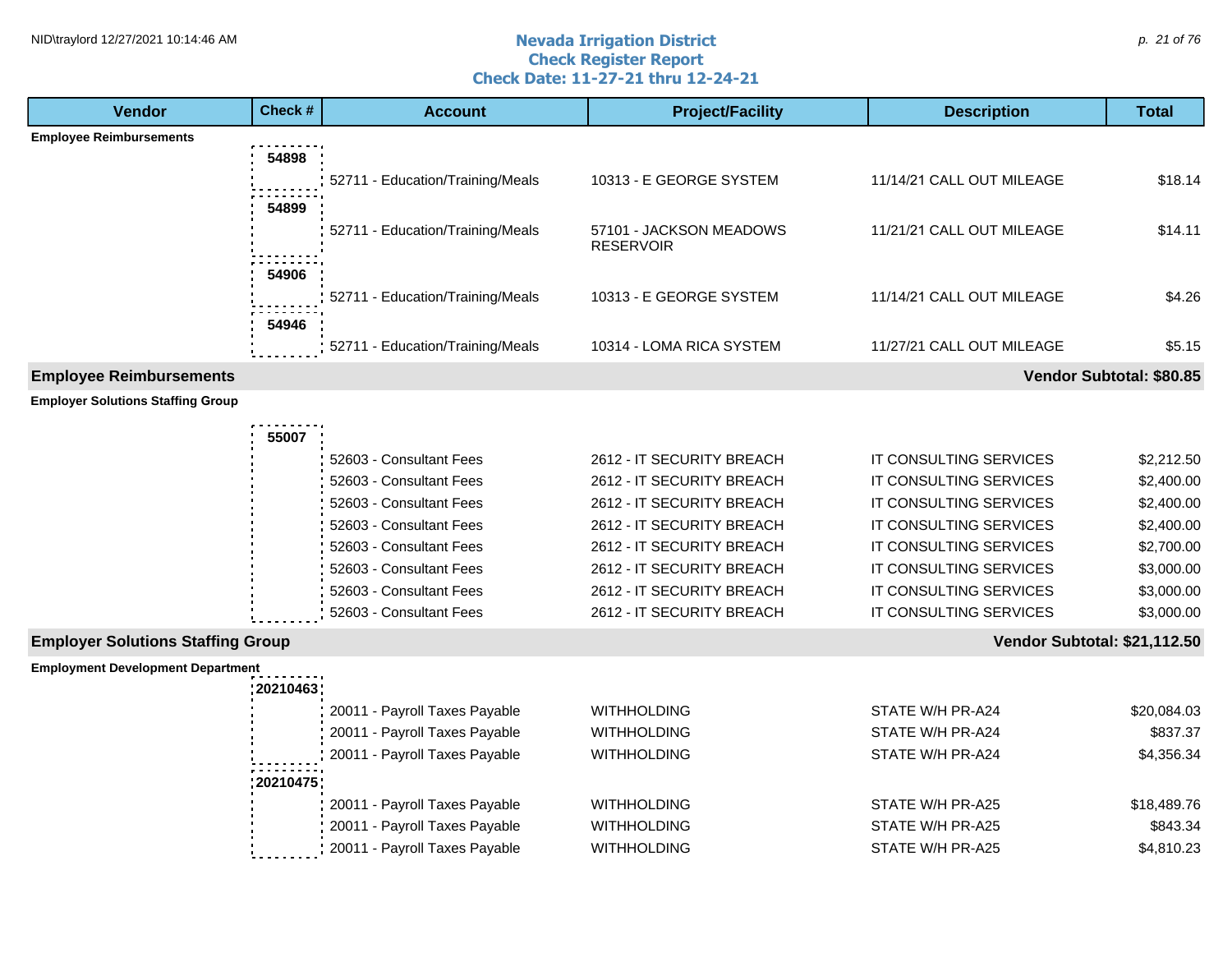# Nevada Irrigation District
## Check Register Report
### Check Date: 11-27-21 thru 12-24-21

| Vendor | Check # | Account | Project/Facility | Description | Total |
|---|---|---|---|---|---|
| **Employee Reimbursements** | | | | | |
| | 54898 | | | | |
| | | 52711 - Education/Training/Meals | 10313 - E GEORGE SYSTEM | 11/14/21 CALL OUT MILEAGE | $18.14 |
| | 54899 | | | | |
| | | 52711 - Education/Training/Meals | 57101 - JACKSON MEADOWS RESERVOIR | 11/21/21 CALL OUT MILEAGE | $14.11 |
| | 54906 | | | | |
| | | 52711 - Education/Training/Meals | 10313 - E GEORGE SYSTEM | 11/14/21 CALL OUT MILEAGE | $4.26 |
| | 54946 | | | | |
| | | 52711 - Education/Training/Meals | 10314 - LOMA RICA SYSTEM | 11/27/21 CALL OUT MILEAGE | $5.15 |
| **Employee Reimbursements** | | | | | **Vendor Subtotal: $80.85** |
| **Employer Solutions Staffing Group** | | | | | |
| | 55007 | | | | |
| | | 52603 - Consultant Fees | 2612 - IT SECURITY BREACH | IT CONSULTING SERVICES | $2,212.50 |
| | | 52603 - Consultant Fees | 2612 - IT SECURITY BREACH | IT CONSULTING SERVICES | $2,400.00 |
| | | 52603 - Consultant Fees | 2612 - IT SECURITY BREACH | IT CONSULTING SERVICES | $2,400.00 |
| | | 52603 - Consultant Fees | 2612 - IT SECURITY BREACH | IT CONSULTING SERVICES | $2,400.00 |
| | | 52603 - Consultant Fees | 2612 - IT SECURITY BREACH | IT CONSULTING SERVICES | $2,700.00 |
| | | 52603 - Consultant Fees | 2612 - IT SECURITY BREACH | IT CONSULTING SERVICES | $3,000.00 |
| | | 52603 - Consultant Fees | 2612 - IT SECURITY BREACH | IT CONSULTING SERVICES | $3,000.00 |
| | | 52603 - Consultant Fees | 2612 - IT SECURITY BREACH | IT CONSULTING SERVICES | $3,000.00 |
| **Employer Solutions Staffing Group** | | | | | **Vendor Subtotal: $21,112.50** |
| **Employment Development Department** | | | | | |
| | 20210463 | | | | |
| | | 20011 - Payroll Taxes Payable | WITHHOLDING | STATE W/H PR-A24 | $20,084.03 |
| | | 20011 - Payroll Taxes Payable | WITHHOLDING | STATE W/H PR-A24 | $837.37 |
| | | 20011 - Payroll Taxes Payable | WITHHOLDING | STATE W/H PR-A24 | $4,356.34 |
| | 20210475 | | | | |
| | | 20011 - Payroll Taxes Payable | WITHHOLDING | STATE W/H PR-A25 | $18,489.76 |
| | | 20011 - Payroll Taxes Payable | WITHHOLDING | STATE W/H PR-A25 | $843.34 |
| | | 20011 - Payroll Taxes Payable | WITHHOLDING | STATE W/H PR-A25 | $4,810.23 |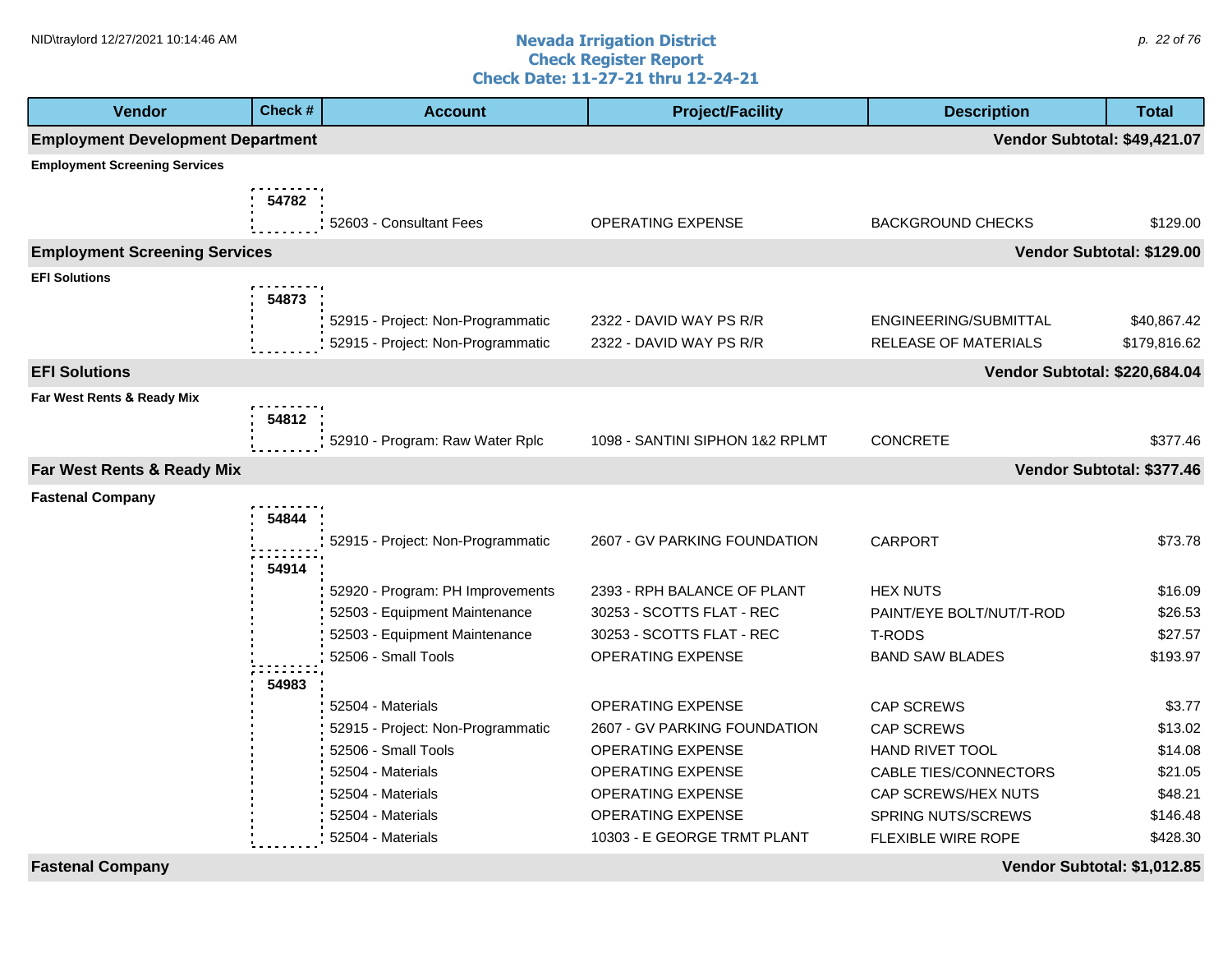# Nevada Irrigation District
## Check Register Report
### Check Date: 11-27-21 thru 12-24-21

| Vendor | Check # | Account | Project/Facility | Description | Total |
|---|---|---|---|---|---|
| **Employment Development Department** | | | | | **Vendor Subtotal: $49,421.07** |
| **Employment Screening Services** | | | | | |
| | 54782 | | | | |
| | | 52603 - Consultant Fees | OPERATING EXPENSE | BACKGROUND CHECKS | $129.00 |
| **Employment Screening Services** | | | | | **Vendor Subtotal: $129.00** |
| **EFI Solutions** | | | | | |
| | 54873 | | | | |
| | | 52915 - Project: Non-Programmatic | 2322 - DAVID WAY PS R/R | ENGINEERING/SUBMITTAL | $40,867.42 |
| | | 52915 - Project: Non-Programmatic | 2322 - DAVID WAY PS R/R | RELEASE OF MATERIALS | $179,816.62 |
| **EFI Solutions** | | | | | **Vendor Subtotal: $220,684.04** |
| **Far West Rents & Ready Mix** | | | | | |
| | 54812 | | | | |
| | | 52910 - Program: Raw Water Rplc | 1098 - SANTINI SIPHON 1&2 RPLMT | CONCRETE | $377.46 |
| **Far West Rents & Ready Mix** | | | | | **Vendor Subtotal: $377.46** |
| **Fastenal Company** | | | | | |
| | 54844 | | | | |
| | | 52915 - Project: Non-Programmatic | 2607 - GV PARKING FOUNDATION | CARPORT | $73.78 |
| | 54914 | | | | |
| | | 52920 - Program: PH Improvements | 2393 - RPH BALANCE OF PLANT | HEX NUTS | $16.09 |
| | | 52503 - Equipment Maintenance | 30253 - SCOTTS FLAT - REC | PAINT/EYE BOLT/NUT/T-ROD | $26.53 |
| | | 52503 - Equipment Maintenance | 30253 - SCOTTS FLAT - REC | T-RODS | $27.57 |
| | | 52506 - Small Tools | OPERATING EXPENSE | BAND SAW BLADES | $193.97 |
| | 54983 | | | | |
| | | 52504 - Materials | OPERATING EXPENSE | CAP SCREWS | $3.77 |
| | | 52915 - Project: Non-Programmatic | 2607 - GV PARKING FOUNDATION | CAP SCREWS | $13.02 |
| | | 52506 - Small Tools | OPERATING EXPENSE | HAND RIVET TOOL | $14.08 |
| | | 52504 - Materials | OPERATING EXPENSE | CABLE TIES/CONNECTORS | $21.05 |
| | | 52504 - Materials | OPERATING EXPENSE | CAP SCREWS/HEX NUTS | $48.21 |
| | | 52504 - Materials | OPERATING EXPENSE | SPRING NUTS/SCREWS | $146.48 |
| | | 52504 - Materials | 10303 - E GEORGE TRMT PLANT | FLEXIBLE WIRE ROPE | $428.30 |
| **Fastenal Company** | | | | | **Vendor Subtotal: $1,012.85** |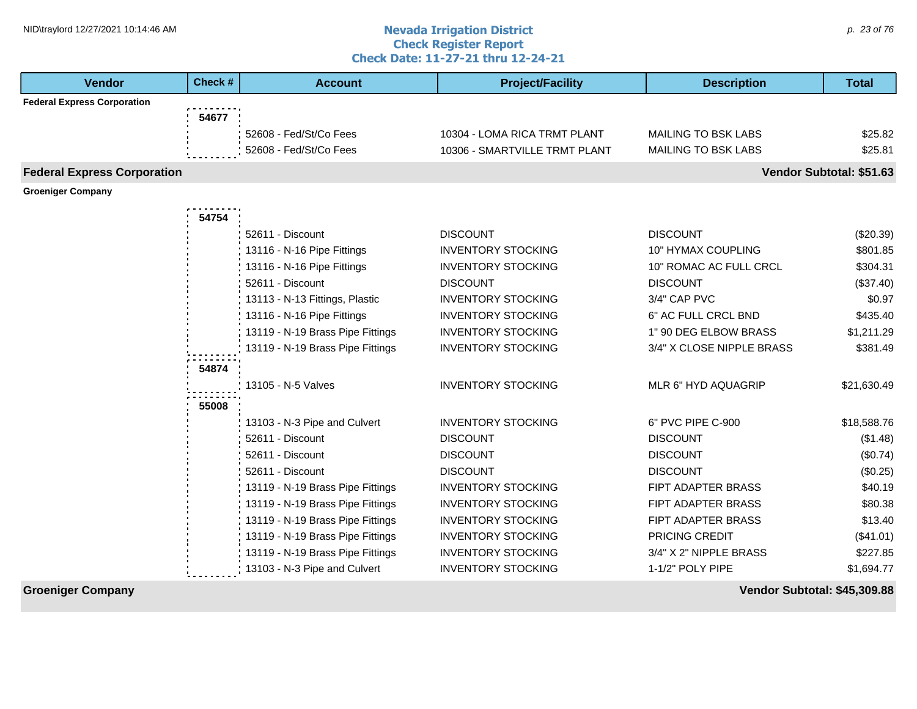# Nevada Irrigation District
## Check Register Report
## Check Date: 11-27-21 thru 12-24-21

| Vendor | Check # | Account | Project/Facility | Description | Total |
|---|---|---|---|---|---|
| **Federal Express Corporation** | | | | | |
| | **54677** | | | | |
| | | 52608 - Fed/St/Co Fees | 10304 - LOMA RICA TRMT PLANT | MAILING TO BSK LABS | $25.82 |
| | | 52608 - Fed/St/Co Fees | 10306 - SMARTVILLE TRMT PLANT | MAILING TO BSK LABS | $25.81 |
| **Federal Express Corporation** | | | | | **Vendor Subtotal: $51.63** |
| **Groeniger Company** | | | | | |
| | **54754** | | | | |
| | | 52611 - Discount | DISCOUNT | DISCOUNT | ($20.39) |
| | | 13116 - N-16 Pipe Fittings | INVENTORY STOCKING | 10" HYMAX COUPLING | $801.85 |
| | | 13116 - N-16 Pipe Fittings | INVENTORY STOCKING | 10" ROMAC AC FULL CRCL | $304.31 |
| | | 52611 - Discount | DISCOUNT | DISCOUNT | ($37.40) |
| | | 13113 - N-13 Fittings, Plastic | INVENTORY STOCKING | 3/4" CAP PVC | $0.97 |
| | | 13116 - N-16 Pipe Fittings | INVENTORY STOCKING | 6" AC FULL CRCL BND | $435.40 |
| | | 13119 - N-19 Brass Pipe Fittings | INVENTORY STOCKING | 1" 90 DEG ELBOW BRASS | $1,211.29 |
| | | 13119 - N-19 Brass Pipe Fittings | INVENTORY STOCKING | 3/4" X CLOSE NIPPLE BRASS | $381.49 |
| | **54874** | | | | |
| | | 13105 - N-5 Valves | INVENTORY STOCKING | MLR 6" HYD AQUAGRIP | $21,630.49 |
| | **55008** | | | | |
| | | 13103 - N-3 Pipe and Culvert | INVENTORY STOCKING | 6" PVC PIPE C-900 | $18,588.76 |
| | | 52611 - Discount | DISCOUNT | DISCOUNT | ($1.48) |
| | | 52611 - Discount | DISCOUNT | DISCOUNT | ($0.74) |
| | | 52611 - Discount | DISCOUNT | DISCOUNT | ($0.25) |
| | | 13119 - N-19 Brass Pipe Fittings | INVENTORY STOCKING | FIPT ADAPTER BRASS | $40.19 |
| | | 13119 - N-19 Brass Pipe Fittings | INVENTORY STOCKING | FIPT ADAPTER BRASS | $80.38 |
| | | 13119 - N-19 Brass Pipe Fittings | INVENTORY STOCKING | FIPT ADAPTER BRASS | $13.40 |
| | | 13119 - N-19 Brass Pipe Fittings | INVENTORY STOCKING | PRICING CREDIT | ($41.01) |
| | | 13119 - N-19 Brass Pipe Fittings | INVENTORY STOCKING | 3/4" X 2" NIPPLE BRASS | $227.85 |
| | | 13103 - N-3 Pipe and Culvert | INVENTORY STOCKING | 1-1/2" POLY PIPE | $1,694.77 |
| **Groeniger Company** | | | | | **Vendor Subtotal: $45,309.88** |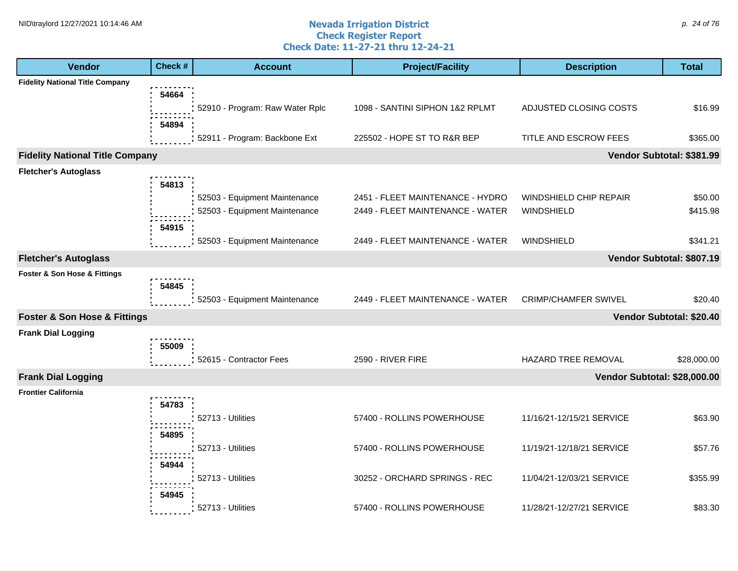# Nevada Irrigation District
## Check Register Report
## Check Date: 11-27-21 thru 12-24-21

| Vendor | Check # | Account | Project/Facility | Description | Total |
|---|---|---|---|---|---|
| **Fidelity National Title Company** | | | | | |
| | 54664 | 52910 - Program: Raw Water Rplc | 1098 - SANTINI SIPHON 1&2 RPLMT | ADJUSTED CLOSING COSTS | $16.99 |
| | 54894 | 52911 - Program: Backbone Ext | 225502 - HOPE ST TO R&R BEP | TITLE AND ESCROW FEES | $365.00 |
| **Fidelity National Title Company** | | | | | **Vendor Subtotal: $381.99** |
| **Fletcher's Autoglass** | | | | | |
| | 54813 | 52503 - Equipment Maintenance | 2451 - FLEET MAINTENANCE - HYDRO | WINDSHIELD CHIP REPAIR | $50.00 |
| | | 52503 - Equipment Maintenance | 2449 - FLEET MAINTENANCE - WATER | WINDSHIELD | $415.98 |
| | 54915 | 52503 - Equipment Maintenance | 2449 - FLEET MAINTENANCE - WATER | WINDSHIELD | $341.21 |
| **Fletcher's Autoglass** | | | | | **Vendor Subtotal: $807.19** |
| **Foster & Son Hose & Fittings** | | | | | |
| | 54845 | 52503 - Equipment Maintenance | 2449 - FLEET MAINTENANCE - WATER | CRIMP/CHAMFER SWIVEL | $20.40 |
| **Foster & Son Hose & Fittings** | | | | | **Vendor Subtotal: $20.40** |
| **Frank Dial Logging** | | | | | |
| | 55009 | 52615 - Contractor Fees | 2590 - RIVER FIRE | HAZARD TREE REMOVAL | $28,000.00 |
| **Frank Dial Logging** | | | | | **Vendor Subtotal: $28,000.00** |
| **Frontier California** | | | | | |
| | 54783 | 52713 - Utilities | 57400 - ROLLINS POWERHOUSE | 11/16/21-12/15/21 SERVICE | $63.90 |
| | 54895 | 52713 - Utilities | 57400 - ROLLINS POWERHOUSE | 11/19/21-12/18/21 SERVICE | $57.76 |
| | 54944 | 52713 - Utilities | 30252 - ORCHARD SPRINGS - REC | 11/04/21-12/03/21 SERVICE | $355.99 |
| | 54945 | 52713 - Utilities | 57400 - ROLLINS POWERHOUSE | 11/28/21-12/27/21 SERVICE | $83.30 |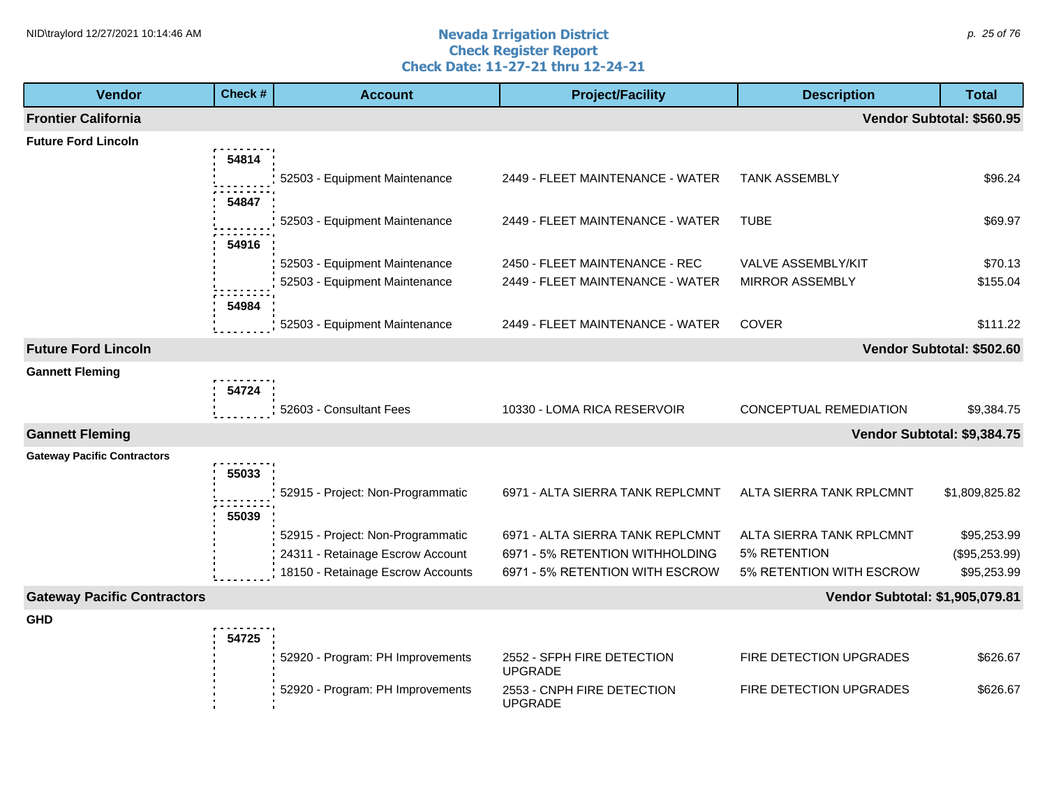# Nevada Irrigation District
## Check Register Report
## Check Date: 11-27-21 thru 12-24-21

| Vendor | Check # | Account | Project/Facility | Description | Total |
|---|---|---|---|---|---|
| **Frontier California** | | | | | **Vendor Subtotal: $560.95** |
| **Future Ford Lincoln** | | | | | |
| | 54814 | 52503 - Equipment Maintenance | 2449 - FLEET MAINTENANCE - WATER | TANK ASSEMBLY | $96.24 |
| | 54847 | 52503 - Equipment Maintenance | 2449 - FLEET MAINTENANCE - WATER | TUBE | $69.97 |
| | 54916 | 52503 - Equipment Maintenance | 2450 - FLEET MAINTENANCE - REC | VALVE ASSEMBLY/KIT | $70.13 |
| | | 52503 - Equipment Maintenance | 2449 - FLEET MAINTENANCE - WATER | MIRROR ASSEMBLY | $155.04 |
| | 54984 | 52503 - Equipment Maintenance | 2449 - FLEET MAINTENANCE - WATER | COVER | $111.22 |
| **Future Ford Lincoln** | | | | | **Vendor Subtotal: $502.60** |
| **Gannett Fleming** | | | | | |
| | 54724 | 52603 - Consultant Fees | 10330 - LOMA RICA RESERVOIR | CONCEPTUAL REMEDIATION | $9,384.75 |
| **Gannett Fleming** | | | | | **Vendor Subtotal: $9,384.75** |
| **Gateway Pacific Contractors** | | | | | |
| | 55033 | 52915 - Project: Non-Programmatic | 6971 - ALTA SIERRA TANK REPLCMNT | ALTA SIERRA TANK RPLCMNT | $1,809,825.82 |
| | 55039 | 52915 - Project: Non-Programmatic | 6971 - ALTA SIERRA TANK REPLCMNT | ALTA SIERRA TANK RPLCMNT | $95,253.99 |
| | | 24311 - Retainage Escrow Account | 6971 - 5% RETENTION WITHHOLDING | 5% RETENTION | ($95,253.99) |
| | | 18150 - Retainage Escrow Accounts | 6971 - 5% RETENTION WITH ESCROW | 5% RETENTION WITH ESCROW | $95,253.99 |
| **Gateway Pacific Contractors** | | | | | **Vendor Subtotal: $1,905,079.81** |
| **GHD** | | | | | |
| | 54725 | 52920 - Program: PH Improvements | 2552 - SFPH FIRE DETECTION UPGRADE | FIRE DETECTION UPGRADES | $626.67 |
| | | 52920 - Program: PH Improvements | 2553 - CNPH FIRE DETECTION UPGRADE | FIRE DETECTION UPGRADES | $626.67 |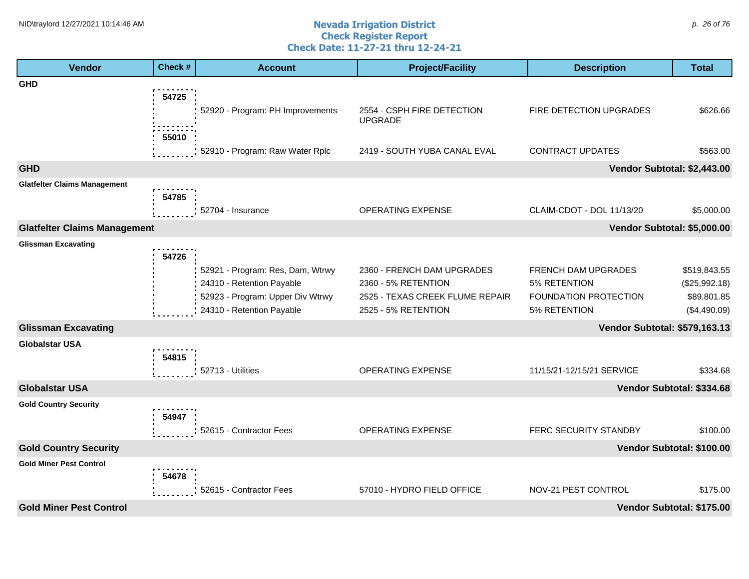# Nevada Irrigation District
## Check Register Report
## Check Date: 11-27-21 thru 12-24-21

| Vendor | Check # | Account | Project/Facility | Description | Total |
|---|---|---|---|---|---|
| **GHD** | | | | | |
| | 54725 | 52920 - Program: PH Improvements | 2554 - CSPH FIRE DETECTION UPGRADE | FIRE DETECTION UPGRADES | $626.66 |
| | 55010 | 52910 - Program: Raw Water Rplc | 2419 - SOUTH YUBA CANAL EVAL | CONTRACT UPDATES | $563.00 |
| **GHD** | | | | | **Vendor Subtotal: $2,443.00** |
| **Glatfelter Claims Management** | | | | | |
| | 54785 | 52704 - Insurance | OPERATING EXPENSE | CLAIM-CDOT - DOL 11/13/20 | $5,000.00 |
| **Glatfelter Claims Management** | | | | | **Vendor Subtotal: $5,000.00** |
| **Glissman Excavating** | | | | | |
| | 54726 | 52921 - Program: Res, Dam, Wtrwy | 2360 - FRENCH DAM UPGRADES | FRENCH DAM UPGRADES | $519,843.55 |
| | | 24310 - Retention Payable | 2360 - 5% RETENTION | 5% RETENTION | ($25,992.18) |
| | | 52923 - Program: Upper Div Wtrwy | 2525 - TEXAS CREEK FLUME REPAIR | FOUNDATION PROTECTION | $89,801.85 |
| | | 24310 - Retention Payable | 2525 - 5% RETENTION | 5% RETENTION | ($4,490.09) |
| **Glissman Excavating** | | | | | **Vendor Subtotal: $579,163.13** |
| **Globalstar USA** | | | | | |
| | 54815 | 52713 - Utilities | OPERATING EXPENSE | 11/15/21-12/15/21 SERVICE | $334.68 |
| **Globalstar USA** | | | | | **Vendor Subtotal: $334.68** |
| **Gold Country Security** | | | | | |
| | 54947 | 52615 - Contractor Fees | OPERATING EXPENSE | FERC SECURITY STANDBY | $100.00 |
| **Gold Country Security** | | | | | **Vendor Subtotal: $100.00** |
| **Gold Miner Pest Control** | | | | | |
| | 54678 | 52615 - Contractor Fees | 57010 - HYDRO FIELD OFFICE | NOV-21 PEST CONTROL | $175.00 |
| **Gold Miner Pest Control** | | | | | **Vendor Subtotal: $175.00** |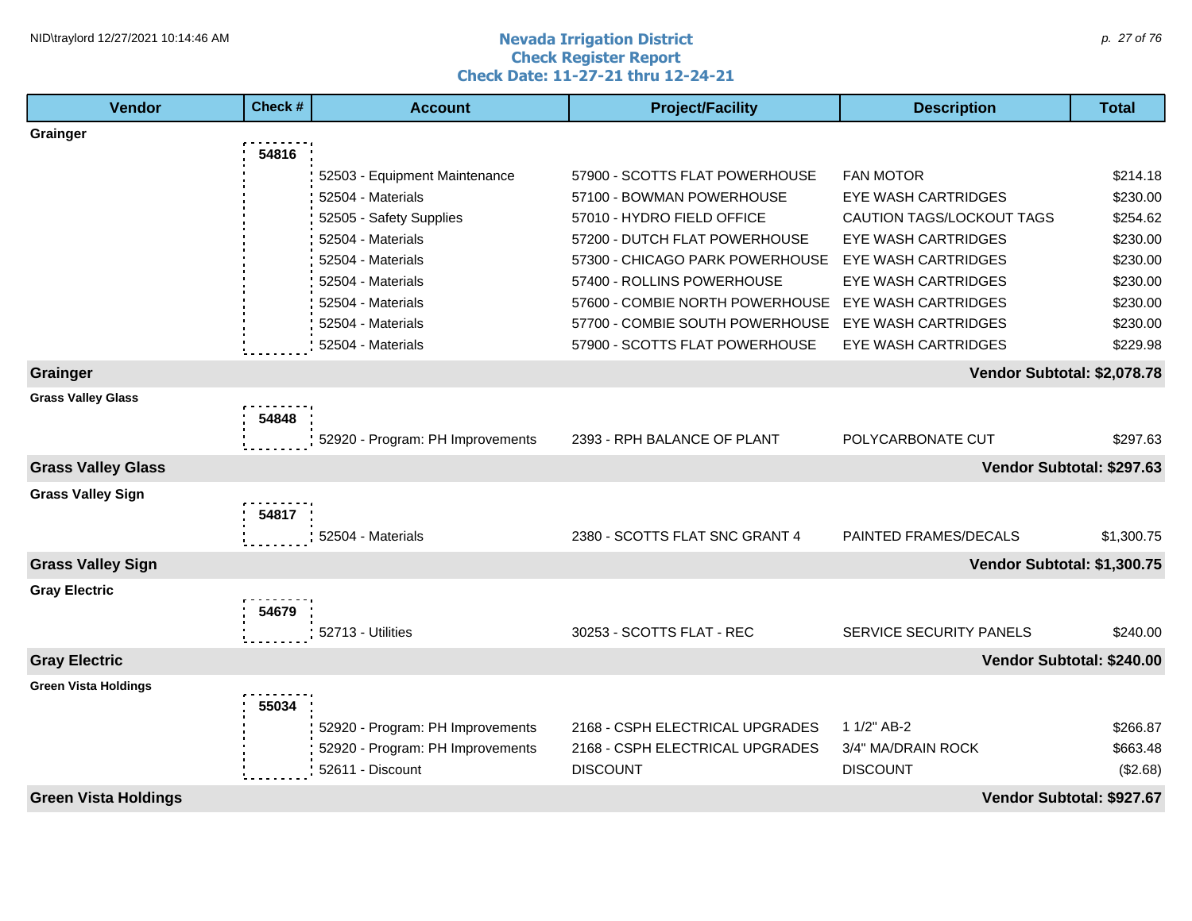# Nevada Irrigation District
## Check Register Report
### Check Date: 11-27-21 thru 12-24-21

| Vendor | Check # | Account | Project/Facility | Description | Total |
|---|---|---|---|---|---|
| **Grainger** | | | | | |
| | **54816** | | | | |
| | | 52503 - Equipment Maintenance | 57900 - SCOTTS FLAT POWERHOUSE | FAN MOTOR | $214.18 |
| | | 52504 - Materials | 57100 - BOWMAN POWERHOUSE | EYE WASH CARTRIDGES | $230.00 |
| | | 52505 - Safety Supplies | 57010 - HYDRO FIELD OFFICE | CAUTION TAGS/LOCKOUT TAGS | $254.62 |
| | | 52504 - Materials | 57200 - DUTCH FLAT POWERHOUSE | EYE WASH CARTRIDGES | $230.00 |
| | | 52504 - Materials | 57300 - CHICAGO PARK POWERHOUSE | EYE WASH CARTRIDGES | $230.00 |
| | | 52504 - Materials | 57400 - ROLLINS POWERHOUSE | EYE WASH CARTRIDGES | $230.00 |
| | | 52504 - Materials | 57600 - COMBIE NORTH POWERHOUSE | EYE WASH CARTRIDGES | $230.00 |
| | | 52504 - Materials | 57700 - COMBIE SOUTH POWERHOUSE | EYE WASH CARTRIDGES | $230.00 |
| | | 52504 - Materials | 57900 - SCOTTS FLAT POWERHOUSE | EYE WASH CARTRIDGES | $229.98 |
| **Grainger** | | | | **Vendor Subtotal:** | **$2,078.78** |
| **Grass Valley Glass** | | | | | |
| | **54848** | | | | |
| | | 52920 - Program: PH Improvements | 2393 - RPH BALANCE OF PLANT | POLYCARBONATE CUT | $297.63 |
| **Grass Valley Glass** | | | | **Vendor Subtotal:** | **$297.63** |
| **Grass Valley Sign** | | | | | |
| | **54817** | | | | |
| | | 52504 - Materials | 2380 - SCOTTS FLAT SNC GRANT 4 | PAINTED FRAMES/DECALS | $1,300.75 |
| **Grass Valley Sign** | | | | **Vendor Subtotal:** | **$1,300.75** |
| **Gray Electric** | | | | | |
| | **54679** | | | | |
| | | 52713 - Utilities | 30253 - SCOTTS FLAT - REC | SERVICE SECURITY PANELS | $240.00 |
| **Gray Electric** | | | | **Vendor Subtotal:** | **$240.00** |
| **Green Vista Holdings** | | | | | |
| | **55034** | | | | |
| | | 52920 - Program: PH Improvements | 2168 - CSPH ELECTRICAL UPGRADES | 1 1/2" AB-2 | $266.87 |
| | | 52920 - Program: PH Improvements | 2168 - CSPH ELECTRICAL UPGRADES | 3/4" MA/DRAIN ROCK | $663.48 |
| | | 52611 - Discount | DISCOUNT | DISCOUNT | ($2.68) |
| **Green Vista Holdings** | | | | **Vendor Subtotal:** | **$927.67** |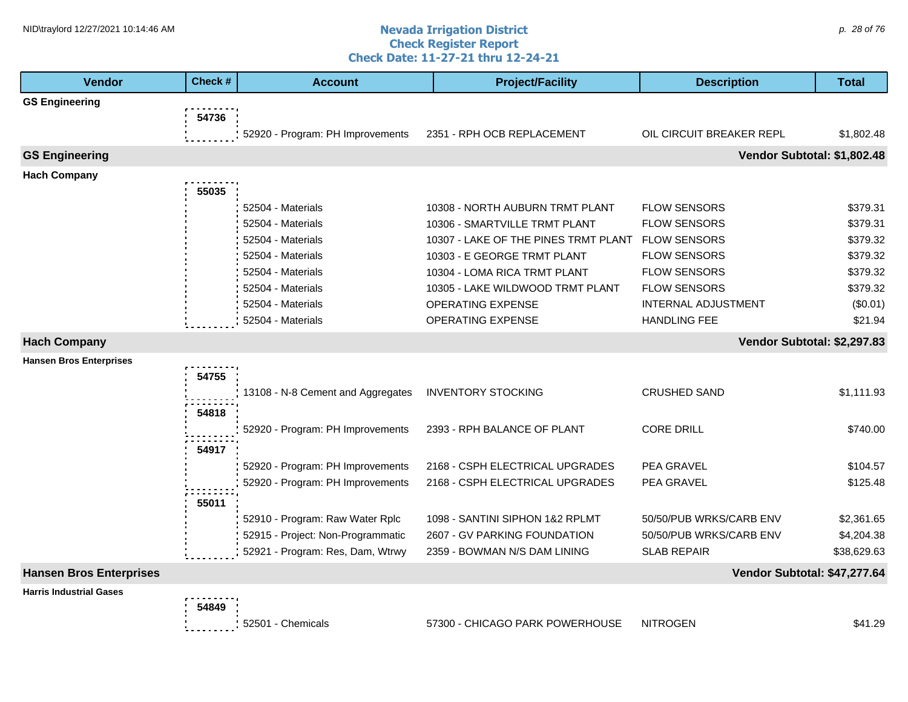# Nevada Irrigation District
## Check Register Report
### Check Date: 11-27-21 thru 12-24-21

| Vendor | Check # | Account | Project/Facility | Description | Total |
|---|---|---|---|---|---|
| **GS Engineering** | | | | | |
| | 54736 | | | | |
| | | 52920 - Program: PH Improvements | 2351 - RPH OCB REPLACEMENT | OIL CIRCUIT BREAKER REPL | $1,802.48 |
| **GS Engineering** | | | | **Vendor Subtotal:** | **$1,802.48** |
| **Hach Company** | | | | | |
| | 55035 | | | | |
| | | 52504 - Materials | 10308 - NORTH AUBURN TRMT PLANT | FLOW SENSORS | $379.31 |
| | | 52504 - Materials | 10306 - SMARTVILLE TRMT PLANT | FLOW SENSORS | $379.31 |
| | | 52504 - Materials | 10307 - LAKE OF THE PINES TRMT PLANT | FLOW SENSORS | $379.32 |
| | | 52504 - Materials | 10303 - E GEORGE TRMT PLANT | FLOW SENSORS | $379.32 |
| | | 52504 - Materials | 10304 - LOMA RICA TRMT PLANT | FLOW SENSORS | $379.32 |
| | | 52504 - Materials | 10305 - LAKE WILDWOOD TRMT PLANT | FLOW SENSORS | $379.32 |
| | | 52504 - Materials | OPERATING EXPENSE | INTERNAL ADJUSTMENT | ($0.01) |
| | | 52504 - Materials | OPERATING EXPENSE | HANDLING FEE | $21.94 |
| **Hach Company** | | | | **Vendor Subtotal:** | **$2,297.83** |
| **Hansen Bros Enterprises** | | | | | |
| | 54755 | | | | |
| | | 13108 - N-8 Cement and Aggregates | INVENTORY STOCKING | CRUSHED SAND | $1,111.93 |
| | 54818 | | | | |
| | | 52920 - Program: PH Improvements | 2393 - RPH BALANCE OF PLANT | CORE DRILL | $740.00 |
| | 54917 | | | | |
| | | 52920 - Program: PH Improvements | 2168 - CSPH ELECTRICAL UPGRADES | PEA GRAVEL | $104.57 |
| | | 52920 - Program: PH Improvements | 2168 - CSPH ELECTRICAL UPGRADES | PEA GRAVEL | $125.48 |
| | 55011 | | | | |
| | | 52910 - Program: Raw Water Rplc | 1098 - SANTINI SIPHON 1&2 RPLMT | 50/50/PUB WRKS/CARB ENV | $2,361.65 |
| | | 52915 - Project: Non-Programmatic | 2607 - GV PARKING FOUNDATION | 50/50/PUB WRKS/CARB ENV | $4,204.38 |
| | | 52921 - Program: Res, Dam, Wtrwy | 2359 - BOWMAN N/S DAM LINING | SLAB REPAIR | $38,629.63 |
| **Hansen Bros Enterprises** | | | | **Vendor Subtotal:** | **$47,277.64** |
| **Harris Industrial Gases** | | | | | |
| | 54849 | | | | |
| | | 52501 - Chemicals | 57300 - CHICAGO PARK POWERHOUSE | NITROGEN | $41.29 |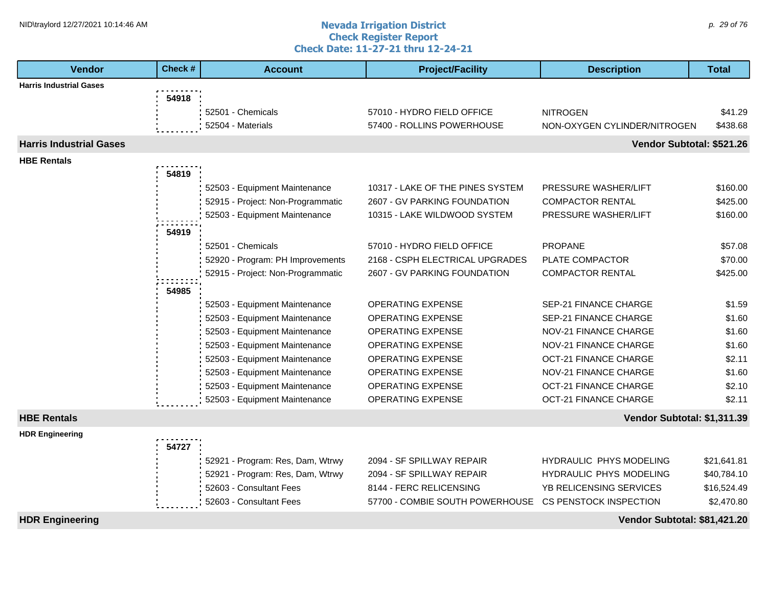# Nevada Irrigation District
## Check Register Report
### Check Date: 11-27-21 thru 12-24-21

| Vendor | Check # | Account | Project/Facility | Description | Total |
|---|---|---|---|---|---|
| **Harris Industrial Gases** | | | | | |
| | **54918** | | | | |
| | | 52501 - Chemicals | 57010 - HYDRO FIELD OFFICE | NITROGEN | $41.29 |
| | | 52504 - Materials | 57400 - ROLLINS POWERHOUSE | NON-OXYGEN CYLINDER/NITROGEN | $438.68 |
| **Harris Industrial Gases** | | | | | **Vendor Subtotal: $521.26** |
| **HBE Rentals** | | | | | |
| | **54819** | | | | |
| | | 52503 - Equipment Maintenance | 10317 - LAKE OF THE PINES SYSTEM | PRESSURE WASHER/LIFT | $160.00 |
| | | 52915 - Project: Non-Programmatic | 2607 - GV PARKING FOUNDATION | COMPACTOR RENTAL | $425.00 |
| | | 52503 - Equipment Maintenance | 10315 - LAKE WILDWOOD SYSTEM | PRESSURE WASHER/LIFT | $160.00 |
| | **54919** | | | | |
| | | 52501 - Chemicals | 57010 - HYDRO FIELD OFFICE | PROPANE | $57.08 |
| | | 52920 - Program: PH Improvements | 2168 - CSPH ELECTRICAL UPGRADES | PLATE COMPACTOR | $70.00 |
| | | 52915 - Project: Non-Programmatic | 2607 - GV PARKING FOUNDATION | COMPACTOR RENTAL | $425.00 |
| | **54985** | | | | |
| | | 52503 - Equipment Maintenance | OPERATING EXPENSE | SEP-21 FINANCE CHARGE | $1.59 |
| | | 52503 - Equipment Maintenance | OPERATING EXPENSE | SEP-21 FINANCE CHARGE | $1.60 |
| | | 52503 - Equipment Maintenance | OPERATING EXPENSE | NOV-21 FINANCE CHARGE | $1.60 |
| | | 52503 - Equipment Maintenance | OPERATING EXPENSE | NOV-21 FINANCE CHARGE | $1.60 |
| | | 52503 - Equipment Maintenance | OPERATING EXPENSE | OCT-21 FINANCE CHARGE | $2.11 |
| | | 52503 - Equipment Maintenance | OPERATING EXPENSE | NOV-21 FINANCE CHARGE | $1.60 |
| | | 52503 - Equipment Maintenance | OPERATING EXPENSE | OCT-21 FINANCE CHARGE | $2.10 |
| | | 52503 - Equipment Maintenance | OPERATING EXPENSE | OCT-21 FINANCE CHARGE | $2.11 |
| **HBE Rentals** | | | | | **Vendor Subtotal: $1,311.39** |
| **HDR Engineering** | | | | | |
| | **54727** | | | | |
| | | 52921 - Program: Res, Dam, Wtrwy | 2094 - SF SPILLWAY REPAIR | HYDRAULIC PHYS MODELING | $21,641.81 |
| | | 52921 - Program: Res, Dam, Wtrwy | 2094 - SF SPILLWAY REPAIR | HYDRAULIC PHYS MODELING | $40,784.10 |
| | | 52603 - Consultant Fees | 8144 - FERC RELICENSING | YB RELICENSING SERVICES | $16,524.49 |
| | | 52603 - Consultant Fees | 57700 - COMBIE SOUTH POWERHOUSE | CS PENSTOCK INSPECTION | $2,470.80 |
| **HDR Engineering** | | | | | **Vendor Subtotal: $81,421.20** |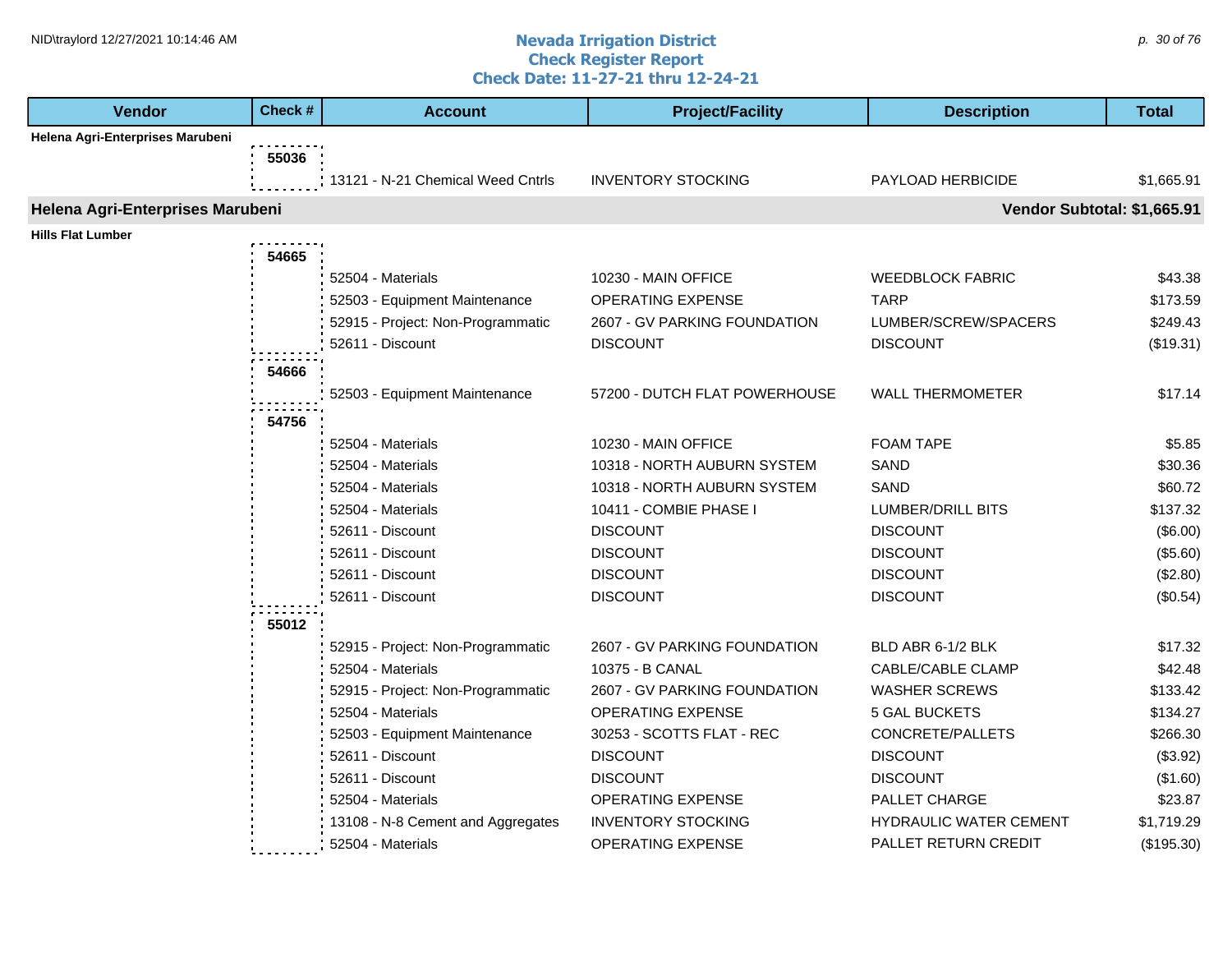# Nevada Irrigation District
## Check Register Report
### Check Date: 11-27-21 thru 12-24-21

| Vendor | Check # | Account | Project/Facility | Description | Total |
|---|---|---|---|---|---|
| **Helena Agri-Enterprises Marubeni** | | | | | |
| | 55036 | | | | |
| | | 13121 - N-21 Chemical Weed Cntrls | INVENTORY STOCKING | PAYLOAD HERBICIDE | $1,665.91 |
| **Helena Agri-Enterprises Marubeni** | | | | | **Vendor Subtotal: $1,665.91** |
| **Hills Flat Lumber** | | | | | |
| | 54665 | | | | |
| | | 52504 - Materials | 10230 - MAIN OFFICE | WEEDBLOCK FABRIC | $43.38 |
| | | 52503 - Equipment Maintenance | OPERATING EXPENSE | TARP | $173.59 |
| | | 52915 - Project: Non-Programmatic | 2607 - GV PARKING FOUNDATION | LUMBER/SCREW/SPACERS | $249.43 |
| | | 52611 - Discount | DISCOUNT | DISCOUNT | ($19.31) |
| | 54666 | | | | |
| | | 52503 - Equipment Maintenance | 57200 - DUTCH FLAT POWERHOUSE | WALL THERMOMETER | $17.14 |
| | 54756 | | | | |
| | | 52504 - Materials | 10230 - MAIN OFFICE | FOAM TAPE | $5.85 |
| | | 52504 - Materials | 10318 - NORTH AUBURN SYSTEM | SAND | $30.36 |
| | | 52504 - Materials | 10318 - NORTH AUBURN SYSTEM | SAND | $60.72 |
| | | 52504 - Materials | 10411 - COMBIE PHASE I | LUMBER/DRILL BITS | $137.32 |
| | | 52611 - Discount | DISCOUNT | DISCOUNT | ($6.00) |
| | | 52611 - Discount | DISCOUNT | DISCOUNT | ($5.60) |
| | | 52611 - Discount | DISCOUNT | DISCOUNT | ($2.80) |
| | | 52611 - Discount | DISCOUNT | DISCOUNT | ($0.54) |
| | 55012 | | | | |
| | | 52915 - Project: Non-Programmatic | 2607 - GV PARKING FOUNDATION | BLD ABR 6-1/2 BLK | $17.32 |
| | | 52504 - Materials | 10375 - B CANAL | CABLE/CABLE CLAMP | $42.48 |
| | | 52915 - Project: Non-Programmatic | 2607 - GV PARKING FOUNDATION | WASHER SCREWS | $133.42 |
| | | 52504 - Materials | OPERATING EXPENSE | 5 GAL BUCKETS | $134.27 |
| | | 52503 - Equipment Maintenance | 30253 - SCOTTS FLAT - REC | CONCRETE/PALLETS | $266.30 |
| | | 52611 - Discount | DISCOUNT | DISCOUNT | ($3.92) |
| | | 52611 - Discount | DISCOUNT | DISCOUNT | ($1.60) |
| | | 52504 - Materials | OPERATING EXPENSE | PALLET CHARGE | $23.87 |
| | | 13108 - N-8 Cement and Aggregates | INVENTORY STOCKING | HYDRAULIC WATER CEMENT | $1,719.29 |
| | | 52504 - Materials | OPERATING EXPENSE | PALLET RETURN CREDIT | ($195.30) |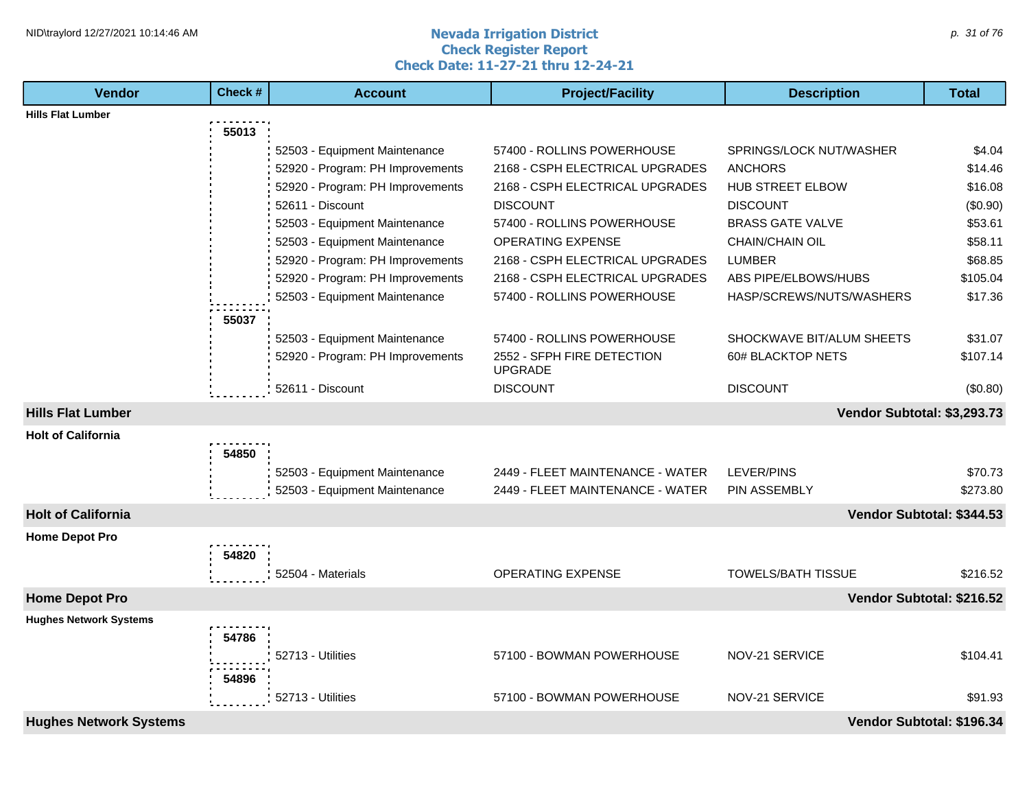# Nevada Irrigation District
## Check Register Report
### Check Date: 11-27-21 thru 12-24-21

| Vendor | Check # | Account | Project/Facility | Description | Total |
|---|---|---|---|---|---|
| **Hills Flat Lumber** | | | | | |
| | 55013 | | | | |
| | | 52503 - Equipment Maintenance | 57400 - ROLLINS POWERHOUSE | SPRINGS/LOCK NUT/WASHER | $4.04 |
| | | 52920 - Program: PH Improvements | 2168 - CSPH ELECTRICAL UPGRADES | ANCHORS | $14.46 |
| | | 52920 - Program: PH Improvements | 2168 - CSPH ELECTRICAL UPGRADES | HUB STREET ELBOW | $16.08 |
| | | 52611 - Discount | DISCOUNT | DISCOUNT | ($0.90) |
| | | 52503 - Equipment Maintenance | 57400 - ROLLINS POWERHOUSE | BRASS GATE VALVE | $53.61 |
| | | 52503 - Equipment Maintenance | OPERATING EXPENSE | CHAIN/CHAIN OIL | $58.11 |
| | | 52920 - Program: PH Improvements | 2168 - CSPH ELECTRICAL UPGRADES | LUMBER | $68.85 |
| | | 52920 - Program: PH Improvements | 2168 - CSPH ELECTRICAL UPGRADES | ABS PIPE/ELBOWS/HUBS | $105.04 |
| | | 52503 - Equipment Maintenance | 57400 - ROLLINS POWERHOUSE | HASP/SCREWS/NUTS/WASHERS | $17.36 |
| | 55037 | | | | |
| | | 52503 - Equipment Maintenance | 57400 - ROLLINS POWERHOUSE | SHOCKWAVE BIT/ALUM SHEETS | $31.07 |
| | | 52920 - Program: PH Improvements | 2552 - SFPH FIRE DETECTION UPGRADE | 60# BLACKTOP NETS | $107.14 |
| | | 52611 - Discount | DISCOUNT | DISCOUNT | ($0.80) |
| **Hills Flat Lumber** | | | | | **Vendor Subtotal: $3,293.73** |
| **Holt of California** | | | | | |
| | 54850 | | | | |
| | | 52503 - Equipment Maintenance | 2449 - FLEET MAINTENANCE - WATER | LEVER/PINS | $70.73 |
| | | 52503 - Equipment Maintenance | 2449 - FLEET MAINTENANCE - WATER | PIN ASSEMBLY | $273.80 |
| **Holt of California** | | | | | **Vendor Subtotal: $344.53** |
| **Home Depot Pro** | | | | | |
| | 54820 | | | | |
| | | 52504 - Materials | OPERATING EXPENSE | TOWELS/BATH TISSUE | $216.52 |
| **Home Depot Pro** | | | | | **Vendor Subtotal: $216.52** |
| **Hughes Network Systems** | | | | | |
| | 54786 | | | | |
| | | 52713 - Utilities | 57100 - BOWMAN POWERHOUSE | NOV-21 SERVICE | $104.41 |
| | 54896 | | | | |
| | | 52713 - Utilities | 57100 - BOWMAN POWERHOUSE | NOV-21 SERVICE | $91.93 |
| **Hughes Network Systems** | | | | | **Vendor Subtotal: $196.34** |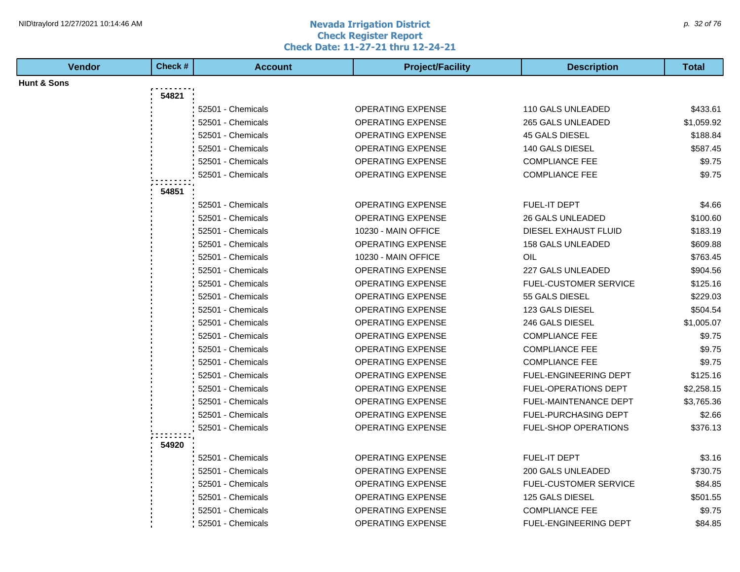# Nevada Irrigation District
## Check Register Report
### Check Date: 11-27-21 thru 12-24-21

| Vendor | Check # | Account | Project/Facility | Description | Total |
|---|---|---|---|---|---|
| **Hunt & Sons** | | | | | |
| | **54821** | | | | |
| | | 52501 - Chemicals | OPERATING EXPENSE | 110 GALS UNLEADED | $433.61 |
| | | 52501 - Chemicals | OPERATING EXPENSE | 265 GALS UNLEADED | $1,059.92 |
| | | 52501 - Chemicals | OPERATING EXPENSE | 45 GALS DIESEL | $188.84 |
| | | 52501 - Chemicals | OPERATING EXPENSE | 140 GALS DIESEL | $587.45 |
| | | 52501 - Chemicals | OPERATING EXPENSE | COMPLIANCE FEE | $9.75 |
| | | 52501 - Chemicals | OPERATING EXPENSE | COMPLIANCE FEE | $9.75 |
| | **54851** | | | | |
| | | 52501 - Chemicals | OPERATING EXPENSE | FUEL-IT DEPT | $4.66 |
| | | 52501 - Chemicals | OPERATING EXPENSE | 26 GALS UNLEADED | $100.60 |
| | | 52501 - Chemicals | 10230 - MAIN OFFICE | DIESEL EXHAUST FLUID | $183.19 |
| | | 52501 - Chemicals | OPERATING EXPENSE | 158 GALS UNLEADED | $609.88 |
| | | 52501 - Chemicals | 10230 - MAIN OFFICE | OIL | $763.45 |
| | | 52501 - Chemicals | OPERATING EXPENSE | 227 GALS UNLEADED | $904.56 |
| | | 52501 - Chemicals | OPERATING EXPENSE | FUEL-CUSTOMER SERVICE | $125.16 |
| | | 52501 - Chemicals | OPERATING EXPENSE | 55 GALS DIESEL | $229.03 |
| | | 52501 - Chemicals | OPERATING EXPENSE | 123 GALS DIESEL | $504.54 |
| | | 52501 - Chemicals | OPERATING EXPENSE | 246 GALS DIESEL | $1,005.07 |
| | | 52501 - Chemicals | OPERATING EXPENSE | COMPLIANCE FEE | $9.75 |
| | | 52501 - Chemicals | OPERATING EXPENSE | COMPLIANCE FEE | $9.75 |
| | | 52501 - Chemicals | OPERATING EXPENSE | COMPLIANCE FEE | $9.75 |
| | | 52501 - Chemicals | OPERATING EXPENSE | FUEL-ENGINEERING DEPT | $125.16 |
| | | 52501 - Chemicals | OPERATING EXPENSE | FUEL-OPERATIONS DEPT | $2,258.15 |
| | | 52501 - Chemicals | OPERATING EXPENSE | FUEL-MAINTENANCE DEPT | $3,765.36 |
| | | 52501 - Chemicals | OPERATING EXPENSE | FUEL-PURCHASING DEPT | $2.66 |
| | | 52501 - Chemicals | OPERATING EXPENSE | FUEL-SHOP OPERATIONS | $376.13 |
| | **54920** | | | | |
| | | 52501 - Chemicals | OPERATING EXPENSE | FUEL-IT DEPT | $3.16 |
| | | 52501 - Chemicals | OPERATING EXPENSE | 200 GALS UNLEADED | $730.75 |
| | | 52501 - Chemicals | OPERATING EXPENSE | FUEL-CUSTOMER SERVICE | $84.85 |
| | | 52501 - Chemicals | OPERATING EXPENSE | 125 GALS DIESEL | $501.55 |
| | | 52501 - Chemicals | OPERATING EXPENSE | COMPLIANCE FEE | $9.75 |
| | | 52501 - Chemicals | OPERATING EXPENSE | FUEL-ENGINEERING DEPT | $84.85 |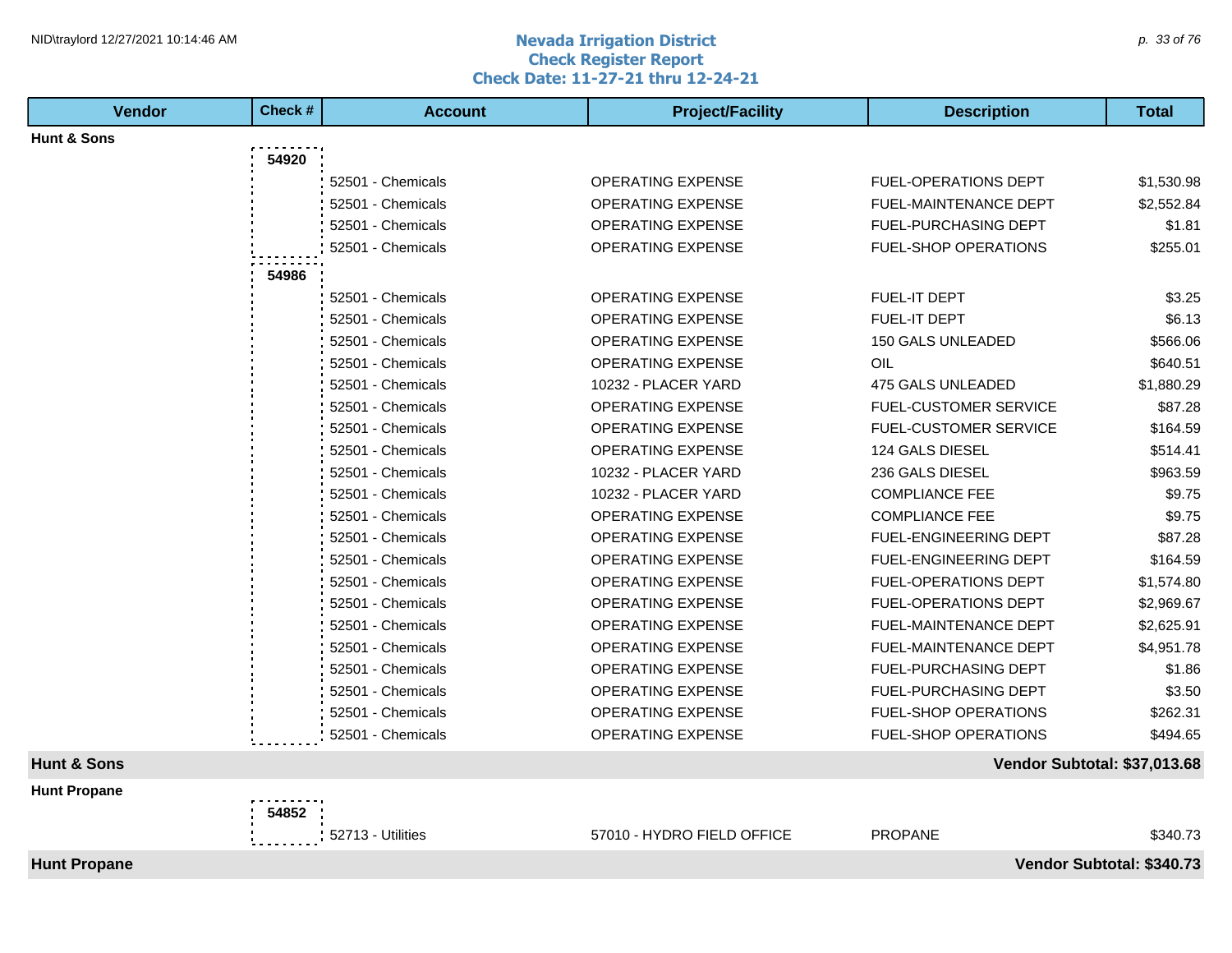# Nevada Irrigation District
## Check Register Report
### Check Date: 11-27-21 thru 12-24-21

| Vendor | Check # | Account | Project/Facility | Description | Total |
|---|---|---|---|---|---|
| **Hunt & Sons** | | | | | |
| | **54920** | | | | |
| | | 52501 - Chemicals | OPERATING EXPENSE | FUEL-OPERATIONS DEPT | $1,530.98 |
| | | 52501 - Chemicals | OPERATING EXPENSE | FUEL-MAINTENANCE DEPT | $2,552.84 |
| | | 52501 - Chemicals | OPERATING EXPENSE | FUEL-PURCHASING DEPT | $1.81 |
| | | 52501 - Chemicals | OPERATING EXPENSE | FUEL-SHOP OPERATIONS | $255.01 |
| | **54986** | | | | |
| | | 52501 - Chemicals | OPERATING EXPENSE | FUEL-IT DEPT | $3.25 |
| | | 52501 - Chemicals | OPERATING EXPENSE | FUEL-IT DEPT | $6.13 |
| | | 52501 - Chemicals | OPERATING EXPENSE | 150 GALS UNLEADED | $566.06 |
| | | 52501 - Chemicals | OPERATING EXPENSE | OIL | $640.51 |
| | | 52501 - Chemicals | 10232 - PLACER YARD | 475 GALS UNLEADED | $1,880.29 |
| | | 52501 - Chemicals | OPERATING EXPENSE | FUEL-CUSTOMER SERVICE | $87.28 |
| | | 52501 - Chemicals | OPERATING EXPENSE | FUEL-CUSTOMER SERVICE | $164.59 |
| | | 52501 - Chemicals | OPERATING EXPENSE | 124 GALS DIESEL | $514.41 |
| | | 52501 - Chemicals | 10232 - PLACER YARD | 236 GALS DIESEL | $963.59 |
| | | 52501 - Chemicals | 10232 - PLACER YARD | COMPLIANCE FEE | $9.75 |
| | | 52501 - Chemicals | OPERATING EXPENSE | COMPLIANCE FEE | $9.75 |
| | | 52501 - Chemicals | OPERATING EXPENSE | FUEL-ENGINEERING DEPT | $87.28 |
| | | 52501 - Chemicals | OPERATING EXPENSE | FUEL-ENGINEERING DEPT | $164.59 |
| | | 52501 - Chemicals | OPERATING EXPENSE | FUEL-OPERATIONS DEPT | $1,574.80 |
| | | 52501 - Chemicals | OPERATING EXPENSE | FUEL-OPERATIONS DEPT | $2,969.67 |
| | | 52501 - Chemicals | OPERATING EXPENSE | FUEL-MAINTENANCE DEPT | $2,625.91 |
| | | 52501 - Chemicals | OPERATING EXPENSE | FUEL-MAINTENANCE DEPT | $4,951.78 |
| | | 52501 - Chemicals | OPERATING EXPENSE | FUEL-PURCHASING DEPT | $1.86 |
| | | 52501 - Chemicals | OPERATING EXPENSE | FUEL-PURCHASING DEPT | $3.50 |
| | | 52501 - Chemicals | OPERATING EXPENSE | FUEL-SHOP OPERATIONS | $262.31 |
| | | 52501 - Chemicals | OPERATING EXPENSE | FUEL-SHOP OPERATIONS | $494.65 |
| **Hunt & Sons** | | | | | **Vendor Subtotal: $37,013.68** |
| **Hunt Propane** | | | | | |
| | **54852** | | | | |
| | | 52713 - Utilities | 57010 - HYDRO FIELD OFFICE | PROPANE | $340.73 |
| **Hunt Propane** | | | | | **Vendor Subtotal: $340.73** |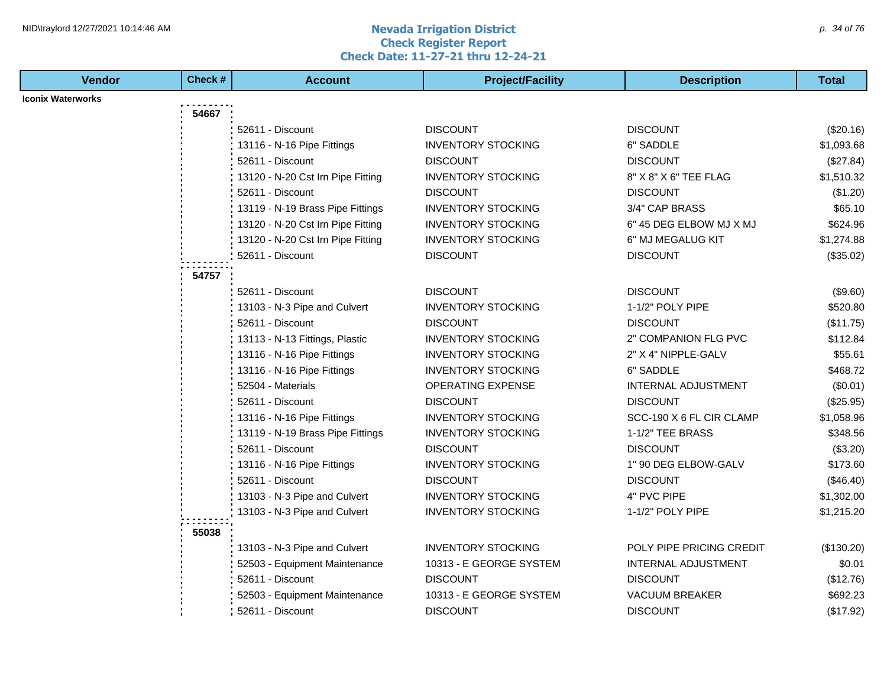# Nevada Irrigation District
## Check Register Report
### Check Date: 11-27-21 thru 12-24-21

| Vendor | Check # | Account | Project/Facility | Description | Total |
|---|---|---|---|---|---|
| **Iconix Waterworks** | | | | | |
| | **54667** | | | | |
| | | 52611 - Discount | DISCOUNT | DISCOUNT | ($20.16) |
| | | 13116 - N-16 Pipe Fittings | INVENTORY STOCKING | 6" SADDLE | $1,093.68 |
| | | 52611 - Discount | DISCOUNT | DISCOUNT | ($27.84) |
| | | 13120 - N-20 Cst Irn Pipe Fitting | INVENTORY STOCKING | 8" X 8" X 6" TEE FLAG | $1,510.32 |
| | | 52611 - Discount | DISCOUNT | DISCOUNT | ($1.20) |
| | | 13119 - N-19 Brass Pipe Fittings | INVENTORY STOCKING | 3/4" CAP BRASS | $65.10 |
| | | 13120 - N-20 Cst Irn Pipe Fitting | INVENTORY STOCKING | 6" 45 DEG ELBOW MJ X MJ | $624.96 |
| | | 13120 - N-20 Cst Irn Pipe Fitting | INVENTORY STOCKING | 6" MJ MEGALUG KIT | $1,274.88 |
| | | 52611 - Discount | DISCOUNT | DISCOUNT | ($35.02) |
| | **54757** | | | | |
| | | 52611 - Discount | DISCOUNT | DISCOUNT | ($9.60) |
| | | 13103 - N-3 Pipe and Culvert | INVENTORY STOCKING | 1-1/2" POLY PIPE | $520.80 |
| | | 52611 - Discount | DISCOUNT | DISCOUNT | ($11.75) |
| | | 13113 - N-13 Fittings, Plastic | INVENTORY STOCKING | 2" COMPANION FLG PVC | $112.84 |
| | | 13116 - N-16 Pipe Fittings | INVENTORY STOCKING | 2" X 4" NIPPLE-GALV | $55.61 |
| | | 13116 - N-16 Pipe Fittings | INVENTORY STOCKING | 6" SADDLE | $468.72 |
| | | 52504 - Materials | OPERATING EXPENSE | INTERNAL ADJUSTMENT | ($0.01) |
| | | 52611 - Discount | DISCOUNT | DISCOUNT | ($25.95) |
| | | 13116 - N-16 Pipe Fittings | INVENTORY STOCKING | SCC-190 X 6 FL CIR CLAMP | $1,058.96 |
| | | 13119 - N-19 Brass Pipe Fittings | INVENTORY STOCKING | 1-1/2" TEE BRASS | $348.56 |
| | | 52611 - Discount | DISCOUNT | DISCOUNT | ($3.20) |
| | | 13116 - N-16 Pipe Fittings | INVENTORY STOCKING | 1" 90 DEG ELBOW-GALV | $173.60 |
| | | 52611 - Discount | DISCOUNT | DISCOUNT | ($46.40) |
| | | 13103 - N-3 Pipe and Culvert | INVENTORY STOCKING | 4" PVC PIPE | $1,302.00 |
| | | 13103 - N-3 Pipe and Culvert | INVENTORY STOCKING | 1-1/2" POLY PIPE | $1,215.20 |
| | **55038** | | | | |
| | | 13103 - N-3 Pipe and Culvert | INVENTORY STOCKING | POLY PIPE PRICING CREDIT | ($130.20) |
| | | 52503 - Equipment Maintenance | 10313 - E GEORGE SYSTEM | INTERNAL ADJUSTMENT | $0.01 |
| | | 52611 - Discount | DISCOUNT | DISCOUNT | ($12.76) |
| | | 52503 - Equipment Maintenance | 10313 - E GEORGE SYSTEM | VACUUM BREAKER | $692.23 |
| | | 52611 - Discount | DISCOUNT | DISCOUNT | ($17.92) |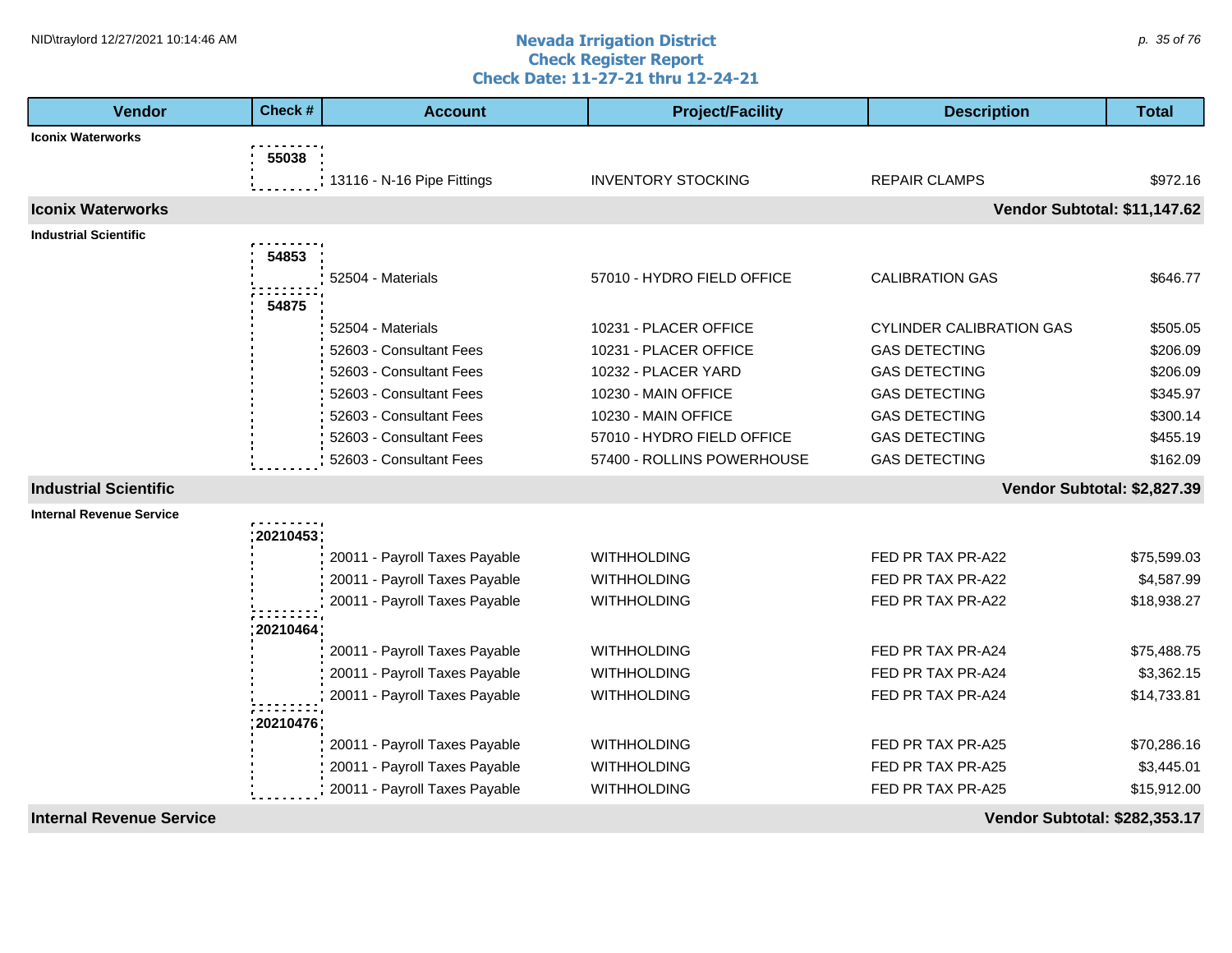# Nevada Irrigation District
## Check Register Report
### Check Date: 11-27-21 thru 12-24-21

| Vendor | Check # | Account | Project/Facility | Description | Total |
|---|---|---|---|---|---|
| **Iconix Waterworks** | | | | | |
| | **55038** | | | | |
| | | 13116 - N-16 Pipe Fittings | INVENTORY STOCKING | REPAIR CLAMPS | $972.16 |
| **Iconix Waterworks** | | | | | **Vendor Subtotal: $11,147.62** |
| **Industrial Scientific** | | | | | |
| | **54853** | | | | |
| | | 52504 - Materials | 57010 - HYDRO FIELD OFFICE | CALIBRATION GAS | $646.77 |
| | **54875** | | | | |
| | | 52504 - Materials | 10231 - PLACER OFFICE | CYLINDER CALIBRATION GAS | $505.05 |
| | | 52603 - Consultant Fees | 10231 - PLACER OFFICE | GAS DETECTING | $206.09 |
| | | 52603 - Consultant Fees | 10232 - PLACER YARD | GAS DETECTING | $206.09 |
| | | 52603 - Consultant Fees | 10230 - MAIN OFFICE | GAS DETECTING | $345.97 |
| | | 52603 - Consultant Fees | 10230 - MAIN OFFICE | GAS DETECTING | $300.14 |
| | | 52603 - Consultant Fees | 57010 - HYDRO FIELD OFFICE | GAS DETECTING | $455.19 |
| | | 52603 - Consultant Fees | 57400 - ROLLINS POWERHOUSE | GAS DETECTING | $162.09 |
| **Industrial Scientific** | | | | | **Vendor Subtotal: $2,827.39** |
| **Internal Revenue Service** | | | | | |
| | **20210453** | | | | |
| | | 20011 - Payroll Taxes Payable | WITHHOLDING | FED PR TAX PR-A22 | $75,599.03 |
| | | 20011 - Payroll Taxes Payable | WITHHOLDING | FED PR TAX PR-A22 | $4,587.99 |
| | | 20011 - Payroll Taxes Payable | WITHHOLDING | FED PR TAX PR-A22 | $18,938.27 |
| | **20210464** | | | | |
| | | 20011 - Payroll Taxes Payable | WITHHOLDING | FED PR TAX PR-A24 | $75,488.75 |
| | | 20011 - Payroll Taxes Payable | WITHHOLDING | FED PR TAX PR-A24 | $3,362.15 |
| | | 20011 - Payroll Taxes Payable | WITHHOLDING | FED PR TAX PR-A24 | $14,733.81 |
| | **20210476** | | | | |
| | | 20011 - Payroll Taxes Payable | WITHHOLDING | FED PR TAX PR-A25 | $70,286.16 |
| | | 20011 - Payroll Taxes Payable | WITHHOLDING | FED PR TAX PR-A25 | $3,445.01 |
| | | 20011 - Payroll Taxes Payable | WITHHOLDING | FED PR TAX PR-A25 | $15,912.00 |
| **Internal Revenue Service** | | | | | **Vendor Subtotal: $282,353.17** |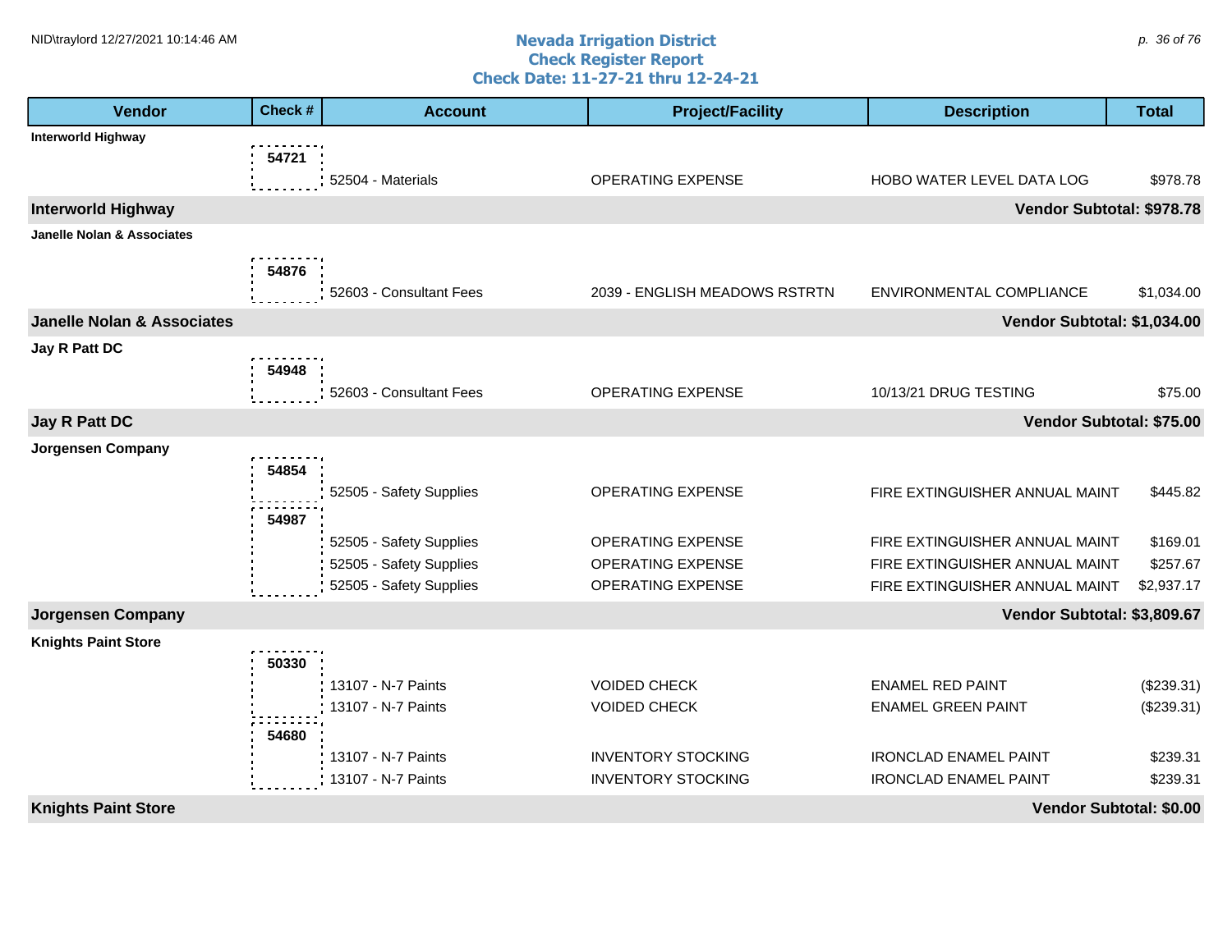# Nevada Irrigation District
## Check Register Report
### Check Date: 11-27-21 thru 12-24-21

| Vendor | Check # | Account | Project/Facility | Description | Total |
|---|---|---|---|---|---|
| **Interworld Highway** | | | | | |
| | 54721 | 52504 - Materials | OPERATING EXPENSE | HOBO WATER LEVEL DATA LOG | $978.78 |
| **Interworld Highway** | | | | **Vendor Subtotal:** | **$978.78** |
| **Janelle Nolan & Associates** | | | | | |
| | 54876 | 52603 - Consultant Fees | 2039 - ENGLISH MEADOWS RSTRTN | ENVIRONMENTAL COMPLIANCE | $1,034.00 |
| **Janelle Nolan & Associates** | | | | **Vendor Subtotal:** | **$1,034.00** |
| **Jay R Patt DC** | | | | | |
| | 54948 | 52603 - Consultant Fees | OPERATING EXPENSE | 10/13/21 DRUG TESTING | $75.00 |
| **Jay R Patt DC** | | | | **Vendor Subtotal:** | **$75.00** |
| **Jorgensen Company** | | | | | |
| | 54854 | 52505 - Safety Supplies | OPERATING EXPENSE | FIRE EXTINGUISHER ANNUAL MAINT | $445.82 |
| | 54987 | 52505 - Safety Supplies | OPERATING EXPENSE | FIRE EXTINGUISHER ANNUAL MAINT | $169.01 |
| | | 52505 - Safety Supplies | OPERATING EXPENSE | FIRE EXTINGUISHER ANNUAL MAINT | $257.67 |
| | | 52505 - Safety Supplies | OPERATING EXPENSE | FIRE EXTINGUISHER ANNUAL MAINT | $2,937.17 |
| **Jorgensen Company** | | | | **Vendor Subtotal:** | **$3,809.67** |
| **Knights Paint Store** | | | | | |
| | 50330 | 13107 - N-7 Paints | VOIDED CHECK | ENAMEL RED PAINT | ($239.31) |
| | | 13107 - N-7 Paints | VOIDED CHECK | ENAMEL GREEN PAINT | ($239.31) |
| | 54680 | 13107 - N-7 Paints | INVENTORY STOCKING | IRONCLAD ENAMEL PAINT | $239.31 |
| | | 13107 - N-7 Paints | INVENTORY STOCKING | IRONCLAD ENAMEL PAINT | $239.31 |
| **Knights Paint Store** | | | | **Vendor Subtotal:** | **$0.00** |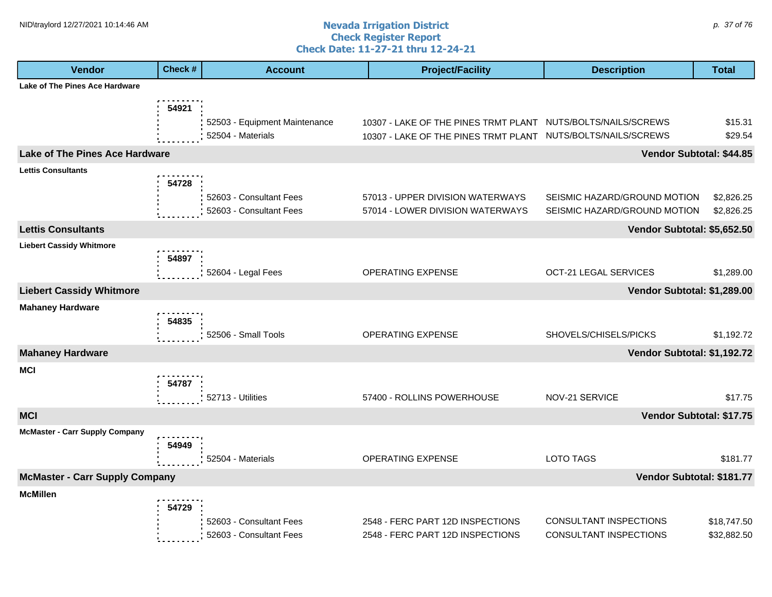# Nevada Irrigation District
## Check Register Report
### Check Date: 11-27-21 thru 12-24-21

| Vendor | Check # | Account | Project/Facility | Description | Total |
|---|---|---|---|---|---|
| **Lake of The Pines Ace Hardware** | | | | | |
| | 54921 | | | | |
| | | 52503 - Equipment Maintenance | 10307 - LAKE OF THE PINES TRMT PLANT | NUTS/BOLTS/NAILS/SCREWS | $15.31 |
| | | 52504 - Materials | 10307 - LAKE OF THE PINES TRMT PLANT | NUTS/BOLTS/NAILS/SCREWS | $29.54 |
| **Lake of The Pines Ace Hardware** | | | | | **Vendor Subtotal: $44.85** |
| **Lettis Consultants** | | | | | |
| | 54728 | | | | |
| | | 52603 - Consultant Fees | 57013 - UPPER DIVISION WATERWAYS | SEISMIC HAZARD/GROUND MOTION | $2,826.25 |
| | | 52603 - Consultant Fees | 57014 - LOWER DIVISION WATERWAYS | SEISMIC HAZARD/GROUND MOTION | $2,826.25 |
| **Lettis Consultants** | | | | | **Vendor Subtotal: $5,652.50** |
| **Liebert Cassidy Whitmore** | | | | | |
| | 54897 | | | | |
| | | 52604 - Legal Fees | OPERATING EXPENSE | OCT-21 LEGAL SERVICES | $1,289.00 |
| **Liebert Cassidy Whitmore** | | | | | **Vendor Subtotal: $1,289.00** |
| **Mahaney Hardware** | | | | | |
| | 54835 | | | | |
| | | 52506 - Small Tools | OPERATING EXPENSE | SHOVELS/CHISELS/PICKS | $1,192.72 |
| **Mahaney Hardware** | | | | | **Vendor Subtotal: $1,192.72** |
| **MCI** | | | | | |
| | 54787 | | | | |
| | | 52713 - Utilities | 57400 - ROLLINS POWERHOUSE | NOV-21 SERVICE | $17.75 |
| **MCI** | | | | | **Vendor Subtotal: $17.75** |
| **McMaster - Carr Supply Company** | | | | | |
| | 54949 | | | | |
| | | 52504 - Materials | OPERATING EXPENSE | LOTO TAGS | $181.77 |
| **McMaster - Carr Supply Company** | | | | | **Vendor Subtotal: $181.77** |
| **McMillen** | | | | | |
| | 54729 | | | | |
| | | 52603 - Consultant Fees | 2548 - FERC PART 12D INSPECTIONS | CONSULTANT INSPECTIONS | $18,747.50 |
| | | 52603 - Consultant Fees | 2548 - FERC PART 12D INSPECTIONS | CONSULTANT INSPECTIONS | $32,882.50 |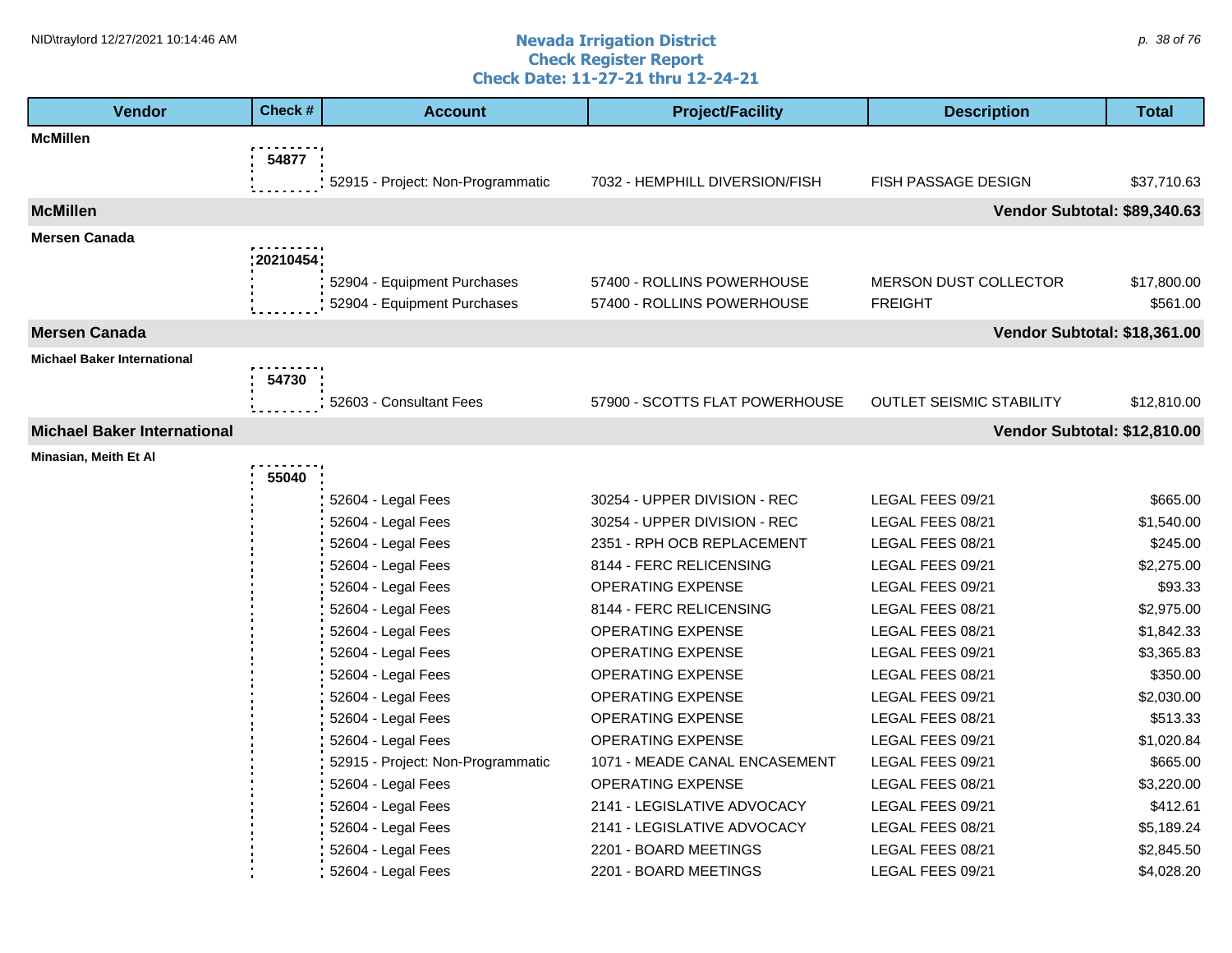# Nevada Irrigation District
## Check Register Report
### Check Date: 11-27-21 thru 12-24-21

| Vendor | Check # | Account | Project/Facility | Description | Total |
|---|---|---|---|---|---|
| **McMillen** | | | | | |
| | 54877 | | | | |
| | | 52915 - Project: Non-Programmatic | 7032 - HEMPHILL DIVERSION/FISH | FISH PASSAGE DESIGN | $37,710.63 |
| **McMillen** | | | | | **Vendor Subtotal: $89,340.63** |
| **Mersen Canada** | | | | | |
| | 20210454 | | | | |
| | | 52904 - Equipment Purchases | 57400 - ROLLINS POWERHOUSE | MERSON DUST COLLECTOR | $17,800.00 |
| | | 52904 - Equipment Purchases | 57400 - ROLLINS POWERHOUSE | FREIGHT | $561.00 |
| **Mersen Canada** | | | | | **Vendor Subtotal: $18,361.00** |
| **Michael Baker International** | | | | | |
| | 54730 | | | | |
| | | 52603 - Consultant Fees | 57900 - SCOTTS FLAT POWERHOUSE | OUTLET SEISMIC STABILITY | $12,810.00 |
| **Michael Baker International** | | | | | **Vendor Subtotal: $12,810.00** |
| **Minasian, Meith Et Al** | | | | | |
| | 55040 | | | | |
| | | 52604 - Legal Fees | 30254 - UPPER DIVISION - REC | LEGAL FEES 09/21 | $665.00 |
| | | 52604 - Legal Fees | 30254 - UPPER DIVISION - REC | LEGAL FEES 08/21 | $1,540.00 |
| | | 52604 - Legal Fees | 2351 - RPH OCB REPLACEMENT | LEGAL FEES 08/21 | $245.00 |
| | | 52604 - Legal Fees | 8144 - FERC RELICENSING | LEGAL FEES 09/21 | $2,275.00 |
| | | 52604 - Legal Fees | OPERATING EXPENSE | LEGAL FEES 09/21 | $93.33 |
| | | 52604 - Legal Fees | 8144 - FERC RELICENSING | LEGAL FEES 08/21 | $2,975.00 |
| | | 52604 - Legal Fees | OPERATING EXPENSE | LEGAL FEES 08/21 | $1,842.33 |
| | | 52604 - Legal Fees | OPERATING EXPENSE | LEGAL FEES 09/21 | $3,365.83 |
| | | 52604 - Legal Fees | OPERATING EXPENSE | LEGAL FEES 08/21 | $350.00 |
| | | 52604 - Legal Fees | OPERATING EXPENSE | LEGAL FEES 09/21 | $2,030.00 |
| | | 52604 - Legal Fees | OPERATING EXPENSE | LEGAL FEES 08/21 | $513.33 |
| | | 52604 - Legal Fees | OPERATING EXPENSE | LEGAL FEES 09/21 | $1,020.84 |
| | | 52915 - Project: Non-Programmatic | 1071 - MEADE CANAL ENCASEMENT | LEGAL FEES 09/21 | $665.00 |
| | | 52604 - Legal Fees | OPERATING EXPENSE | LEGAL FEES 08/21 | $3,220.00 |
| | | 52604 - Legal Fees | 2141 - LEGISLATIVE ADVOCACY | LEGAL FEES 09/21 | $412.61 |
| | | 52604 - Legal Fees | 2141 - LEGISLATIVE ADVOCACY | LEGAL FEES 08/21 | $5,189.24 |
| | | 52604 - Legal Fees | 2201 - BOARD MEETINGS | LEGAL FEES 08/21 | $2,845.50 |
| | | 52604 - Legal Fees | 2201 - BOARD MEETINGS | LEGAL FEES 09/21 | $4,028.20 |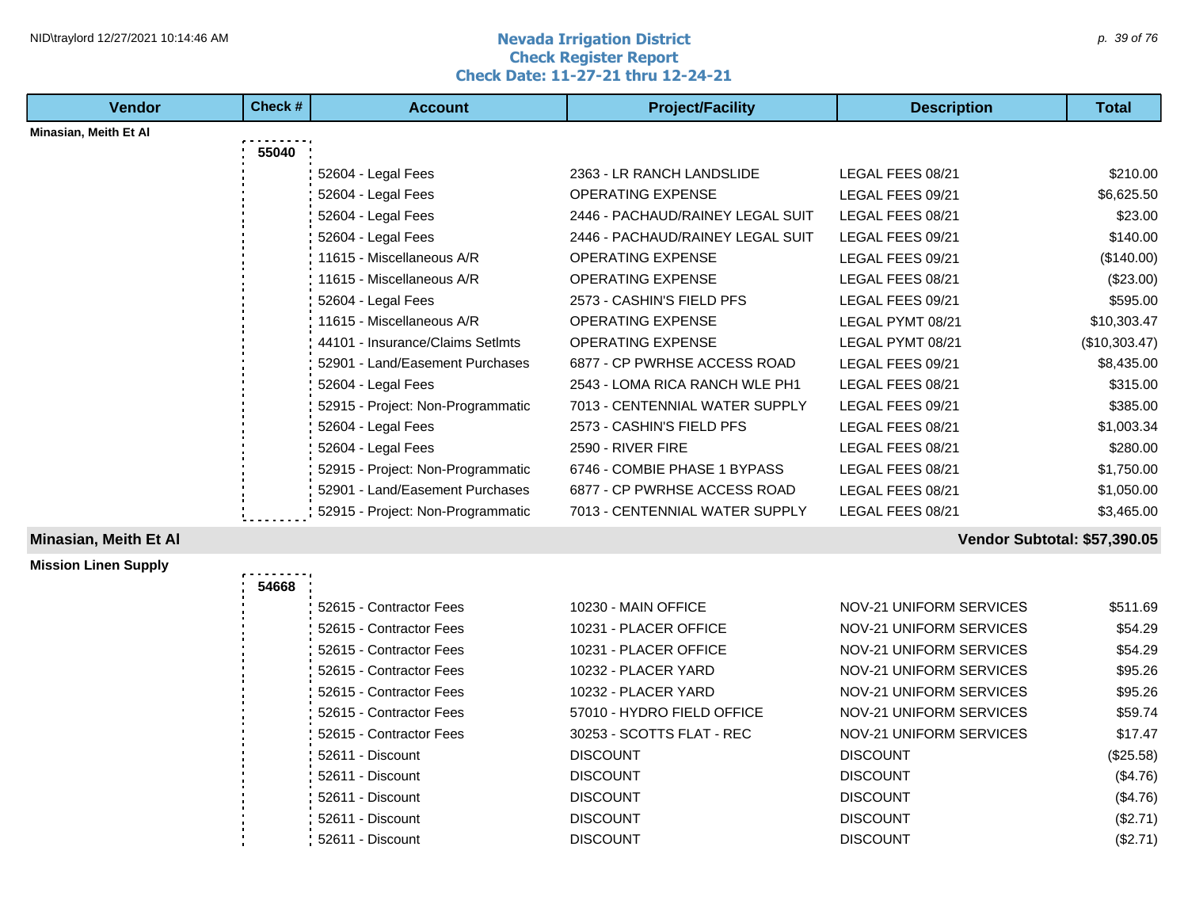# Nevada Irrigation District
## Check Register Report
### Check Date: 11-27-21 thru 12-24-21

| Vendor | Check # | Account | Project/Facility | Description | Total |
|---|---|---|---|---|---|
| **Minasian, Meith Et Al** | | | | | |
| | **55040** | | | | |
| | | 52604 - Legal Fees | 2363 - LR RANCH LANDSLIDE | LEGAL FEES 08/21 | $210.00 |
| | | 52604 - Legal Fees | OPERATING EXPENSE | LEGAL FEES 09/21 | $6,625.50 |
| | | 52604 - Legal Fees | 2446 - PACHAUD/RAINEY LEGAL SUIT | LEGAL FEES 08/21 | $23.00 |
| | | 52604 - Legal Fees | 2446 - PACHAUD/RAINEY LEGAL SUIT | LEGAL FEES 09/21 | $140.00 |
| | | 11615 - Miscellaneous A/R | OPERATING EXPENSE | LEGAL FEES 09/21 | ($140.00) |
| | | 11615 - Miscellaneous A/R | OPERATING EXPENSE | LEGAL FEES 08/21 | ($23.00) |
| | | 52604 - Legal Fees | 2573 - CASHIN'S FIELD PFS | LEGAL FEES 09/21 | $595.00 |
| | | 11615 - Miscellaneous A/R | OPERATING EXPENSE | LEGAL PYMT 08/21 | $10,303.47 |
| | | 44101 - Insurance/Claims Setlmts | OPERATING EXPENSE | LEGAL PYMT 08/21 | ($10,303.47) |
| | | 52901 - Land/Easement Purchases | 6877 - CP PWRHSE ACCESS ROAD | LEGAL FEES 09/21 | $8,435.00 |
| | | 52604 - Legal Fees | 2543 - LOMA RICA RANCH WLE PH1 | LEGAL FEES 08/21 | $315.00 |
| | | 52915 - Project: Non-Programmatic | 7013 - CENTENNIAL WATER SUPPLY | LEGAL FEES 09/21 | $385.00 |
| | | 52604 - Legal Fees | 2573 - CASHIN'S FIELD PFS | LEGAL FEES 08/21 | $1,003.34 |
| | | 52604 - Legal Fees | 2590 - RIVER FIRE | LEGAL FEES 08/21 | $280.00 |
| | | 52915 - Project: Non-Programmatic | 6746 - COMBIE PHASE 1 BYPASS | LEGAL FEES 08/21 | $1,750.00 |
| | | 52901 - Land/Easement Purchases | 6877 - CP PWRHSE ACCESS ROAD | LEGAL FEES 08/21 | $1,050.00 |
| | | 52915 - Project: Non-Programmatic | 7013 - CENTENNIAL WATER SUPPLY | LEGAL FEES 08/21 | $3,465.00 |
| **Minasian, Meith Et Al** | | | | | **Vendor Subtotal: $57,390.05** |
| **Mission Linen Supply** | | | | | |
| | **54668** | | | | |
| | | 52615 - Contractor Fees | 10230 - MAIN OFFICE | NOV-21 UNIFORM SERVICES | $511.69 |
| | | 52615 - Contractor Fees | 10231 - PLACER OFFICE | NOV-21 UNIFORM SERVICES | $54.29 |
| | | 52615 - Contractor Fees | 10231 - PLACER OFFICE | NOV-21 UNIFORM SERVICES | $54.29 |
| | | 52615 - Contractor Fees | 10232 - PLACER YARD | NOV-21 UNIFORM SERVICES | $95.26 |
| | | 52615 - Contractor Fees | 10232 - PLACER YARD | NOV-21 UNIFORM SERVICES | $95.26 |
| | | 52615 - Contractor Fees | 57010 - HYDRO FIELD OFFICE | NOV-21 UNIFORM SERVICES | $59.74 |
| | | 52615 - Contractor Fees | 30253 - SCOTTS FLAT - REC | NOV-21 UNIFORM SERVICES | $17.47 |
| | | 52611 - Discount | DISCOUNT | DISCOUNT | ($25.58) |
| | | 52611 - Discount | DISCOUNT | DISCOUNT | ($4.76) |
| | | 52611 - Discount | DISCOUNT | DISCOUNT | ($4.76) |
| | | 52611 - Discount | DISCOUNT | DISCOUNT | ($2.71) |
| | | 52611 - Discount | DISCOUNT | DISCOUNT | ($2.71) |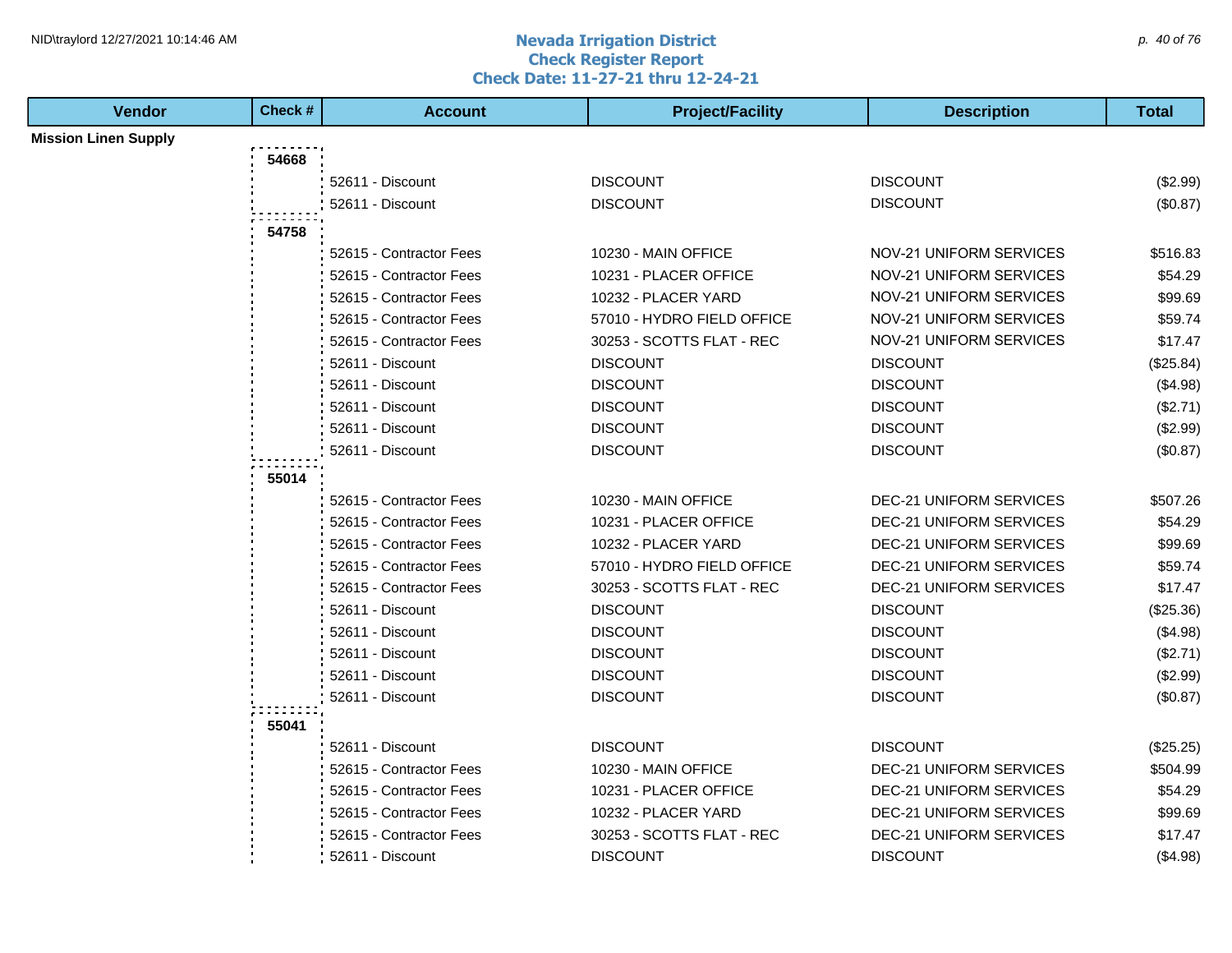# Nevada Irrigation District
## Check Register Report
### Check Date: 11-27-21 thru 12-24-21

| Vendor | Check # | Account | Project/Facility | Description | Total |
|---|---|---|---|---|---|
| **Mission Linen Supply** | | | | | |
| | **54668** | | | | |
| | | 52611 - Discount | DISCOUNT | DISCOUNT | ($2.99) |
| | | 52611 - Discount | DISCOUNT | DISCOUNT | ($0.87) |
| | **54758** | | | | |
| | | 52615 - Contractor Fees | 10230 - MAIN OFFICE | NOV-21 UNIFORM SERVICES | $516.83 |
| | | 52615 - Contractor Fees | 10231 - PLACER OFFICE | NOV-21 UNIFORM SERVICES | $54.29 |
| | | 52615 - Contractor Fees | 10232 - PLACER YARD | NOV-21 UNIFORM SERVICES | $99.69 |
| | | 52615 - Contractor Fees | 57010 - HYDRO FIELD OFFICE | NOV-21 UNIFORM SERVICES | $59.74 |
| | | 52615 - Contractor Fees | 30253 - SCOTTS FLAT - REC | NOV-21 UNIFORM SERVICES | $17.47 |
| | | 52611 - Discount | DISCOUNT | DISCOUNT | ($25.84) |
| | | 52611 - Discount | DISCOUNT | DISCOUNT | ($4.98) |
| | | 52611 - Discount | DISCOUNT | DISCOUNT | ($2.71) |
| | | 52611 - Discount | DISCOUNT | DISCOUNT | ($2.99) |
| | | 52611 - Discount | DISCOUNT | DISCOUNT | ($0.87) |
| | **55014** | | | | |
| | | 52615 - Contractor Fees | 10230 - MAIN OFFICE | DEC-21 UNIFORM SERVICES | $507.26 |
| | | 52615 - Contractor Fees | 10231 - PLACER OFFICE | DEC-21 UNIFORM SERVICES | $54.29 |
| | | 52615 - Contractor Fees | 10232 - PLACER YARD | DEC-21 UNIFORM SERVICES | $99.69 |
| | | 52615 - Contractor Fees | 57010 - HYDRO FIELD OFFICE | DEC-21 UNIFORM SERVICES | $59.74 |
| | | 52615 - Contractor Fees | 30253 - SCOTTS FLAT - REC | DEC-21 UNIFORM SERVICES | $17.47 |
| | | 52611 - Discount | DISCOUNT | DISCOUNT | ($25.36) |
| | | 52611 - Discount | DISCOUNT | DISCOUNT | ($4.98) |
| | | 52611 - Discount | DISCOUNT | DISCOUNT | ($2.71) |
| | | 52611 - Discount | DISCOUNT | DISCOUNT | ($2.99) |
| | | 52611 - Discount | DISCOUNT | DISCOUNT | ($0.87) |
| | **55041** | | | | |
| | | 52611 - Discount | DISCOUNT | DISCOUNT | ($25.25) |
| | | 52615 - Contractor Fees | 10230 - MAIN OFFICE | DEC-21 UNIFORM SERVICES | $504.99 |
| | | 52615 - Contractor Fees | 10231 - PLACER OFFICE | DEC-21 UNIFORM SERVICES | $54.29 |
| | | 52615 - Contractor Fees | 10232 - PLACER YARD | DEC-21 UNIFORM SERVICES | $99.69 |
| | | 52615 - Contractor Fees | 30253 - SCOTTS FLAT - REC | DEC-21 UNIFORM SERVICES | $17.47 |
| | | 52611 - Discount | DISCOUNT | DISCOUNT | ($4.98) |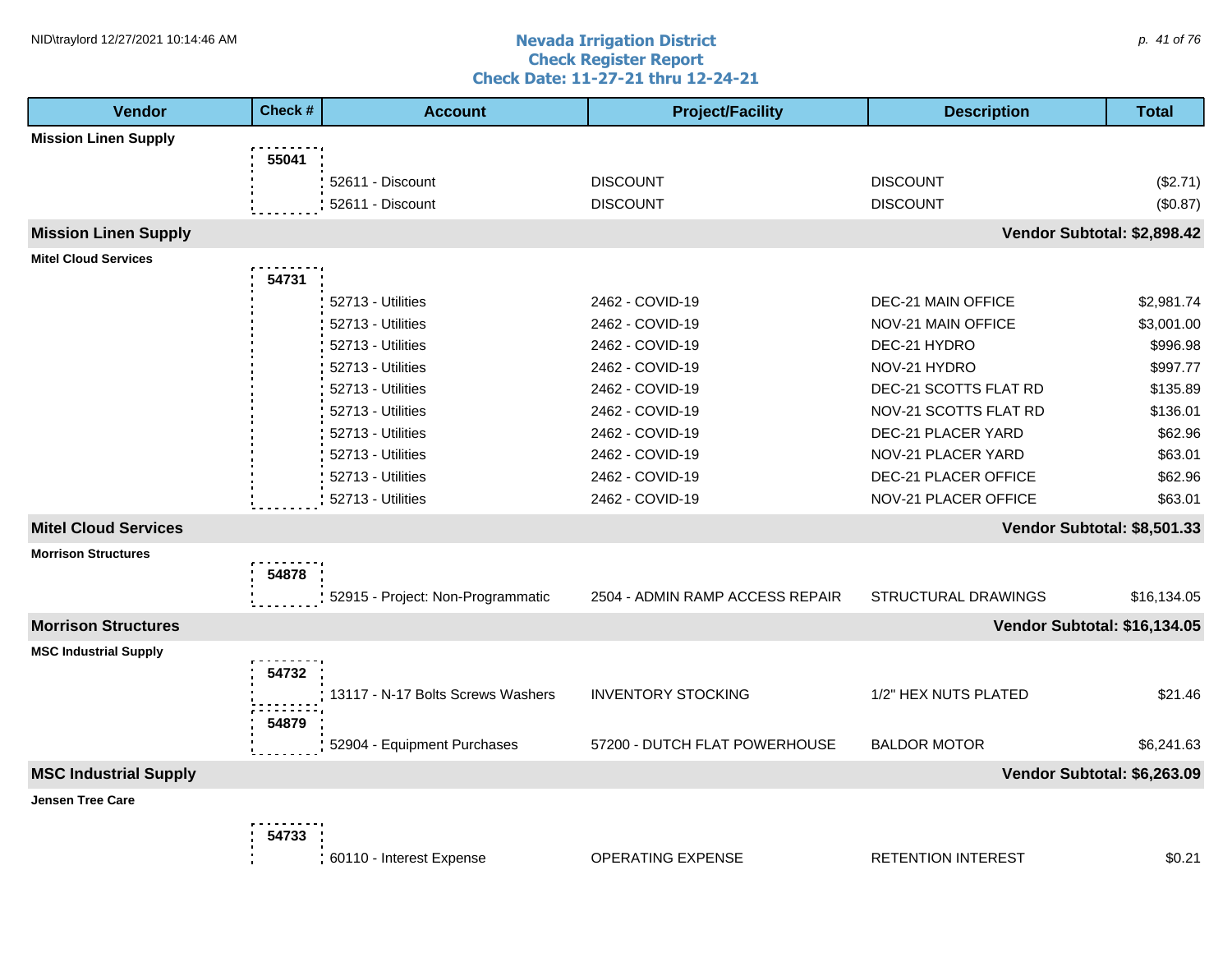# Nevada Irrigation District
## Check Register Report
### Check Date: 11-27-21 thru 12-24-21

| Vendor | Check # | Account | Project/Facility | Description | Total |
|---|---|---|---|---|---|
| **Mission Linen Supply** | | | | | |
| | **55041** | | | | |
| | | 52611 - Discount | DISCOUNT | DISCOUNT | ($2.71) |
| | | 52611 - Discount | DISCOUNT | DISCOUNT | ($0.87) |
| **Mission Linen Supply** | | | | | **Vendor Subtotal: $2,898.42** |
| **Mitel Cloud Services** | | | | | |
| | **54731** | | | | |
| | | 52713 - Utilities | 2462 - COVID-19 | DEC-21 MAIN OFFICE | $2,981.74 |
| | | 52713 - Utilities | 2462 - COVID-19 | NOV-21 MAIN OFFICE | $3,001.00 |
| | | 52713 - Utilities | 2462 - COVID-19 | DEC-21 HYDRO | $996.98 |
| | | 52713 - Utilities | 2462 - COVID-19 | NOV-21 HYDRO | $997.77 |
| | | 52713 - Utilities | 2462 - COVID-19 | DEC-21 SCOTTS FLAT RD | $135.89 |
| | | 52713 - Utilities | 2462 - COVID-19 | NOV-21 SCOTTS FLAT RD | $136.01 |
| | | 52713 - Utilities | 2462 - COVID-19 | DEC-21 PLACER YARD | $62.96 |
| | | 52713 - Utilities | 2462 - COVID-19 | NOV-21 PLACER YARD | $63.01 |
| | | 52713 - Utilities | 2462 - COVID-19 | DEC-21 PLACER OFFICE | $62.96 |
| | | 52713 - Utilities | 2462 - COVID-19 | NOV-21 PLACER OFFICE | $63.01 |
| **Mitel Cloud Services** | | | | | **Vendor Subtotal: $8,501.33** |
| **Morrison Structures** | | | | | |
| | **54878** | | | | |
| | | 52915 - Project: Non-Programmatic | 2504 - ADMIN RAMP ACCESS REPAIR | STRUCTURAL DRAWINGS | $16,134.05 |
| **Morrison Structures** | | | | | **Vendor Subtotal: $16,134.05** |
| **MSC Industrial Supply** | | | | | |
| | **54732** | | | | |
| | | 13117 - N-17 Bolts Screws Washers | INVENTORY STOCKING | 1/2" HEX NUTS PLATED | $21.46 |
| | **54879** | | | | |
| | | 52904 - Equipment Purchases | 57200 - DUTCH FLAT POWERHOUSE | BALDOR MOTOR | $6,241.63 |
| **MSC Industrial Supply** | | | | | **Vendor Subtotal: $6,263.09** |
| **Jensen Tree Care** | | | | | |
| | **54733** | | | | |
| | | 60110 - Interest Expense | OPERATING EXPENSE | RETENTION INTEREST | $0.21 |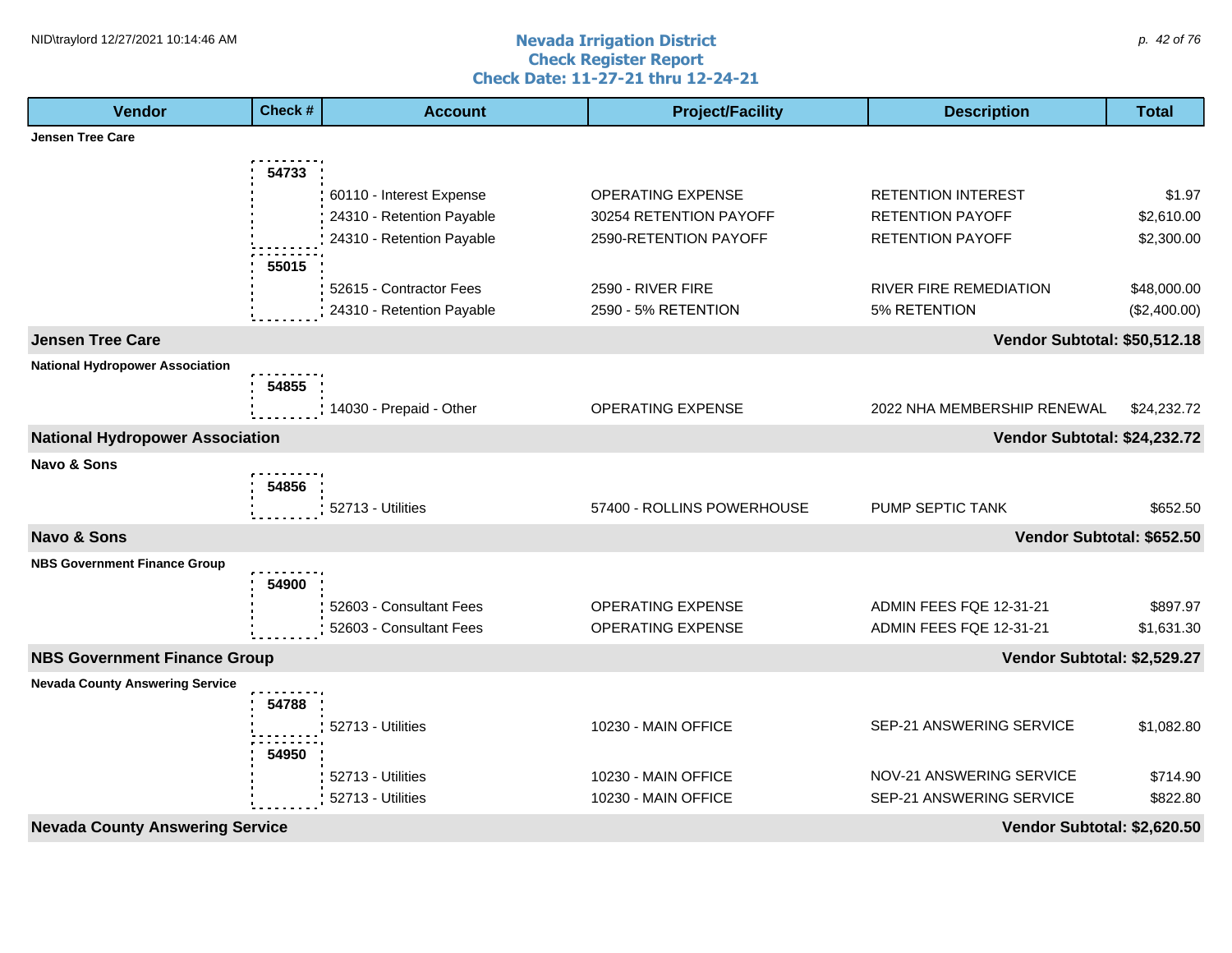# Nevada Irrigation District
## Check Register Report
### Check Date: 11-27-21 thru 12-24-21

| Vendor | Check # | Account | Project/Facility | Description | Total |
|---|---|---|---|---|---|
| **Jensen Tree Care** | | | | | |
| | 54733 | | | | |
| | | 60110 - Interest Expense | OPERATING EXPENSE | RETENTION INTEREST | $1.97 |
| | | 24310 - Retention Payable | 30254 RETENTION PAYOFF | RETENTION PAYOFF | $2,610.00 |
| | | 24310 - Retention Payable | 2590-RETENTION PAYOFF | RETENTION PAYOFF | $2,300.00 |
| | 55015 | | | | |
| | | 52615 - Contractor Fees | 2590 - RIVER FIRE | RIVER FIRE REMEDIATION | $48,000.00 |
| | | 24310 - Retention Payable | 2590 - 5% RETENTION | 5% RETENTION | ($2,400.00) |
| **Jensen Tree Care** | | | | | **Vendor Subtotal: $50,512.18** |
| **National Hydropower Association** | | | | | |
| | 54855 | | | | |
| | | 14030 - Prepaid - Other | OPERATING EXPENSE | 2022 NHA MEMBERSHIP RENEWAL | $24,232.72 |
| **National Hydropower Association** | | | | | **Vendor Subtotal: $24,232.72** |
| **Navo & Sons** | | | | | |
| | 54856 | | | | |
| | | 52713 - Utilities | 57400 - ROLLINS POWERHOUSE | PUMP SEPTIC TANK | $652.50 |
| **Navo & Sons** | | | | | **Vendor Subtotal: $652.50** |
| **NBS Government Finance Group** | | | | | |
| | 54900 | | | | |
| | | 52603 - Consultant Fees | OPERATING EXPENSE | ADMIN FEES FQE 12-31-21 | $897.97 |
| | | 52603 - Consultant Fees | OPERATING EXPENSE | ADMIN FEES FQE 12-31-21 | $1,631.30 |
| **NBS Government Finance Group** | | | | | **Vendor Subtotal: $2,529.27** |
| **Nevada County Answering Service** | | | | | |
| | 54788 | | | | |
| | | 52713 - Utilities | 10230 - MAIN OFFICE | SEP-21 ANSWERING SERVICE | $1,082.80 |
| | 54950 | | | | |
| | | 52713 - Utilities | 10230 - MAIN OFFICE | NOV-21 ANSWERING SERVICE | $714.90 |
| | | 52713 - Utilities | 10230 - MAIN OFFICE | SEP-21 ANSWERING SERVICE | $822.80 |
| **Nevada County Answering Service** | | | | | **Vendor Subtotal: $2,620.50** |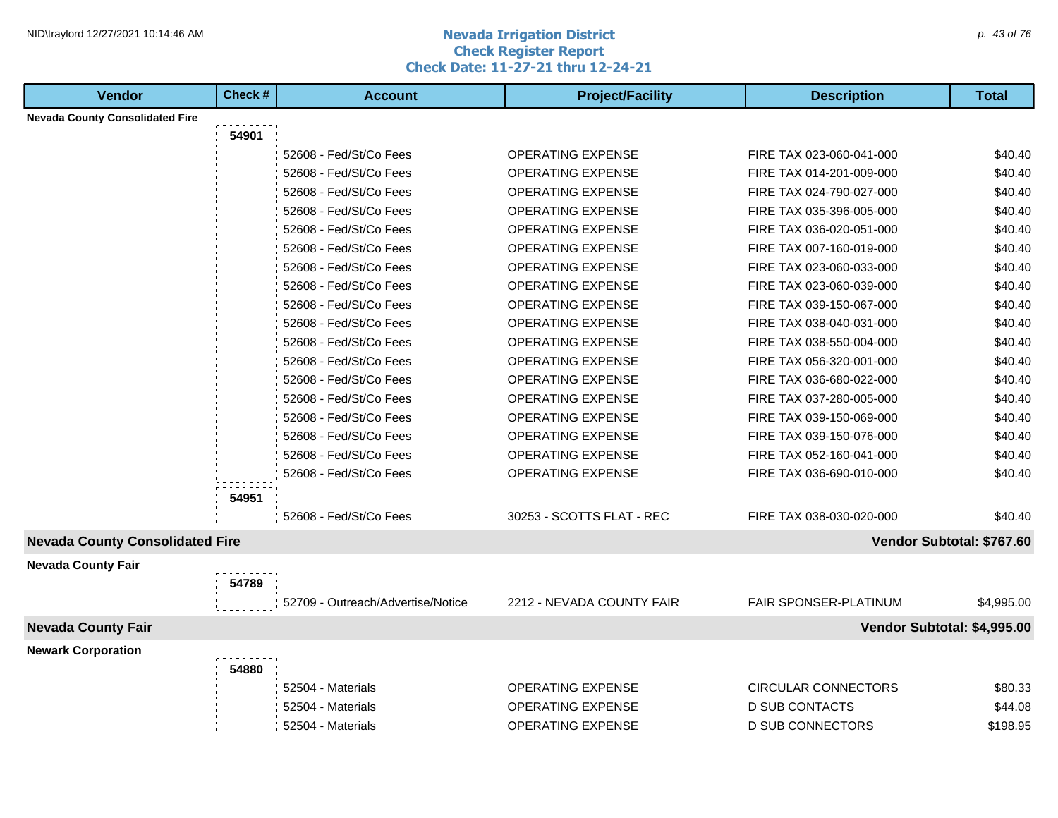# Nevada Irrigation District
## Check Register Report
## Check Date: 11-27-21 thru 12-24-21

| Vendor | Check # | Account | Project/Facility | Description | Total |
|---|---|---|---|---|---|
| **Nevada County Consolidated Fire** | | | | | |
| | 54901 | | | | |
| | | 52608 - Fed/St/Co Fees | OPERATING EXPENSE | FIRE TAX 023-060-041-000 | $40.40 |
| | | 52608 - Fed/St/Co Fees | OPERATING EXPENSE | FIRE TAX 014-201-009-000 | $40.40 |
| | | 52608 - Fed/St/Co Fees | OPERATING EXPENSE | FIRE TAX 024-790-027-000 | $40.40 |
| | | 52608 - Fed/St/Co Fees | OPERATING EXPENSE | FIRE TAX 035-396-005-000 | $40.40 |
| | | 52608 - Fed/St/Co Fees | OPERATING EXPENSE | FIRE TAX 036-020-051-000 | $40.40 |
| | | 52608 - Fed/St/Co Fees | OPERATING EXPENSE | FIRE TAX 007-160-019-000 | $40.40 |
| | | 52608 - Fed/St/Co Fees | OPERATING EXPENSE | FIRE TAX 023-060-033-000 | $40.40 |
| | | 52608 - Fed/St/Co Fees | OPERATING EXPENSE | FIRE TAX 023-060-039-000 | $40.40 |
| | | 52608 - Fed/St/Co Fees | OPERATING EXPENSE | FIRE TAX 039-150-067-000 | $40.40 |
| | | 52608 - Fed/St/Co Fees | OPERATING EXPENSE | FIRE TAX 038-040-031-000 | $40.40 |
| | | 52608 - Fed/St/Co Fees | OPERATING EXPENSE | FIRE TAX 038-550-004-000 | $40.40 |
| | | 52608 - Fed/St/Co Fees | OPERATING EXPENSE | FIRE TAX 056-320-001-000 | $40.40 |
| | | 52608 - Fed/St/Co Fees | OPERATING EXPENSE | FIRE TAX 036-680-022-000 | $40.40 |
| | | 52608 - Fed/St/Co Fees | OPERATING EXPENSE | FIRE TAX 037-280-005-000 | $40.40 |
| | | 52608 - Fed/St/Co Fees | OPERATING EXPENSE | FIRE TAX 039-150-069-000 | $40.40 |
| | | 52608 - Fed/St/Co Fees | OPERATING EXPENSE | FIRE TAX 039-150-076-000 | $40.40 |
| | | 52608 - Fed/St/Co Fees | OPERATING EXPENSE | FIRE TAX 052-160-041-000 | $40.40 |
| | | 52608 - Fed/St/Co Fees | OPERATING EXPENSE | FIRE TAX 036-690-010-000 | $40.40 |
| | 54951 | | | | |
| | | 52608 - Fed/St/Co Fees | 30253 - SCOTTS FLAT - REC | FIRE TAX 038-030-020-000 | $40.40 |
| **Nevada County Consolidated Fire** | | | | | **Vendor Subtotal: $767.60** |
| **Nevada County Fair** | | | | | |
| | 54789 | | | | |
| | | 52709 - Outreach/Advertise/Notice | 2212 - NEVADA COUNTY FAIR | FAIR SPONSER-PLATINUM | $4,995.00 |
| **Nevada County Fair** | | | | | **Vendor Subtotal: $4,995.00** |
| **Newark Corporation** | | | | | |
| | 54880 | | | | |
| | | 52504 - Materials | OPERATING EXPENSE | CIRCULAR CONNECTORS | $80.33 |
| | | 52504 - Materials | OPERATING EXPENSE | D SUB CONTACTS | $44.08 |
| | | 52504 - Materials | OPERATING EXPENSE | D SUB CONNECTORS | $198.95 |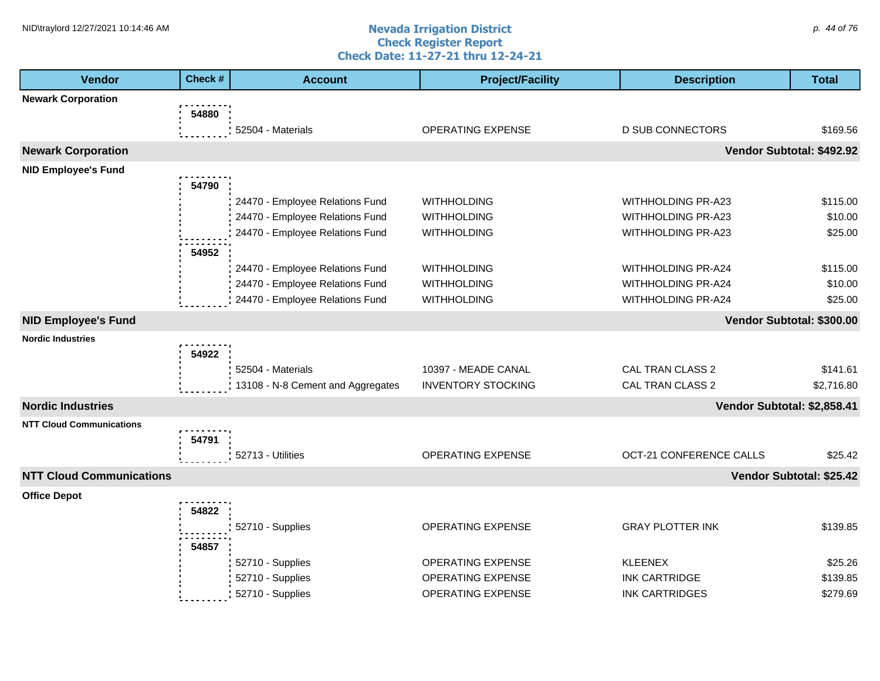# Nevada Irrigation District
## Check Register Report
### Check Date: 11-27-21 thru 12-24-21

| Vendor | Check # | Account | Project/Facility | Description | Total |
|---|---|---|---|---|---|
| **Newark Corporation** | | | | | |
| | **54880** | | | | |
| | | 52504 - Materials | OPERATING EXPENSE | D SUB CONNECTORS | $169.56 |
| **Newark Corporation** | | | | | **Vendor Subtotal: $492.92** |
| **NID Employee's Fund** | | | | | |
| | **54790** | | | | |
| | | 24470 - Employee Relations Fund | WITHHOLDING | WITHHOLDING PR-A23 | $115.00 |
| | | 24470 - Employee Relations Fund | WITHHOLDING | WITHHOLDING PR-A23 | $10.00 |
| | | 24470 - Employee Relations Fund | WITHHOLDING | WITHHOLDING PR-A23 | $25.00 |
| | **54952** | | | | |
| | | 24470 - Employee Relations Fund | WITHHOLDING | WITHHOLDING PR-A24 | $115.00 |
| | | 24470 - Employee Relations Fund | WITHHOLDING | WITHHOLDING PR-A24 | $10.00 |
| | | 24470 - Employee Relations Fund | WITHHOLDING | WITHHOLDING PR-A24 | $25.00 |
| **NID Employee's Fund** | | | | | **Vendor Subtotal: $300.00** |
| **Nordic Industries** | | | | | |
| | **54922** | | | | |
| | | 52504 - Materials | 10397 - MEADE CANAL | CAL TRAN CLASS 2 | $141.61 |
| | | 13108 - N-8 Cement and Aggregates | INVENTORY STOCKING | CAL TRAN CLASS 2 | $2,716.80 |
| **Nordic Industries** | | | | | **Vendor Subtotal: $2,858.41** |
| **NTT Cloud Communications** | | | | | |
| | **54791** | | | | |
| | | 52713 - Utilities | OPERATING EXPENSE | OCT-21 CONFERENCE CALLS | $25.42 |
| **NTT Cloud Communications** | | | | | **Vendor Subtotal: $25.42** |
| **Office Depot** | | | | | |
| | **54822** | | | | |
| | | 52710 - Supplies | OPERATING EXPENSE | GRAY PLOTTER INK | $139.85 |
| | **54857** | | | | |
| | | 52710 - Supplies | OPERATING EXPENSE | KLEENEX | $25.26 |
| | | 52710 - Supplies | OPERATING EXPENSE | INK CARTRIDGE | $139.85 |
| | | 52710 - Supplies | OPERATING EXPENSE | INK CARTRIDGES | $279.69 |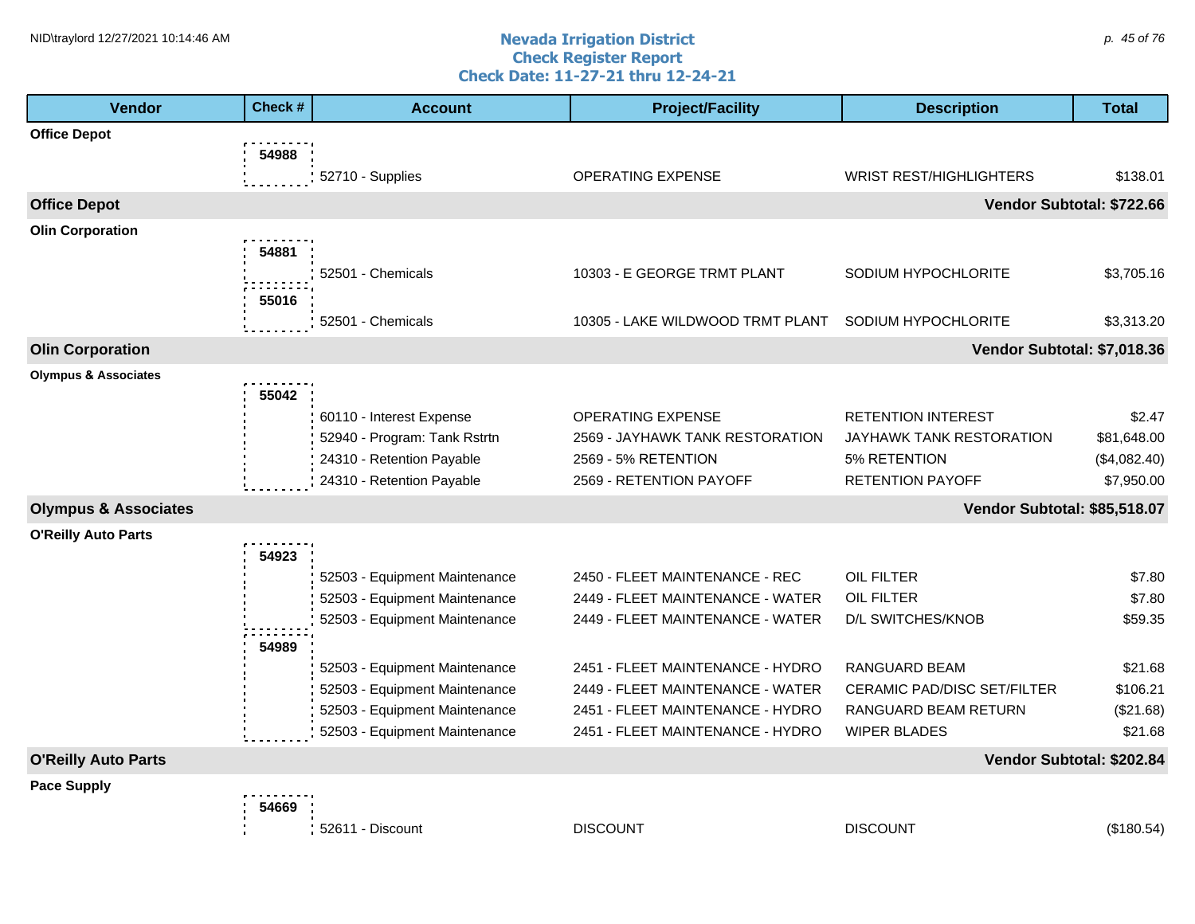## Nevada Irrigation District
## Check Register Report
## Check Date: 11-27-21 thru 12-24-21

| Vendor | Check # | Account | Project/Facility | Description | Total |
|---|---|---|---|---|---|
| **Office Depot** | | | | | |
| | 54988 | 52710 - Supplies | OPERATING EXPENSE | WRIST REST/HIGHLIGHTERS | $138.01 |
| **Office Depot** | | | | | **Vendor Subtotal: $722.66** |
| **Olin Corporation** | | | | | |
| | 54881 | 52501 - Chemicals | 10303 - E GEORGE TRMT PLANT | SODIUM HYPOCHLORITE | $3,705.16 |
| | 55016 | 52501 - Chemicals | 10305 - LAKE WILDWOOD TRMT PLANT | SODIUM HYPOCHLORITE | $3,313.20 |
| **Olin Corporation** | | | | | **Vendor Subtotal: $7,018.36** |
| **Olympus & Associates** | | | | | |
| | 55042 | 60110 - Interest Expense | OPERATING EXPENSE | RETENTION INTEREST | $2.47 |
| | | 52940 - Program: Tank Rstrtn | 2569 - JAYHAWK TANK RESTORATION | JAYHAWK TANK RESTORATION | $81,648.00 |
| | | 24310 - Retention Payable | 2569 - 5% RETENTION | 5% RETENTION | ($4,082.40) |
| | | 24310 - Retention Payable | 2569 - RETENTION PAYOFF | RETENTION PAYOFF | $7,950.00 |
| **Olympus & Associates** | | | | | **Vendor Subtotal: $85,518.07** |
| **O'Reilly Auto Parts** | | | | | |
| | 54923 | 52503 - Equipment Maintenance | 2450 - FLEET MAINTENANCE - REC | OIL FILTER | $7.80 |
| | | 52503 - Equipment Maintenance | 2449 - FLEET MAINTENANCE - WATER | OIL FILTER | $7.80 |
| | | 52503 - Equipment Maintenance | 2449 - FLEET MAINTENANCE - WATER | D/L SWITCHES/KNOB | $59.35 |
| | 54989 | 52503 - Equipment Maintenance | 2451 - FLEET MAINTENANCE - HYDRO | RANGUARD BEAM | $21.68 |
| | | 52503 - Equipment Maintenance | 2449 - FLEET MAINTENANCE - WATER | CERAMIC PAD/DISC SET/FILTER | $106.21 |
| | | 52503 - Equipment Maintenance | 2451 - FLEET MAINTENANCE - HYDRO | RANGUARD BEAM RETURN | ($21.68) |
| | | 52503 - Equipment Maintenance | 2451 - FLEET MAINTENANCE - HYDRO | WIPER BLADES | $21.68 |
| **O'Reilly Auto Parts** | | | | | **Vendor Subtotal: $202.84** |
| **Pace Supply** | | | | | |
| | 54669 | 52611 - Discount | DISCOUNT | DISCOUNT | ($180.54) |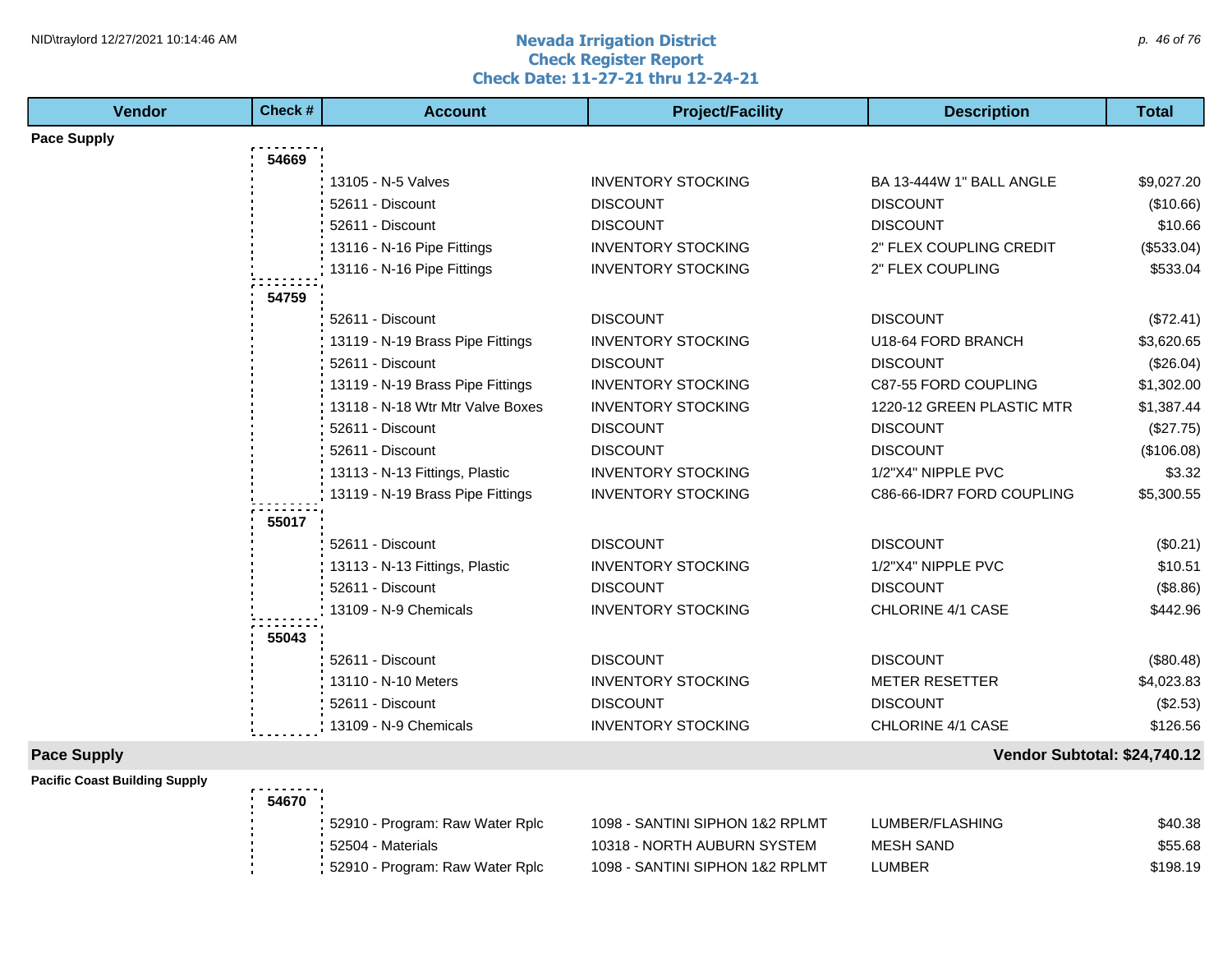# Nevada Irrigation District
## Check Register Report
### Check Date: 11-27-21 thru 12-24-21

| Vendor | Check # | Account | Project/Facility | Description | Total |
|---|---|---|---|---|---|
| **Pace Supply** | | | | | |
| | 54669 | | | | |
| | | 13105 - N-5 Valves | INVENTORY STOCKING | BA 13-444W 1" BALL ANGLE | $9,027.20 |
| | | 52611 - Discount | DISCOUNT | DISCOUNT | ($10.66) |
| | | 52611 - Discount | DISCOUNT | DISCOUNT | $10.66 |
| | | 13116 - N-16 Pipe Fittings | INVENTORY STOCKING | 2" FLEX COUPLING CREDIT | ($533.04) |
| | | 13116 - N-16 Pipe Fittings | INVENTORY STOCKING | 2" FLEX COUPLING | $533.04 |
| | 54759 | | | | |
| | | 52611 - Discount | DISCOUNT | DISCOUNT | ($72.41) |
| | | 13119 - N-19 Brass Pipe Fittings | INVENTORY STOCKING | U18-64 FORD BRANCH | $3,620.65 |
| | | 52611 - Discount | DISCOUNT | DISCOUNT | ($26.04) |
| | | 13119 - N-19 Brass Pipe Fittings | INVENTORY STOCKING | C87-55 FORD COUPLING | $1,302.00 |
| | | 13118 - N-18 Wtr Mtr Valve Boxes | INVENTORY STOCKING | 1220-12 GREEN PLASTIC MTR | $1,387.44 |
| | | 52611 - Discount | DISCOUNT | DISCOUNT | ($27.75) |
| | | 52611 - Discount | DISCOUNT | DISCOUNT | ($106.08) |
| | | 13113 - N-13 Fittings, Plastic | INVENTORY STOCKING | 1/2"X4" NIPPLE PVC | $3.32 |
| | | 13119 - N-19 Brass Pipe Fittings | INVENTORY STOCKING | C86-66-IDR7 FORD COUPLING | $5,300.55 |
| | 55017 | | | | |
| | | 52611 - Discount | DISCOUNT | DISCOUNT | ($0.21) |
| | | 13113 - N-13 Fittings, Plastic | INVENTORY STOCKING | 1/2"X4" NIPPLE PVC | $10.51 |
| | | 52611 - Discount | DISCOUNT | DISCOUNT | ($8.86) |
| | | 13109 - N-9 Chemicals | INVENTORY STOCKING | CHLORINE 4/1 CASE | $442.96 |
| | 55043 | | | | |
| | | 52611 - Discount | DISCOUNT | DISCOUNT | ($80.48) |
| | | 13110 - N-10 Meters | INVENTORY STOCKING | METER RESETTER | $4,023.83 |
| | | 52611 - Discount | DISCOUNT | DISCOUNT | ($2.53) |
| | | 13109 - N-9 Chemicals | INVENTORY STOCKING | CHLORINE 4/1 CASE | $126.56 |
| **Pace Supply** | | | | **Vendor Subtotal:** | **$24,740.12** |
| **Pacific Coast Building Supply** | | | | | |
| | 54670 | | | | |
| | | 52910 - Program: Raw Water Rplc | 1098 - SANTINI SIPHON 1&2 RPLMT | LUMBER/FLASHING | $40.38 |
| | | 52504 - Materials | 10318 - NORTH AUBURN SYSTEM | MESH SAND | $55.68 |
| | | 52910 - Program: Raw Water Rplc | 1098 - SANTINI SIPHON 1&2 RPLMT | LUMBER | $198.19 |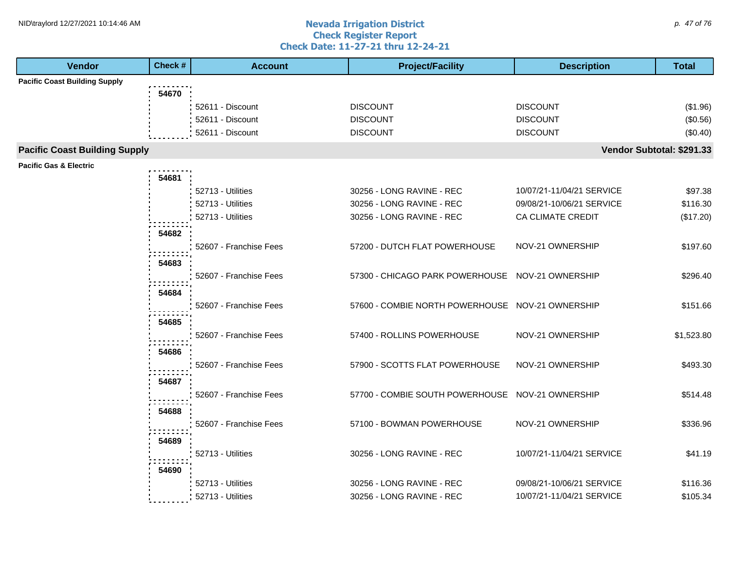# Nevada Irrigation District
## Check Register Report
### Check Date: 11-27-21 thru 12-24-21

| Vendor | Check # | Account | Project/Facility | Description | Total |
|---|---|---|---|---|---|
| **Pacific Coast Building Supply** | | | | | |
| | 54670 | | | | |
| | | 52611 - Discount | DISCOUNT | DISCOUNT | ($1.96) |
| | | 52611 - Discount | DISCOUNT | DISCOUNT | ($0.56) |
| | | 52611 - Discount | DISCOUNT | DISCOUNT | ($0.40) |
| **Pacific Coast Building Supply** | | | | | **Vendor Subtotal: $291.33** |
| **Pacific Gas & Electric** | | | | | |
| | 54681 | | | | |
| | | 52713 - Utilities | 30256 - LONG RAVINE - REC | 10/07/21-11/04/21 SERVICE | $97.38 |
| | | 52713 - Utilities | 30256 - LONG RAVINE - REC | 09/08/21-10/06/21 SERVICE | $116.30 |
| | | 52713 - Utilities | 30256 - LONG RAVINE - REC | CA CLIMATE CREDIT | ($17.20) |
| | 54682 | | | | |
| | | 52607 - Franchise Fees | 57200 - DUTCH FLAT POWERHOUSE | NOV-21 OWNERSHIP | $197.60 |
| | 54683 | | | | |
| | | 52607 - Franchise Fees | 57300 - CHICAGO PARK POWERHOUSE | NOV-21 OWNERSHIP | $296.40 |
| | 54684 | | | | |
| | | 52607 - Franchise Fees | 57600 - COMBIE NORTH POWERHOUSE | NOV-21 OWNERSHIP | $151.66 |
| | 54685 | | | | |
| | | 52607 - Franchise Fees | 57400 - ROLLINS POWERHOUSE | NOV-21 OWNERSHIP | $1,523.80 |
| | 54686 | | | | |
| | | 52607 - Franchise Fees | 57900 - SCOTTS FLAT POWERHOUSE | NOV-21 OWNERSHIP | $493.30 |
| | 54687 | | | | |
| | | 52607 - Franchise Fees | 57700 - COMBIE SOUTH POWERHOUSE | NOV-21 OWNERSHIP | $514.48 |
| | 54688 | | | | |
| | | 52607 - Franchise Fees | 57100 - BOWMAN POWERHOUSE | NOV-21 OWNERSHIP | $336.96 |
| | 54689 | | | | |
| | | 52713 - Utilities | 30256 - LONG RAVINE - REC | 10/07/21-11/04/21 SERVICE | $41.19 |
| | 54690 | | | | |
| | | 52713 - Utilities | 30256 - LONG RAVINE - REC | 09/08/21-10/06/21 SERVICE | $116.36 |
| | | 52713 - Utilities | 30256 - LONG RAVINE - REC | 10/07/21-11/04/21 SERVICE | $105.34 |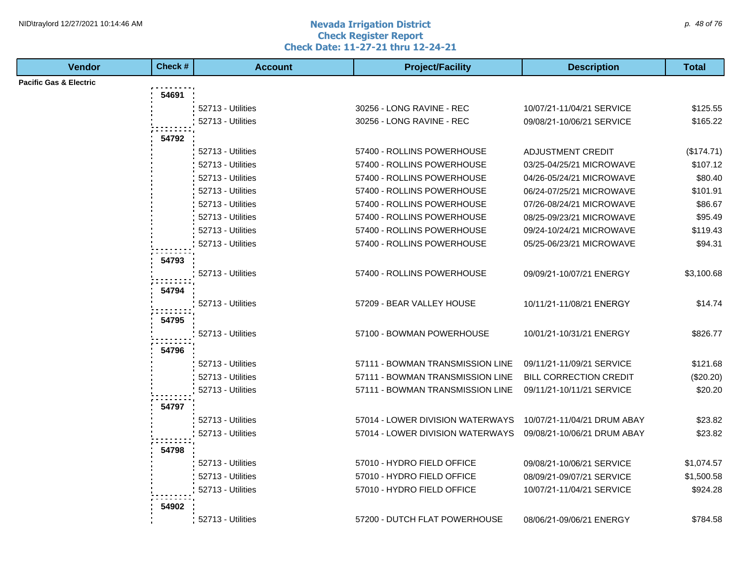# Nevada Irrigation District
## Check Register Report
### Check Date: 11-27-21 thru 12-24-21

| Vendor | Check # | Account | Project/Facility | Description | Total |
|---|---|---|---|---|---|
| **Pacific Gas & Electric** | | | | | |
| | 54691 | | | | |
| | | 52713 - Utilities | 30256 - LONG RAVINE - REC | 10/07/21-11/04/21 SERVICE | $125.55 |
| | | 52713 - Utilities | 30256 - LONG RAVINE - REC | 09/08/21-10/06/21 SERVICE | $165.22 |
| | 54792 | | | | |
| | | 52713 - Utilities | 57400 - ROLLINS POWERHOUSE | ADJUSTMENT CREDIT | ($174.71) |
| | | 52713 - Utilities | 57400 - ROLLINS POWERHOUSE | 03/25-04/25/21 MICROWAVE | $107.12 |
| | | 52713 - Utilities | 57400 - ROLLINS POWERHOUSE | 04/26-05/24/21 MICROWAVE | $80.40 |
| | | 52713 - Utilities | 57400 - ROLLINS POWERHOUSE | 06/24-07/25/21 MICROWAVE | $101.91 |
| | | 52713 - Utilities | 57400 - ROLLINS POWERHOUSE | 07/26-08/24/21 MICROWAVE | $86.67 |
| | | 52713 - Utilities | 57400 - ROLLINS POWERHOUSE | 08/25-09/23/21 MICROWAVE | $95.49 |
| | | 52713 - Utilities | 57400 - ROLLINS POWERHOUSE | 09/24-10/24/21 MICROWAVE | $119.43 |
| | | 52713 - Utilities | 57400 - ROLLINS POWERHOUSE | 05/25-06/23/21 MICROWAVE | $94.31 |
| | 54793 | | | | |
| | | 52713 - Utilities | 57400 - ROLLINS POWERHOUSE | 09/09/21-10/07/21 ENERGY | $3,100.68 |
| | 54794 | | | | |
| | | 52713 - Utilities | 57209 - BEAR VALLEY HOUSE | 10/11/21-11/08/21 ENERGY | $14.74 |
| | 54795 | | | | |
| | | 52713 - Utilities | 57100 - BOWMAN POWERHOUSE | 10/01/21-10/31/21 ENERGY | $826.77 |
| | 54796 | | | | |
| | | 52713 - Utilities | 57111 - BOWMAN TRANSMISSION LINE | 09/11/21-11/09/21 SERVICE | $121.68 |
| | | 52713 - Utilities | 57111 - BOWMAN TRANSMISSION LINE | BILL CORRECTION CREDIT | ($20.20) |
| | | 52713 - Utilities | 57111 - BOWMAN TRANSMISSION LINE | 09/11/21-10/11/21 SERVICE | $20.20 |
| | 54797 | | | | |
| | | 52713 - Utilities | 57014 - LOWER DIVISION WATERWAYS | 10/07/21-11/04/21 DRUM ABAY | $23.82 |
| | | 52713 - Utilities | 57014 - LOWER DIVISION WATERWAYS | 09/08/21-10/06/21 DRUM ABAY | $23.82 |
| | 54798 | | | | |
| | | 52713 - Utilities | 57010 - HYDRO FIELD OFFICE | 09/08/21-10/06/21 SERVICE | $1,074.57 |
| | | 52713 - Utilities | 57010 - HYDRO FIELD OFFICE | 08/09/21-09/07/21 SERVICE | $1,500.58 |
| | | 52713 - Utilities | 57010 - HYDRO FIELD OFFICE | 10/07/21-11/04/21 SERVICE | $924.28 |
| | 54902 | | | | |
| | | 52713 - Utilities | 57200 - DUTCH FLAT POWERHOUSE | 08/06/21-09/06/21 ENERGY | $784.58 |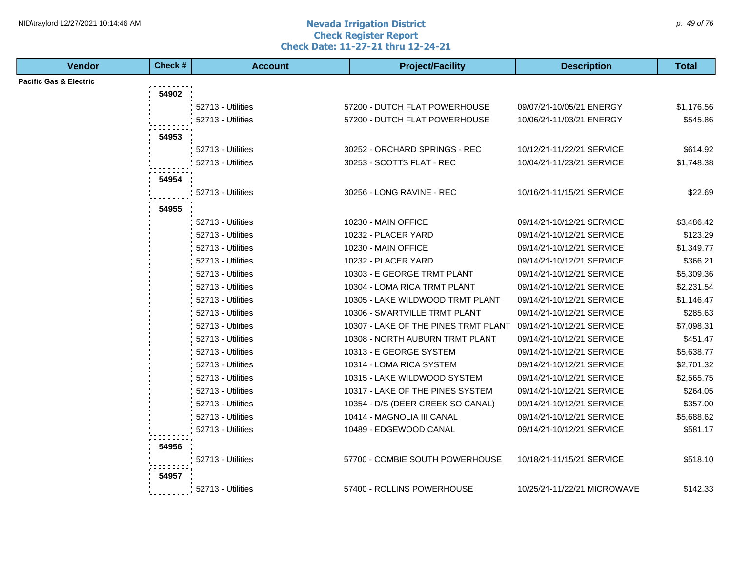# Nevada Irrigation District
## Check Register Report
## Check Date: 11-27-21 thru 12-24-21

| Vendor | Check # | Account | Project/Facility | Description | Total |
|---|---|---|---|---|---|
| **Pacific Gas & Electric** | | | | | |
| | **54902** | | | | |
| | | 52713 - Utilities | 57200 - DUTCH FLAT POWERHOUSE | 09/07/21-10/05/21 ENERGY | $1,176.56 |
| | | 52713 - Utilities | 57200 - DUTCH FLAT POWERHOUSE | 10/06/21-11/03/21 ENERGY | $545.86 |
| | **54953** | | | | |
| | | 52713 - Utilities | 30252 - ORCHARD SPRINGS - REC | 10/12/21-11/22/21 SERVICE | $614.92 |
| | | 52713 - Utilities | 30253 - SCOTTS FLAT - REC | 10/04/21-11/23/21 SERVICE | $1,748.38 |
| | **54954** | | | | |
| | | 52713 - Utilities | 30256 - LONG RAVINE - REC | 10/16/21-11/15/21 SERVICE | $22.69 |
| | **54955** | | | | |
| | | 52713 - Utilities | 10230 - MAIN OFFICE | 09/14/21-10/12/21 SERVICE | $3,486.42 |
| | | 52713 - Utilities | 10232 - PLACER YARD | 09/14/21-10/12/21 SERVICE | $123.29 |
| | | 52713 - Utilities | 10230 - MAIN OFFICE | 09/14/21-10/12/21 SERVICE | $1,349.77 |
| | | 52713 - Utilities | 10232 - PLACER YARD | 09/14/21-10/12/21 SERVICE | $366.21 |
| | | 52713 - Utilities | 10303 - E GEORGE TRMT PLANT | 09/14/21-10/12/21 SERVICE | $5,309.36 |
| | | 52713 - Utilities | 10304 - LOMA RICA TRMT PLANT | 09/14/21-10/12/21 SERVICE | $2,231.54 |
| | | 52713 - Utilities | 10305 - LAKE WILDWOOD TRMT PLANT | 09/14/21-10/12/21 SERVICE | $1,146.47 |
| | | 52713 - Utilities | 10306 - SMARTVILLE TRMT PLANT | 09/14/21-10/12/21 SERVICE | $285.63 |
| | | 52713 - Utilities | 10307 - LAKE OF THE PINES TRMT PLANT | 09/14/21-10/12/21 SERVICE | $7,098.31 |
| | | 52713 - Utilities | 10308 - NORTH AUBURN TRMT PLANT | 09/14/21-10/12/21 SERVICE | $451.47 |
| | | 52713 - Utilities | 10313 - E GEORGE SYSTEM | 09/14/21-10/12/21 SERVICE | $5,638.77 |
| | | 52713 - Utilities | 10314 - LOMA RICA SYSTEM | 09/14/21-10/12/21 SERVICE | $2,701.32 |
| | | 52713 - Utilities | 10315 - LAKE WILDWOOD SYSTEM | 09/14/21-10/12/21 SERVICE | $2,565.75 |
| | | 52713 - Utilities | 10317 - LAKE OF THE PINES SYSTEM | 09/14/21-10/12/21 SERVICE | $264.05 |
| | | 52713 - Utilities | 10354 - D/S (DEER CREEK SO CANAL) | 09/14/21-10/12/21 SERVICE | $357.00 |
| | | 52713 - Utilities | 10414 - MAGNOLIA III CANAL | 09/14/21-10/12/21 SERVICE | $5,688.62 |
| | | 52713 - Utilities | 10489 - EDGEWOOD CANAL | 09/14/21-10/12/21 SERVICE | $581.17 |
| | **54956** | | | | |
| | | 52713 - Utilities | 57700 - COMBIE SOUTH POWERHOUSE | 10/18/21-11/15/21 SERVICE | $518.10 |
| | **54957** | | | | |
| | | 52713 - Utilities | 57400 - ROLLINS POWERHOUSE | 10/25/21-11/22/21 MICROWAVE | $142.33 |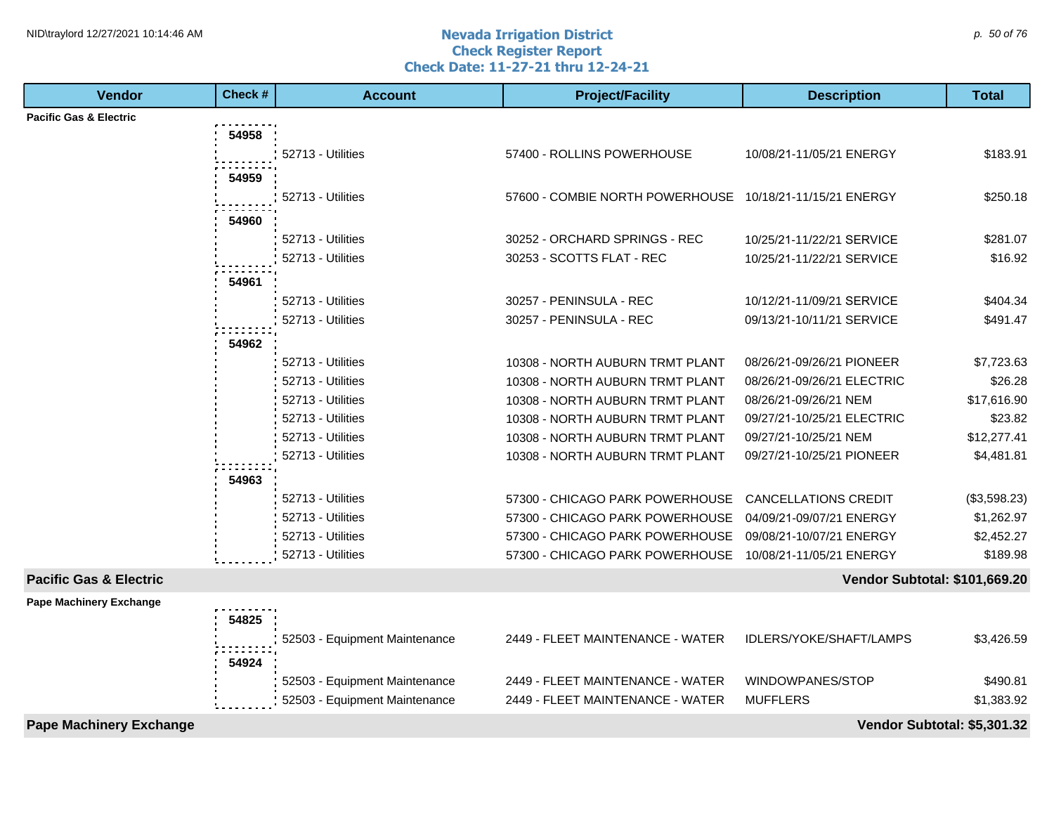# Nevada Irrigation District
## Check Register Report
### Check Date: 11-27-21 thru 12-24-21

| Vendor | Check # | Account | Project/Facility | Description | Total |
|---|---|---|---|---|---|
| **Pacific Gas & Electric** | | | | | |
| | 54958 | | | | |
| | | 52713 - Utilities | 57400 - ROLLINS POWERHOUSE | 10/08/21-11/05/21 ENERGY | $183.91 |
| | 54959 | | | | |
| | | 52713 - Utilities | 57600 - COMBIE NORTH POWERHOUSE | 10/18/21-11/15/21 ENERGY | $250.18 |
| | 54960 | | | | |
| | | 52713 - Utilities | 30252 - ORCHARD SPRINGS - REC | 10/25/21-11/22/21 SERVICE | $281.07 |
| | | 52713 - Utilities | 30253 - SCOTTS FLAT - REC | 10/25/21-11/22/21 SERVICE | $16.92 |
| | 54961 | | | | |
| | | 52713 - Utilities | 30257 - PENINSULA - REC | 10/12/21-11/09/21 SERVICE | $404.34 |
| | | 52713 - Utilities | 30257 - PENINSULA - REC | 09/13/21-10/11/21 SERVICE | $491.47 |
| | 54962 | | | | |
| | | 52713 - Utilities | 10308 - NORTH AUBURN TRMT PLANT | 08/26/21-09/26/21 PIONEER | $7,723.63 |
| | | 52713 - Utilities | 10308 - NORTH AUBURN TRMT PLANT | 08/26/21-09/26/21 ELECTRIC | $26.28 |
| | | 52713 - Utilities | 10308 - NORTH AUBURN TRMT PLANT | 08/26/21-09/26/21 NEM | $17,616.90 |
| | | 52713 - Utilities | 10308 - NORTH AUBURN TRMT PLANT | 09/27/21-10/25/21 ELECTRIC | $23.82 |
| | | 52713 - Utilities | 10308 - NORTH AUBURN TRMT PLANT | 09/27/21-10/25/21 NEM | $12,277.41 |
| | | 52713 - Utilities | 10308 - NORTH AUBURN TRMT PLANT | 09/27/21-10/25/21 PIONEER | $4,481.81 |
| | 54963 | | | | |
| | | 52713 - Utilities | 57300 - CHICAGO PARK POWERHOUSE | CANCELLATIONS CREDIT | ($3,598.23) |
| | | 52713 - Utilities | 57300 - CHICAGO PARK POWERHOUSE | 04/09/21-09/07/21 ENERGY | $1,262.97 |
| | | 52713 - Utilities | 57300 - CHICAGO PARK POWERHOUSE | 09/08/21-10/07/21 ENERGY | $2,452.27 |
| | | 52713 - Utilities | 57300 - CHICAGO PARK POWERHOUSE | 10/08/21-11/05/21 ENERGY | $189.98 |
| **Pacific Gas & Electric** | | | | | **Vendor Subtotal: $101,669.20** |
| **Pape Machinery Exchange** | | | | | |
| | 54825 | | | | |
| | | 52503 - Equipment Maintenance | 2449 - FLEET MAINTENANCE - WATER | IDLERS/YOKE/SHAFT/LAMPS | $3,426.59 |
| | 54924 | | | | |
| | | 52503 - Equipment Maintenance | 2449 - FLEET MAINTENANCE - WATER | WINDOWPANES/STOP | $490.81 |
| | | 52503 - Equipment Maintenance | 2449 - FLEET MAINTENANCE - WATER | MUFFLERS | $1,383.92 |
| **Pape Machinery Exchange** | | | | | **Vendor Subtotal: $5,301.32** |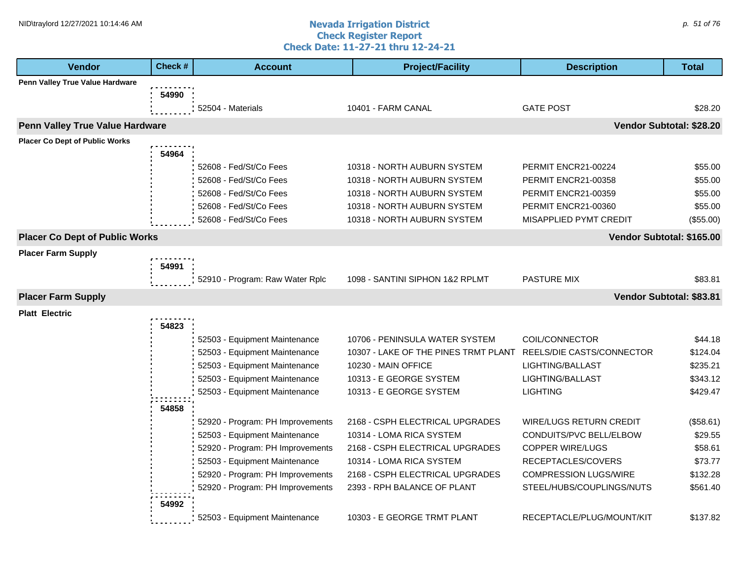# Nevada Irrigation District
## Check Register Report
### Check Date: 11-27-21 thru 12-24-21

| Vendor | Check # | Account | Project/Facility | Description | Total |
|---|---|---|---|---|---|
| **Penn Valley True Value Hardware** | | | | | |
| | 54990 | | | | |
| | | 52504 - Materials | 10401 - FARM CANAL | GATE POST | $28.20 |
| **Penn Valley True Value Hardware** | | | | | **Vendor Subtotal: $28.20** |
| **Placer Co Dept of Public Works** | | | | | |
| | 54964 | | | | |
| | | 52608 - Fed/St/Co Fees | 10318 - NORTH AUBURN SYSTEM | PERMIT ENCR21-00224 | $55.00 |
| | | 52608 - Fed/St/Co Fees | 10318 - NORTH AUBURN SYSTEM | PERMIT ENCR21-00358 | $55.00 |
| | | 52608 - Fed/St/Co Fees | 10318 - NORTH AUBURN SYSTEM | PERMIT ENCR21-00359 | $55.00 |
| | | 52608 - Fed/St/Co Fees | 10318 - NORTH AUBURN SYSTEM | PERMIT ENCR21-00360 | $55.00 |
| | | 52608 - Fed/St/Co Fees | 10318 - NORTH AUBURN SYSTEM | MISAPPLIED PYMT CREDIT | ($55.00) |
| **Placer Co Dept of Public Works** | | | | | **Vendor Subtotal: $165.00** |
| **Placer Farm Supply** | | | | | |
| | 54991 | | | | |
| | | 52910 - Program: Raw Water Rplc | 1098 - SANTINI SIPHON 1&2 RPLMT | PASTURE MIX | $83.81 |
| **Placer Farm Supply** | | | | | **Vendor Subtotal: $83.81** |
| **Platt Electric** | | | | | |
| | 54823 | | | | |
| | | 52503 - Equipment Maintenance | 10706 - PENINSULA WATER SYSTEM | COIL/CONNECTOR | $44.18 |
| | | 52503 - Equipment Maintenance | 10307 - LAKE OF THE PINES TRMT PLANT | REELS/DIE CASTS/CONNECTOR | $124.04 |
| | | 52503 - Equipment Maintenance | 10230 - MAIN OFFICE | LIGHTING/BALLAST | $235.21 |
| | | 52503 - Equipment Maintenance | 10313 - E GEORGE SYSTEM | LIGHTING/BALLAST | $343.12 |
| | | 52503 - Equipment Maintenance | 10313 - E GEORGE SYSTEM | LIGHTING | $429.47 |
| | 54858 | | | | |
| | | 52920 - Program: PH Improvements | 2168 - CSPH ELECTRICAL UPGRADES | WIRE/LUGS RETURN CREDIT | ($58.61) |
| | | 52503 - Equipment Maintenance | 10314 - LOMA RICA SYSTEM | CONDUITS/PVC BELL/ELBOW | $29.55 |
| | | 52920 - Program: PH Improvements | 2168 - CSPH ELECTRICAL UPGRADES | COPPER WIRE/LUGS | $58.61 |
| | | 52503 - Equipment Maintenance | 10314 - LOMA RICA SYSTEM | RECEPTACLES/COVERS | $73.77 |
| | | 52920 - Program: PH Improvements | 2168 - CSPH ELECTRICAL UPGRADES | COMPRESSION LUGS/WIRE | $132.28 |
| | | 52920 - Program: PH Improvements | 2393 - RPH BALANCE OF PLANT | STEEL/HUBS/COUPLINGS/NUTS | $561.40 |
| | 54992 | | | | |
| | | 52503 - Equipment Maintenance | 10303 - E GEORGE TRMT PLANT | RECEPTACLE/PLUG/MOUNT/KIT | $137.82 |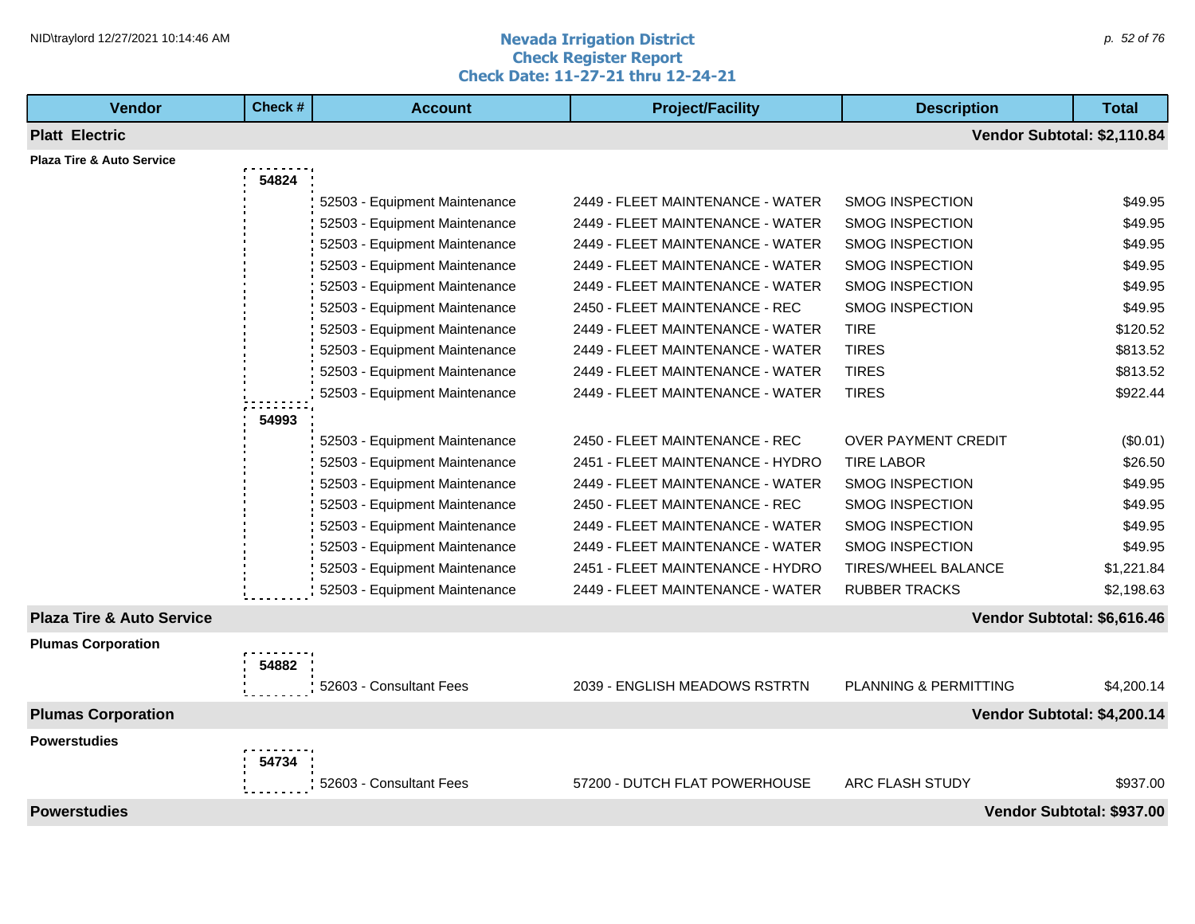# Nevada Irrigation District
## Check Register Report
### Check Date: 11-27-21 thru 12-24-21

| Vendor | Check # | Account | Project/Facility | Description | Total |
|---|---|---|---|---|---|
| **Platt Electric** | | | | | **Vendor Subtotal: $2,110.84** |
| **Plaza Tire & Auto Service** | | | | | |
| | 54824 | | | | |
| | | 52503 - Equipment Maintenance | 2449 - FLEET MAINTENANCE - WATER | SMOG INSPECTION | $49.95 |
| | | 52503 - Equipment Maintenance | 2449 - FLEET MAINTENANCE - WATER | SMOG INSPECTION | $49.95 |
| | | 52503 - Equipment Maintenance | 2449 - FLEET MAINTENANCE - WATER | SMOG INSPECTION | $49.95 |
| | | 52503 - Equipment Maintenance | 2449 - FLEET MAINTENANCE - WATER | SMOG INSPECTION | $49.95 |
| | | 52503 - Equipment Maintenance | 2449 - FLEET MAINTENANCE - WATER | SMOG INSPECTION | $49.95 |
| | | 52503 - Equipment Maintenance | 2450 - FLEET MAINTENANCE - REC | SMOG INSPECTION | $49.95 |
| | | 52503 - Equipment Maintenance | 2449 - FLEET MAINTENANCE - WATER | TIRE | $120.52 |
| | | 52503 - Equipment Maintenance | 2449 - FLEET MAINTENANCE - WATER | TIRES | $813.52 |
| | | 52503 - Equipment Maintenance | 2449 - FLEET MAINTENANCE - WATER | TIRES | $813.52 |
| | | 52503 - Equipment Maintenance | 2449 - FLEET MAINTENANCE - WATER | TIRES | $922.44 |
| | 54993 | | | | |
| | | 52503 - Equipment Maintenance | 2450 - FLEET MAINTENANCE - REC | OVER PAYMENT CREDIT | ($0.01) |
| | | 52503 - Equipment Maintenance | 2451 - FLEET MAINTENANCE - HYDRO | TIRE LABOR | $26.50 |
| | | 52503 - Equipment Maintenance | 2449 - FLEET MAINTENANCE - WATER | SMOG INSPECTION | $49.95 |
| | | 52503 - Equipment Maintenance | 2450 - FLEET MAINTENANCE - REC | SMOG INSPECTION | $49.95 |
| | | 52503 - Equipment Maintenance | 2449 - FLEET MAINTENANCE - WATER | SMOG INSPECTION | $49.95 |
| | | 52503 - Equipment Maintenance | 2449 - FLEET MAINTENANCE - WATER | SMOG INSPECTION | $49.95 |
| | | 52503 - Equipment Maintenance | 2451 - FLEET MAINTENANCE - HYDRO | TIRES/WHEEL BALANCE | $1,221.84 |
| | | 52503 - Equipment Maintenance | 2449 - FLEET MAINTENANCE - WATER | RUBBER TRACKS | $2,198.63 |
| **Plaza Tire & Auto Service** | | | | | **Vendor Subtotal: $6,616.46** |
| **Plumas Corporation** | | | | | |
| | 54882 | | | | |
| | | 52603 - Consultant Fees | 2039 - ENGLISH MEADOWS RSTRTN | PLANNING & PERMITTING | $4,200.14 |
| **Plumas Corporation** | | | | | **Vendor Subtotal: $4,200.14** |
| **Powerstudies** | | | | | |
| | 54734 | | | | |
| | | 52603 - Consultant Fees | 57200 - DUTCH FLAT POWERHOUSE | ARC FLASH STUDY | $937.00 |
| **Powerstudies** | | | | | **Vendor Subtotal: $937.00** |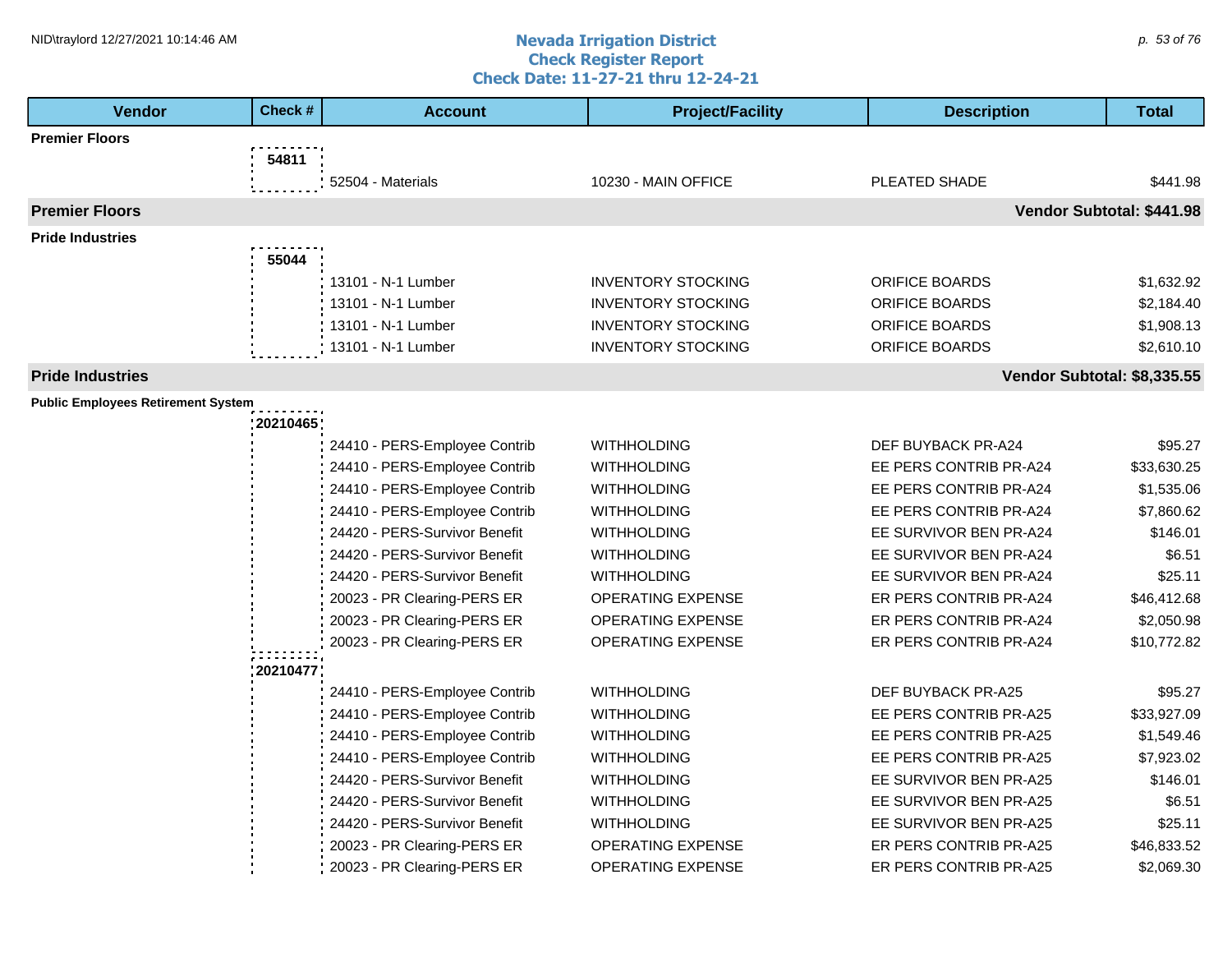# Nevada Irrigation District
## Check Register Report
### Check Date: 11-27-21 thru 12-24-21

| Vendor | Check # | Account | Project/Facility | Description | Total |
|---|---|---|---|---|---|
| **Premier Floors** | | | | | |
| | **54811** | | | | |
| | | 52504 - Materials | 10230 - MAIN OFFICE | PLEATED SHADE | $441.98 |
| **Premier Floors** | | | | | **Vendor Subtotal: $441.98** |
| **Pride Industries** | | | | | |
| | **55044** | | | | |
| | | 13101 - N-1 Lumber | INVENTORY STOCKING | ORIFICE BOARDS | $1,632.92 |
| | | 13101 - N-1 Lumber | INVENTORY STOCKING | ORIFICE BOARDS | $2,184.40 |
| | | 13101 - N-1 Lumber | INVENTORY STOCKING | ORIFICE BOARDS | $1,908.13 |
| | | 13101 - N-1 Lumber | INVENTORY STOCKING | ORIFICE BOARDS | $2,610.10 |
| **Pride Industries** | | | | | **Vendor Subtotal: $8,335.55** |
| **Public Employees Retirement System** | | | | | |
| | **20210465** | | | | |
| | | 24410 - PERS-Employee Contrib | WITHHOLDING | DEF BUYBACK PR-A24 | $95.27 |
| | | 24410 - PERS-Employee Contrib | WITHHOLDING | EE PERS CONTRIB PR-A24 | $33,630.25 |
| | | 24410 - PERS-Employee Contrib | WITHHOLDING | EE PERS CONTRIB PR-A24 | $1,535.06 |
| | | 24410 - PERS-Employee Contrib | WITHHOLDING | EE PERS CONTRIB PR-A24 | $7,860.62 |
| | | 24420 - PERS-Survivor Benefit | WITHHOLDING | EE SURVIVOR BEN PR-A24 | $146.01 |
| | | 24420 - PERS-Survivor Benefit | WITHHOLDING | EE SURVIVOR BEN PR-A24 | $6.51 |
| | | 24420 - PERS-Survivor Benefit | WITHHOLDING | EE SURVIVOR BEN PR-A24 | $25.11 |
| | | 20023 - PR Clearing-PERS ER | OPERATING EXPENSE | ER PERS CONTRIB PR-A24 | $46,412.68 |
| | | 20023 - PR Clearing-PERS ER | OPERATING EXPENSE | ER PERS CONTRIB PR-A24 | $2,050.98 |
| | | 20023 - PR Clearing-PERS ER | OPERATING EXPENSE | ER PERS CONTRIB PR-A24 | $10,772.82 |
| | **20210477** | | | | |
| | | 24410 - PERS-Employee Contrib | WITHHOLDING | DEF BUYBACK PR-A25 | $95.27 |
| | | 24410 - PERS-Employee Contrib | WITHHOLDING | EE PERS CONTRIB PR-A25 | $33,927.09 |
| | | 24410 - PERS-Employee Contrib | WITHHOLDING | EE PERS CONTRIB PR-A25 | $1,549.46 |
| | | 24410 - PERS-Employee Contrib | WITHHOLDING | EE PERS CONTRIB PR-A25 | $7,923.02 |
| | | 24420 - PERS-Survivor Benefit | WITHHOLDING | EE SURVIVOR BEN PR-A25 | $146.01 |
| | | 24420 - PERS-Survivor Benefit | WITHHOLDING | EE SURVIVOR BEN PR-A25 | $6.51 |
| | | 24420 - PERS-Survivor Benefit | WITHHOLDING | EE SURVIVOR BEN PR-A25 | $25.11 |
| | | 20023 - PR Clearing-PERS ER | OPERATING EXPENSE | ER PERS CONTRIB PR-A25 | $46,833.52 |
| | | 20023 - PR Clearing-PERS ER | OPERATING EXPENSE | ER PERS CONTRIB PR-A25 | $2,069.30 |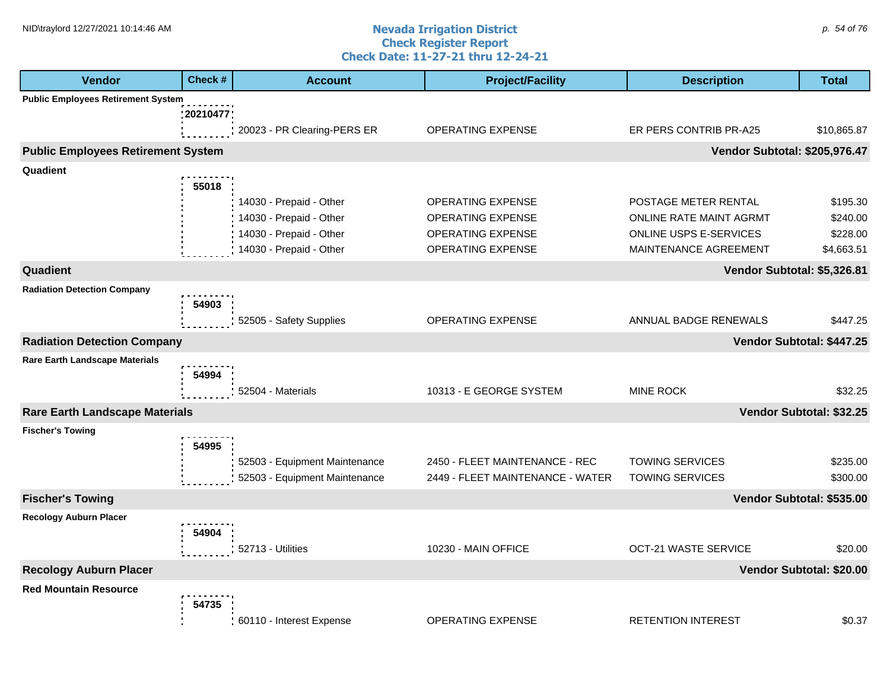# Nevada Irrigation District
## Check Register Report
### Check Date: 11-27-21 thru 12-24-21

| Vendor | Check # | Account | Project/Facility | Description | Total |
|---|---|---|---|---|---|
| **Public Employees Retirement System** | | | | | |
| | 20210477 | | | | |
| | | 20023 - PR Clearing-PERS ER | OPERATING EXPENSE | ER PERS CONTRIB PR-A25 | $10,865.87 |
| **Public Employees Retirement System** | | | | **Vendor Subtotal:** | **$205,976.47** |
| **Quadient** | | | | | |
| | 55018 | | | | |
| | | 14030 - Prepaid - Other | OPERATING EXPENSE | POSTAGE METER RENTAL | $195.30 |
| | | 14030 - Prepaid - Other | OPERATING EXPENSE | ONLINE RATE MAINT AGRMT | $240.00 |
| | | 14030 - Prepaid - Other | OPERATING EXPENSE | ONLINE USPS E-SERVICES | $228.00 |
| | | 14030 - Prepaid - Other | OPERATING EXPENSE | MAINTENANCE AGREEMENT | $4,663.51 |
| **Quadient** | | | | **Vendor Subtotal:** | **$5,326.81** |
| **Radiation Detection Company** | | | | | |
| | 54903 | | | | |
| | | 52505 - Safety Supplies | OPERATING EXPENSE | ANNUAL BADGE RENEWALS | $447.25 |
| **Radiation Detection Company** | | | | **Vendor Subtotal:** | **$447.25** |
| **Rare Earth Landscape Materials** | | | | | |
| | 54994 | | | | |
| | | 52504 - Materials | 10313 - E GEORGE SYSTEM | MINE ROCK | $32.25 |
| **Rare Earth Landscape Materials** | | | | **Vendor Subtotal:** | **$32.25** |
| **Fischer's Towing** | | | | | |
| | 54995 | | | | |
| | | 52503 - Equipment Maintenance | 2450 - FLEET MAINTENANCE - REC | TOWING SERVICES | $235.00 |
| | | 52503 - Equipment Maintenance | 2449 - FLEET MAINTENANCE - WATER | TOWING SERVICES | $300.00 |
| **Fischer's Towing** | | | | **Vendor Subtotal:** | **$535.00** |
| **Recology Auburn Placer** | | | | | |
| | 54904 | | | | |
| | | 52713 - Utilities | 10230 - MAIN OFFICE | OCT-21 WASTE SERVICE | $20.00 |
| **Recology Auburn Placer** | | | | **Vendor Subtotal:** | **$20.00** |
| **Red Mountain Resource** | | | | | |
| | 54735 | | | | |
| | | 60110 - Interest Expense | OPERATING EXPENSE | RETENTION INTEREST | $0.37 |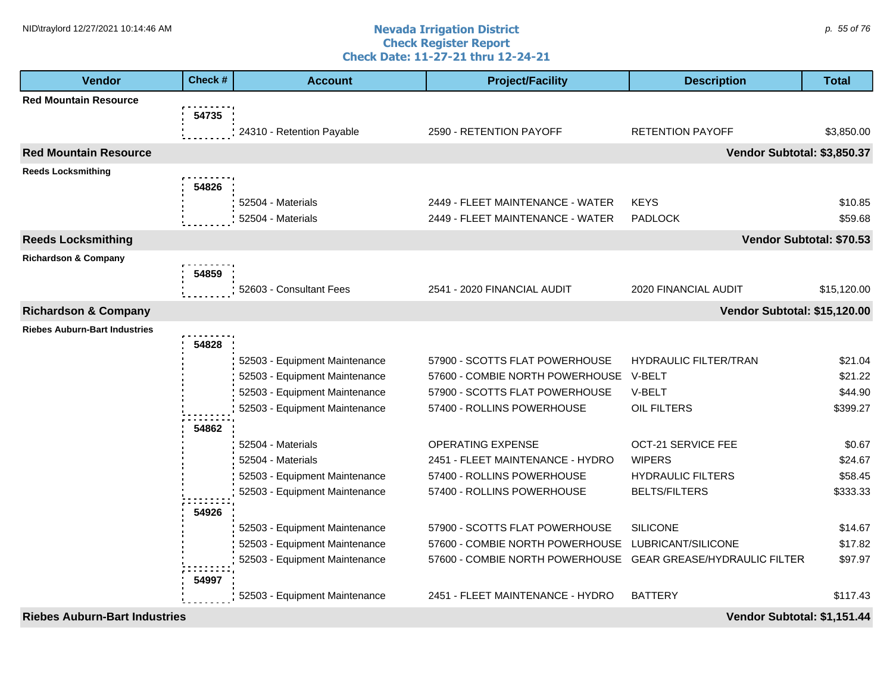# Nevada Irrigation District
## Check Register Report
### Check Date: 11-27-21 thru 12-24-21

| Vendor | Check # | Account | Project/Facility | Description | Total |
|---|---|---|---|---|---|
| **Red Mountain Resource** | | | | | |
| | **54735** | | | | |
| | | 24310 - Retention Payable | 2590 - RETENTION PAYOFF | RETENTION PAYOFF | $3,850.00 |
| **Red Mountain Resource** | | | | | **Vendor Subtotal: $3,850.37** |
| **Reeds Locksmithing** | | | | | |
| | **54826** | | | | |
| | | 52504 - Materials | 2449 - FLEET MAINTENANCE - WATER | KEYS | $10.85 |
| | | 52504 - Materials | 2449 - FLEET MAINTENANCE - WATER | PADLOCK | $59.68 |
| **Reeds Locksmithing** | | | | | **Vendor Subtotal: $70.53** |
| **Richardson & Company** | | | | | |
| | **54859** | | | | |
| | | 52603 - Consultant Fees | 2541 - 2020 FINANCIAL AUDIT | 2020 FINANCIAL AUDIT | $15,120.00 |
| **Richardson & Company** | | | | | **Vendor Subtotal: $15,120.00** |
| **Riebes Auburn-Bart Industries** | | | | | |
| | **54828** | | | | |
| | | 52503 - Equipment Maintenance | 57900 - SCOTTS FLAT POWERHOUSE | HYDRAULIC FILTER/TRAN | $21.04 |
| | | 52503 - Equipment Maintenance | 57600 - COMBIE NORTH POWERHOUSE | V-BELT | $21.22 |
| | | 52503 - Equipment Maintenance | 57900 - SCOTTS FLAT POWERHOUSE | V-BELT | $44.90 |
| | | 52503 - Equipment Maintenance | 57400 - ROLLINS POWERHOUSE | OIL FILTERS | $399.27 |
| | **54862** | | | | |
| | | 52504 - Materials | OPERATING EXPENSE | OCT-21 SERVICE FEE | $0.67 |
| | | 52504 - Materials | 2451 - FLEET MAINTENANCE - HYDRO | WIPERS | $24.67 |
| | | 52503 - Equipment Maintenance | 57400 - ROLLINS POWERHOUSE | HYDRAULIC FILTERS | $58.45 |
| | | 52503 - Equipment Maintenance | 57400 - ROLLINS POWERHOUSE | BELTS/FILTERS | $333.33 |
| | **54926** | | | | |
| | | 52503 - Equipment Maintenance | 57900 - SCOTTS FLAT POWERHOUSE | SILICONE | $14.67 |
| | | 52503 - Equipment Maintenance | 57600 - COMBIE NORTH POWERHOUSE | LUBRICANT/SILICONE | $17.82 |
| | | 52503 - Equipment Maintenance | 57600 - COMBIE NORTH POWERHOUSE | GEAR GREASE/HYDRAULIC FILTER | $97.97 |
| | **54997** | | | | |
| | | 52503 - Equipment Maintenance | 2451 - FLEET MAINTENANCE - HYDRO | BATTERY | $117.43 |
| **Riebes Auburn-Bart Industries** | | | | | **Vendor Subtotal: $1,151.44** |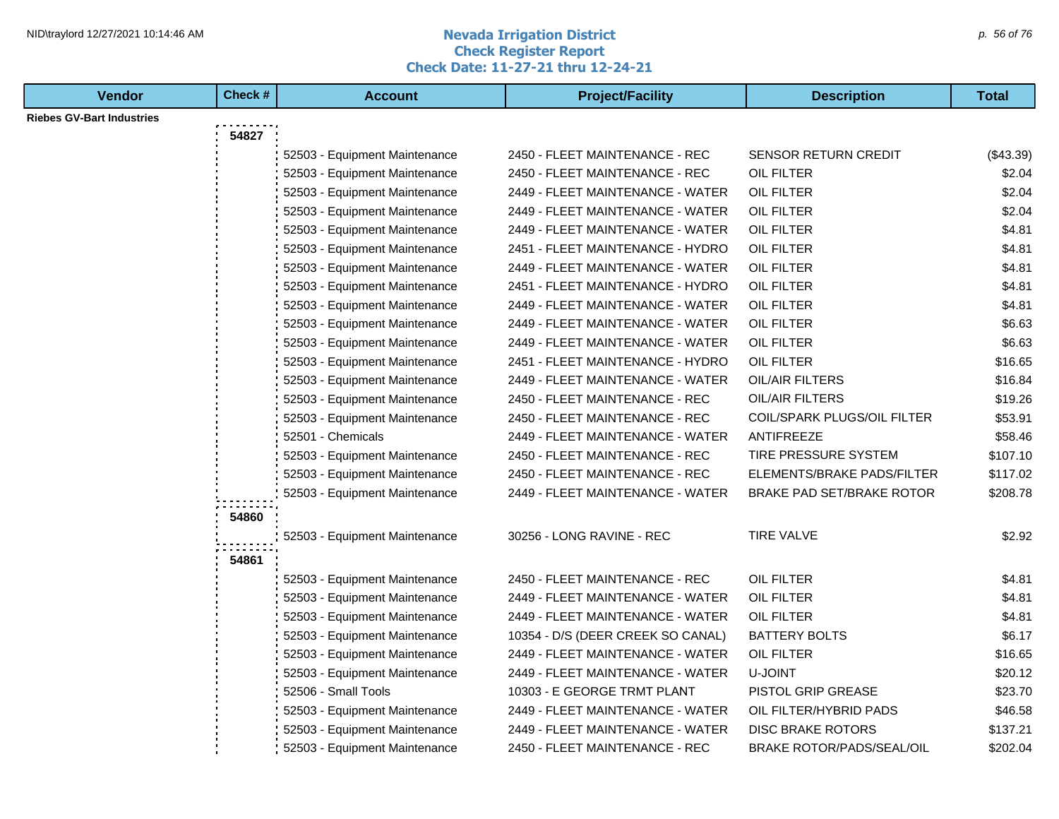# Nevada Irrigation District
## Check Register Report
### Check Date: 11-27-21 thru 12-24-21

| Vendor | Check # | Account | Project/Facility | Description | Total |
|---|---|---|---|---|---|
| **Riebes GV-Bart Industries** | | | | | |
| | **54827** | | | | |
| | | 52503 - Equipment Maintenance | 2450 - FLEET MAINTENANCE - REC | SENSOR RETURN CREDIT | ($43.39) |
| | | 52503 - Equipment Maintenance | 2450 - FLEET MAINTENANCE - REC | OIL FILTER | $2.04 |
| | | 52503 - Equipment Maintenance | 2449 - FLEET MAINTENANCE - WATER | OIL FILTER | $2.04 |
| | | 52503 - Equipment Maintenance | 2449 - FLEET MAINTENANCE - WATER | OIL FILTER | $2.04 |
| | | 52503 - Equipment Maintenance | 2449 - FLEET MAINTENANCE - WATER | OIL FILTER | $4.81 |
| | | 52503 - Equipment Maintenance | 2451 - FLEET MAINTENANCE - HYDRO | OIL FILTER | $4.81 |
| | | 52503 - Equipment Maintenance | 2449 - FLEET MAINTENANCE - WATER | OIL FILTER | $4.81 |
| | | 52503 - Equipment Maintenance | 2451 - FLEET MAINTENANCE - HYDRO | OIL FILTER | $4.81 |
| | | 52503 - Equipment Maintenance | 2449 - FLEET MAINTENANCE - WATER | OIL FILTER | $4.81 |
| | | 52503 - Equipment Maintenance | 2449 - FLEET MAINTENANCE - WATER | OIL FILTER | $6.63 |
| | | 52503 - Equipment Maintenance | 2449 - FLEET MAINTENANCE - WATER | OIL FILTER | $6.63 |
| | | 52503 - Equipment Maintenance | 2451 - FLEET MAINTENANCE - HYDRO | OIL FILTER | $16.65 |
| | | 52503 - Equipment Maintenance | 2449 - FLEET MAINTENANCE - WATER | OIL/AIR FILTERS | $16.84 |
| | | 52503 - Equipment Maintenance | 2450 - FLEET MAINTENANCE - REC | OIL/AIR FILTERS | $19.26 |
| | | 52503 - Equipment Maintenance | 2450 - FLEET MAINTENANCE - REC | COIL/SPARK PLUGS/OIL FILTER | $53.91 |
| | | 52501 - Chemicals | 2449 - FLEET MAINTENANCE - WATER | ANTIFREEZE | $58.46 |
| | | 52503 - Equipment Maintenance | 2450 - FLEET MAINTENANCE - REC | TIRE PRESSURE SYSTEM | $107.10 |
| | | 52503 - Equipment Maintenance | 2450 - FLEET MAINTENANCE - REC | ELEMENTS/BRAKE PADS/FILTER | $117.02 |
| | | 52503 - Equipment Maintenance | 2449 - FLEET MAINTENANCE - WATER | BRAKE PAD SET/BRAKE ROTOR | $208.78 |
| | **54860** | | | | |
| | | 52503 - Equipment Maintenance | 30256 - LONG RAVINE - REC | TIRE VALVE | $2.92 |
| | **54861** | | | | |
| | | 52503 - Equipment Maintenance | 2450 - FLEET MAINTENANCE - REC | OIL FILTER | $4.81 |
| | | 52503 - Equipment Maintenance | 2449 - FLEET MAINTENANCE - WATER | OIL FILTER | $4.81 |
| | | 52503 - Equipment Maintenance | 2449 - FLEET MAINTENANCE - WATER | OIL FILTER | $4.81 |
| | | 52503 - Equipment Maintenance | 10354 - D/S (DEER CREEK SO CANAL) | BATTERY BOLTS | $6.17 |
| | | 52503 - Equipment Maintenance | 2449 - FLEET MAINTENANCE - WATER | OIL FILTER | $16.65 |
| | | 52503 - Equipment Maintenance | 2449 - FLEET MAINTENANCE - WATER | U-JOINT | $20.12 |
| | | 52506 - Small Tools | 10303 - E GEORGE TRMT PLANT | PISTOL GRIP GREASE | $23.70 |
| | | 52503 - Equipment Maintenance | 2449 - FLEET MAINTENANCE - WATER | OIL FILTER/HYBRID PADS | $46.58 |
| | | 52503 - Equipment Maintenance | 2449 - FLEET MAINTENANCE - WATER | DISC BRAKE ROTORS | $137.21 |
| | | 52503 - Equipment Maintenance | 2450 - FLEET MAINTENANCE - REC | BRAKE ROTOR/PADS/SEAL/OIL | $202.04 |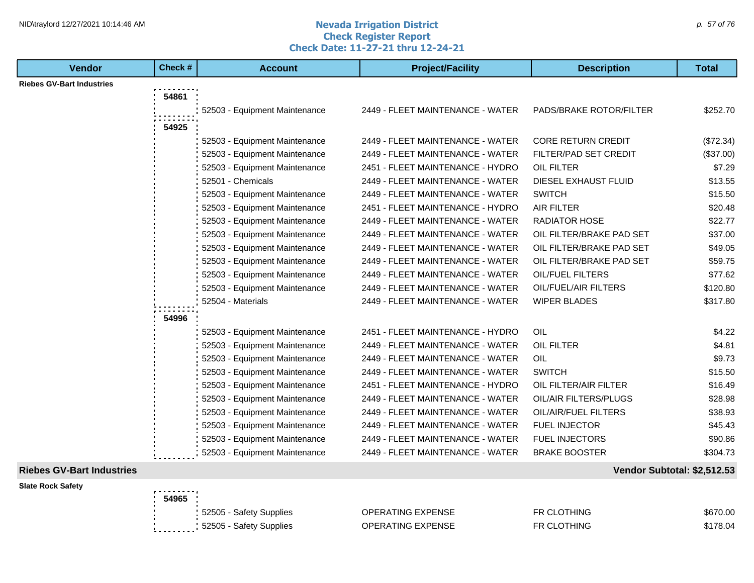## Nevada Irrigation District
## Check Register Report
## Check Date: 11-27-21 thru 12-24-21

| Vendor | Check # | Account | Project/Facility | Description | Total |
|---|---|---|---|---|---|
| **Riebes GV-Bart Industries** | | | | | |
| | 54861 | | | | |
| | | 52503 - Equipment Maintenance | 2449 - FLEET MAINTENANCE - WATER | PADS/BRAKE ROTOR/FILTER | $252.70 |
| | 54925 | | | | |
| | | 52503 - Equipment Maintenance | 2449 - FLEET MAINTENANCE - WATER | CORE RETURN CREDIT | ($72.34) |
| | | 52503 - Equipment Maintenance | 2449 - FLEET MAINTENANCE - WATER | FILTER/PAD SET CREDIT | ($37.00) |
| | | 52503 - Equipment Maintenance | 2451 - FLEET MAINTENANCE - HYDRO | OIL FILTER | $7.29 |
| | | 52501 - Chemicals | 2449 - FLEET MAINTENANCE - WATER | DIESEL EXHAUST FLUID | $13.55 |
| | | 52503 - Equipment Maintenance | 2449 - FLEET MAINTENANCE - WATER | SWITCH | $15.50 |
| | | 52503 - Equipment Maintenance | 2451 - FLEET MAINTENANCE - HYDRO | AIR FILTER | $20.48 |
| | | 52503 - Equipment Maintenance | 2449 - FLEET MAINTENANCE - WATER | RADIATOR HOSE | $22.77 |
| | | 52503 - Equipment Maintenance | 2449 - FLEET MAINTENANCE - WATER | OIL FILTER/BRAKE PAD SET | $37.00 |
| | | 52503 - Equipment Maintenance | 2449 - FLEET MAINTENANCE - WATER | OIL FILTER/BRAKE PAD SET | $49.05 |
| | | 52503 - Equipment Maintenance | 2449 - FLEET MAINTENANCE - WATER | OIL FILTER/BRAKE PAD SET | $59.75 |
| | | 52503 - Equipment Maintenance | 2449 - FLEET MAINTENANCE - WATER | OIL/FUEL FILTERS | $77.62 |
| | | 52503 - Equipment Maintenance | 2449 - FLEET MAINTENANCE - WATER | OIL/FUEL/AIR FILTERS | $120.80 |
| | | 52504 - Materials | 2449 - FLEET MAINTENANCE - WATER | WIPER BLADES | $317.80 |
| | 54996 | | | | |
| | | 52503 - Equipment Maintenance | 2451 - FLEET MAINTENANCE - HYDRO | OIL | $4.22 |
| | | 52503 - Equipment Maintenance | 2449 - FLEET MAINTENANCE - WATER | OIL FILTER | $4.81 |
| | | 52503 - Equipment Maintenance | 2449 - FLEET MAINTENANCE - WATER | OIL | $9.73 |
| | | 52503 - Equipment Maintenance | 2449 - FLEET MAINTENANCE - WATER | SWITCH | $15.50 |
| | | 52503 - Equipment Maintenance | 2451 - FLEET MAINTENANCE - HYDRO | OIL FILTER/AIR FILTER | $16.49 |
| | | 52503 - Equipment Maintenance | 2449 - FLEET MAINTENANCE - WATER | OIL/AIR FILTERS/PLUGS | $28.98 |
| | | 52503 - Equipment Maintenance | 2449 - FLEET MAINTENANCE - WATER | OIL/AIR/FUEL FILTERS | $38.93 |
| | | 52503 - Equipment Maintenance | 2449 - FLEET MAINTENANCE - WATER | FUEL INJECTOR | $45.43 |
| | | 52503 - Equipment Maintenance | 2449 - FLEET MAINTENANCE - WATER | FUEL INJECTORS | $90.86 |
| | | 52503 - Equipment Maintenance | 2449 - FLEET MAINTENANCE - WATER | BRAKE BOOSTER | $304.73 |
| **Riebes GV-Bart Industries** | | | | | **Vendor Subtotal: $2,512.53** |
| **Slate Rock Safety** | | | | | |
| | 54965 | | | | |
| | | 52505 - Safety Supplies | OPERATING EXPENSE | FR CLOTHING | $670.00 |
| | | 52505 - Safety Supplies | OPERATING EXPENSE | FR CLOTHING | $178.04 |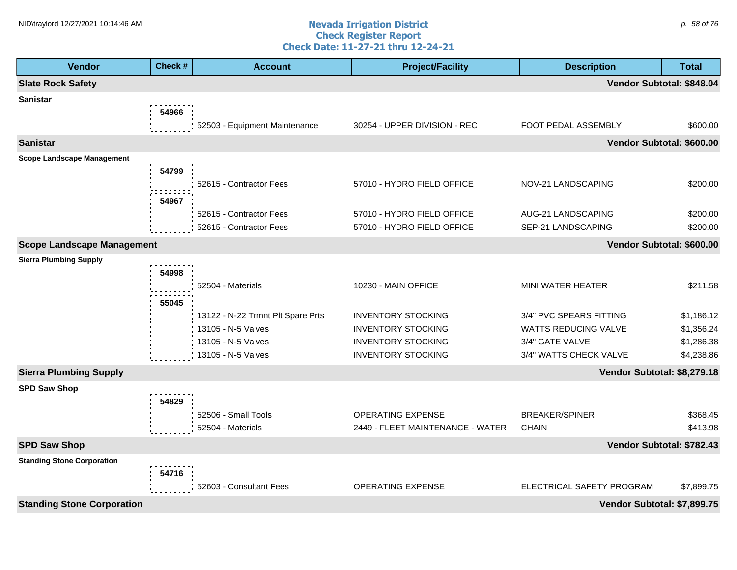## Nevada Irrigation District
## Check Register Report
## Check Date: 11-27-21 thru 12-24-21

| Vendor | Check # | Account | Project/Facility | Description | Total |
|---|---|---|---|---|---|
| **Slate Rock Safety** | | | | | **Vendor Subtotal: $848.04** |
| **Sanistar** | | | | | |
| | 54966 | 52503 - Equipment Maintenance | 30254 - UPPER DIVISION - REC | FOOT PEDAL ASSEMBLY | $600.00 |
| **Sanistar** | | | | | **Vendor Subtotal: $600.00** |
| **Scope Landscape Management** | | | | | |
| | 54799 | 52615 - Contractor Fees | 57010 - HYDRO FIELD OFFICE | NOV-21 LANDSCAPING | $200.00 |
| | 54967 | 52615 - Contractor Fees | 57010 - HYDRO FIELD OFFICE | AUG-21 LANDSCAPING | $200.00 |
| | | 52615 - Contractor Fees | 57010 - HYDRO FIELD OFFICE | SEP-21 LANDSCAPING | $200.00 |
| **Scope Landscape Management** | | | | | **Vendor Subtotal: $600.00** |
| **Sierra Plumbing Supply** | | | | | |
| | 54998 | 52504 - Materials | 10230 - MAIN OFFICE | MINI WATER HEATER | $211.58 |
| | 55045 | 13122 - N-22 Trmnt Plt Spare Prts | INVENTORY STOCKING | 3/4" PVC SPEARS FITTING | $1,186.12 |
| | | 13105 - N-5 Valves | INVENTORY STOCKING | WATTS REDUCING VALVE | $1,356.24 |
| | | 13105 - N-5 Valves | INVENTORY STOCKING | 3/4" GATE VALVE | $1,286.38 |
| | | 13105 - N-5 Valves | INVENTORY STOCKING | 3/4" WATTS CHECK VALVE | $4,238.86 |
| **Sierra Plumbing Supply** | | | | | **Vendor Subtotal: $8,279.18** |
| **SPD Saw Shop** | | | | | |
| | 54829 | 52506 - Small Tools | OPERATING EXPENSE | BREAKER/SPINER | $368.45 |
| | | 52504 - Materials | 2449 - FLEET MAINTENANCE - WATER | CHAIN | $413.98 |
| **SPD Saw Shop** | | | | | **Vendor Subtotal: $782.43** |
| **Standing Stone Corporation** | | | | | |
| | 54716 | 52603 - Consultant Fees | OPERATING EXPENSE | ELECTRICAL SAFETY PROGRAM | $7,899.75 |
| **Standing Stone Corporation** | | | | | **Vendor Subtotal: $7,899.75** |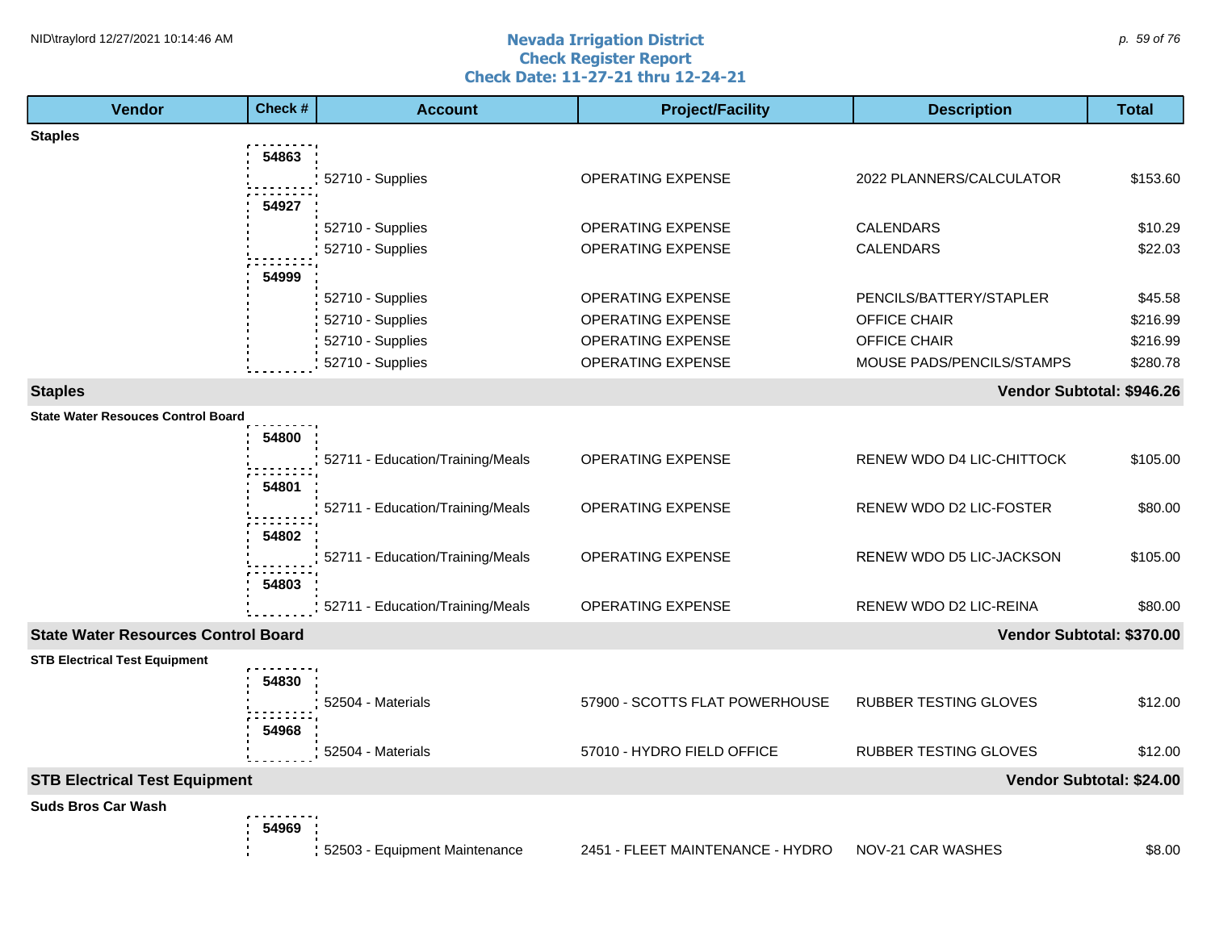# Nevada Irrigation District
## Check Register Report
### Check Date: 11-27-21 thru 12-24-21

| Vendor | Check # | Account | Project/Facility | Description | Total |
|---|---|---|---|---|---|
| **Staples** | | | | | |
| | **54863** | | | | |
| | | 52710 - Supplies | OPERATING EXPENSE | 2022 PLANNERS/CALCULATOR | $153.60 |
| | **54927** | | | | |
| | | 52710 - Supplies | OPERATING EXPENSE | CALENDARS | $10.29 |
| | | 52710 - Supplies | OPERATING EXPENSE | CALENDARS | $22.03 |
| | **54999** | | | | |
| | | 52710 - Supplies | OPERATING EXPENSE | PENCILS/BATTERY/STAPLER | $45.58 |
| | | 52710 - Supplies | OPERATING EXPENSE | OFFICE CHAIR | $216.99 |
| | | 52710 - Supplies | OPERATING EXPENSE | OFFICE CHAIR | $216.99 |
| | | 52710 - Supplies | OPERATING EXPENSE | MOUSE PADS/PENCILS/STAMPS | $280.78 |
| **Staples** | | | | | **Vendor Subtotal: $946.26** |
| **State Water Resouces Control Board** | | | | | |
| | **54800** | | | | |
| | | 52711 - Education/Training/Meals | OPERATING EXPENSE | RENEW WDO D4 LIC-CHITTOCK | $105.00 |
| | **54801** | | | | |
| | | 52711 - Education/Training/Meals | OPERATING EXPENSE | RENEW WDO D2 LIC-FOSTER | $80.00 |
| | **54802** | | | | |
| | | 52711 - Education/Training/Meals | OPERATING EXPENSE | RENEW WDO D5 LIC-JACKSON | $105.00 |
| | **54803** | | | | |
| | | 52711 - Education/Training/Meals | OPERATING EXPENSE | RENEW WDO D2 LIC-REINA | $80.00 |
| **State Water Resources Control Board** | | | | | **Vendor Subtotal: $370.00** |
| **STB Electrical Test Equipment** | | | | | |
| | **54830** | | | | |
| | | 52504 - Materials | 57900 - SCOTTS FLAT POWERHOUSE | RUBBER TESTING GLOVES | $12.00 |
| | **54968** | | | | |
| | | 52504 - Materials | 57010 - HYDRO FIELD OFFICE | RUBBER TESTING GLOVES | $12.00 |
| **STB Electrical Test Equipment** | | | | | **Vendor Subtotal: $24.00** |
| **Suds Bros Car Wash** | | | | | |
| | **54969** | | | | |
| | | 52503 - Equipment Maintenance | 2451 - FLEET MAINTENANCE - HYDRO | NOV-21 CAR WASHES | $8.00 |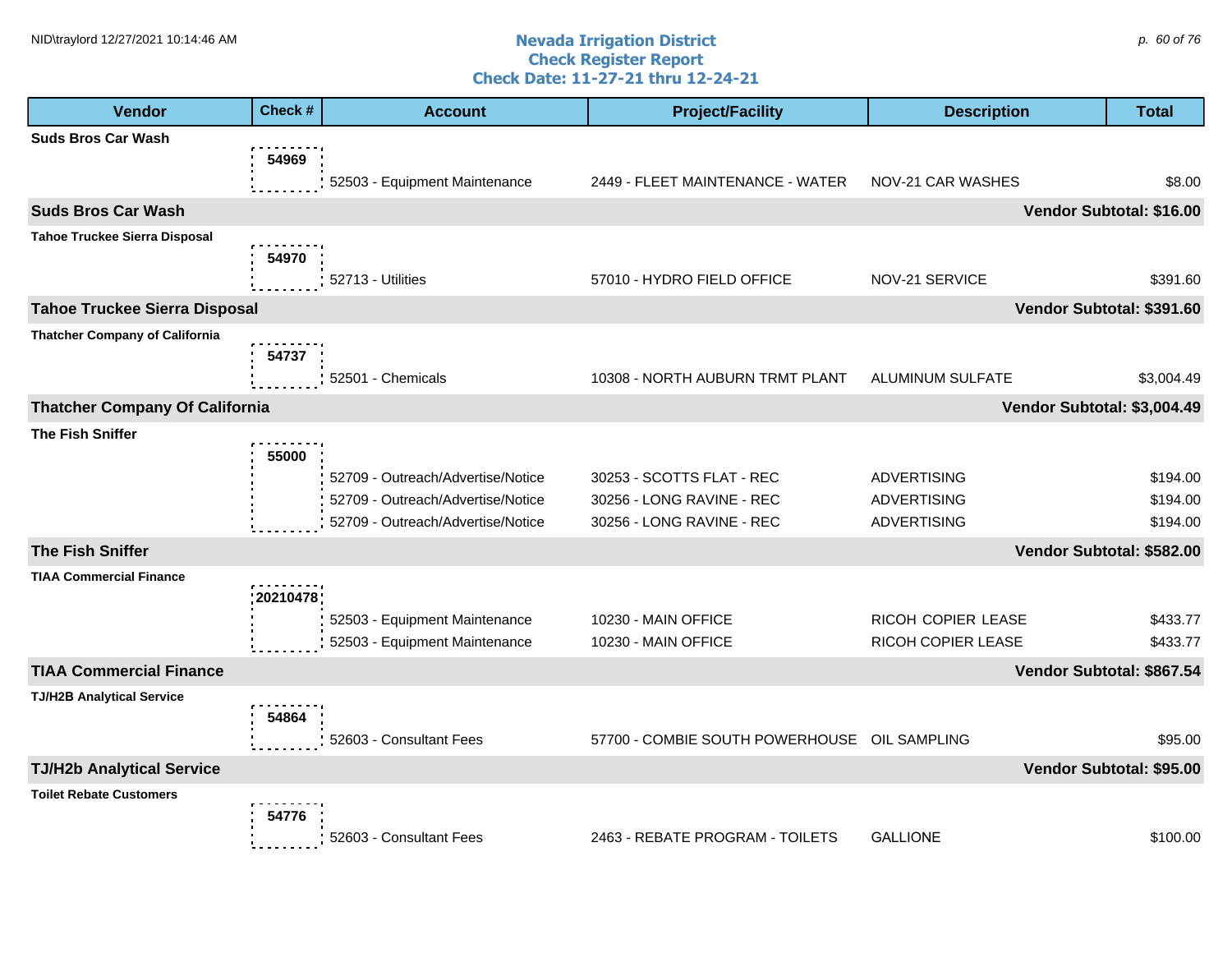# Nevada Irrigation District
## Check Register Report
### Check Date: 11-27-21 thru 12-24-21

| Vendor | Check # | Account | Project/Facility | Description | Total |
|---|---|---|---|---|---|
| **Suds Bros Car Wash** | | | | | |
| | 54969 | 52503 - Equipment Maintenance | 2449 - FLEET MAINTENANCE - WATER | NOV-21 CAR WASHES | $8.00 |
| **Suds Bros Car Wash** | | | | | **Vendor Subtotal: $16.00** |
| **Tahoe Truckee Sierra Disposal** | | | | | |
| | 54970 | 52713 - Utilities | 57010 - HYDRO FIELD OFFICE | NOV-21 SERVICE | $391.60 |
| **Tahoe Truckee Sierra Disposal** | | | | | **Vendor Subtotal: $391.60** |
| **Thatcher Company of California** | | | | | |
| | 54737 | 52501 - Chemicals | 10308 - NORTH AUBURN TRMT PLANT | ALUMINUM SULFATE | $3,004.49 |
| **Thatcher Company Of California** | | | | | **Vendor Subtotal: $3,004.49** |
| **The Fish Sniffer** | | | | | |
| | 55000 | 52709 - Outreach/Advertise/Notice | 30253 - SCOTTS FLAT - REC | ADVERTISING | $194.00 |
| | | 52709 - Outreach/Advertise/Notice | 30256 - LONG RAVINE - REC | ADVERTISING | $194.00 |
| | | 52709 - Outreach/Advertise/Notice | 30256 - LONG RAVINE - REC | ADVERTISING | $194.00 |
| **The Fish Sniffer** | | | | | **Vendor Subtotal: $582.00** |
| **TIAA Commercial Finance** | | | | | |
| | 20210478 | 52503 - Equipment Maintenance | 10230 - MAIN OFFICE | RICOH COPIER LEASE | $433.77 |
| | | 52503 - Equipment Maintenance | 10230 - MAIN OFFICE | RICOH COPIER LEASE | $433.77 |
| **TIAA Commercial Finance** | | | | | **Vendor Subtotal: $867.54** |
| **TJ/H2B Analytical Service** | | | | | |
| | 54864 | 52603 - Consultant Fees | 57700 - COMBIE SOUTH POWERHOUSE | OIL SAMPLING | $95.00 |
| **TJ/H2b Analytical Service** | | | | | **Vendor Subtotal: $95.00** |
| **Toilet Rebate Customers** | | | | | |
| | 54776 | 52603 - Consultant Fees | 2463 - REBATE PROGRAM - TOILETS | GALLIONE | $100.00 |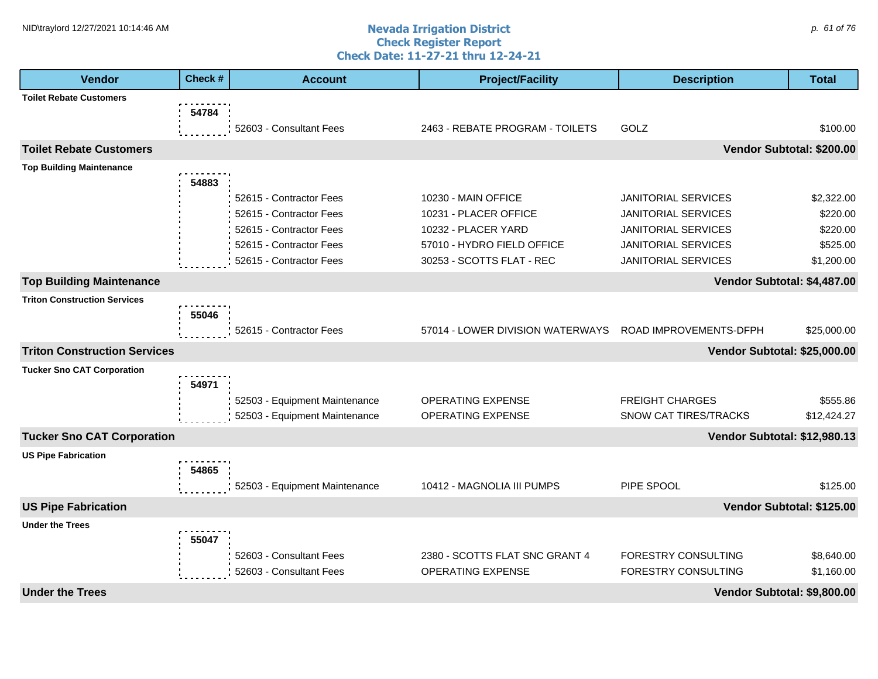# Nevada Irrigation District
## Check Register Report
## Check Date: 11-27-21 thru 12-24-21

| Vendor | Check # | Account | Project/Facility | Description | Total |
|---|---|---|---|---|---|
| **Toilet Rebate Customers** | | | | | |
| | **54784** | | | | |
| | | 52603 - Consultant Fees | 2463 - REBATE PROGRAM - TOILETS | GOLZ | $100.00 |
| **Toilet Rebate Customers** | | | | | **Vendor Subtotal: $200.00** |
| **Top Building Maintenance** | | | | | |
| | **54883** | | | | |
| | | 52615 - Contractor Fees | 10230 - MAIN OFFICE | JANITORIAL SERVICES | $2,322.00 |
| | | 52615 - Contractor Fees | 10231 - PLACER OFFICE | JANITORIAL SERVICES | $220.00 |
| | | 52615 - Contractor Fees | 10232 - PLACER YARD | JANITORIAL SERVICES | $220.00 |
| | | 52615 - Contractor Fees | 57010 - HYDRO FIELD OFFICE | JANITORIAL SERVICES | $525.00 |
| | | 52615 - Contractor Fees | 30253 - SCOTTS FLAT - REC | JANITORIAL SERVICES | $1,200.00 |
| **Top Building Maintenance** | | | | | **Vendor Subtotal: $4,487.00** |
| **Triton Construction Services** | | | | | |
| | **55046** | | | | |
| | | 52615 - Contractor Fees | 57014 - LOWER DIVISION WATERWAYS | ROAD IMPROVEMENTS-DFPH | $25,000.00 |
| **Triton Construction Services** | | | | | **Vendor Subtotal: $25,000.00** |
| **Tucker Sno CAT Corporation** | | | | | |
| | **54971** | | | | |
| | | 52503 - Equipment Maintenance | OPERATING EXPENSE | FREIGHT CHARGES | $555.86 |
| | | 52503 - Equipment Maintenance | OPERATING EXPENSE | SNOW CAT TIRES/TRACKS | $12,424.27 |
| **Tucker Sno CAT Corporation** | | | | | **Vendor Subtotal: $12,980.13** |
| **US Pipe Fabrication** | | | | | |
| | **54865** | | | | |
| | | 52503 - Equipment Maintenance | 10412 - MAGNOLIA III PUMPS | PIPE SPOOL | $125.00 |
| **US Pipe Fabrication** | | | | | **Vendor Subtotal: $125.00** |
| **Under the Trees** | | | | | |
| | **55047** | | | | |
| | | 52603 - Consultant Fees | 2380 - SCOTTS FLAT SNC GRANT 4 | FORESTRY CONSULTING | $8,640.00 |
| | | 52603 - Consultant Fees | OPERATING EXPENSE | FORESTRY CONSULTING | $1,160.00 |
| **Under the Trees** | | | | | **Vendor Subtotal: $9,800.00** |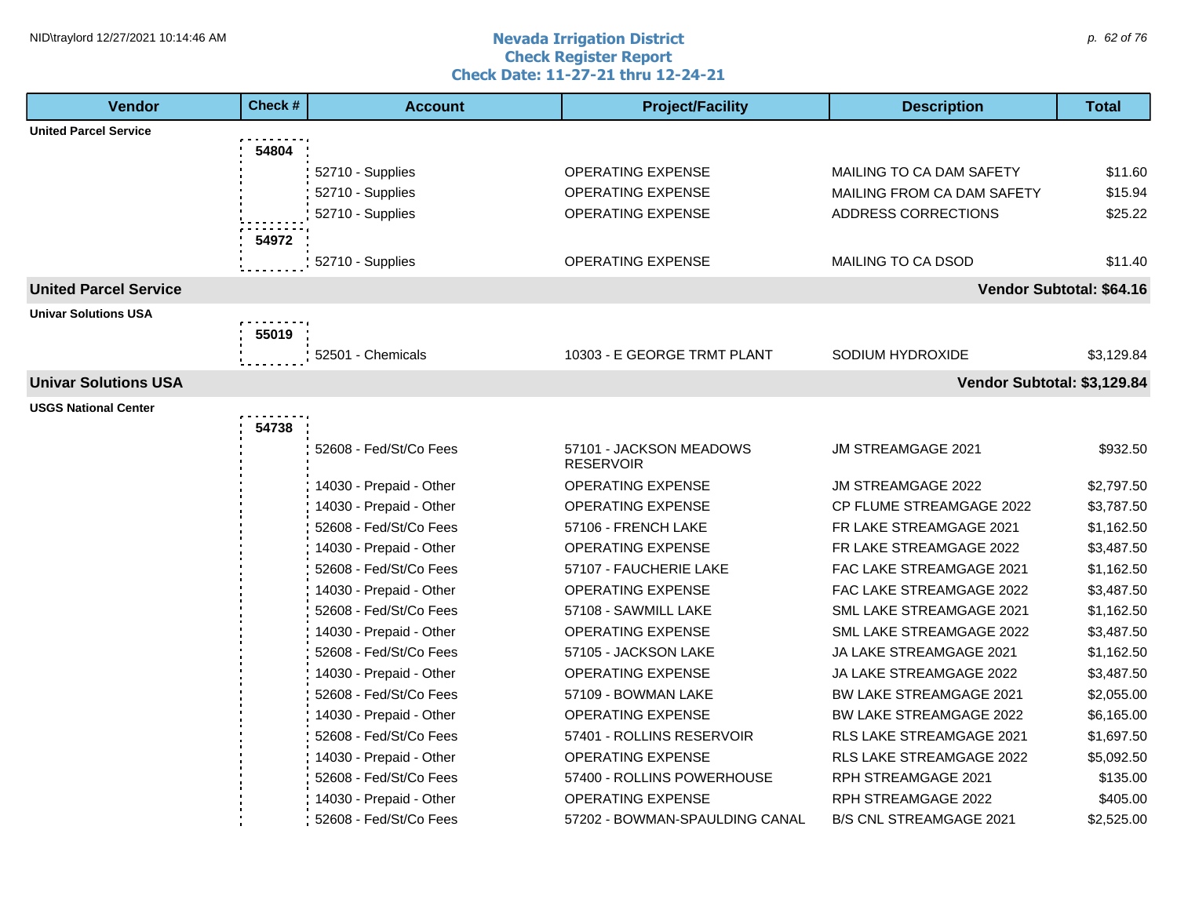# Nevada Irrigation District
## Check Register Report
### Check Date: 11-27-21 thru 12-24-21

| Vendor | Check # | Account | Project/Facility | Description | Total |
|---|---|---|---|---|---|
| **United Parcel Service** | | | | | |
| | 54804 | | | | |
| | | 52710 - Supplies | OPERATING EXPENSE | MAILING TO CA DAM SAFETY | $11.60 |
| | | 52710 - Supplies | OPERATING EXPENSE | MAILING FROM CA DAM SAFETY | $15.94 |
| | | 52710 - Supplies | OPERATING EXPENSE | ADDRESS CORRECTIONS | $25.22 |
| | 54972 | | | | |
| | | 52710 - Supplies | OPERATING EXPENSE | MAILING TO CA DSOD | $11.40 |
| **United Parcel Service** | | | | | **Vendor Subtotal: $64.16** |
| **Univar Solutions USA** | | | | | |
| | 55019 | | | | |
| | | 52501 - Chemicals | 10303 - E GEORGE TRMT PLANT | SODIUM HYDROXIDE | $3,129.84 |
| **Univar Solutions USA** | | | | | **Vendor Subtotal: $3,129.84** |
| **USGS National Center** | | | | | |
| | 54738 | | | | |
| | | 52608 - Fed/St/Co Fees | 57101 - JACKSON MEADOWS RESERVOIR | JM STREAMGAGE 2021 | $932.50 |
| | | 14030 - Prepaid - Other | OPERATING EXPENSE | JM STREAMGAGE 2022 | $2,797.50 |
| | | 14030 - Prepaid - Other | OPERATING EXPENSE | CP FLUME STREAMGAGE 2022 | $3,787.50 |
| | | 52608 - Fed/St/Co Fees | 57106 - FRENCH LAKE | FR LAKE STREAMGAGE 2021 | $1,162.50 |
| | | 14030 - Prepaid - Other | OPERATING EXPENSE | FR LAKE STREAMGAGE 2022 | $3,487.50 |
| | | 52608 - Fed/St/Co Fees | 57107 - FAUCHERIE LAKE | FAC LAKE STREAMGAGE 2021 | $1,162.50 |
| | | 14030 - Prepaid - Other | OPERATING EXPENSE | FAC LAKE STREAMGAGE 2022 | $3,487.50 |
| | | 52608 - Fed/St/Co Fees | 57108 - SAWMILL LAKE | SML LAKE STREAMGAGE 2021 | $1,162.50 |
| | | 14030 - Prepaid - Other | OPERATING EXPENSE | SML LAKE STREAMGAGE 2022 | $3,487.50 |
| | | 52608 - Fed/St/Co Fees | 57105 - JACKSON LAKE | JA LAKE STREAMGAGE 2021 | $1,162.50 |
| | | 14030 - Prepaid - Other | OPERATING EXPENSE | JA LAKE STREAMGAGE 2022 | $3,487.50 |
| | | 52608 - Fed/St/Co Fees | 57109 - BOWMAN LAKE | BW LAKE STREAMGAGE 2021 | $2,055.00 |
| | | 14030 - Prepaid - Other | OPERATING EXPENSE | BW LAKE STREAMGAGE 2022 | $6,165.00 |
| | | 52608 - Fed/St/Co Fees | 57401 - ROLLINS RESERVOIR | RLS LAKE STREAMGAGE 2021 | $1,697.50 |
| | | 14030 - Prepaid - Other | OPERATING EXPENSE | RLS LAKE STREAMGAGE 2022 | $5,092.50 |
| | | 52608 - Fed/St/Co Fees | 57400 - ROLLINS POWERHOUSE | RPH STREAMGAGE 2021 | $135.00 |
| | | 14030 - Prepaid - Other | OPERATING EXPENSE | RPH STREAMGAGE 2022 | $405.00 |
| | | 52608 - Fed/St/Co Fees | 57202 - BOWMAN-SPAULDING CANAL | B/S CNL STREAMGAGE 2021 | $2,525.00 |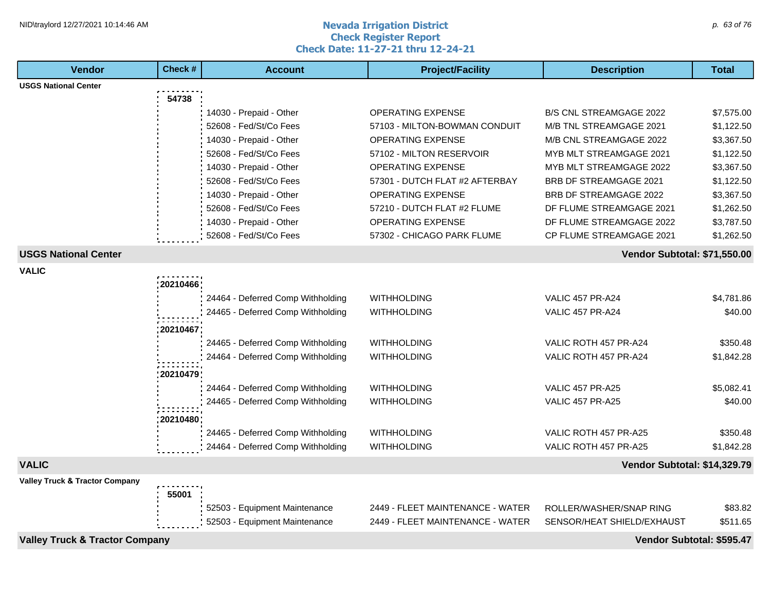# Nevada Irrigation District
## Check Register Report
### Check Date: 11-27-21 thru 12-24-21

| Vendor | Check # | Account | Project/Facility | Description | Total |
|---|---|---|---|---|---|
| **USGS National Center** | | | | | |
| | 54738 | | | | |
| | | 14030 - Prepaid - Other | OPERATING EXPENSE | B/S CNL STREAMGAGE 2022 | $7,575.00 |
| | | 52608 - Fed/St/Co Fees | 57103 - MILTON-BOWMAN CONDUIT | M/B TNL STREAMGAGE 2021 | $1,122.50 |
| | | 14030 - Prepaid - Other | OPERATING EXPENSE | M/B CNL STREAMGAGE 2022 | $3,367.50 |
| | | 52608 - Fed/St/Co Fees | 57102 - MILTON RESERVOIR | MYB MLT STREAMGAGE 2021 | $1,122.50 |
| | | 14030 - Prepaid - Other | OPERATING EXPENSE | MYB MLT STREAMGAGE 2022 | $3,367.50 |
| | | 52608 - Fed/St/Co Fees | 57301 - DUTCH FLAT #2 AFTERBAY | BRB DF STREAMGAGE 2021 | $1,122.50 |
| | | 14030 - Prepaid - Other | OPERATING EXPENSE | BRB DF STREAMGAGE 2022 | $3,367.50 |
| | | 52608 - Fed/St/Co Fees | 57210 - DUTCH FLAT #2 FLUME | DF FLUME STREAMGAGE 2021 | $1,262.50 |
| | | 14030 - Prepaid - Other | OPERATING EXPENSE | DF FLUME STREAMGAGE 2022 | $3,787.50 |
| | | 52608 - Fed/St/Co Fees | 57302 - CHICAGO PARK FLUME | CP FLUME STREAMGAGE 2021 | $1,262.50 |
| **USGS National Center** | | | | | **Vendor Subtotal: $71,550.00** |
| **VALIC** | | | | | |
| | 20210466 | | | | |
| | | 24464 - Deferred Comp Withholding | WITHHOLDING | VALIC 457 PR-A24 | $4,781.86 |
| | | 24465 - Deferred Comp Withholding | WITHHOLDING | VALIC 457 PR-A24 | $40.00 |
| | 20210467 | | | | |
| | | 24465 - Deferred Comp Withholding | WITHHOLDING | VALIC ROTH 457 PR-A24 | $350.48 |
| | | 24464 - Deferred Comp Withholding | WITHHOLDING | VALIC ROTH 457 PR-A24 | $1,842.28 |
| | 20210479 | | | | |
| | | 24464 - Deferred Comp Withholding | WITHHOLDING | VALIC 457 PR-A25 | $5,082.41 |
| | | 24465 - Deferred Comp Withholding | WITHHOLDING | VALIC 457 PR-A25 | $40.00 |
| | 20210480 | | | | |
| | | 24465 - Deferred Comp Withholding | WITHHOLDING | VALIC ROTH 457 PR-A25 | $350.48 |
| | | 24464 - Deferred Comp Withholding | WITHHOLDING | VALIC ROTH 457 PR-A25 | $1,842.28 |
| **VALIC** | | | | | **Vendor Subtotal: $14,329.79** |
| **Valley Truck & Tractor Company** | | | | | |
| | 55001 | | | | |
| | | 52503 - Equipment Maintenance | 2449 - FLEET MAINTENANCE - WATER | ROLLER/WASHER/SNAP RING | $83.82 |
| | | 52503 - Equipment Maintenance | 2449 - FLEET MAINTENANCE - WATER | SENSOR/HEAT SHIELD/EXHAUST | $511.65 |
| **Valley Truck & Tractor Company** | | | | | **Vendor Subtotal: $595.47** |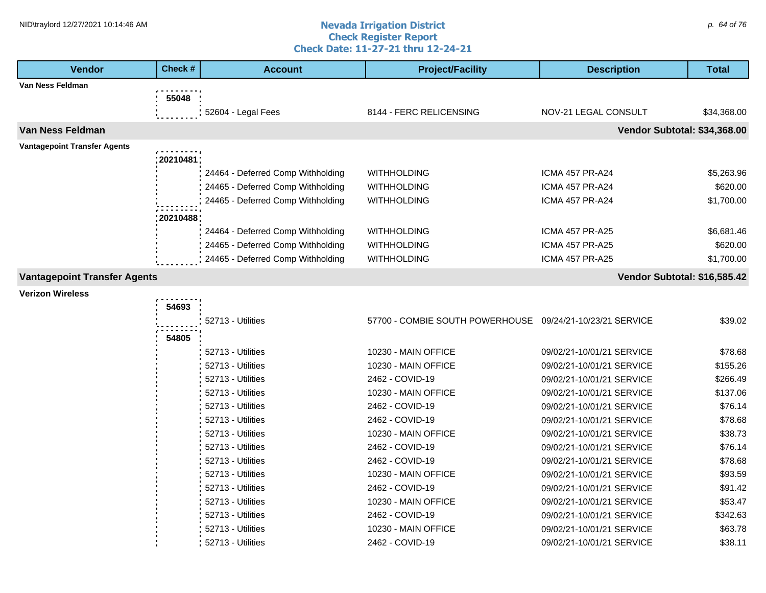# Nevada Irrigation District
## Check Register Report
## Check Date: 11-27-21 thru 12-24-21

| Vendor | Check # | Account | Project/Facility | Description | Total |
|---|---|---|---|---|---|
| **Van Ness Feldman** | | | | | |
| | 55048 | | | | |
| | | 52604 - Legal Fees | 8144 - FERC RELICENSING | NOV-21 LEGAL CONSULT | $34,368.00 |
| **Van Ness Feldman** | | | | **Vendor Subtotal:** | **$34,368.00** |
| **Vantagepoint Transfer Agents** | | | | | |
| | 20210481 | | | | |
| | | 24464 - Deferred Comp Withholding | WITHHOLDING | ICMA 457 PR-A24 | $5,263.96 |
| | | 24465 - Deferred Comp Withholding | WITHHOLDING | ICMA 457 PR-A24 | $620.00 |
| | | 24465 - Deferred Comp Withholding | WITHHOLDING | ICMA 457 PR-A24 | $1,700.00 |
| | 20210488 | | | | |
| | | 24464 - Deferred Comp Withholding | WITHHOLDING | ICMA 457 PR-A25 | $6,681.46 |
| | | 24465 - Deferred Comp Withholding | WITHHOLDING | ICMA 457 PR-A25 | $620.00 |
| | | 24465 - Deferred Comp Withholding | WITHHOLDING | ICMA 457 PR-A25 | $1,700.00 |
| **Vantagepoint Transfer Agents** | | | | **Vendor Subtotal:** | **$16,585.42** |
| **Verizon Wireless** | | | | | |
| | 54693 | | | | |
| | | 52713 - Utilities | 57700 - COMBIE SOUTH POWERHOUSE | 09/24/21-10/23/21 SERVICE | $39.02 |
| | 54805 | | | | |
| | | 52713 - Utilities | 10230 - MAIN OFFICE | 09/02/21-10/01/21 SERVICE | $78.68 |
| | | 52713 - Utilities | 10230 - MAIN OFFICE | 09/02/21-10/01/21 SERVICE | $155.26 |
| | | 52713 - Utilities | 2462 - COVID-19 | 09/02/21-10/01/21 SERVICE | $266.49 |
| | | 52713 - Utilities | 10230 - MAIN OFFICE | 09/02/21-10/01/21 SERVICE | $137.06 |
| | | 52713 - Utilities | 2462 - COVID-19 | 09/02/21-10/01/21 SERVICE | $76.14 |
| | | 52713 - Utilities | 2462 - COVID-19 | 09/02/21-10/01/21 SERVICE | $78.68 |
| | | 52713 - Utilities | 10230 - MAIN OFFICE | 09/02/21-10/01/21 SERVICE | $38.73 |
| | | 52713 - Utilities | 2462 - COVID-19 | 09/02/21-10/01/21 SERVICE | $76.14 |
| | | 52713 - Utilities | 2462 - COVID-19 | 09/02/21-10/01/21 SERVICE | $78.68 |
| | | 52713 - Utilities | 10230 - MAIN OFFICE | 09/02/21-10/01/21 SERVICE | $93.59 |
| | | 52713 - Utilities | 2462 - COVID-19 | 09/02/21-10/01/21 SERVICE | $91.42 |
| | | 52713 - Utilities | 10230 - MAIN OFFICE | 09/02/21-10/01/21 SERVICE | $53.47 |
| | | 52713 - Utilities | 2462 - COVID-19 | 09/02/21-10/01/21 SERVICE | $342.63 |
| | | 52713 - Utilities | 10230 - MAIN OFFICE | 09/02/21-10/01/21 SERVICE | $63.78 |
| | | 52713 - Utilities | 2462 - COVID-19 | 09/02/21-10/01/21 SERVICE | $38.11 |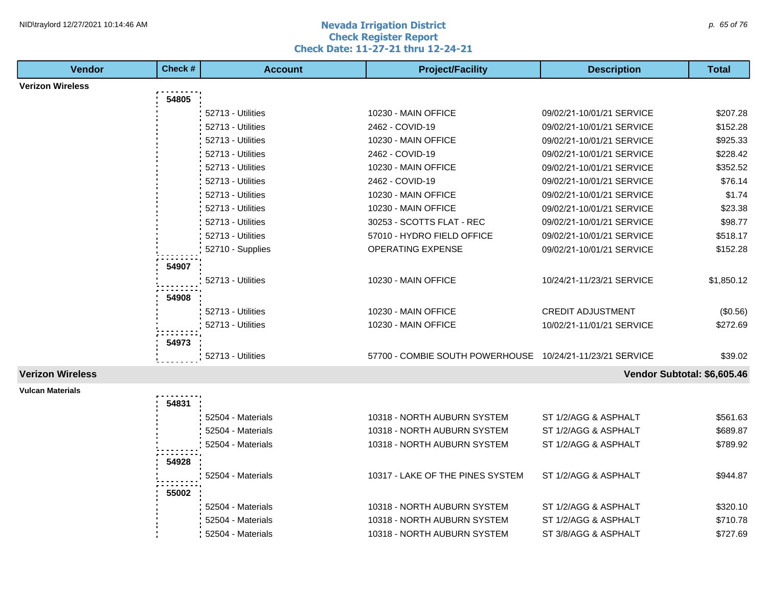# Nevada Irrigation District
## Check Register Report
### Check Date: 11-27-21 thru 12-24-21

| Vendor | Check # | Account | Project/Facility | Description | Total |
|---|---|---|---|---|---|
| **Verizon Wireless** | | | | | |
| | **54805** | | | | |
| | | 52713 - Utilities | 10230 - MAIN OFFICE | 09/02/21-10/01/21 SERVICE | $207.28 |
| | | 52713 - Utilities | 2462 - COVID-19 | 09/02/21-10/01/21 SERVICE | $152.28 |
| | | 52713 - Utilities | 10230 - MAIN OFFICE | 09/02/21-10/01/21 SERVICE | $925.33 |
| | | 52713 - Utilities | 2462 - COVID-19 | 09/02/21-10/01/21 SERVICE | $228.42 |
| | | 52713 - Utilities | 10230 - MAIN OFFICE | 09/02/21-10/01/21 SERVICE | $352.52 |
| | | 52713 - Utilities | 2462 - COVID-19 | 09/02/21-10/01/21 SERVICE | $76.14 |
| | | 52713 - Utilities | 10230 - MAIN OFFICE | 09/02/21-10/01/21 SERVICE | $1.74 |
| | | 52713 - Utilities | 10230 - MAIN OFFICE | 09/02/21-10/01/21 SERVICE | $23.38 |
| | | 52713 - Utilities | 30253 - SCOTTS FLAT - REC | 09/02/21-10/01/21 SERVICE | $98.77 |
| | | 52713 - Utilities | 57010 - HYDRO FIELD OFFICE | 09/02/21-10/01/21 SERVICE | $518.17 |
| | | 52710 - Supplies | OPERATING EXPENSE | 09/02/21-10/01/21 SERVICE | $152.28 |
| | **54907** | | | | |
| | | 52713 - Utilities | 10230 - MAIN OFFICE | 10/24/21-11/23/21 SERVICE | $1,850.12 |
| | **54908** | | | | |
| | | 52713 - Utilities | 10230 - MAIN OFFICE | CREDIT ADJUSTMENT | ($0.56) |
| | | 52713 - Utilities | 10230 - MAIN OFFICE | 10/02/21-11/01/21 SERVICE | $272.69 |
| | **54973** | | | | |
| | | 52713 - Utilities | 57700 - COMBIE SOUTH POWERHOUSE | 10/24/21-11/23/21 SERVICE | $39.02 |
| **Verizon Wireless** | | | | | **Vendor Subtotal: $6,605.46** |
| **Vulcan Materials** | | | | | |
| | **54831** | | | | |
| | | 52504 - Materials | 10318 - NORTH AUBURN SYSTEM | ST 1/2/AGG & ASPHALT | $561.63 |
| | | 52504 - Materials | 10318 - NORTH AUBURN SYSTEM | ST 1/2/AGG & ASPHALT | $689.87 |
| | | 52504 - Materials | 10318 - NORTH AUBURN SYSTEM | ST 1/2/AGG & ASPHALT | $789.92 |
| | **54928** | | | | |
| | | 52504 - Materials | 10317 - LAKE OF THE PINES SYSTEM | ST 1/2/AGG & ASPHALT | $944.87 |
| | **55002** | | | | |
| | | 52504 - Materials | 10318 - NORTH AUBURN SYSTEM | ST 1/2/AGG & ASPHALT | $320.10 |
| | | 52504 - Materials | 10318 - NORTH AUBURN SYSTEM | ST 1/2/AGG & ASPHALT | $710.78 |
| | | 52504 - Materials | 10318 - NORTH AUBURN SYSTEM | ST 3/8/AGG & ASPHALT | $727.69 |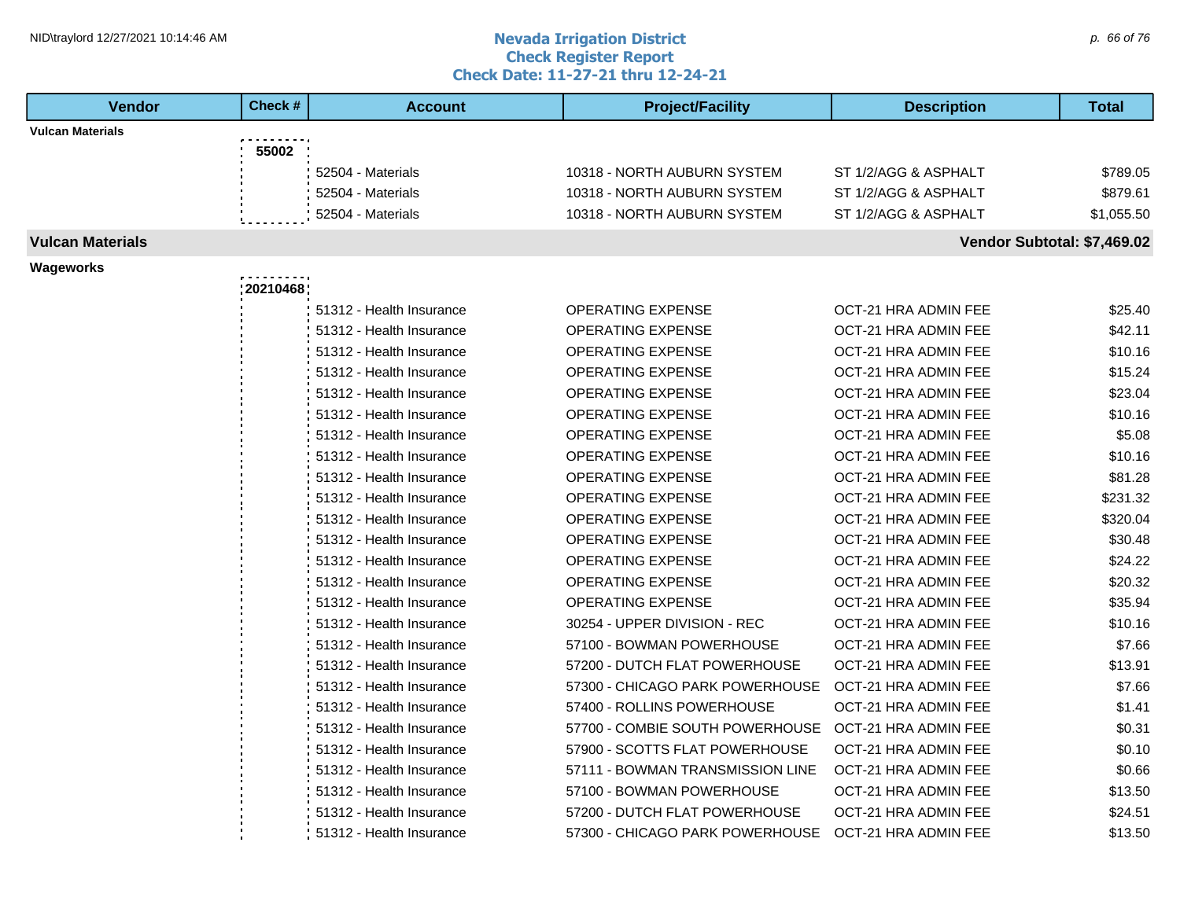# Nevada Irrigation District
## Check Register Report
## Check Date: 11-27-21 thru 12-24-21

| Vendor | Check # | Account | Project/Facility | Description | Total |
|---|---|---|---|---|---|
| **Vulcan Materials** | | | | | |
| | **55002** | | | | |
| | | 52504 - Materials | 10318 - NORTH AUBURN SYSTEM | ST 1/2/AGG & ASPHALT | $789.05 |
| | | 52504 - Materials | 10318 - NORTH AUBURN SYSTEM | ST 1/2/AGG & ASPHALT | $879.61 |
| | | 52504 - Materials | 10318 - NORTH AUBURN SYSTEM | ST 1/2/AGG & ASPHALT | $1,055.50 |
| **Vulcan Materials** | | | | | **Vendor Subtotal: $7,469.02** |
| **Wageworks** | | | | | |
| | **20210468** | | | | |
| | | 51312 - Health Insurance | OPERATING EXPENSE | OCT-21 HRA ADMIN FEE | $25.40 |
| | | 51312 - Health Insurance | OPERATING EXPENSE | OCT-21 HRA ADMIN FEE | $42.11 |
| | | 51312 - Health Insurance | OPERATING EXPENSE | OCT-21 HRA ADMIN FEE | $10.16 |
| | | 51312 - Health Insurance | OPERATING EXPENSE | OCT-21 HRA ADMIN FEE | $15.24 |
| | | 51312 - Health Insurance | OPERATING EXPENSE | OCT-21 HRA ADMIN FEE | $23.04 |
| | | 51312 - Health Insurance | OPERATING EXPENSE | OCT-21 HRA ADMIN FEE | $10.16 |
| | | 51312 - Health Insurance | OPERATING EXPENSE | OCT-21 HRA ADMIN FEE | $5.08 |
| | | 51312 - Health Insurance | OPERATING EXPENSE | OCT-21 HRA ADMIN FEE | $10.16 |
| | | 51312 - Health Insurance | OPERATING EXPENSE | OCT-21 HRA ADMIN FEE | $81.28 |
| | | 51312 - Health Insurance | OPERATING EXPENSE | OCT-21 HRA ADMIN FEE | $231.32 |
| | | 51312 - Health Insurance | OPERATING EXPENSE | OCT-21 HRA ADMIN FEE | $320.04 |
| | | 51312 - Health Insurance | OPERATING EXPENSE | OCT-21 HRA ADMIN FEE | $30.48 |
| | | 51312 - Health Insurance | OPERATING EXPENSE | OCT-21 HRA ADMIN FEE | $24.22 |
| | | 51312 - Health Insurance | OPERATING EXPENSE | OCT-21 HRA ADMIN FEE | $20.32 |
| | | 51312 - Health Insurance | OPERATING EXPENSE | OCT-21 HRA ADMIN FEE | $35.94 |
| | | 51312 - Health Insurance | 30254 - UPPER DIVISION - REC | OCT-21 HRA ADMIN FEE | $10.16 |
| | | 51312 - Health Insurance | 57100 - BOWMAN POWERHOUSE | OCT-21 HRA ADMIN FEE | $7.66 |
| | | 51312 - Health Insurance | 57200 - DUTCH FLAT POWERHOUSE | OCT-21 HRA ADMIN FEE | $13.91 |
| | | 51312 - Health Insurance | 57300 - CHICAGO PARK POWERHOUSE | OCT-21 HRA ADMIN FEE | $7.66 |
| | | 51312 - Health Insurance | 57400 - ROLLINS POWERHOUSE | OCT-21 HRA ADMIN FEE | $1.41 |
| | | 51312 - Health Insurance | 57700 - COMBIE SOUTH POWERHOUSE | OCT-21 HRA ADMIN FEE | $0.31 |
| | | 51312 - Health Insurance | 57900 - SCOTTS FLAT POWERHOUSE | OCT-21 HRA ADMIN FEE | $0.10 |
| | | 51312 - Health Insurance | 57111 - BOWMAN TRANSMISSION LINE | OCT-21 HRA ADMIN FEE | $0.66 |
| | | 51312 - Health Insurance | 57100 - BOWMAN POWERHOUSE | OCT-21 HRA ADMIN FEE | $13.50 |
| | | 51312 - Health Insurance | 57200 - DUTCH FLAT POWERHOUSE | OCT-21 HRA ADMIN FEE | $24.51 |
| | | 51312 - Health Insurance | 57300 - CHICAGO PARK POWERHOUSE | OCT-21 HRA ADMIN FEE | $13.50 |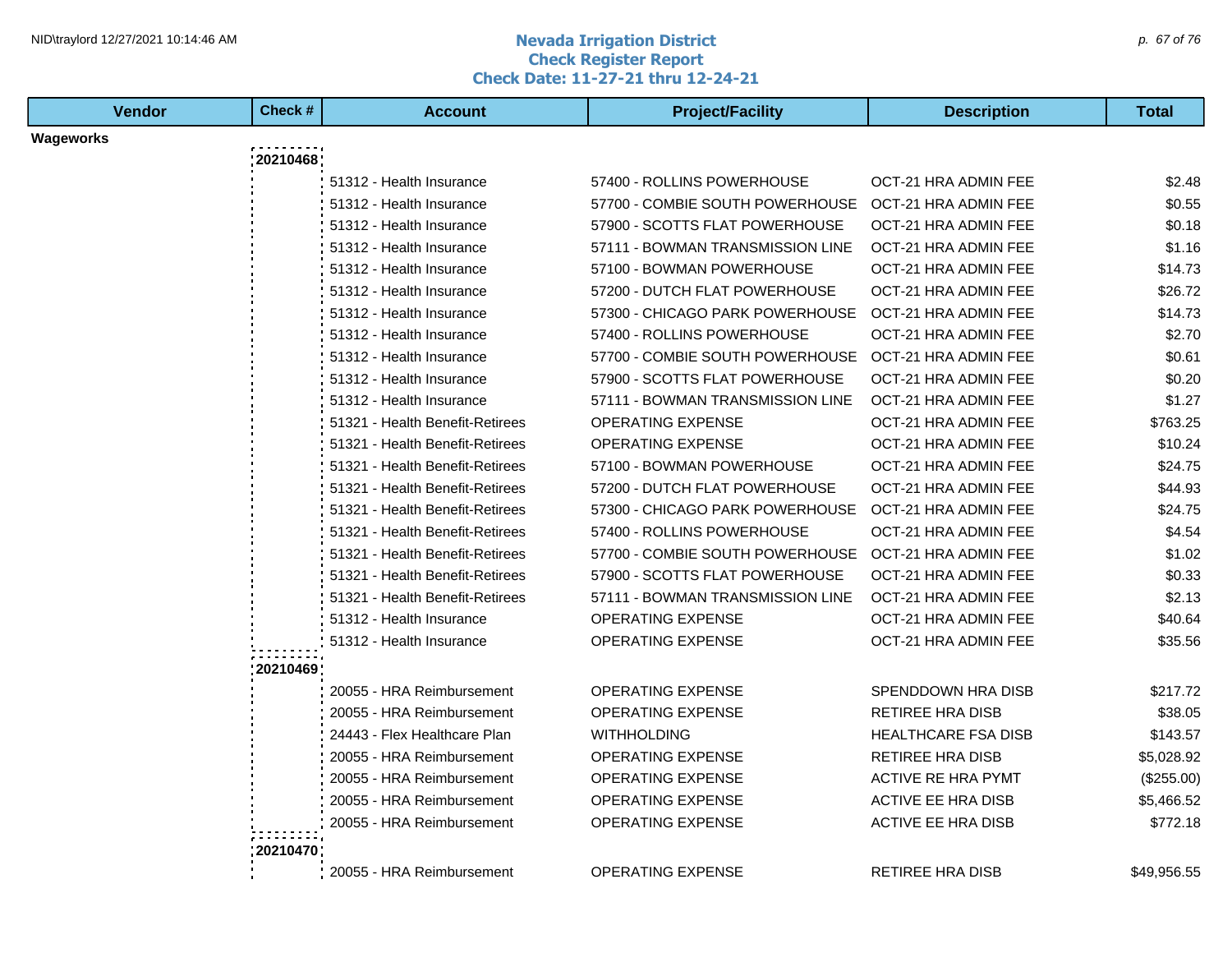# Nevada Irrigation District
## Check Register Report
### Check Date: 11-27-21 thru 12-24-21

| Vendor | Check # | Account | Project/Facility | Description | Total |
|---|---|---|---|---|---|
| **Wageworks** | | | | | |
| | 20210468 | | | | |
| | | 51312 - Health Insurance | 57400 - ROLLINS POWERHOUSE | OCT-21 HRA ADMIN FEE | $2.48 |
| | | 51312 - Health Insurance | 57700 - COMBIE SOUTH POWERHOUSE | OCT-21 HRA ADMIN FEE | $0.55 |
| | | 51312 - Health Insurance | 57900 - SCOTTS FLAT POWERHOUSE | OCT-21 HRA ADMIN FEE | $0.18 |
| | | 51312 - Health Insurance | 57111 - BOWMAN TRANSMISSION LINE | OCT-21 HRA ADMIN FEE | $1.16 |
| | | 51312 - Health Insurance | 57100 - BOWMAN POWERHOUSE | OCT-21 HRA ADMIN FEE | $14.73 |
| | | 51312 - Health Insurance | 57200 - DUTCH FLAT POWERHOUSE | OCT-21 HRA ADMIN FEE | $26.72 |
| | | 51312 - Health Insurance | 57300 - CHICAGO PARK POWERHOUSE | OCT-21 HRA ADMIN FEE | $14.73 |
| | | 51312 - Health Insurance | 57400 - ROLLINS POWERHOUSE | OCT-21 HRA ADMIN FEE | $2.70 |
| | | 51312 - Health Insurance | 57700 - COMBIE SOUTH POWERHOUSE | OCT-21 HRA ADMIN FEE | $0.61 |
| | | 51312 - Health Insurance | 57900 - SCOTTS FLAT POWERHOUSE | OCT-21 HRA ADMIN FEE | $0.20 |
| | | 51312 - Health Insurance | 57111 - BOWMAN TRANSMISSION LINE | OCT-21 HRA ADMIN FEE | $1.27 |
| | | 51321 - Health Benefit-Retirees | OPERATING EXPENSE | OCT-21 HRA ADMIN FEE | $763.25 |
| | | 51321 - Health Benefit-Retirees | OPERATING EXPENSE | OCT-21 HRA ADMIN FEE | $10.24 |
| | | 51321 - Health Benefit-Retirees | 57100 - BOWMAN POWERHOUSE | OCT-21 HRA ADMIN FEE | $24.75 |
| | | 51321 - Health Benefit-Retirees | 57200 - DUTCH FLAT POWERHOUSE | OCT-21 HRA ADMIN FEE | $44.93 |
| | | 51321 - Health Benefit-Retirees | 57300 - CHICAGO PARK POWERHOUSE | OCT-21 HRA ADMIN FEE | $24.75 |
| | | 51321 - Health Benefit-Retirees | 57400 - ROLLINS POWERHOUSE | OCT-21 HRA ADMIN FEE | $4.54 |
| | | 51321 - Health Benefit-Retirees | 57700 - COMBIE SOUTH POWERHOUSE | OCT-21 HRA ADMIN FEE | $1.02 |
| | | 51321 - Health Benefit-Retirees | 57900 - SCOTTS FLAT POWERHOUSE | OCT-21 HRA ADMIN FEE | $0.33 |
| | | 51321 - Health Benefit-Retirees | 57111 - BOWMAN TRANSMISSION LINE | OCT-21 HRA ADMIN FEE | $2.13 |
| | | 51312 - Health Insurance | OPERATING EXPENSE | OCT-21 HRA ADMIN FEE | $40.64 |
| | | 51312 - Health Insurance | OPERATING EXPENSE | OCT-21 HRA ADMIN FEE | $35.56 |
| | 20210469 | | | | |
| | | 20055 - HRA Reimbursement | OPERATING EXPENSE | SPENDDOWN HRA DISB | $217.72 |
| | | 20055 - HRA Reimbursement | OPERATING EXPENSE | RETIREE HRA DISB | $38.05 |
| | | 24443 - Flex Healthcare Plan | WITHHOLDING | HEALTHCARE FSA DISB | $143.57 |
| | | 20055 - HRA Reimbursement | OPERATING EXPENSE | RETIREE HRA DISB | $5,028.92 |
| | | 20055 - HRA Reimbursement | OPERATING EXPENSE | ACTIVE RE HRA PYMT | ($255.00) |
| | | 20055 - HRA Reimbursement | OPERATING EXPENSE | ACTIVE EE HRA DISB | $5,466.52 |
| | | 20055 - HRA Reimbursement | OPERATING EXPENSE | ACTIVE EE HRA DISB | $772.18 |
| | 20210470 | | | | |
| | | 20055 - HRA Reimbursement | OPERATING EXPENSE | RETIREE HRA DISB | $49,956.55 |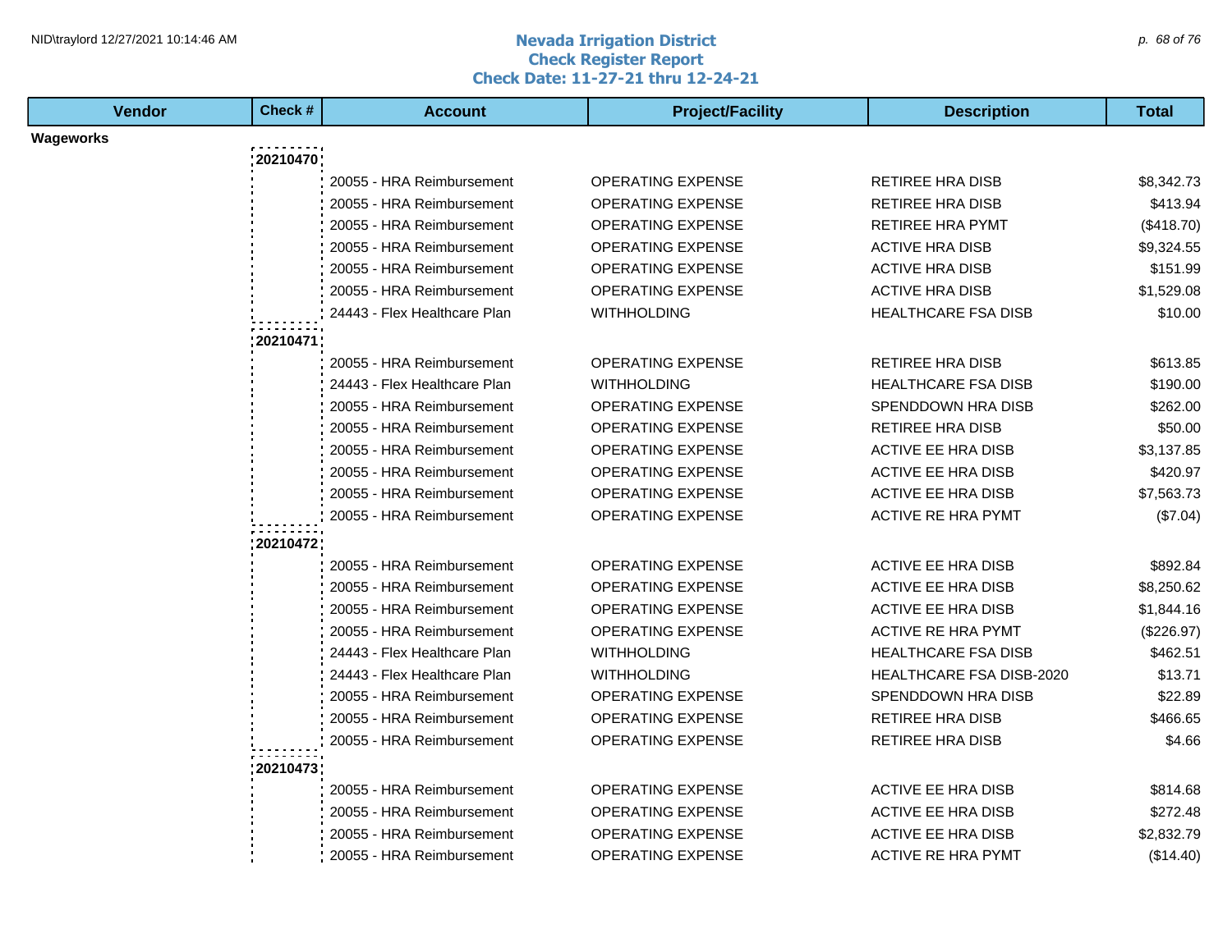# Nevada Irrigation District
## Check Register Report
### Check Date: 11-27-21 thru 12-24-21

| Vendor | Check # | Account | Project/Facility | Description | Total |
|---|---|---|---|---|---|
| **Wageworks** | | | | | |
| | **20210470** | | | | |
| | | 20055 - HRA Reimbursement | OPERATING EXPENSE | RETIREE HRA DISB | $8,342.73 |
| | | 20055 - HRA Reimbursement | OPERATING EXPENSE | RETIREE HRA DISB | $413.94 |
| | | 20055 - HRA Reimbursement | OPERATING EXPENSE | RETIREE HRA PYMT | ($418.70) |
| | | 20055 - HRA Reimbursement | OPERATING EXPENSE | ACTIVE HRA DISB | $9,324.55 |
| | | 20055 - HRA Reimbursement | OPERATING EXPENSE | ACTIVE HRA DISB | $151.99 |
| | | 20055 - HRA Reimbursement | OPERATING EXPENSE | ACTIVE HRA DISB | $1,529.08 |
| | | 24443 - Flex Healthcare Plan | WITHHOLDING | HEALTHCARE FSA DISB | $10.00 |
| | **20210471** | | | | |
| | | 20055 - HRA Reimbursement | OPERATING EXPENSE | RETIREE HRA DISB | $613.85 |
| | | 24443 - Flex Healthcare Plan | WITHHOLDING | HEALTHCARE FSA DISB | $190.00 |
| | | 20055 - HRA Reimbursement | OPERATING EXPENSE | SPENDDOWN HRA DISB | $262.00 |
| | | 20055 - HRA Reimbursement | OPERATING EXPENSE | RETIREE HRA DISB | $50.00 |
| | | 20055 - HRA Reimbursement | OPERATING EXPENSE | ACTIVE EE HRA DISB | $3,137.85 |
| | | 20055 - HRA Reimbursement | OPERATING EXPENSE | ACTIVE EE HRA DISB | $420.97 |
| | | 20055 - HRA Reimbursement | OPERATING EXPENSE | ACTIVE EE HRA DISB | $7,563.73 |
| | | 20055 - HRA Reimbursement | OPERATING EXPENSE | ACTIVE RE HRA PYMT | ($7.04) |
| | **20210472** | | | | |
| | | 20055 - HRA Reimbursement | OPERATING EXPENSE | ACTIVE EE HRA DISB | $892.84 |
| | | 20055 - HRA Reimbursement | OPERATING EXPENSE | ACTIVE EE HRA DISB | $8,250.62 |
| | | 20055 - HRA Reimbursement | OPERATING EXPENSE | ACTIVE EE HRA DISB | $1,844.16 |
| | | 20055 - HRA Reimbursement | OPERATING EXPENSE | ACTIVE RE HRA PYMT | ($226.97) |
| | | 24443 - Flex Healthcare Plan | WITHHOLDING | HEALTHCARE FSA DISB | $462.51 |
| | | 24443 - Flex Healthcare Plan | WITHHOLDING | HEALTHCARE FSA DISB-2020 | $13.71 |
| | | 20055 - HRA Reimbursement | OPERATING EXPENSE | SPENDDOWN HRA DISB | $22.89 |
| | | 20055 - HRA Reimbursement | OPERATING EXPENSE | RETIREE HRA DISB | $466.65 |
| | | 20055 - HRA Reimbursement | OPERATING EXPENSE | RETIREE HRA DISB | $4.66 |
| | **20210473** | | | | |
| | | 20055 - HRA Reimbursement | OPERATING EXPENSE | ACTIVE EE HRA DISB | $814.68 |
| | | 20055 - HRA Reimbursement | OPERATING EXPENSE | ACTIVE EE HRA DISB | $272.48 |
| | | 20055 - HRA Reimbursement | OPERATING EXPENSE | ACTIVE EE HRA DISB | $2,832.79 |
| | | 20055 - HRA Reimbursement | OPERATING EXPENSE | ACTIVE RE HRA PYMT | ($14.40) |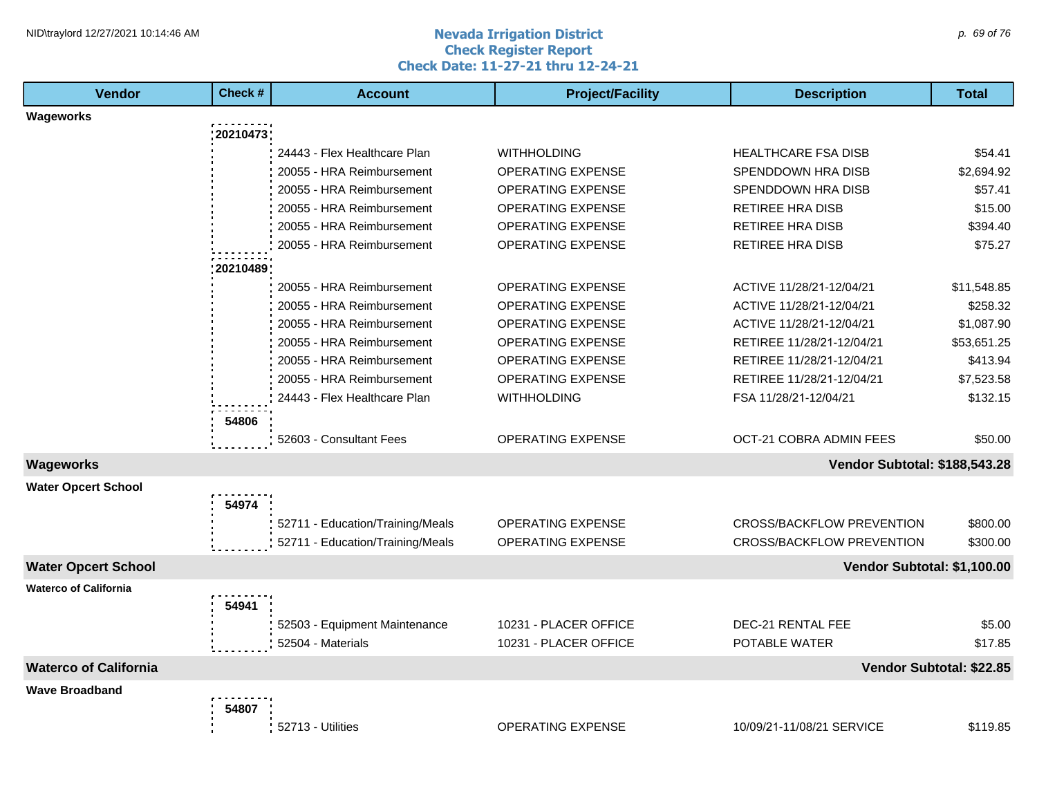# Nevada Irrigation District
## Check Register Report
### Check Date: 11-27-21 thru 12-24-21

| Vendor | Check # | Account | Project/Facility | Description | Total |
|---|---|---|---|---|---|
| **Wageworks** | | | | | |
| | 20210473 | | | | |
| | | 24443 - Flex Healthcare Plan | WITHHOLDING | HEALTHCARE FSA DISB | $54.41 |
| | | 20055 - HRA Reimbursement | OPERATING EXPENSE | SPENDDOWN HRA DISB | $2,694.92 |
| | | 20055 - HRA Reimbursement | OPERATING EXPENSE | SPENDDOWN HRA DISB | $57.41 |
| | | 20055 - HRA Reimbursement | OPERATING EXPENSE | RETIREE HRA DISB | $15.00 |
| | | 20055 - HRA Reimbursement | OPERATING EXPENSE | RETIREE HRA DISB | $394.40 |
| | | 20055 - HRA Reimbursement | OPERATING EXPENSE | RETIREE HRA DISB | $75.27 |
| | 20210489 | | | | |
| | | 20055 - HRA Reimbursement | OPERATING EXPENSE | ACTIVE 11/28/21-12/04/21 | $11,548.85 |
| | | 20055 - HRA Reimbursement | OPERATING EXPENSE | ACTIVE 11/28/21-12/04/21 | $258.32 |
| | | 20055 - HRA Reimbursement | OPERATING EXPENSE | ACTIVE 11/28/21-12/04/21 | $1,087.90 |
| | | 20055 - HRA Reimbursement | OPERATING EXPENSE | RETIREE 11/28/21-12/04/21 | $53,651.25 |
| | | 20055 - HRA Reimbursement | OPERATING EXPENSE | RETIREE 11/28/21-12/04/21 | $413.94 |
| | | 20055 - HRA Reimbursement | OPERATING EXPENSE | RETIREE 11/28/21-12/04/21 | $7,523.58 |
| | | 24443 - Flex Healthcare Plan | WITHHOLDING | FSA 11/28/21-12/04/21 | $132.15 |
| | 54806 | | | | |
| | | 52603 - Consultant Fees | OPERATING EXPENSE | OCT-21 COBRA ADMIN FEES | $50.00 |
| **Wageworks** | | | | **Vendor Subtotal: $188,543.28** | |
| **Water Opcert School** | | | | | |
| | 54974 | | | | |
| | | 52711 - Education/Training/Meals | OPERATING EXPENSE | CROSS/BACKFLOW PREVENTION | $800.00 |
| | | 52711 - Education/Training/Meals | OPERATING EXPENSE | CROSS/BACKFLOW PREVENTION | $300.00 |
| **Water Opcert School** | | | | **Vendor Subtotal: $1,100.00** | |
| **Waterco of California** | | | | | |
| | 54941 | | | | |
| | | 52503 - Equipment Maintenance | 10231 - PLACER OFFICE | DEC-21 RENTAL FEE | $5.00 |
| | | 52504 - Materials | 10231 - PLACER OFFICE | POTABLE WATER | $17.85 |
| **Waterco of California** | | | | **Vendor Subtotal: $22.85** | |
| **Wave Broadband** | | | | | |
| | 54807 | | | | |
| | | 52713 - Utilities | OPERATING EXPENSE | 10/09/21-11/08/21 SERVICE | $119.85 |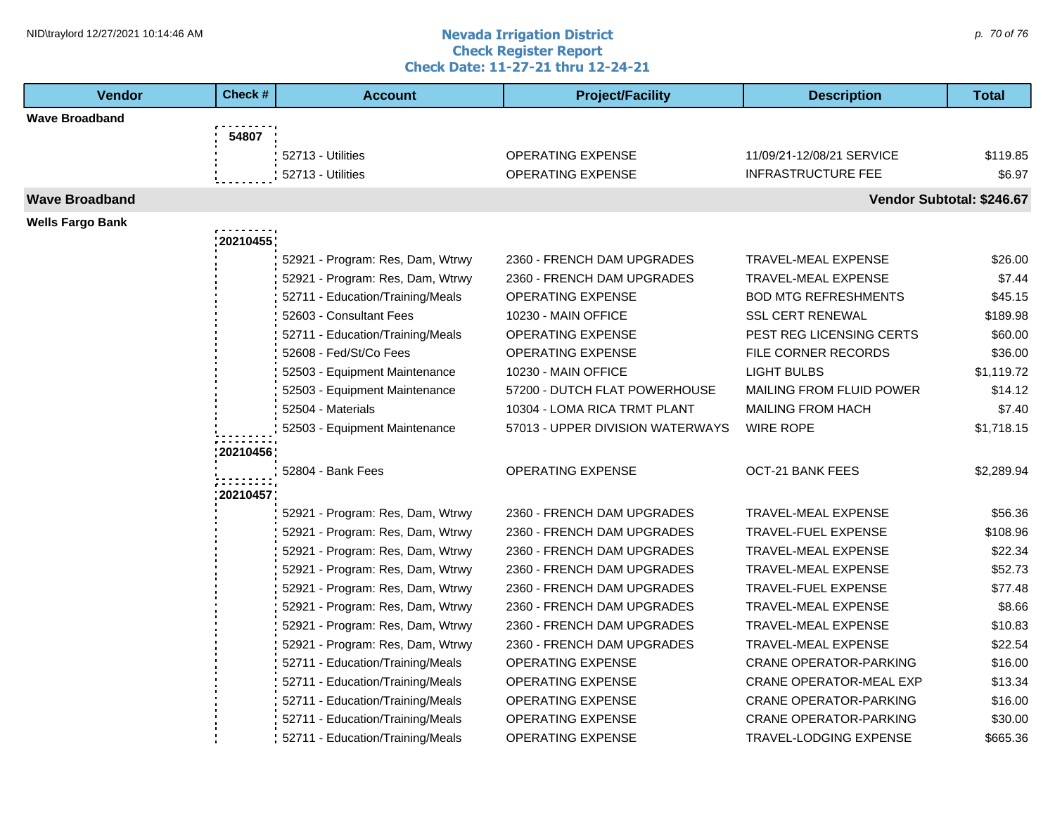# Nevada Irrigation District
## Check Register Report
### Check Date: 11-27-21 thru 12-24-21

| Vendor | Check # | Account | Project/Facility | Description | Total |
|---|---|---|---|---|---|
| **Wave Broadband** | | | | | |
| | **54807** | | | | |
| | | 52713 - Utilities | OPERATING EXPENSE | 11/09/21-12/08/21 SERVICE | $119.85 |
| | | 52713 - Utilities | OPERATING EXPENSE | INFRASTRUCTURE FEE | $6.97 |
| **Wave Broadband** | | | | **Vendor Subtotal: $246.67** | |
| **Wells Fargo Bank** | | | | | |
| | **20210455** | | | | |
| | | 52921 - Program: Res, Dam, Wtrwy | 2360 - FRENCH DAM UPGRADES | TRAVEL-MEAL EXPENSE | $26.00 |
| | | 52921 - Program: Res, Dam, Wtrwy | 2360 - FRENCH DAM UPGRADES | TRAVEL-MEAL EXPENSE | $7.44 |
| | | 52711 - Education/Training/Meals | OPERATING EXPENSE | BOD MTG REFRESHMENTS | $45.15 |
| | | 52603 - Consultant Fees | 10230 - MAIN OFFICE | SSL CERT RENEWAL | $189.98 |
| | | 52711 - Education/Training/Meals | OPERATING EXPENSE | PEST REG LICENSING CERTS | $60.00 |
| | | 52608 - Fed/St/Co Fees | OPERATING EXPENSE | FILE CORNER RECORDS | $36.00 |
| | | 52503 - Equipment Maintenance | 10230 - MAIN OFFICE | LIGHT BULBS | $1,119.72 |
| | | 52503 - Equipment Maintenance | 57200 - DUTCH FLAT POWERHOUSE | MAILING FROM FLUID POWER | $14.12 |
| | | 52504 - Materials | 10304 - LOMA RICA TRMT PLANT | MAILING FROM HACH | $7.40 |
| | | 52503 - Equipment Maintenance | 57013 - UPPER DIVISION WATERWAYS | WIRE ROPE | $1,718.15 |
| | **20210456** | | | | |
| | | 52804 - Bank Fees | OPERATING EXPENSE | OCT-21 BANK FEES | $2,289.94 |
| | **20210457** | | | | |
| | | 52921 - Program: Res, Dam, Wtrwy | 2360 - FRENCH DAM UPGRADES | TRAVEL-MEAL EXPENSE | $56.36 |
| | | 52921 - Program: Res, Dam, Wtrwy | 2360 - FRENCH DAM UPGRADES | TRAVEL-FUEL EXPENSE | $108.96 |
| | | 52921 - Program: Res, Dam, Wtrwy | 2360 - FRENCH DAM UPGRADES | TRAVEL-MEAL EXPENSE | $22.34 |
| | | 52921 - Program: Res, Dam, Wtrwy | 2360 - FRENCH DAM UPGRADES | TRAVEL-MEAL EXPENSE | $52.73 |
| | | 52921 - Program: Res, Dam, Wtrwy | 2360 - FRENCH DAM UPGRADES | TRAVEL-FUEL EXPENSE | $77.48 |
| | | 52921 - Program: Res, Dam, Wtrwy | 2360 - FRENCH DAM UPGRADES | TRAVEL-MEAL EXPENSE | $8.66 |
| | | 52921 - Program: Res, Dam, Wtrwy | 2360 - FRENCH DAM UPGRADES | TRAVEL-MEAL EXPENSE | $10.83 |
| | | 52921 - Program: Res, Dam, Wtrwy | 2360 - FRENCH DAM UPGRADES | TRAVEL-MEAL EXPENSE | $22.54 |
| | | 52711 - Education/Training/Meals | OPERATING EXPENSE | CRANE OPERATOR-PARKING | $16.00 |
| | | 52711 - Education/Training/Meals | OPERATING EXPENSE | CRANE OPERATOR-MEAL EXP | $13.34 |
| | | 52711 - Education/Training/Meals | OPERATING EXPENSE | CRANE OPERATOR-PARKING | $16.00 |
| | | 52711 - Education/Training/Meals | OPERATING EXPENSE | CRANE OPERATOR-PARKING | $30.00 |
| | | 52711 - Education/Training/Meals | OPERATING EXPENSE | TRAVEL-LODGING EXPENSE | $665.36 |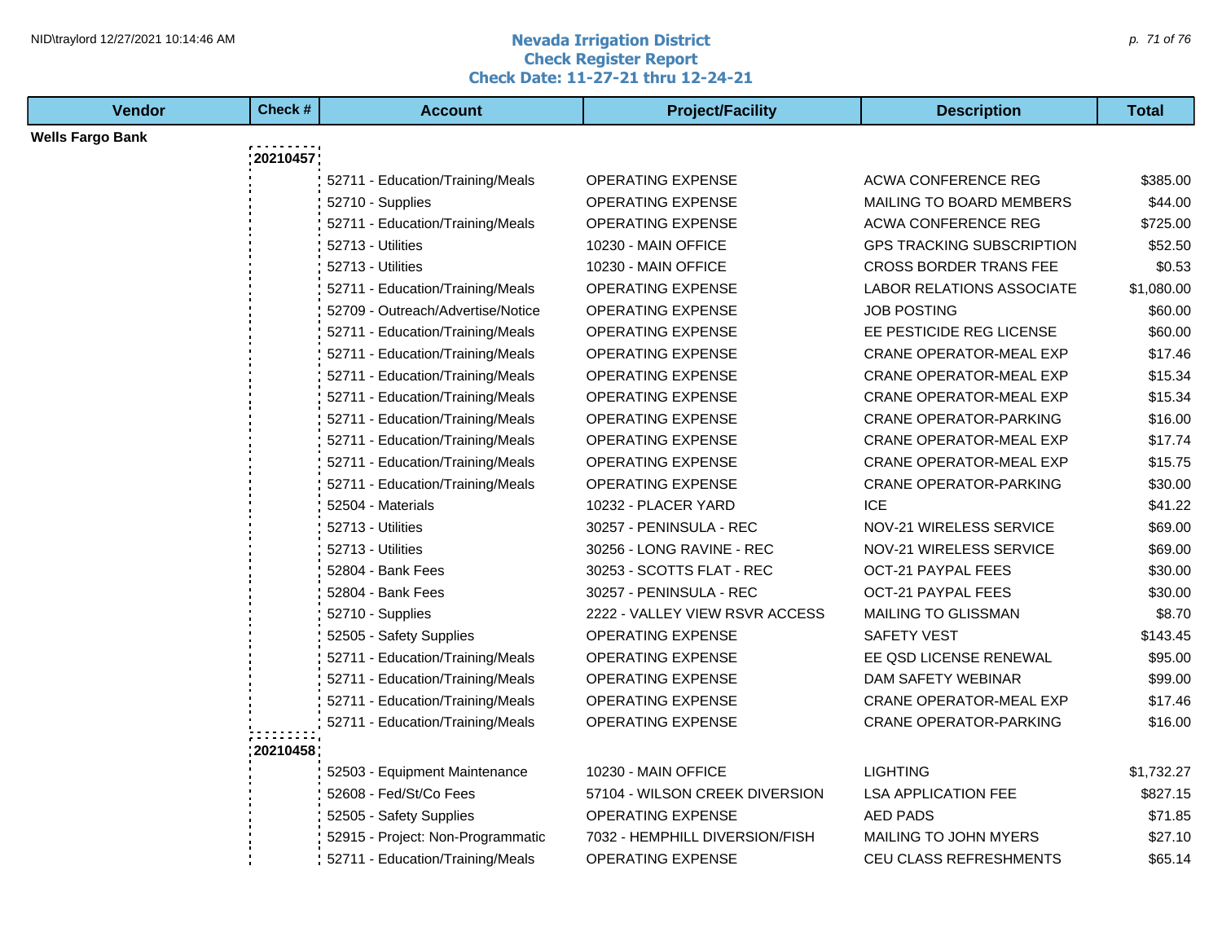**Nevada Irrigation District**
**Check Register Report**
**Check Date: 11-27-21 thru 12-24-21**

| Vendor | Check # | Account | Project/Facility | Description | Total |
|---|---|---|---|---|---|
| **Wells Fargo Bank** | | | | | |
| | 20210457 | | | | |
| | | 52711 - Education/Training/Meals | OPERATING EXPENSE | ACWA CONFERENCE REG | $385.00 |
| | | 52710 - Supplies | OPERATING EXPENSE | MAILING TO BOARD MEMBERS | $44.00 |
| | | 52711 - Education/Training/Meals | OPERATING EXPENSE | ACWA CONFERENCE REG | $725.00 |
| | | 52713 - Utilities | 10230 - MAIN OFFICE | GPS TRACKING SUBSCRIPTION | $52.50 |
| | | 52713 - Utilities | 10230 - MAIN OFFICE | CROSS BORDER TRANS FEE | $0.53 |
| | | 52711 - Education/Training/Meals | OPERATING EXPENSE | LABOR RELATIONS ASSOCIATE | $1,080.00 |
| | | 52709 - Outreach/Advertise/Notice | OPERATING EXPENSE | JOB POSTING | $60.00 |
| | | 52711 - Education/Training/Meals | OPERATING EXPENSE | EE PESTICIDE REG LICENSE | $60.00 |
| | | 52711 - Education/Training/Meals | OPERATING EXPENSE | CRANE OPERATOR-MEAL EXP | $17.46 |
| | | 52711 - Education/Training/Meals | OPERATING EXPENSE | CRANE OPERATOR-MEAL EXP | $15.34 |
| | | 52711 - Education/Training/Meals | OPERATING EXPENSE | CRANE OPERATOR-MEAL EXP | $15.34 |
| | | 52711 - Education/Training/Meals | OPERATING EXPENSE | CRANE OPERATOR-PARKING | $16.00 |
| | | 52711 - Education/Training/Meals | OPERATING EXPENSE | CRANE OPERATOR-MEAL EXP | $17.74 |
| | | 52711 - Education/Training/Meals | OPERATING EXPENSE | CRANE OPERATOR-MEAL EXP | $15.75 |
| | | 52711 - Education/Training/Meals | OPERATING EXPENSE | CRANE OPERATOR-PARKING | $30.00 |
| | | 52504 - Materials | 10232 - PLACER YARD | ICE | $41.22 |
| | | 52713 - Utilities | 30257 - PENINSULA - REC | NOV-21 WIRELESS SERVICE | $69.00 |
| | | 52713 - Utilities | 30256 - LONG RAVINE - REC | NOV-21 WIRELESS SERVICE | $69.00 |
| | | 52804 - Bank Fees | 30253 - SCOTTS FLAT - REC | OCT-21 PAYPAL FEES | $30.00 |
| | | 52804 - Bank Fees | 30257 - PENINSULA - REC | OCT-21 PAYPAL FEES | $30.00 |
| | | 52710 - Supplies | 2222 - VALLEY VIEW RSVR ACCESS | MAILING TO GLISSMAN | $8.70 |
| | | 52505 - Safety Supplies | OPERATING EXPENSE | SAFETY VEST | $143.45 |
| | | 52711 - Education/Training/Meals | OPERATING EXPENSE | EE QSD LICENSE RENEWAL | $95.00 |
| | | 52711 - Education/Training/Meals | OPERATING EXPENSE | DAM SAFETY WEBINAR | $99.00 |
| | | 52711 - Education/Training/Meals | OPERATING EXPENSE | CRANE OPERATOR-MEAL EXP | $17.46 |
| | | 52711 - Education/Training/Meals | OPERATING EXPENSE | CRANE OPERATOR-PARKING | $16.00 |
| | 20210458 | | | | |
| | | 52503 - Equipment Maintenance | 10230 - MAIN OFFICE | LIGHTING | $1,732.27 |
| | | 52608 - Fed/St/Co Fees | 57104 - WILSON CREEK DIVERSION | LSA APPLICATION FEE | $827.15 |
| | | 52505 - Safety Supplies | OPERATING EXPENSE | AED PADS | $71.85 |
| | | 52915 - Project: Non-Programmatic | 7032 - HEMPHILL DIVERSION/FISH | MAILING TO JOHN MYERS | $27.10 |
| | | 52711 - Education/Training/Meals | OPERATING EXPENSE | CEU CLASS REFRESHMENTS | $65.14 |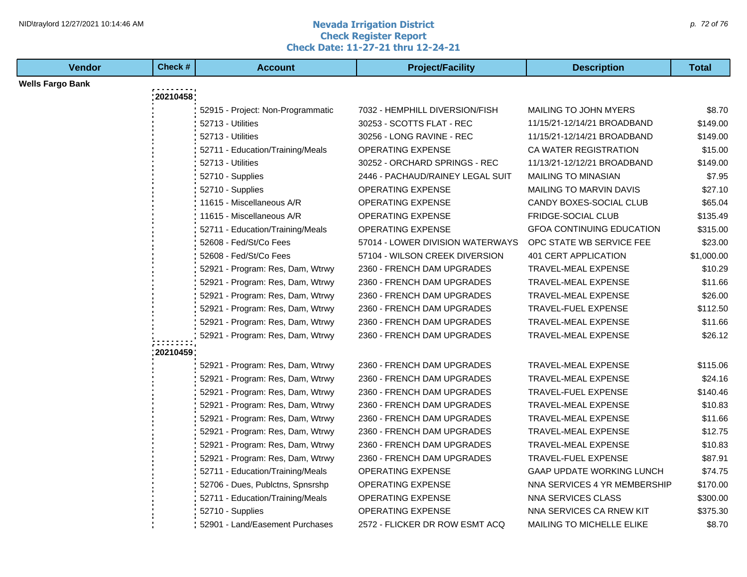# Nevada Irrigation District
## Check Register Report
## Check Date: 11-27-21 thru 12-24-21

| Vendor | Check # | Account | Project/Facility | Description | Total |
|---|---|---|---|---|---|
| **Wells Fargo Bank** | | | | | |
| | 20210458 | | | | |
| | | 52915 - Project: Non-Programmatic | 7032 - HEMPHILL DIVERSION/FISH | MAILING TO JOHN MYERS | $8.70 |
| | | 52713 - Utilities | 30253 - SCOTTS FLAT - REC | 11/15/21-12/14/21 BROADBAND | $149.00 |
| | | 52713 - Utilities | 30256 - LONG RAVINE - REC | 11/15/21-12/14/21 BROADBAND | $149.00 |
| | | 52711 - Education/Training/Meals | OPERATING EXPENSE | CA WATER REGISTRATION | $15.00 |
| | | 52713 - Utilities | 30252 - ORCHARD SPRINGS - REC | 11/13/21-12/12/21 BROADBAND | $149.00 |
| | | 52710 - Supplies | 2446 - PACHAUD/RAINEY LEGAL SUIT | MAILING TO MINASIAN | $7.95 |
| | | 52710 - Supplies | OPERATING EXPENSE | MAILING TO MARVIN DAVIS | $27.10 |
| | | 11615 - Miscellaneous A/R | OPERATING EXPENSE | CANDY BOXES-SOCIAL CLUB | $65.04 |
| | | 11615 - Miscellaneous A/R | OPERATING EXPENSE | FRIDGE-SOCIAL CLUB | $135.49 |
| | | 52711 - Education/Training/Meals | OPERATING EXPENSE | GFOA CONTINUING EDUCATION | $315.00 |
| | | 52608 - Fed/St/Co Fees | 57014 - LOWER DIVISION WATERWAYS | OPC STATE WB SERVICE FEE | $23.00 |
| | | 52608 - Fed/St/Co Fees | 57104 - WILSON CREEK DIVERSION | 401 CERT APPLICATION | $1,000.00 |
| | | 52921 - Program: Res, Dam, Wtrwy | 2360 - FRENCH DAM UPGRADES | TRAVEL-MEAL EXPENSE | $10.29 |
| | | 52921 - Program: Res, Dam, Wtrwy | 2360 - FRENCH DAM UPGRADES | TRAVEL-MEAL EXPENSE | $11.66 |
| | | 52921 - Program: Res, Dam, Wtrwy | 2360 - FRENCH DAM UPGRADES | TRAVEL-MEAL EXPENSE | $26.00 |
| | | 52921 - Program: Res, Dam, Wtrwy | 2360 - FRENCH DAM UPGRADES | TRAVEL-FUEL EXPENSE | $112.50 |
| | | 52921 - Program: Res, Dam, Wtrwy | 2360 - FRENCH DAM UPGRADES | TRAVEL-MEAL EXPENSE | $11.66 |
| | | 52921 - Program: Res, Dam, Wtrwy | 2360 - FRENCH DAM UPGRADES | TRAVEL-MEAL EXPENSE | $26.12 |
| | 20210459 | | | | |
| | | 52921 - Program: Res, Dam, Wtrwy | 2360 - FRENCH DAM UPGRADES | TRAVEL-MEAL EXPENSE | $115.06 |
| | | 52921 - Program: Res, Dam, Wtrwy | 2360 - FRENCH DAM UPGRADES | TRAVEL-MEAL EXPENSE | $24.16 |
| | | 52921 - Program: Res, Dam, Wtrwy | 2360 - FRENCH DAM UPGRADES | TRAVEL-FUEL EXPENSE | $140.46 |
| | | 52921 - Program: Res, Dam, Wtrwy | 2360 - FRENCH DAM UPGRADES | TRAVEL-MEAL EXPENSE | $10.83 |
| | | 52921 - Program: Res, Dam, Wtrwy | 2360 - FRENCH DAM UPGRADES | TRAVEL-MEAL EXPENSE | $11.66 |
| | | 52921 - Program: Res, Dam, Wtrwy | 2360 - FRENCH DAM UPGRADES | TRAVEL-MEAL EXPENSE | $12.75 |
| | | 52921 - Program: Res, Dam, Wtrwy | 2360 - FRENCH DAM UPGRADES | TRAVEL-MEAL EXPENSE | $10.83 |
| | | 52921 - Program: Res, Dam, Wtrwy | 2360 - FRENCH DAM UPGRADES | TRAVEL-FUEL EXPENSE | $87.91 |
| | | 52711 - Education/Training/Meals | OPERATING EXPENSE | GAAP UPDATE WORKING LUNCH | $74.75 |
| | | 52706 - Dues, Publctns, Spnsrshp | OPERATING EXPENSE | NNA SERVICES 4 YR MEMBERSHIP | $170.00 |
| | | 52711 - Education/Training/Meals | OPERATING EXPENSE | NNA SERVICES CLASS | $300.00 |
| | | 52710 - Supplies | OPERATING EXPENSE | NNA SERVICES CA RNEW KIT | $375.30 |
| | | 52901 - Land/Easement Purchases | 2572 - FLICKER DR ROW ESMT ACQ | MAILING TO MICHELLE ELIKE | $8.70 |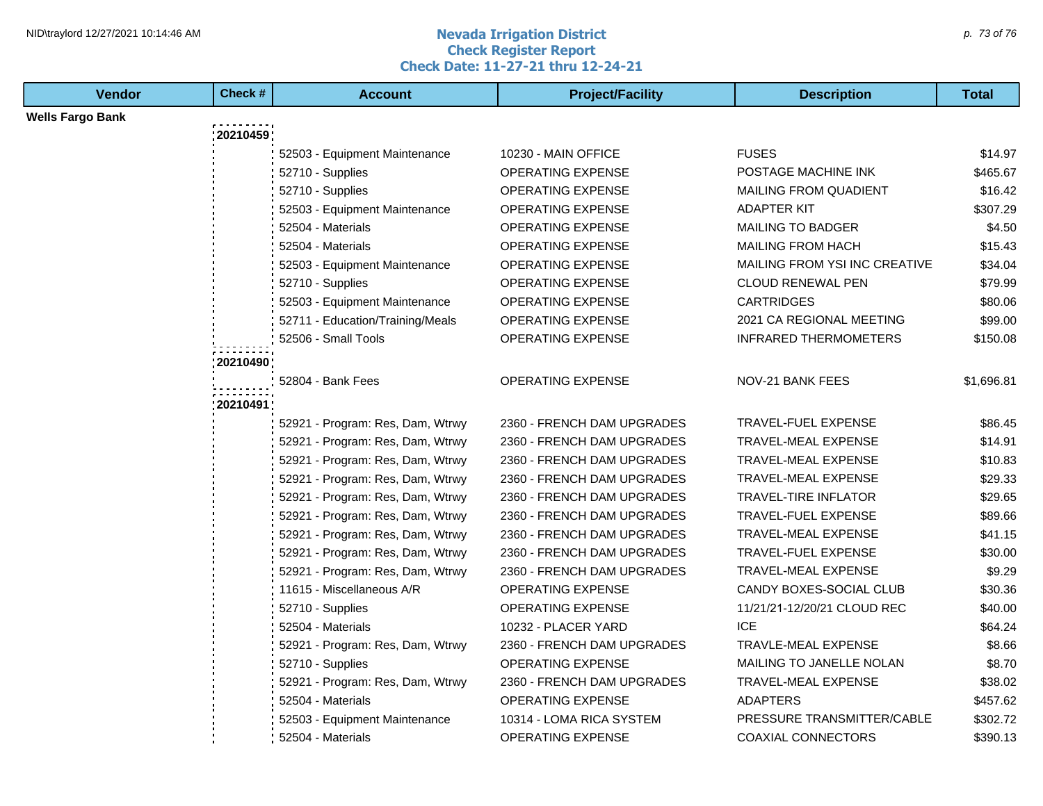| Vendor | Check # | Account | Project/Facility | Description | Total |
|---|---|---|---|---|---|
| **Wells Fargo Bank** | | | | | |
| | **20210459** | | | | |
| | | 52503 - Equipment Maintenance | 10230 - MAIN OFFICE | FUSES | $14.97 |
| | | 52710 - Supplies | OPERATING EXPENSE | POSTAGE MACHINE INK | $465.67 |
| | | 52710 - Supplies | OPERATING EXPENSE | MAILING FROM QUADIENT | $16.42 |
| | | 52503 - Equipment Maintenance | OPERATING EXPENSE | ADAPTER KIT | $307.29 |
| | | 52504 - Materials | OPERATING EXPENSE | MAILING TO BADGER | $4.50 |
| | | 52504 - Materials | OPERATING EXPENSE | MAILING FROM HACH | $15.43 |
| | | 52503 - Equipment Maintenance | OPERATING EXPENSE | MAILING FROM YSI INC CREATIVE | $34.04 |
| | | 52710 - Supplies | OPERATING EXPENSE | CLOUD RENEWAL PEN | $79.99 |
| | | 52503 - Equipment Maintenance | OPERATING EXPENSE | CARTRIDGES | $80.06 |
| | | 52711 - Education/Training/Meals | OPERATING EXPENSE | 2021 CA REGIONAL MEETING | $99.00 |
| | | 52506 - Small Tools | OPERATING EXPENSE | INFRARED THERMOMETERS | $150.08 |
| | **20210490** | | | | |
| | | 52804 - Bank Fees | OPERATING EXPENSE | NOV-21 BANK FEES | $1,696.81 |
| | **20210491** | | | | |
| | | 52921 - Program: Res, Dam, Wtrwy | 2360 - FRENCH DAM UPGRADES | TRAVEL-FUEL EXPENSE | $86.45 |
| | | 52921 - Program: Res, Dam, Wtrwy | 2360 - FRENCH DAM UPGRADES | TRAVEL-MEAL EXPENSE | $14.91 |
| | | 52921 - Program: Res, Dam, Wtrwy | 2360 - FRENCH DAM UPGRADES | TRAVEL-MEAL EXPENSE | $10.83 |
| | | 52921 - Program: Res, Dam, Wtrwy | 2360 - FRENCH DAM UPGRADES | TRAVEL-MEAL EXPENSE | $29.33 |
| | | 52921 - Program: Res, Dam, Wtrwy | 2360 - FRENCH DAM UPGRADES | TRAVEL-TIRE INFLATOR | $29.65 |
| | | 52921 - Program: Res, Dam, Wtrwy | 2360 - FRENCH DAM UPGRADES | TRAVEL-FUEL EXPENSE | $89.66 |
| | | 52921 - Program: Res, Dam, Wtrwy | 2360 - FRENCH DAM UPGRADES | TRAVEL-MEAL EXPENSE | $41.15 |
| | | 52921 - Program: Res, Dam, Wtrwy | 2360 - FRENCH DAM UPGRADES | TRAVEL-FUEL EXPENSE | $30.00 |
| | | 52921 - Program: Res, Dam, Wtrwy | 2360 - FRENCH DAM UPGRADES | TRAVEL-MEAL EXPENSE | $9.29 |
| | | 11615 - Miscellaneous A/R | OPERATING EXPENSE | CANDY BOXES-SOCIAL CLUB | $30.36 |
| | | 52710 - Supplies | OPERATING EXPENSE | 11/21/21-12/20/21 CLOUD REC | $40.00 |
| | | 52504 - Materials | 10232 - PLACER YARD | ICE | $64.24 |
| | | 52921 - Program: Res, Dam, Wtrwy | 2360 - FRENCH DAM UPGRADES | TRAVLE-MEAL EXPENSE | $8.66 |
| | | 52710 - Supplies | OPERATING EXPENSE | MAILING TO JANELLE NOLAN | $8.70 |
| | | 52921 - Program: Res, Dam, Wtrwy | 2360 - FRENCH DAM UPGRADES | TRAVEL-MEAL EXPENSE | $38.02 |
| | | 52504 - Materials | OPERATING EXPENSE | ADAPTERS | $457.62 |
| | | 52503 - Equipment Maintenance | 10314 - LOMA RICA SYSTEM | PRESSURE TRANSMITTER/CABLE | $302.72 |
| | | 52504 - Materials | OPERATING EXPENSE | COAXIAL CONNECTORS | $390.13 |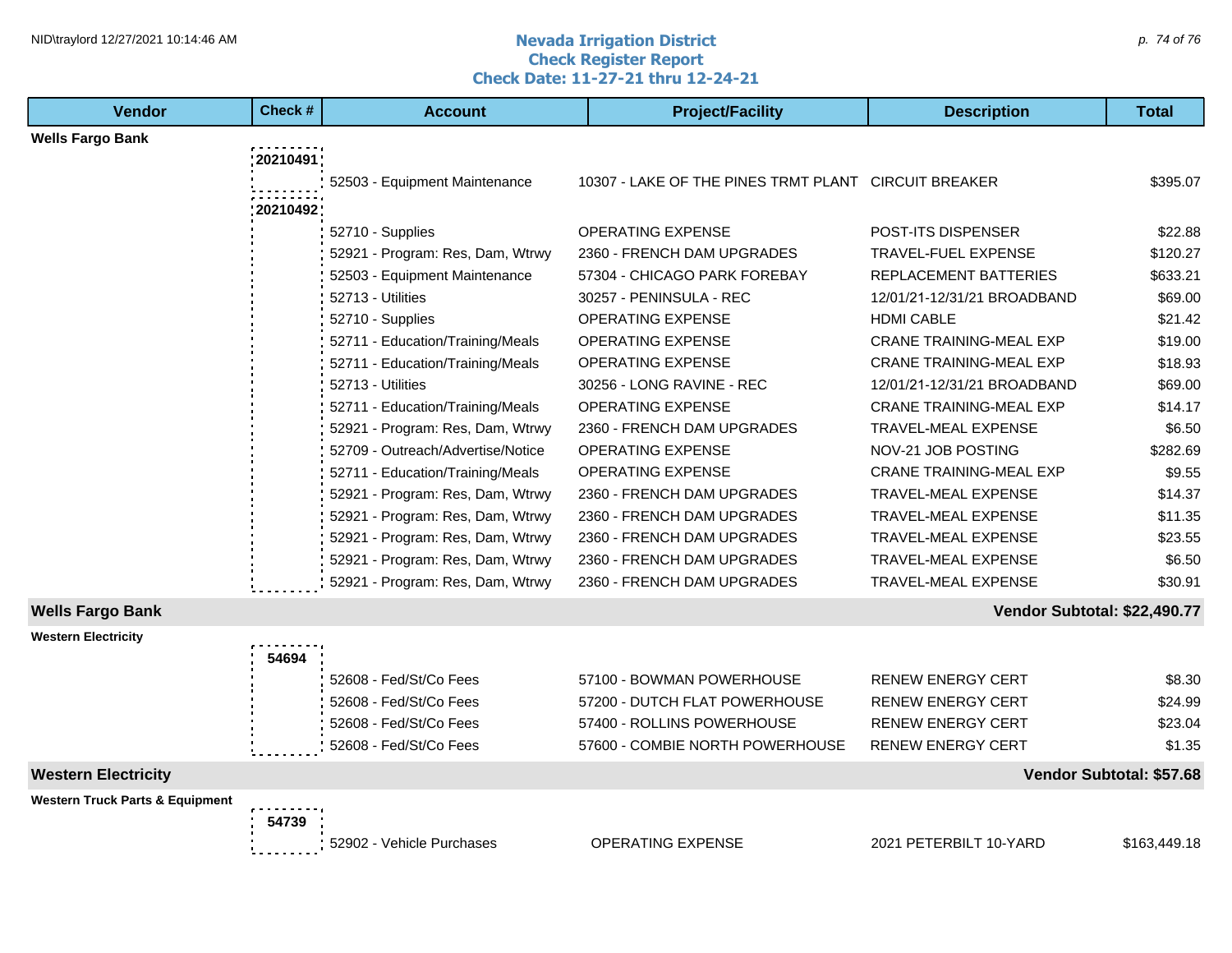# Nevada Irrigation District
## Check Register Report
### Check Date: 11-27-21 thru 12-24-21

| Vendor | Check # | Account | Project/Facility | Description | Total |
|---|---|---|---|---|---|
| **Wells Fargo Bank** | | | | | |
| | **20210491** | | | | |
| | | 52503 - Equipment Maintenance | 10307 - LAKE OF THE PINES TRMT PLANT | CIRCUIT BREAKER | $395.07 |
| | **20210492** | | | | |
| | | 52710 - Supplies | OPERATING EXPENSE | POST-ITS DISPENSER | $22.88 |
| | | 52921 - Program: Res, Dam, Wtrwy | 2360 - FRENCH DAM UPGRADES | TRAVEL-FUEL EXPENSE | $120.27 |
| | | 52503 - Equipment Maintenance | 57304 - CHICAGO PARK FOREBAY | REPLACEMENT BATTERIES | $633.21 |
| | | 52713 - Utilities | 30257 - PENINSULA - REC | 12/01/21-12/31/21 BROADBAND | $69.00 |
| | | 52710 - Supplies | OPERATING EXPENSE | HDMI CABLE | $21.42 |
| | | 52711 - Education/Training/Meals | OPERATING EXPENSE | CRANE TRAINING-MEAL EXP | $19.00 |
| | | 52711 - Education/Training/Meals | OPERATING EXPENSE | CRANE TRAINING-MEAL EXP | $18.93 |
| | | 52713 - Utilities | 30256 - LONG RAVINE - REC | 12/01/21-12/31/21 BROADBAND | $69.00 |
| | | 52711 - Education/Training/Meals | OPERATING EXPENSE | CRANE TRAINING-MEAL EXP | $14.17 |
| | | 52921 - Program: Res, Dam, Wtrwy | 2360 - FRENCH DAM UPGRADES | TRAVEL-MEAL EXPENSE | $6.50 |
| | | 52709 - Outreach/Advertise/Notice | OPERATING EXPENSE | NOV-21 JOB POSTING | $282.69 |
| | | 52711 - Education/Training/Meals | OPERATING EXPENSE | CRANE TRAINING-MEAL EXP | $9.55 |
| | | 52921 - Program: Res, Dam, Wtrwy | 2360 - FRENCH DAM UPGRADES | TRAVEL-MEAL EXPENSE | $14.37 |
| | | 52921 - Program: Res, Dam, Wtrwy | 2360 - FRENCH DAM UPGRADES | TRAVEL-MEAL EXPENSE | $11.35 |
| | | 52921 - Program: Res, Dam, Wtrwy | 2360 - FRENCH DAM UPGRADES | TRAVEL-MEAL EXPENSE | $23.55 |
| | | 52921 - Program: Res, Dam, Wtrwy | 2360 - FRENCH DAM UPGRADES | TRAVEL-MEAL EXPENSE | $6.50 |
| | | 52921 - Program: Res, Dam, Wtrwy | 2360 - FRENCH DAM UPGRADES | TRAVEL-MEAL EXPENSE | $30.91 |
| **Wells Fargo Bank** | | | | | **Vendor Subtotal: $22,490.77** |
| **Western Electricity** | | | | | |
| | **54694** | | | | |
| | | 52608 - Fed/St/Co Fees | 57100 - BOWMAN POWERHOUSE | RENEW ENERGY CERT | $8.30 |
| | | 52608 - Fed/St/Co Fees | 57200 - DUTCH FLAT POWERHOUSE | RENEW ENERGY CERT | $24.99 |
| | | 52608 - Fed/St/Co Fees | 57400 - ROLLINS POWERHOUSE | RENEW ENERGY CERT | $23.04 |
| | | 52608 - Fed/St/Co Fees | 57600 - COMBIE NORTH POWERHOUSE | RENEW ENERGY CERT | $1.35 |
| **Western Electricity** | | | | | **Vendor Subtotal: $57.68** |
| **Western Truck Parts & Equipment** | | | | | |
| | **54739** | | | | |
| | | 52902 - Vehicle Purchases | OPERATING EXPENSE | 2021 PETERBILT 10-YARD | $163,449.18 |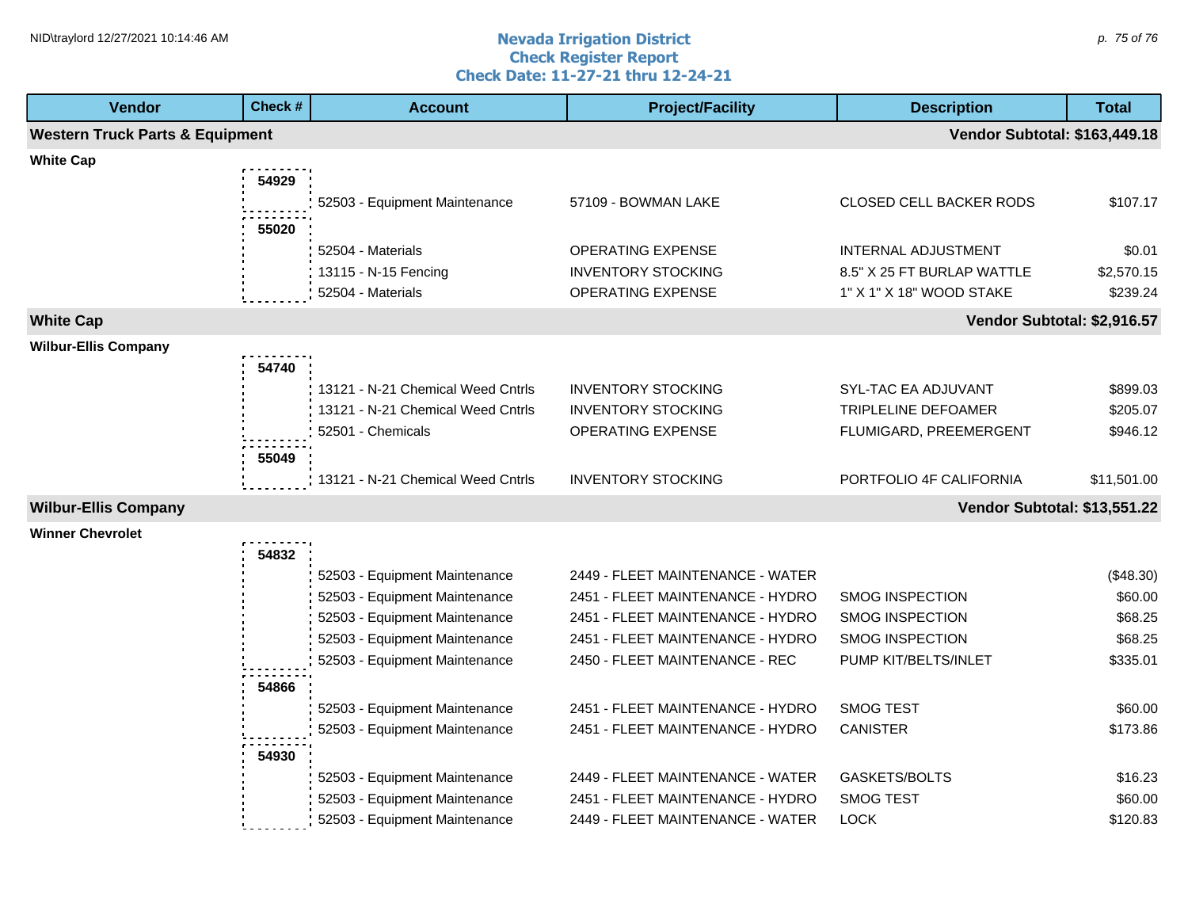# Nevada Irrigation District
## Check Register Report
### Check Date: 11-27-21 thru 12-24-21

| Vendor | Check # | Account | Project/Facility | Description | Total |
|---|---|---|---|---|---|
| **Western Truck Parts & Equipment** | | | | | **Vendor Subtotal: $163,449.18** |
| **White Cap** | | | | | |
| | 54929 | | | | |
| | | 52503 - Equipment Maintenance | 57109 - BOWMAN LAKE | CLOSED CELL BACKER RODS | $107.17 |
| | 55020 | | | | |
| | | 52504 - Materials | OPERATING EXPENSE | INTERNAL ADJUSTMENT | $0.01 |
| | | 13115 - N-15 Fencing | INVENTORY STOCKING | 8.5" X 25 FT BURLAP WATTLE | $2,570.15 |
| | | 52504 - Materials | OPERATING EXPENSE | 1" X 1" X 18" WOOD STAKE | $239.24 |
| **White Cap** | | | | | **Vendor Subtotal: $2,916.57** |
| **Wilbur-Ellis Company** | | | | | |
| | 54740 | | | | |
| | | 13121 - N-21 Chemical Weed Cntrls | INVENTORY STOCKING | SYL-TAC EA ADJUVANT | $899.03 |
| | | 13121 - N-21 Chemical Weed Cntrls | INVENTORY STOCKING | TRIPLELINE DEFOAMER | $205.07 |
| | | 52501 - Chemicals | OPERATING EXPENSE | FLUMIGARD, PREEMERGENT | $946.12 |
| | 55049 | | | | |
| | | 13121 - N-21 Chemical Weed Cntrls | INVENTORY STOCKING | PORTFOLIO 4F CALIFORNIA | $11,501.00 |
| **Wilbur-Ellis Company** | | | | | **Vendor Subtotal: $13,551.22** |
| **Winner Chevrolet** | | | | | |
| | 54832 | | | | |
| | | 52503 - Equipment Maintenance | 2449 - FLEET MAINTENANCE - WATER | | ($48.30) |
| | | 52503 - Equipment Maintenance | 2451 - FLEET MAINTENANCE - HYDRO | SMOG INSPECTION | $60.00 |
| | | 52503 - Equipment Maintenance | 2451 - FLEET MAINTENANCE - HYDRO | SMOG INSPECTION | $68.25 |
| | | 52503 - Equipment Maintenance | 2451 - FLEET MAINTENANCE - HYDRO | SMOG INSPECTION | $68.25 |
| | | 52503 - Equipment Maintenance | 2450 - FLEET MAINTENANCE - REC | PUMP KIT/BELTS/INLET | $335.01 |
| | 54866 | | | | |
| | | 52503 - Equipment Maintenance | 2451 - FLEET MAINTENANCE - HYDRO | SMOG TEST | $60.00 |
| | | 52503 - Equipment Maintenance | 2451 - FLEET MAINTENANCE - HYDRO | CANISTER | $173.86 |
| | 54930 | | | | |
| | | 52503 - Equipment Maintenance | 2449 - FLEET MAINTENANCE - WATER | GASKETS/BOLTS | $16.23 |
| | | 52503 - Equipment Maintenance | 2451 - FLEET MAINTENANCE - HYDRO | SMOG TEST | $60.00 |
| | | 52503 - Equipment Maintenance | 2449 - FLEET MAINTENANCE - WATER | LOCK | $120.83 |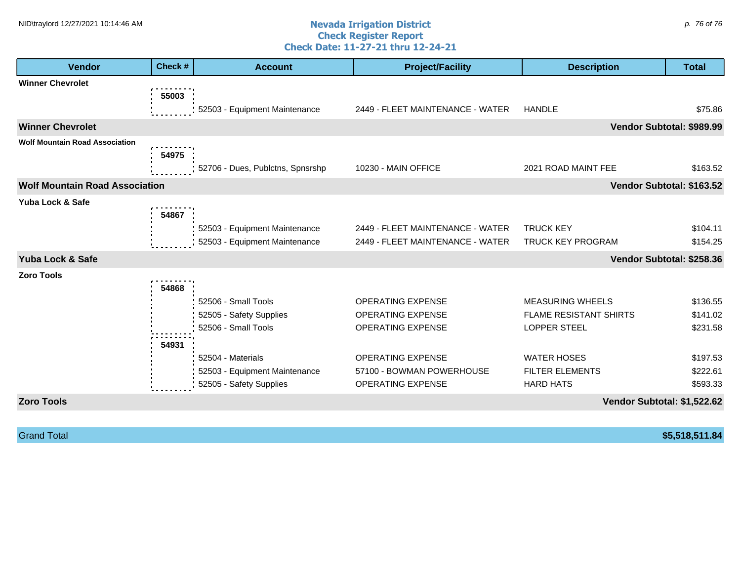# Nevada Irrigation District
## Check Register Report
### Check Date: 11-27-21 thru 12-24-21

| Vendor | Check # | Account | Project/Facility | Description | Total |
|---|---|---|---|---|---|
| **Winner Chevrolet** | | | | | |
| | **55003** | | | | |
| | | 52503 - Equipment Maintenance | 2449 - FLEET MAINTENANCE - WATER | HANDLE | $75.86 |
| **Winner Chevrolet** | | | | | **Vendor Subtotal: $989.99** |
| **Wolf Mountain Road Association** | | | | | |
| | **54975** | | | | |
| | | 52706 - Dues, Publctns, Spnsrshp | 10230 - MAIN OFFICE | 2021 ROAD MAINT FEE | $163.52 |
| **Wolf Mountain Road Association** | | | | | **Vendor Subtotal: $163.52** |
| **Yuba Lock & Safe** | | | | | |
| | **54867** | | | | |
| | | 52503 - Equipment Maintenance | 2449 - FLEET MAINTENANCE - WATER | TRUCK KEY | $104.11 |
| | | 52503 - Equipment Maintenance | 2449 - FLEET MAINTENANCE - WATER | TRUCK KEY PROGRAM | $154.25 |
| **Yuba Lock & Safe** | | | | | **Vendor Subtotal: $258.36** |
| **Zoro Tools** | | | | | |
| | **54868** | | | | |
| | | 52506 - Small Tools | OPERATING EXPENSE | MEASURING WHEELS | $136.55 |
| | | 52505 - Safety Supplies | OPERATING EXPENSE | FLAME RESISTANT SHIRTS | $141.02 |
| | | 52506 - Small Tools | OPERATING EXPENSE | LOPPER STEEL | $231.58 |
| | **54931** | | | | |
| | | 52504 - Materials | OPERATING EXPENSE | WATER HOSES | $197.53 |
| | | 52503 - Equipment Maintenance | 57100 - BOWMAN POWERHOUSE | FILTER ELEMENTS | $222.61 |
| | | 52505 - Safety Supplies | OPERATING EXPENSE | HARD HATS | $593.33 |
| **Zoro Tools** | | | | | **Vendor Subtotal: $1,522.62** |
| Grand Total | | | | | **$5,518,511.84** |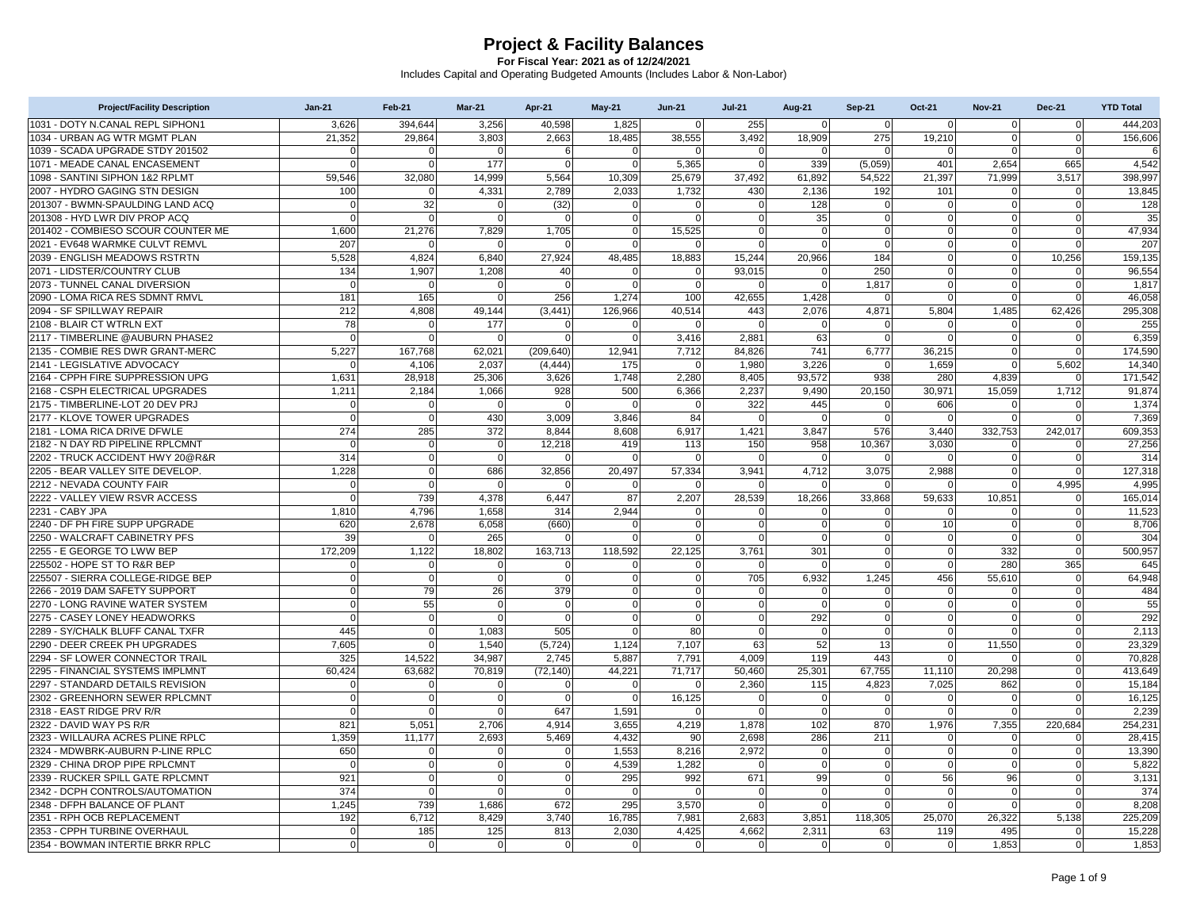# Project & Facility Balances

**For Fiscal Year: 2021 as of 12/24/2021**

Includes Capital and Operating Budgeted Amounts (Includes Labor & Non-Labor)

| Project/Facility Description | Jan-21 | Feb-21 | Mar-21 | Apr-21 | May-21 | Jun-21 | Jul-21 | Aug-21 | Sep-21 | Oct-21 | Nov-21 | Dec-21 | YTD Total |
|---|---|---|---|---|---|---|---|---|---|---|---|---|---|
| 1031 - DOTY N.CANAL REPL SIPHON1 | 3,626 | 394,644 | 3,256 | 40,598 | 1,825 | 0 | 255 | 0 | 0 | 0 | 0 | 0 | 444,203 |
| 1034 - URBAN AG WTR MGMT PLAN | 21,352 | 29,864 | 3,803 | 2,663 | 18,485 | 38,555 | 3,492 | 18,909 | 275 | 19,210 | 0 | 0 | 156,606 |
| 1039 - SCADA UPGRADE STDY 201502 | 0 | 0 | 0 | 6 | 0 | 0 | 0 | 0 | 0 | 0 | 0 | 0 | 6 |
| 1071 - MEADE CANAL ENCASEMENT | 0 | 0 | 177 | 0 | 0 | 5,365 | 0 | 339 | (5,059) | 401 | 2,654 | 665 | 4,542 |
| 1098 - SANTINI SIPHON 1&2 RPLMT | 59,546 | 32,080 | 14,999 | 5,564 | 10,309 | 25,679 | 37,492 | 61,892 | 54,522 | 21,397 | 71,999 | 3,517 | 398,997 |
| 2007 - HYDRO GAGING STN DESIGN | 100 | 0 | 4,331 | 2,789 | 2,033 | 1,732 | 430 | 2,136 | 192 | 101 | 0 | 0 | 13,845 |
| 201307 - BWMN-SPAULDING LAND ACQ | 0 | 32 | 0 | (32) | 0 | 0 | 0 | 128 | 0 | 0 | 0 | 0 | 128 |
| 201308 - HYD LWR DIV PROP ACQ | 0 | 0 | 0 | 0 | 0 | 0 | 0 | 35 | 0 | 0 | 0 | 0 | 35 |
| 201402 - COMBIESO SCOUR COUNTER ME | 1,600 | 21,276 | 7,829 | 1,705 | 0 | 15,525 | 0 | 0 | 0 | 0 | 0 | 0 | 47,934 |
| 2021 - EV648 WARMKE CULVT REMVL | 207 | 0 | 0 | 0 | 0 | 0 | 0 | 0 | 0 | 0 | 0 | 0 | 207 |
| 2039 - ENGLISH MEADOWS RSTRTN | 5,528 | 4,824 | 6,840 | 27,924 | 48,485 | 18,883 | 15,244 | 20,966 | 184 | 0 | 0 | 10,256 | 159,135 |
| 2071 - LIDSTER/COUNTRY CLUB | 134 | 1,907 | 1,208 | 40 | 0 | 0 | 93,015 | 0 | 250 | 0 | 0 | 0 | 96,554 |
| 2073 - TUNNEL CANAL DIVERSION | 0 | 0 | 0 | 0 | 0 | 0 | 0 | 0 | 1,817 | 0 | 0 | 0 | 1,817 |
| 2090 - LOMA RICA RES SDMNT RMVL | 181 | 165 | 0 | 256 | 1,274 | 100 | 42,655 | 1,428 | 0 | 0 | 0 | 0 | 46,058 |
| 2094 - SF SPILLWAY REPAIR | 212 | 4,808 | 49,144 | (3,441) | 126,966 | 40,514 | 443 | 2,076 | 4,871 | 5,804 | 1,485 | 62,426 | 295,308 |
| 2108 - BLAIR CT WTRLN EXT | 78 | 0 | 177 | 0 | 0 | 0 | 0 | 0 | 0 | 0 | 0 | 0 | 255 |
| 2117 - TIMBERLINE @AUBURN PHASE2 | 0 | 0 | 0 | 0 | 0 | 3,416 | 2,881 | 63 | 0 | 0 | 0 | 0 | 6,359 |
| 2135 - COMBIE RES DWR GRANT-MERC | 5,227 | 167,768 | 62,021 | (209,640) | 12,941 | 7,712 | 84,826 | 741 | 6,777 | 36,215 | 0 | 0 | 174,590 |
| 2141 - LEGISLATIVE ADVOCACY | 0 | 4,106 | 2,037 | (4,444) | 175 | 0 | 1,980 | 3,226 | 0 | 1,659 | 0 | 5,602 | 14,340 |
| 2164 - CPPH FIRE SUPPRESSION UPG | 1,631 | 28,918 | 25,306 | 3,626 | 1,748 | 2,280 | 8,405 | 93,572 | 938 | 280 | 4,839 | 0 | 171,542 |
| 2168 - CSPH ELECTRICAL UPGRADES | 1,211 | 2,184 | 1,066 | 928 | 500 | 6,366 | 2,237 | 9,490 | 20,150 | 30,971 | 15,059 | 1,712 | 91,874 |
| 2175 - TIMBERLINE-LOT 20 DEV PRJ | 0 | 0 | 0 | 0 | 0 | 0 | 322 | 445 | 0 | 606 | 0 | 0 | 1,374 |
| 2177 - KLOVE TOWER UPGRADES | 0 | 0 | 430 | 3,009 | 3,846 | 84 | 0 | 0 | 0 | 0 | 0 | 0 | 7,369 |
| 2181 - LOMA RICA DRIVE DFWLE | 274 | 285 | 372 | 8,844 | 8,608 | 6,917 | 1,421 | 3,847 | 576 | 3,440 | 332,753 | 242,017 | 609,353 |
| 2182 - N DAY RD PIPELINE RPLCMNT | 0 | 0 | 0 | 12,218 | 419 | 113 | 150 | 958 | 10,367 | 3,030 | 0 | 0 | 27,256 |
| 2202 - TRUCK ACCIDENT HWY 20@R&R | 314 | 0 | 0 | 0 | 0 | 0 | 0 | 0 | 0 | 0 | 0 | 0 | 314 |
| 2205 - BEAR VALLEY SITE DEVELOP. | 1,228 | 0 | 686 | 32,856 | 20,497 | 57,334 | 3,941 | 4,712 | 3,075 | 2,988 | 0 | 0 | 127,318 |
| 2212 - NEVADA COUNTY FAIR | 0 | 0 | 0 | 0 | 0 | 0 | 0 | 0 | 0 | 0 | 0 | 4,995 | 4,995 |
| 2222 - VALLEY VIEW RSVR ACCESS | 0 | 739 | 4,378 | 6,447 | 87 | 2,207 | 28,539 | 18,266 | 33,868 | 59,633 | 10,851 | 0 | 165,014 |
| 2231 - CABY JPA | 1,810 | 4,796 | 1,658 | 314 | 2,944 | 0 | 0 | 0 | 0 | 0 | 0 | 0 | 11,523 |
| 2240 - DF PH FIRE SUPP UPGRADE | 620 | 2,678 | 6,058 | (660) | 0 | 0 | 0 | 0 | 0 | 10 | 0 | 0 | 8,706 |
| 2250 - WALCRAFT CABINETRY PFS | 39 | 0 | 265 | 0 | 0 | 0 | 0 | 0 | 0 | 0 | 0 | 0 | 304 |
| 2255 - E GEORGE TO LWW BEP | 172,209 | 1,122 | 18,802 | 163,713 | 118,592 | 22,125 | 3,761 | 301 | 0 | 0 | 332 | 0 | 500,957 |
| 225502 - HOPE ST TO R&R BEP | 0 | 0 | 0 | 0 | 0 | 0 | 0 | 0 | 0 | 0 | 280 | 365 | 645 |
| 225507 - SIERRA COLLEGE-RIDGE BEP | 0 | 0 | 0 | 0 | 0 | 0 | 705 | 6,932 | 1,245 | 456 | 55,610 | 0 | 64,948 |
| 2266 - 2019 DAM SAFETY SUPPORT | 0 | 79 | 26 | 379 | 0 | 0 | 0 | 0 | 0 | 0 | 0 | 0 | 484 |
| 2270 - LONG RAVINE WATER SYSTEM | 0 | 55 | 0 | 0 | 0 | 0 | 0 | 0 | 0 | 0 | 0 | 0 | 55 |
| 2275 - CASEY LONEY HEADWORKS | 0 | 0 | 0 | 0 | 0 | 0 | 0 | 292 | 0 | 0 | 0 | 0 | 292 |
| 2289 - SY/CHALK BLUFF CANAL TXFR | 445 | 0 | 1,083 | 505 | 0 | 80 | 0 | 0 | 0 | 0 | 0 | 0 | 2,113 |
| 2290 - DEER CREEK PH UPGRADES | 7,605 | 0 | 1,540 | (5,724) | 1,124 | 7,107 | 63 | 52 | 13 | 0 | 11,550 | 0 | 23,329 |
| 2294 - SF LOWER CONNECTOR TRAIL | 325 | 14,522 | 34,987 | 2,745 | 5,887 | 7,791 | 4,009 | 119 | 443 | 0 | 0 | 0 | 70,828 |
| 2295 - FINANCIAL SYSTEMS IMPLMNT | 60,424 | 63,682 | 70,819 | (72,140) | 44,221 | 71,717 | 50,460 | 25,301 | 67,755 | 11,110 | 20,298 | 0 | 413,649 |
| 2297 - STANDARD DETAILS REVISION | 0 | 0 | 0 | 0 | 0 | 0 | 2,360 | 115 | 4,823 | 7,025 | 862 | 0 | 15,184 |
| 2302 - GREENHORN SEWER RPLCMNT | 0 | 0 | 0 | 0 | 0 | 16,125 | 0 | 0 | 0 | 0 | 0 | 0 | 16,125 |
| 2318 - EAST RIDGE PRV R/R | 0 | 0 | 0 | 647 | 1,591 | 0 | 0 | 0 | 0 | 0 | 0 | 0 | 2,239 |
| 2322 - DAVID WAY PS R/R | 821 | 5,051 | 2,706 | 4,914 | 3,655 | 4,219 | 1,878 | 102 | 870 | 1,976 | 7,355 | 220,684 | 254,231 |
| 2323 - WILLAURA ACRES PLINE RPLC | 1,359 | 11,177 | 2,693 | 5,469 | 4,432 | 90 | 2,698 | 286 | 211 | 0 | 0 | 0 | 28,415 |
| 2324 - MDWBRK-AUBURN P-LINE RPLC | 650 | 0 | 0 | 0 | 1,553 | 8,216 | 2,972 | 0 | 0 | 0 | 0 | 0 | 13,390 |
| 2329 - CHINA DROP PIPE RPLCMNT | 0 | 0 | 0 | 0 | 4,539 | 1,282 | 0 | 0 | 0 | 0 | 0 | 0 | 5,822 |
| 2339 - RUCKER SPILL GATE RPLCMNT | 921 | 0 | 0 | 0 | 295 | 992 | 671 | 99 | 0 | 56 | 96 | 0 | 3,131 |
| 2342 - DCPH CONTROLS/AUTOMATION | 374 | 0 | 0 | 0 | 0 | 0 | 0 | 0 | 0 | 0 | 0 | 0 | 374 |
| 2348 - DFPH BALANCE OF PLANT | 1,245 | 739 | 1,686 | 672 | 295 | 3,570 | 0 | 0 | 0 | 0 | 0 | 0 | 8,208 |
| 2351 - RPH OCB REPLACEMENT | 192 | 6,712 | 8,429 | 3,740 | 16,785 | 7,981 | 2,683 | 3,851 | 118,305 | 25,070 | 26,322 | 5,138 | 225,209 |
| 2353 - CPPH TURBINE OVERHAUL | 0 | 185 | 125 | 813 | 2,030 | 4,425 | 4,662 | 2,311 | 63 | 119 | 495 | 0 | 15,228 |
| 2354 - BOWMAN INTERTIE BRKR RPLC | 0 | 0 | 0 | 0 | 0 | 0 | 0 | 0 | 0 | 0 | 1,853 | 0 | 1,853 |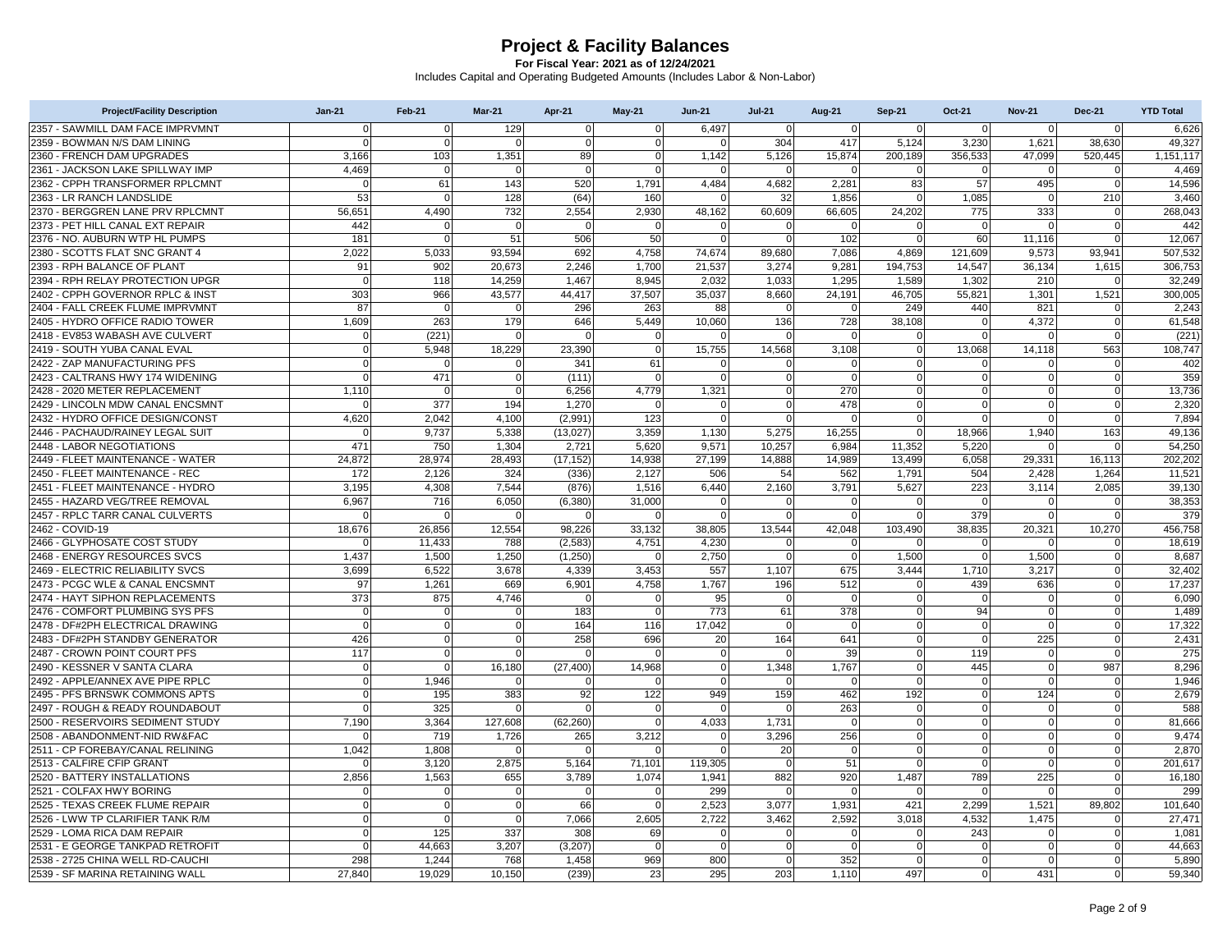# Project & Facility Balances

**For Fiscal Year: 2021 as of 12/24/2021**

Includes Capital and Operating Budgeted Amounts (Includes Labor & Non-Labor)

| Project/Facility Description | Jan-21 | Feb-21 | Mar-21 | Apr-21 | May-21 | Jun-21 | Jul-21 | Aug-21 | Sep-21 | Oct-21 | Nov-21 | Dec-21 | YTD Total |
|---|---|---|---|---|---|---|---|---|---|---|---|---|---|
| 2357 - SAWMILL DAM FACE IMPRVMNT | 0 | 0 | 129 | 0 | 0 | 6,497 | 0 | 0 | 0 | 0 | 0 | 0 | 6,626 |
| 2359 - BOWMAN N/S DAM LINING | 0 | 0 | 0 | 0 | 0 | 0 | 304 | 417 | 5,124 | 3,230 | 1,621 | 38,630 | 49,327 |
| 2360 - FRENCH DAM UPGRADES | 3,166 | 103 | 1,351 | 89 | 0 | 1,142 | 5,126 | 15,874 | 200,189 | 356,533 | 47,099 | 520,445 | 1,151,117 |
| 2361 - JACKSON LAKE SPILLWAY IMP | 4,469 | 0 | 0 | 0 | 0 | 0 | 0 | 0 | 0 | 0 | 0 | 0 | 4,469 |
| 2362 - CPPH TRANSFORMER RPLCMNT | 0 | 61 | 143 | 520 | 1,791 | 4,484 | 4,682 | 2,281 | 83 | 57 | 495 | 0 | 14,596 |
| 2363 - LR RANCH LANDSLIDE | 53 | 0 | 128 | (64) | 160 | 0 | 32 | 1,856 | 0 | 1,085 | 0 | 210 | 3,460 |
| 2370 - BERGGREN LANE PRV RPLCMNT | 56,651 | 4,490 | 732 | 2,554 | 2,930 | 48,162 | 60,609 | 66,605 | 24,202 | 775 | 333 | 0 | 268,043 |
| 2373 - PET HILL CANAL EXT REPAIR | 442 | 0 | 0 | 0 | 0 | 0 | 0 | 0 | 0 | 0 | 0 | 0 | 442 |
| 2376 - NO. AUBURN WTP HL PUMPS | 181 | 0 | 51 | 506 | 50 | 0 | 0 | 102 | 0 | 60 | 11,116 | 0 | 12,067 |
| 2380 - SCOTTS FLAT SNC GRANT 4 | 2,022 | 5,033 | 93,594 | 692 | 4,758 | 74,674 | 89,680 | 7,086 | 4,869 | 121,609 | 9,573 | 93,941 | 507,532 |
| 2393 - RPH BALANCE OF PLANT | 91 | 902 | 20,673 | 2,246 | 1,700 | 21,537 | 3,274 | 9,281 | 194,753 | 14,547 | 36,134 | 1,615 | 306,753 |
| 2394 - RPH RELAY PROTECTION UPGR | 0 | 118 | 14,259 | 1,467 | 8,945 | 2,032 | 1,033 | 1,295 | 1,589 | 1,302 | 210 | 0 | 32,249 |
| 2402 - CPPH GOVERNOR RPLC & INST | 303 | 966 | 43,577 | 44,417 | 37,507 | 35,037 | 8,660 | 24,191 | 46,705 | 55,821 | 1,301 | 1,521 | 300,005 |
| 2404 - FALL CREEK FLUME IMPRVMNT | 87 | 0 | 0 | 296 | 263 | 88 | 0 | 0 | 249 | 440 | 821 | 0 | 2,243 |
| 2405 - HYDRO OFFICE RADIO TOWER | 1,609 | 263 | 179 | 646 | 5,449 | 10,060 | 136 | 728 | 38,108 | 0 | 4,372 | 0 | 61,548 |
| 2418 - EV853 WABASH AVE CULVERT | 0 | (221) | 0 | 0 | 0 | 0 | 0 | 0 | 0 | 0 | 0 | 0 | (221) |
| 2419 - SOUTH YUBA CANAL EVAL | 0 | 5,948 | 18,229 | 23,390 | 0 | 15,755 | 14,568 | 3,108 | 0 | 13,068 | 14,118 | 563 | 108,747 |
| 2422 - ZAP MANUFACTURING PFS | 0 | 0 | 0 | 341 | 61 | 0 | 0 | 0 | 0 | 0 | 0 | 0 | 402 |
| 2423 - CALTRANS HWY 174 WIDENING | 0 | 471 | 0 | (111) | 0 | 0 | 0 | 0 | 0 | 0 | 0 | 0 | 359 |
| 2428 - 2020 METER REPLACEMENT | 1,110 | 0 | 0 | 6,256 | 4,779 | 1,321 | 0 | 270 | 0 | 0 | 0 | 0 | 13,736 |
| 2429 - LINCOLN MDW CANAL ENCSMNT | 0 | 377 | 194 | 1,270 | 0 | 0 | 0 | 478 | 0 | 0 | 0 | 0 | 2,320 |
| 2432 - HYDRO OFFICE DESIGN/CONST | 4,620 | 2,042 | 4,100 | (2,991) | 123 | 0 | 0 | 0 | 0 | 0 | 0 | 0 | 7,894 |
| 2446 - PACHAUD/RAINEY LEGAL SUIT | 0 | 9,737 | 5,338 | (13,027) | 3,359 | 1,130 | 5,275 | 16,255 | 0 | 18,966 | 1,940 | 163 | 49,136 |
| 2448 - LABOR NEGOTIATIONS | 471 | 750 | 1,304 | 2,721 | 5,620 | 9,571 | 10,257 | 6,984 | 11,352 | 5,220 | 0 | 0 | 54,250 |
| 2449 - FLEET MAINTENANCE - WATER | 24,872 | 28,974 | 28,493 | (17,152) | 14,938 | 27,199 | 14,888 | 14,989 | 13,499 | 6,058 | 29,331 | 16,113 | 202,202 |
| 2450 - FLEET MAINTENANCE - REC | 172 | 2,126 | 324 | (336) | 2,127 | 506 | 54 | 562 | 1,791 | 504 | 2,428 | 1,264 | 11,521 |
| 2451 - FLEET MAINTENANCE - HYDRO | 3,195 | 4,308 | 7,544 | (876) | 1,516 | 6,440 | 2,160 | 3,791 | 5,627 | 223 | 3,114 | 2,085 | 39,130 |
| 2455 - HAZARD VEG/TREE REMOVAL | 6,967 | 716 | 6,050 | (6,380) | 31,000 | 0 | 0 | 0 | 0 | 0 | 0 | 0 | 38,353 |
| 2457 - RPLC TARR CANAL CULVERTS | 0 | 0 | 0 | 0 | 0 | 0 | 0 | 0 | 0 | 379 | 0 | 0 | 379 |
| 2462 - COVID-19 | 18,676 | 26,856 | 12,554 | 98,226 | 33,132 | 38,805 | 13,544 | 42,048 | 103,490 | 38,835 | 20,321 | 10,270 | 456,758 |
| 2466 - GLYPHOSATE COST STUDY | 0 | 11,433 | 788 | (2,583) | 4,751 | 4,230 | 0 | 0 | 0 | 0 | 0 | 0 | 18,619 |
| 2468 - ENERGY RESOURCES SVCS | 1,437 | 1,500 | 1,250 | (1,250) | 0 | 2,750 | 0 | 0 | 1,500 | 0 | 1,500 | 0 | 8,687 |
| 2469 - ELECTRIC RELIABILITY SVCS | 3,699 | 6,522 | 3,678 | 4,339 | 3,453 | 557 | 1,107 | 675 | 3,444 | 1,710 | 3,217 | 0 | 32,402 |
| 2473 - PCGC WLE & CANAL ENCSMNT | 97 | 1,261 | 669 | 6,901 | 4,758 | 1,767 | 196 | 512 | 0 | 439 | 636 | 0 | 17,237 |
| 2474 - HAYT SIPHON REPLACEMENTS | 373 | 875 | 4,746 | 0 | 0 | 95 | 0 | 0 | 0 | 0 | 0 | 0 | 6,090 |
| 2476 - COMFORT PLUMBING SYS PFS | 0 | 0 | 0 | 183 | 0 | 773 | 61 | 378 | 0 | 94 | 0 | 0 | 1,489 |
| 2478 - DF#2PH ELECTRICAL DRAWING | 0 | 0 | 0 | 164 | 116 | 17,042 | 0 | 0 | 0 | 0 | 0 | 0 | 17,322 |
| 2483 - DF#2PH STANDBY GENERATOR | 426 | 0 | 0 | 258 | 696 | 20 | 164 | 641 | 0 | 0 | 225 | 0 | 2,431 |
| 2487 - CROWN POINT COURT PFS | 117 | 0 | 0 | 0 | 0 | 0 | 0 | 39 | 0 | 119 | 0 | 0 | 275 |
| 2490 - KESSNER V SANTA CLARA | 0 | 0 | 16,180 | (27,400) | 14,968 | 0 | 1,348 | 1,767 | 0 | 445 | 0 | 987 | 8,296 |
| 2492 - APPLE/ANNEX AVE PIPE RPLC | 0 | 1,946 | 0 | 0 | 0 | 0 | 0 | 0 | 0 | 0 | 0 | 0 | 1,946 |
| 2495 - PFS BRNSWK COMMONS APTS | 0 | 195 | 383 | 92 | 122 | 949 | 159 | 462 | 192 | 0 | 124 | 0 | 2,679 |
| 2497 - ROUGH & READY ROUNDABOUT | 0 | 325 | 0 | 0 | 0 | 0 | 0 | 263 | 0 | 0 | 0 | 0 | 588 |
| 2500 - RESERVOIRS SEDIMENT STUDY | 7,190 | 3,364 | 127,608 | (62,260) | 0 | 4,033 | 1,731 | 0 | 0 | 0 | 0 | 0 | 81,666 |
| 2508 - ABANDONMENT-NID RW&FAC | 0 | 719 | 1,726 | 265 | 3,212 | 0 | 3,296 | 256 | 0 | 0 | 0 | 0 | 9,474 |
| 2511 - CP FOREBAY/CANAL RELINING | 1,042 | 1,808 | 0 | 0 | 0 | 0 | 20 | 0 | 0 | 0 | 0 | 0 | 2,870 |
| 2513 - CALFIRE CFIP GRANT | 0 | 3,120 | 2,875 | 5,164 | 71,101 | 119,305 | 0 | 51 | 0 | 0 | 0 | 0 | 201,617 |
| 2520 - BATTERY INSTALLATIONS | 2,856 | 1,563 | 655 | 3,789 | 1,074 | 1,941 | 882 | 920 | 1,487 | 789 | 225 | 0 | 16,180 |
| 2521 - COLFAX HWY BORING | 0 | 0 | 0 | 0 | 0 | 299 | 0 | 0 | 0 | 0 | 0 | 0 | 299 |
| 2525 - TEXAS CREEK FLUME REPAIR | 0 | 0 | 0 | 66 | 0 | 2,523 | 3,077 | 1,931 | 421 | 2,299 | 1,521 | 89,802 | 101,640 |
| 2526 - LWW TP CLARIFIER TANK R/M | 0 | 0 | 0 | 7,066 | 2,605 | 2,722 | 3,462 | 2,592 | 3,018 | 4,532 | 1,475 | 0 | 27,471 |
| 2529 - LOMA RICA DAM REPAIR | 0 | 125 | 337 | 308 | 69 | 0 | 0 | 0 | 0 | 243 | 0 | 0 | 1,081 |
| 2531 - E GEORGE TANKPAD RETROFIT | 0 | 44,663 | 3,207 | (3,207) | 0 | 0 | 0 | 0 | 0 | 0 | 0 | 0 | 44,663 |
| 2538 - 2725 CHINA WELL RD-CAUCHI | 298 | 1,244 | 768 | 1,458 | 969 | 800 | 0 | 352 | 0 | 0 | 0 | 0 | 5,890 |
| 2539 - SF MARINA RETAINING WALL | 27,840 | 19,029 | 10,150 | (239) | 23 | 295 | 203 | 1,110 | 497 | 0 | 431 | 0 | 59,340 |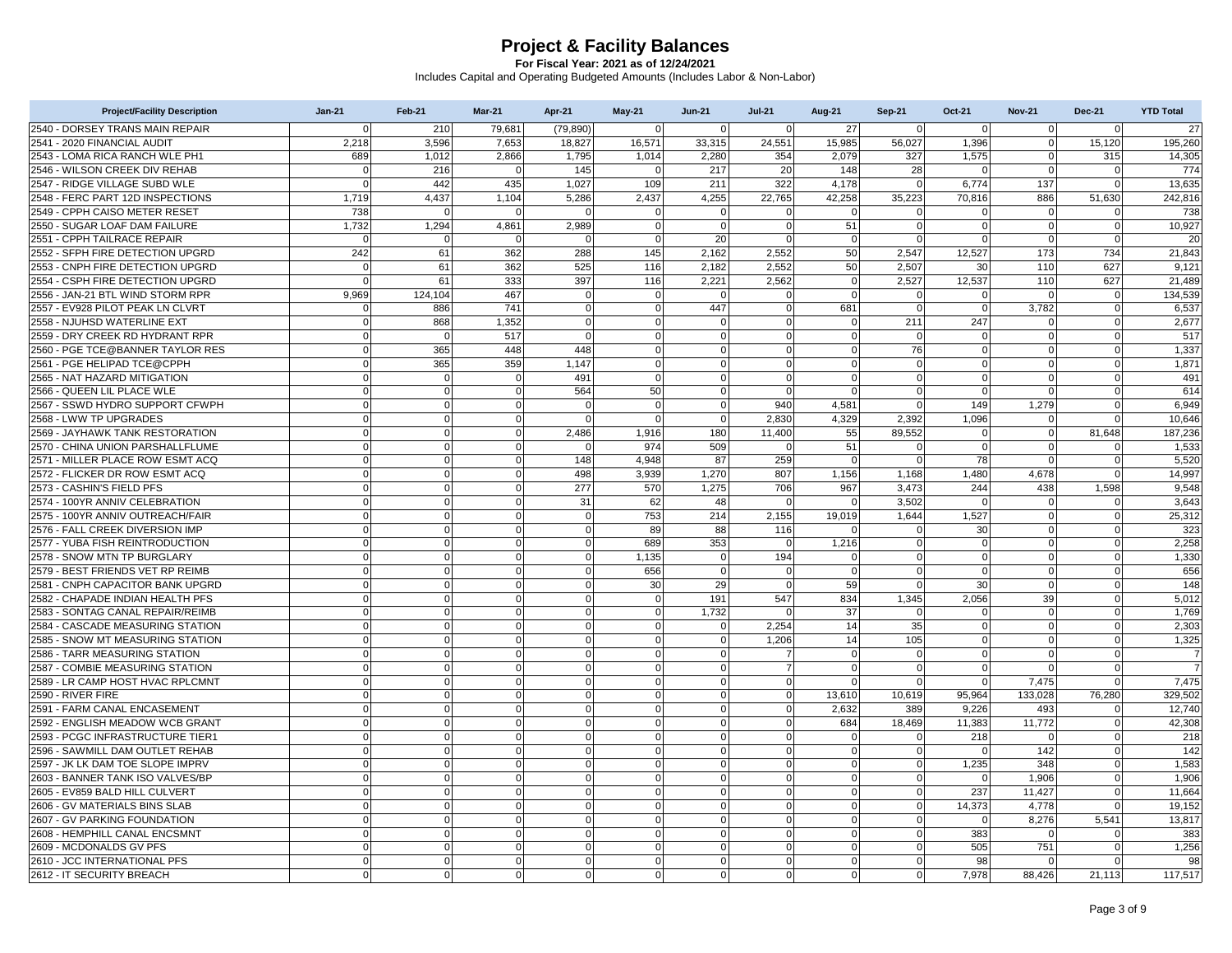# Project & Facility Balances

**For Fiscal Year: 2021 as of 12/24/2021**

Includes Capital and Operating Budgeted Amounts (Includes Labor & Non-Labor)

| Project/Facility Description | Jan-21 | Feb-21 | Mar-21 | Apr-21 | May-21 | Jun-21 | Jul-21 | Aug-21 | Sep-21 | Oct-21 | Nov-21 | Dec-21 | YTD Total |
|---|---|---|---|---|---|---|---|---|---|---|---|---|---|
| 2540 - DORSEY TRANS MAIN REPAIR | 0 | 210 | 79,681 | (79,890) | 0 | 0 | 0 | 27 | 0 | 0 | 0 | 0 | 27 |
| 2541 - 2020 FINANCIAL AUDIT | 2,218 | 3,596 | 7,653 | 18,827 | 16,571 | 33,315 | 24,551 | 15,985 | 56,027 | 1,396 | 0 | 15,120 | 195,260 |
| 2543 - LOMA RICA RANCH WLE PH1 | 689 | 1,012 | 2,866 | 1,795 | 1,014 | 2,280 | 354 | 2,079 | 327 | 1,575 | 0 | 315 | 14,305 |
| 2546 - WILSON CREEK DIV REHAB | 0 | 216 | 0 | 145 | 0 | 217 | 20 | 148 | 28 | 0 | 0 | 0 | 774 |
| 2547 - RIDGE VILLAGE SUBD WLE | 0 | 442 | 435 | 1,027 | 109 | 211 | 322 | 4,178 | 0 | 6,774 | 137 | 0 | 13,635 |
| 2548 - FERC PART 12D INSPECTIONS | 1,719 | 4,437 | 1,104 | 5,286 | 2,437 | 4,255 | 22,765 | 42,258 | 35,223 | 70,816 | 886 | 51,630 | 242,816 |
| 2549 - CPPH CAISO METER RESET | 738 | 0 | 0 | 0 | 0 | 0 | 0 | 0 | 0 | 0 | 0 | 0 | 738 |
| 2550 - SUGAR LOAF DAM FAILURE | 1,732 | 1,294 | 4,861 | 2,989 | 0 | 0 | 0 | 51 | 0 | 0 | 0 | 0 | 10,927 |
| 2551 - CPPH TAILRACE REPAIR | 0 | 0 | 0 | 0 | 0 | 20 | 0 | 0 | 0 | 0 | 0 | 0 | 20 |
| 2552 - SFPH FIRE DETECTION UPGRD | 242 | 61 | 362 | 288 | 145 | 2,162 | 2,552 | 50 | 2,547 | 12,527 | 173 | 734 | 21,843 |
| 2553 - CNPH FIRE DETECTION UPGRD | 0 | 61 | 362 | 525 | 116 | 2,182 | 2,552 | 50 | 2,507 | 30 | 110 | 627 | 9,121 |
| 2554 - CSPH FIRE DETECTION UPGRD | 0 | 61 | 333 | 397 | 116 | 2,221 | 2,562 | 0 | 2,527 | 12,537 | 110 | 627 | 21,489 |
| 2556 - JAN-21 BTL WIND STORM RPR | 9,969 | 124,104 | 467 | 0 | 0 | 0 | 0 | 0 | 0 | 0 | 0 | 0 | 134,539 |
| 2557 - EV928 PILOT PEAK LN CLVRT | 0 | 886 | 741 | 0 | 0 | 447 | 0 | 681 | 0 | 0 | 3,782 | 0 | 6,537 |
| 2558 - NJUHSD WATERLINE EXT | 0 | 868 | 1,352 | 0 | 0 | 0 | 0 | 0 | 211 | 247 | 0 | 0 | 2,677 |
| 2559 - DRY CREEK RD HYDRANT RPR | 0 | 0 | 517 | 0 | 0 | 0 | 0 | 0 | 0 | 0 | 0 | 0 | 517 |
| 2560 - PGE TCE@BANNER TAYLOR RES | 0 | 365 | 448 | 448 | 0 | 0 | 0 | 0 | 76 | 0 | 0 | 0 | 1,337 |
| 2561 - PGE HELIPAD TCE@CPPH | 0 | 365 | 359 | 1,147 | 0 | 0 | 0 | 0 | 0 | 0 | 0 | 0 | 1,871 |
| 2565 - NAT HAZARD MITIGATION | 0 | 0 | 0 | 491 | 0 | 0 | 0 | 0 | 0 | 0 | 0 | 0 | 491 |
| 2566 - QUEEN LIL PLACE WLE | 0 | 0 | 0 | 564 | 50 | 0 | 0 | 0 | 0 | 0 | 0 | 0 | 614 |
| 2567 - SSWD HYDRO SUPPORT CFWPH | 0 | 0 | 0 | 0 | 0 | 0 | 940 | 4,581 | 0 | 149 | 1,279 | 0 | 6,949 |
| 2568 - LWW TP UPGRADES | 0 | 0 | 0 | 0 | 0 | 0 | 2,830 | 4,329 | 2,392 | 1,096 | 0 | 0 | 10,646 |
| 2569 - JAYHAWK TANK RESTORATION | 0 | 0 | 0 | 2,486 | 1,916 | 180 | 11,400 | 55 | 89,552 | 0 | 0 | 81,648 | 187,236 |
| 2570 - CHINA UNION PARSHALLFLUME | 0 | 0 | 0 | 0 | 974 | 509 | 0 | 51 | 0 | 0 | 0 | 0 | 1,533 |
| 2571 - MILLER PLACE ROW ESMT ACQ | 0 | 0 | 0 | 148 | 4,948 | 87 | 259 | 0 | 0 | 78 | 0 | 0 | 5,520 |
| 2572 - FLICKER DR ROW ESMT ACQ | 0 | 0 | 0 | 498 | 3,939 | 1,270 | 807 | 1,156 | 1,168 | 1,480 | 4,678 | 0 | 14,997 |
| 2573 - CASHIN'S FIELD PFS | 0 | 0 | 0 | 277 | 570 | 1,275 | 706 | 967 | 3,473 | 244 | 438 | 1,598 | 9,548 |
| 2574 - 100YR ANNIV CELEBRATION | 0 | 0 | 0 | 31 | 62 | 48 | 0 | 0 | 3,502 | 0 | 0 | 0 | 3,643 |
| 2575 - 100YR ANNIV OUTREACH/FAIR | 0 | 0 | 0 | 0 | 753 | 214 | 2,155 | 19,019 | 1,644 | 1,527 | 0 | 0 | 25,312 |
| 2576 - FALL CREEK DIVERSION IMP | 0 | 0 | 0 | 0 | 89 | 88 | 116 | 0 | 0 | 30 | 0 | 0 | 323 |
| 2577 - YUBA FISH REINTRODUCTION | 0 | 0 | 0 | 0 | 689 | 353 | 0 | 1,216 | 0 | 0 | 0 | 0 | 2,258 |
| 2578 - SNOW MTN TP BURGLARY | 0 | 0 | 0 | 0 | 1,135 | 0 | 194 | 0 | 0 | 0 | 0 | 0 | 1,330 |
| 2579 - BEST FRIENDS VET RP REIMB | 0 | 0 | 0 | 0 | 656 | 0 | 0 | 0 | 0 | 0 | 0 | 0 | 656 |
| 2581 - CNPH CAPACITOR BANK UPGRD | 0 | 0 | 0 | 0 | 30 | 29 | 0 | 59 | 0 | 30 | 0 | 0 | 148 |
| 2582 - CHAPADE INDIAN HEALTH PFS | 0 | 0 | 0 | 0 | 0 | 191 | 547 | 834 | 1,345 | 2,056 | 39 | 0 | 5,012 |
| 2583 - SONTAG CANAL REPAIR/REIMB | 0 | 0 | 0 | 0 | 0 | 1,732 | 0 | 37 | 0 | 0 | 0 | 0 | 1,769 |
| 2584 - CASCADE MEASURING STATION | 0 | 0 | 0 | 0 | 0 | 0 | 2,254 | 14 | 35 | 0 | 0 | 0 | 2,303 |
| 2585 - SNOW MT MEASURING STATION | 0 | 0 | 0 | 0 | 0 | 0 | 1,206 | 14 | 105 | 0 | 0 | 0 | 1,325 |
| 2586 - TARR MEASURING STATION | 0 | 0 | 0 | 0 | 0 | 0 | 7 | 0 | 0 | 0 | 0 | 0 | 7 |
| 2587 - COMBIE MEASURING STATION | 0 | 0 | 0 | 0 | 0 | 0 | 7 | 0 | 0 | 0 | 0 | 0 | 7 |
| 2589 - LR CAMP HOST HVAC RPLCMNT | 0 | 0 | 0 | 0 | 0 | 0 | 0 | 0 | 0 | 0 | 7,475 | 0 | 7,475 |
| 2590 - RIVER FIRE | 0 | 0 | 0 | 0 | 0 | 0 | 0 | 13,610 | 10,619 | 95,964 | 133,028 | 76,280 | 329,502 |
| 2591 - FARM CANAL ENCASEMENT | 0 | 0 | 0 | 0 | 0 | 0 | 0 | 2,632 | 389 | 9,226 | 493 | 0 | 12,740 |
| 2592 - ENGLISH MEADOW WCB GRANT | 0 | 0 | 0 | 0 | 0 | 0 | 0 | 684 | 18,469 | 11,383 | 11,772 | 0 | 42,308 |
| 2593 - PCGC INFRASTRUCTURE TIER1 | 0 | 0 | 0 | 0 | 0 | 0 | 0 | 0 | 0 | 218 | 0 | 0 | 218 |
| 2596 - SAWMILL DAM OUTLET REHAB | 0 | 0 | 0 | 0 | 0 | 0 | 0 | 0 | 0 | 0 | 142 | 0 | 142 |
| 2597 - JK LK DAM TOE SLOPE IMPRV | 0 | 0 | 0 | 0 | 0 | 0 | 0 | 0 | 0 | 1,235 | 348 | 0 | 1,583 |
| 2603 - BANNER TANK ISO VALVES/BP | 0 | 0 | 0 | 0 | 0 | 0 | 0 | 0 | 0 | 0 | 1,906 | 0 | 1,906 |
| 2605 - EV859 BALD HILL CULVERT | 0 | 0 | 0 | 0 | 0 | 0 | 0 | 0 | 0 | 237 | 11,427 | 0 | 11,664 |
| 2606 - GV MATERIALS BINS SLAB | 0 | 0 | 0 | 0 | 0 | 0 | 0 | 0 | 0 | 14,373 | 4,778 | 0 | 19,152 |
| 2607 - GV PARKING FOUNDATION | 0 | 0 | 0 | 0 | 0 | 0 | 0 | 0 | 0 | 0 | 8,276 | 5,541 | 13,817 |
| 2608 - HEMPHILL CANAL ENCSMNT | 0 | 0 | 0 | 0 | 0 | 0 | 0 | 0 | 0 | 383 | 0 | 0 | 383 |
| 2609 - MCDONALDS GV PFS | 0 | 0 | 0 | 0 | 0 | 0 | 0 | 0 | 0 | 505 | 751 | 0 | 1,256 |
| 2610 - JCC INTERNATIONAL PFS | 0 | 0 | 0 | 0 | 0 | 0 | 0 | 0 | 0 | 98 | 0 | 0 | 98 |
| 2612 - IT SECURITY BREACH | 0 | 0 | 0 | 0 | 0 | 0 | 0 | 0 | 0 | 7,978 | 88,426 | 21,113 | 117,517 |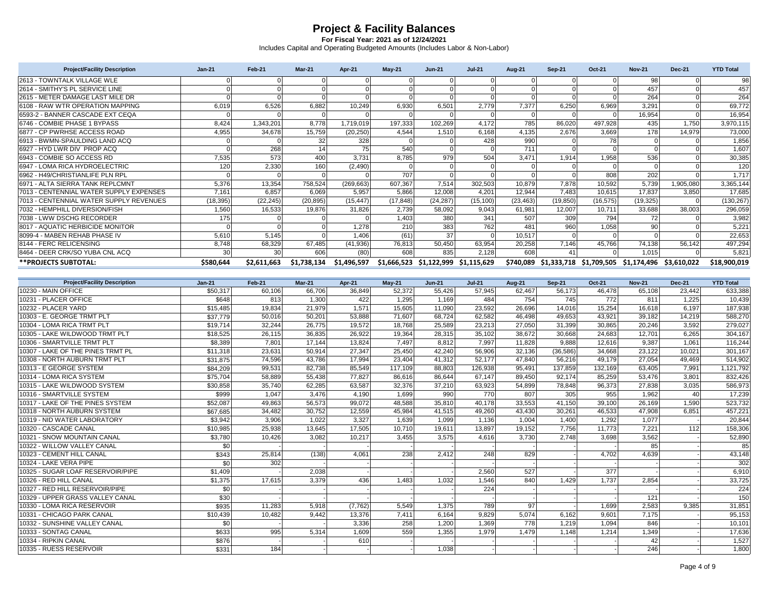# Project & Facility Balances

**For Fiscal Year: 2021 as of 12/24/2021**

Includes Capital and Operating Budgeted Amounts (Includes Labor & Non-Labor)

| Project/Facility Description | Jan-21 | Feb-21 | Mar-21 | Apr-21 | May-21 | Jun-21 | Jul-21 | Aug-21 | Sep-21 | Oct-21 | Nov-21 | Dec-21 | YTD Total |
|---|---|---|---|---|---|---|---|---|---|---|---|---|---|
| 2613 - TOWNTALK VILLAGE WLE | 0 | 0 | 0 | 0 | 0 | 0 | 0 | 0 | 0 | 0 | 98 | 0 | 98 |
| 2614 - SMITHY'S PL SERVICE LINE | 0 | 0 | 0 | 0 | 0 | 0 | 0 | 0 | 0 | 0 | 457 | 0 | 457 |
| 2615 - METER DAMAGE LAST MILE DR | 0 | 0 | 0 | 0 | 0 | 0 | 0 | 0 | 0 | 0 | 264 | 0 | 264 |
| 6108 - RAW WTR OPERATION MAPPING | 6,019 | 6,526 | 6,882 | 10,249 | 6,930 | 6,501 | 2,779 | 7,377 | 6,250 | 6,969 | 3,291 | 0 | 69,772 |
| 6593-2 - BANNER CASCADE EXT CEQA | 0 | 0 | 0 | 0 | 0 | 0 | 0 | 0 | 0 | 0 | 16,954 | 0 | 16,954 |
| 6746 - COMBIE PHASE 1 BYPASS | 8,424 | 1,343,201 | 8,778 | 1,719,019 | 197,333 | 102,269 | 4,172 | 785 | 86,020 | 497,928 | 435 | 1,750 | 3,970,115 |
| 6877 - CP PWRHSE ACCESS ROAD | 4,955 | 34,678 | 15,759 | (20,250) | 4,544 | 1,510 | 6,168 | 4,135 | 2,676 | 3,669 | 178 | 14,979 | 73,000 |
| 6913 - BWMN-SPAULDING LAND ACQ | 0 | 0 | 32 | 328 | 0 | 0 | 428 | 990 | 0 | 78 | 0 | 0 | 1,856 |
| 6927 - HYD LWR DIV PROP ACQ | 0 | 268 | 14 | 75 | 540 | 0 | 0 | 711 | 0 | 0 | 0 | 0 | 1,607 |
| 6943 - COMBIE SO ACCESS RD | 7,535 | 573 | 400 | 3,731 | 8,785 | 979 | 504 | 3,471 | 1,914 | 1,958 | 536 | 0 | 30,385 |
| 6947 - LOMA RICA HYDROELECTRIC | 120 | 2,330 | 160 | (2,490) | 0 | 0 | 0 | 0 | 0 | 0 | 0 | 0 | 120 |
| 6962 - H49/CHRISTIANLIFE PLN RPL | 0 | 0 | 0 | 0 | 707 | 0 | 0 | 0 | 0 | 808 | 202 | 0 | 1,717 |
| 6971 - ALTA SIERRA TANK REPLCMNT | 5,376 | 13,354 | 758,524 | (269,663) | 607,367 | 7,514 | 302,503 | 10,879 | 7,878 | 10,592 | 5,739 | 1,905,080 | 3,365,144 |
| 7013 - CENTENNIAL WATER SUPPLY EXPENSES | 7,161 | 6,857 | 6,069 | 5,957 | 5,866 | 12,008 | 4,201 | 12,944 | 7,483 | 10,615 | 17,837 | 3,850 | 17,685 |
| 7013 - CENTENNIAL WATER SUPPLY REVENUES | (18,395) | (22,245) | (20,895) | (15,447) | (17,848) | (24,287) | (15,100) | (23,463) | (19,850) | (16,575) | (19,325) | 0 | (130,267) |
| 7032 - HEMPHILL DIVERSION/FISH | 1,560 | 16,533 | 19,876 | 31,826 | 2,739 | 58,092 | 9,043 | 61,981 | 12,007 | 10,711 | 33,688 | 38,003 | 296,059 |
| 7038 - LWW DSCHG RECORDER | 175 | 0 | 0 | 0 | 1,403 | 380 | 341 | 507 | 309 | 794 | 72 | 0 | 3,982 |
| 8017 - AQUATIC HERBICIDE MONITOR | 0 | 0 | 0 | 1,278 | 210 | 383 | 762 | 481 | 960 | 1,058 | 90 | 0 | 5,221 |
| 8099-4 - MABEN REHAB PHASE IV | 5,610 | 5,145 | 0 | 1,406 | (61) | 37 | 0 | 10,517 | 0 | 0 | 0 | 0 | 22,653 |
| 8144 - FERC RELICENSING | 8,748 | 68,329 | 67,485 | (41,936) | 76,813 | 50,450 | 63,954 | 20,258 | 7,146 | 45,766 | 74,138 | 56,142 | 497,294 |
| 8464 - DEER CRK/SO YUBA CNL ACQ | 30 | 30 | 606 | (80) | 608 | 835 | 2,128 | 608 | 41 | 0 | 1,015 | 0 | 5,821 |
| **PROJECTS SUBTOTAL:** | **$580,644** | **$2,611,663** | **$1,738,134** | **$1,496,597** | **$1,666,523** | **$1,122,999** | **$1,115,629** | **$740,089** | **$1,333,718** | **$1,709,505** | **$1,174,496** | **$3,610,022** | **$18,900,019** |

| Project/Facility Description | Jan-21 | Feb-21 | Mar-21 | Apr-21 | May-21 | Jun-21 | Jul-21 | Aug-21 | Sep-21 | Oct-21 | Nov-21 | Dec-21 | YTD Total |
|---|---|---|---|---|---|---|---|---|---|---|---|---|---|
| 10230 - MAIN OFFICE | $50,317 | 60,106 | 66,706 | 36,849 | 52,372 | 55,426 | 57,945 | 62,467 | 56,173 | 46,478 | 65,108 | 23,442 | 633,388 |
| 10231 - PLACER OFFICE | $648 | 813 | 1,300 | 422 | 1,295 | 1,169 | 484 | 754 | 745 | 772 | 811 | 1,225 | 10,439 |
| 10232 - PLACER YARD | $15,485 | 19,834 | 21,979 | 1,571 | 15,605 | 11,090 | 23,592 | 26,696 | 14,016 | 15,254 | 16,618 | 6,197 | 187,938 |
| 10303 - E. GEORGE TRMT PLT | $37,779 | 50,016 | 50,201 | 53,888 | 71,607 | 68,724 | 62,582 | 46,498 | 49,653 | 43,921 | 39,182 | 14,219 | 588,270 |
| 10304 - LOMA RICA TRMT PLT | $19,714 | 32,244 | 26,775 | 19,572 | 18,768 | 25,589 | 23,213 | 27,050 | 31,399 | 30,865 | 20,246 | 3,592 | 279,027 |
| 10305 - LAKE WILDWOOD TRMT PLT | $18,525 | 26,115 | 36,835 | 26,922 | 19,364 | 28,315 | 35,102 | 38,672 | 30,668 | 24,683 | 12,701 | 6,265 | 304,167 |
| 10306 - SMARTVILLE TRMT PLT | $8,389 | 7,801 | 17,144 | 13,824 | 7,497 | 8,812 | 7,997 | 11,828 | 9,888 | 12,616 | 9,387 | 1,061 | 116,244 |
| 10307 - LAKE OF THE PINES TRMT PL | $11,318 | 23,631 | 50,914 | 27,347 | 25,450 | 42,240 | 56,906 | 32,136 | (36,586) | 34,668 | 23,122 | 10,021 | 301,167 |
| 10308 - NORTH AUBURN TRMT PLT | $31,875 | 74,596 | 43,786 | 17,994 | 23,404 | 41,312 | 52,177 | 47,840 | 56,216 | 49,179 | 27,054 | 49,469 | 514,902 |
| 10313 - E GEORGE SYSTEM | $84,209 | 99,531 | 82,738 | 85,549 | 117,109 | 88,803 | 126,938 | 95,491 | 137,859 | 132,169 | 63,405 | 7,991 | 1,121,792 |
| 10314 - LOMA RICA SYSTEM | $75,704 | 58,889 | 55,438 | 77,827 | 86,616 | 86,644 | 67,147 | 89,450 | 92,174 | 85,259 | 53,476 | 3,801 | 832,426 |
| 10315 - LAKE WILDWOOD SYSTEM | $30,858 | 35,740 | 62,285 | 63,587 | 32,376 | 37,210 | 63,923 | 54,899 | 78,848 | 96,373 | 27,838 | 3,035 | 586,973 |
| 10316 - SMARTVILLE SYSTEM | $999 | 1,047 | 3,476 | 4,190 | 1,699 | 990 | 770 | 807 | 305 | 955 | 1,962 | 40 | 17,239 |
| 10317 - LAKE OF THE PINES SYSTEM | $52,087 | 49,863 | 56,573 | 99,072 | 48,588 | 35,810 | 40,178 | 33,553 | 41,150 | 39,100 | 26,169 | 1,590 | 523,732 |
| 10318 - NORTH AUBURN SYSTEM | $67,685 | 34,482 | 30,752 | 12,559 | 45,984 | 41,515 | 49,260 | 43,430 | 30,261 | 46,533 | 47,908 | 6,851 | 457,221 |
| 10319 - NID WATER LABORATORY | $3,942 | 3,906 | 1,022 | 3,327 | 1,639 | 1,099 | 1,136 | 1,004 | 1,400 | 1,292 | 1,077 | - | 20,844 |
| 10320 - CASCADE CANAL | $10,985 | 25,938 | 13,645 | 17,505 | 10,710 | 19,611 | 13,897 | 19,152 | 7,756 | 11,773 | 7,221 | 112 | 158,306 |
| 10321 - SNOW MOUNTAIN CANAL | $3,780 | 10,426 | 3,082 | 10,217 | 3,455 | 3,575 | 4,616 | 3,730 | 2,748 | 3,698 | 3,562 | - | 52,890 |
| 10322 - WILLOW VALLEY CANAL | $0 | - | - | - | - | - | - | - | - | - | 85 | - | 85 |
| 10323 - CEMENT HILL CANAL | $343 | 25,814 | (138) | 4,061 | 238 | 2,412 | 248 | 829 | - | 4,702 | 4,639 | - | 43,148 |
| 10324 - LAKE VERA PIPE | $0 | 302 | - | - | - | - | - | - | - | - | - | - | 302 |
| 10325 - SUGAR LOAF RESERVOIR/PIPE | $1,409 | - | 2,038 | - | - | - | 2,560 | 527 | - | 377 | - | - | 6,910 |
| 10326 - RED HILL CANAL | $1,375 | 17,615 | 3,379 | 436 | 1,483 | 1,032 | 1,546 | 840 | 1,429 | 1,737 | 2,854 | - | 33,725 |
| 10327 - RED HILL RESERVOIR/PIPE | $0 | - | - | - | - | - | 224 | - | - | - | - | - | 224 |
| 10329 - UPPER GRASS VALLEY CANAL | $30 | - | - | - | - | - | - | - | - | - | 121 | - | 150 |
| 10330 - LOMA RICA RESERVOIR | $935 | 11,283 | 5,918 | (7,762) | 5,549 | 1,375 | 789 | 97 | - | 1,699 | 2,583 | 9,385 | 31,851 |
| 10331 - CHICAGO PARK CANAL | $10,439 | 10,482 | 9,442 | 13,376 | 7,411 | 6,164 | 9,829 | 5,074 | 6,162 | 9,601 | 7,175 | - | 95,153 |
| 10332 - SUNSHINE VALLEY CANAL | $0 | - | - | 3,336 | 258 | 1,200 | 1,369 | 778 | 1,219 | 1,094 | 846 | - | 10,101 |
| 10333 - SONTAG CANAL | $633 | 995 | 5,314 | 1,609 | 559 | 1,355 | 1,979 | 1,479 | 1,148 | 1,214 | 1,349 | - | 17,636 |
| 10334 - RIPKIN CANAL | $876 | - | - | 610 | - | - | - | - | - | - | 42 | - | 1,527 |
| 10335 - RUESS RESERVOIR | $331 | 184 | - | - | - | 1,038 | - | - | - | - | 246 | - | 1,800 |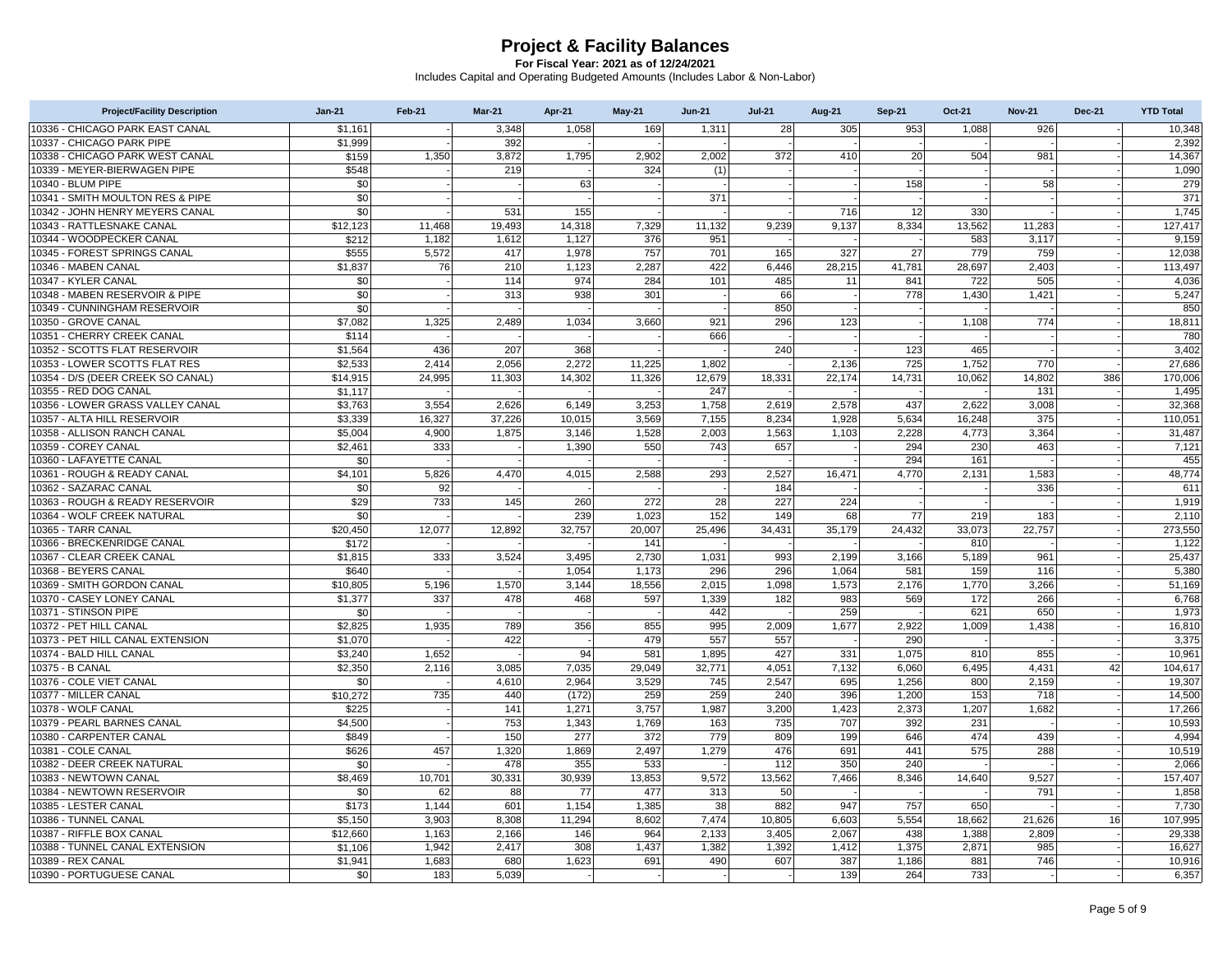# Project & Facility Balances

**For Fiscal Year: 2021 as of 12/24/2021**

Includes Capital and Operating Budgeted Amounts (Includes Labor & Non-Labor)

| Project/Facility Description | Jan-21 | Feb-21 | Mar-21 | Apr-21 | May-21 | Jun-21 | Jul-21 | Aug-21 | Sep-21 | Oct-21 | Nov-21 | Dec-21 | YTD Total |
|---|---|---|---|---|---|---|---|---|---|---|---|---|---|
| 10336 - CHICAGO PARK EAST CANAL | $1,161 | - | 3,348 | 1,058 | 169 | 1,311 | 28 | 305 | 953 | 1,088 | 926 | - | 10,348 |
| 10337 - CHICAGO PARK PIPE | $1,999 | - | 392 | - | - | - | - | - | - | - | - | - | 2,392 |
| 10338 - CHICAGO PARK WEST CANAL | $159 | 1,350 | 3,872 | 1,795 | 2,902 | 2,002 | 372 | 410 | 20 | 504 | 981 | - | 14,367 |
| 10339 - MEYER-BIERWAGEN PIPE | $548 | - | 219 | - | 324 | (1) | - | - | - | - | - | - | 1,090 |
| 10340 - BLUM PIPE | $0 | - | - | 63 | - | - | - | - | 158 | - | 58 | - | 279 |
| 10341 - SMITH MOULTON RES & PIPE | $0 | - | - | - | - | 371 | - | - | - | - | - | - | 371 |
| 10342 - JOHN HENRY MEYERS CANAL | $0 | - | 531 | 155 | - | - | - | 716 | 12 | 330 | - | - | 1,745 |
| 10343 - RATTLESNAKE CANAL | $12,123 | 11,468 | 19,493 | 14,318 | 7,329 | 11,132 | 9,239 | 9,137 | 8,334 | 13,562 | 11,283 | - | 127,417 |
| 10344 - WOODPECKER CANAL | $212 | 1,182 | 1,612 | 1,127 | 376 | 951 | - | - | - | 583 | 3,117 | - | 9,159 |
| 10345 - FOREST SPRINGS CANAL | $555 | 5,572 | 417 | 1,978 | 757 | 701 | 165 | 327 | 27 | 779 | 759 | - | 12,038 |
| 10346 - MABEN CANAL | $1,837 | 76 | 210 | 1,123 | 2,287 | 422 | 6,446 | 28,215 | 41,781 | 28,697 | 2,403 | - | 113,497 |
| 10347 - KYLER CANAL | $0 | - | 114 | 974 | 284 | 101 | 485 | 11 | 841 | 722 | 505 | - | 4,036 |
| 10348 - MABEN RESERVOIR & PIPE | $0 | - | 313 | 938 | 301 | - | 66 | - | 778 | 1,430 | 1,421 | - | 5,247 |
| 10349 - CUNNINGHAM RESERVOIR | $0 | - | - | - | - | - | 850 | - | - | - | - | - | 850 |
| 10350 - GROVE CANAL | $7,082 | 1,325 | 2,489 | 1,034 | 3,660 | 921 | 296 | 123 | - | 1,108 | 774 | - | 18,811 |
| 10351 - CHERRY CREEK CANAL | $114 | - | - | - | - | 666 | - | - | - | - | - | - | 780 |
| 10352 - SCOTTS FLAT RESERVOIR | $1,564 | 436 | 207 | 368 | - | - | 240 | - | 123 | 465 | - | - | 3,402 |
| 10353 - LOWER SCOTTS FLAT RES | $2,533 | 2,414 | 2,056 | 2,272 | 11,225 | 1,802 | - | 2,136 | 725 | 1,752 | 770 | - | 27,686 |
| 10354 - D/S (DEER CREEK SO CANAL) | $14,915 | 24,995 | 11,303 | 14,302 | 11,326 | 12,679 | 18,331 | 22,174 | 14,731 | 10,062 | 14,802 | 386 | 170,006 |
| 10355 - RED DOG CANAL | $1,117 | - | - | - | - | 247 | - | - | - | - | 131 | - | 1,495 |
| 10356 - LOWER GRASS VALLEY CANAL | $3,763 | 3,554 | 2,626 | 6,149 | 3,253 | 1,758 | 2,619 | 2,578 | 437 | 2,622 | 3,008 | - | 32,368 |
| 10357 - ALTA HILL RESERVOIR | $3,339 | 16,327 | 37,226 | 10,015 | 3,569 | 7,155 | 8,234 | 1,928 | 5,634 | 16,248 | 375 | - | 110,051 |
| 10358 - ALLISON RANCH CANAL | $5,004 | 4,900 | 1,875 | 3,146 | 1,528 | 2,003 | 1,563 | 1,103 | 2,228 | 4,773 | 3,364 | - | 31,487 |
| 10359 - COREY CANAL | $2,461 | 333 | - | 1,390 | 550 | 743 | 657 | - | 294 | 230 | 463 | - | 7,121 |
| 10360 - LAFAYETTE CANAL | $0 | - | - | - | - | - | - | - | 294 | 161 | - | - | 455 |
| 10361 - ROUGH & READY CANAL | $4,101 | 5,826 | 4,470 | 4,015 | 2,588 | 293 | 2,527 | 16,471 | 4,770 | 2,131 | 1,583 | - | 48,774 |
| 10362 - SAZARAC CANAL | $0 | 92 | - | - | - | - | 184 | - | - | - | 336 | - | 611 |
| 10363 - ROUGH & READY RESERVOIR | $29 | 733 | 145 | 260 | 272 | 28 | 227 | 224 | - | - | - | - | 1,919 |
| 10364 - WOLF CREEK NATURAL | $0 | - | - | 239 | 1,023 | 152 | 149 | 68 | 77 | 219 | 183 | - | 2,110 |
| 10365 - TARR CANAL | $20,450 | 12,077 | 12,892 | 32,757 | 20,007 | 25,496 | 34,431 | 35,179 | 24,432 | 33,073 | 22,757 | - | 273,550 |
| 10366 - BRECKENRIDGE CANAL | $172 | - | - | - | 141 | - | - | - | - | 810 | - | - | 1,122 |
| 10367 - CLEAR CREEK CANAL | $1,815 | 333 | 3,524 | 3,495 | 2,730 | 1,031 | 993 | 2,199 | 3,166 | 5,189 | 961 | - | 25,437 |
| 10368 - BEYERS CANAL | $640 | - | - | 1,054 | 1,173 | 296 | 296 | 1,064 | 581 | 159 | 116 | - | 5,380 |
| 10369 - SMITH GORDON CANAL | $10,805 | 5,196 | 1,570 | 3,144 | 18,556 | 2,015 | 1,098 | 1,573 | 2,176 | 1,770 | 3,266 | - | 51,169 |
| 10370 - CASEY LONEY CANAL | $1,377 | 337 | 478 | 468 | 597 | 1,339 | 182 | 983 | 569 | 172 | 266 | - | 6,768 |
| 10371 - STINSON PIPE | $0 | - | - | - | - | 442 | - | 259 | - | 621 | 650 | - | 1,973 |
| 10372 - PET HILL CANAL | $2,825 | 1,935 | 789 | 356 | 855 | 995 | 2,009 | 1,677 | 2,922 | 1,009 | 1,438 | - | 16,810 |
| 10373 - PET HILL CANAL EXTENSION | $1,070 | - | 422 | - | 479 | 557 | 557 | - | 290 | - | - | - | 3,375 |
| 10374 - BALD HILL CANAL | $3,240 | 1,652 | - | 94 | 581 | 1,895 | 427 | 331 | 1,075 | 810 | 855 | - | 10,961 |
| 10375 - B CANAL | $2,350 | 2,116 | 3,085 | 7,035 | 29,049 | 32,771 | 4,051 | 7,132 | 6,060 | 6,495 | 4,431 | 42 | 104,617 |
| 10376 - COLE VIET CANAL | $0 | - | 4,610 | 2,964 | 3,529 | 745 | 2,547 | 695 | 1,256 | 800 | 2,159 | - | 19,307 |
| 10377 - MILLER CANAL | $10,272 | 735 | 440 | (172) | 259 | 259 | 240 | 396 | 1,200 | 153 | 718 | - | 14,500 |
| 10378 - WOLF CANAL | $225 | - | 141 | 1,271 | 3,757 | 1,987 | 3,200 | 1,423 | 2,373 | 1,207 | 1,682 | - | 17,266 |
| 10379 - PEARL BARNES CANAL | $4,500 | - | 753 | 1,343 | 1,769 | 163 | 735 | 707 | 392 | 231 | - | - | 10,593 |
| 10380 - CARPENTER CANAL | $849 | - | 150 | 277 | 372 | 779 | 809 | 199 | 646 | 474 | 439 | - | 4,994 |
| 10381 - COLE CANAL | $626 | 457 | 1,320 | 1,869 | 2,497 | 1,279 | 476 | 691 | 441 | 575 | 288 | - | 10,519 |
| 10382 - DEER CREEK NATURAL | $0 | - | 478 | 355 | 533 | - | 112 | 350 | 240 | - | - | - | 2,066 |
| 10383 - NEWTOWN CANAL | $8,469 | 10,701 | 30,331 | 30,939 | 13,853 | 9,572 | 13,562 | 7,466 | 8,346 | 14,640 | 9,527 | - | 157,407 |
| 10384 - NEWTOWN RESERVOIR | $0 | 62 | 88 | 77 | 477 | 313 | 50 | - | - | - | 791 | - | 1,858 |
| 10385 - LESTER CANAL | $173 | 1,144 | 601 | 1,154 | 1,385 | 38 | 882 | 947 | 757 | 650 | - | - | 7,730 |
| 10386 - TUNNEL CANAL | $5,150 | 3,903 | 8,308 | 11,294 | 8,602 | 7,474 | 10,805 | 6,603 | 5,554 | 18,662 | 21,626 | 16 | 107,995 |
| 10387 - RIFFLE BOX CANAL | $12,660 | 1,163 | 2,166 | 146 | 964 | 2,133 | 3,405 | 2,067 | 438 | 1,388 | 2,809 | - | 29,338 |
| 10388 - TUNNEL CANAL EXTENSION | $1,106 | 1,942 | 2,417 | 308 | 1,437 | 1,382 | 1,392 | 1,412 | 1,375 | 2,871 | 985 | - | 16,627 |
| 10389 - REX CANAL | $1,941 | 1,683 | 680 | 1,623 | 691 | 490 | 607 | 387 | 1,186 | 881 | 746 | - | 10,916 |
| 10390 - PORTUGUESE CANAL | $0 | 183 | 5,039 | - | - | - | - | 139 | 264 | 733 | - | - | 6,357 |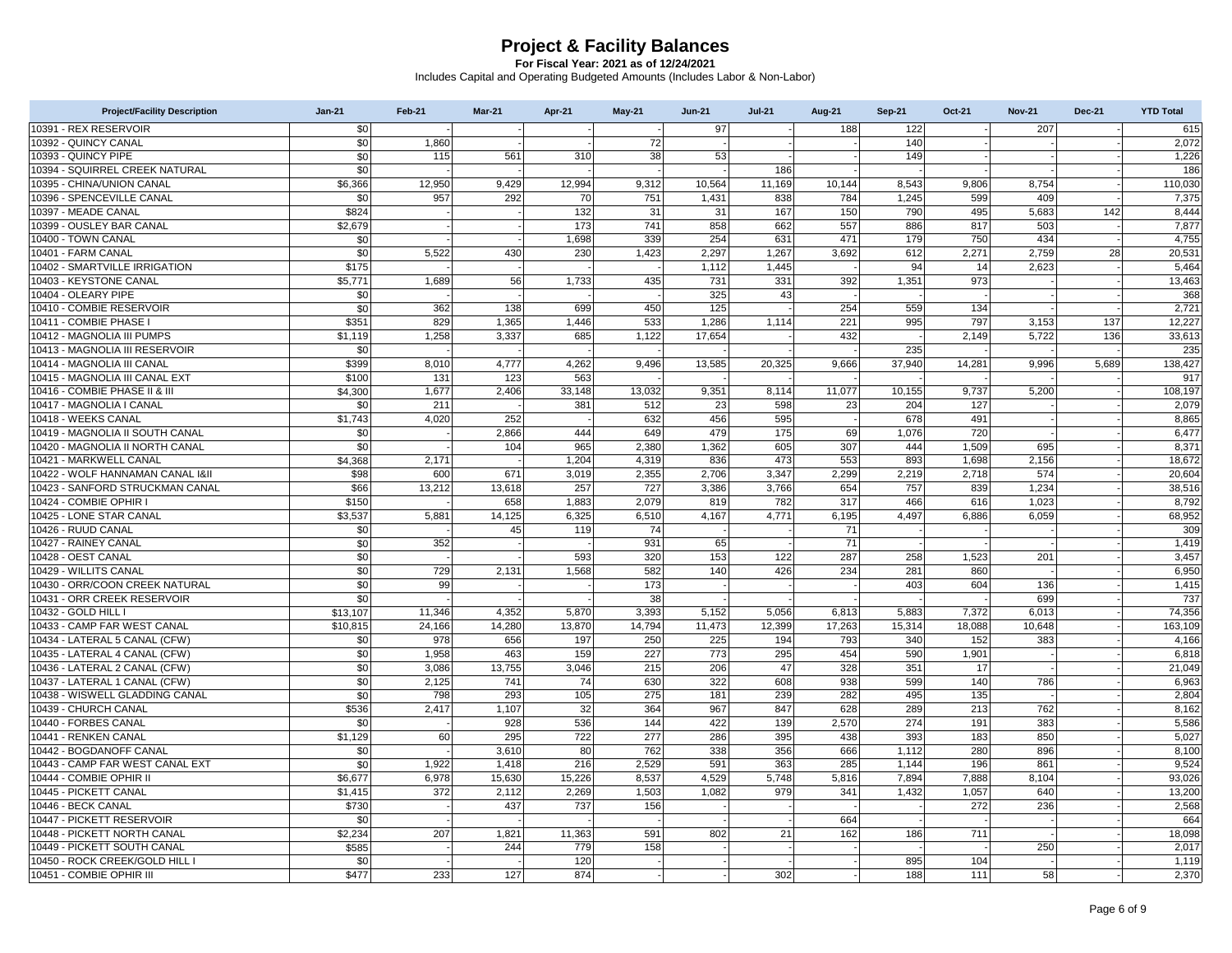# Project & Facility Balances

**For Fiscal Year: 2021 as of 12/24/2021**

Includes Capital and Operating Budgeted Amounts (Includes Labor & Non-Labor)

| Project/Facility Description | Jan-21 | Feb-21 | Mar-21 | Apr-21 | May-21 | Jun-21 | Jul-21 | Aug-21 | Sep-21 | Oct-21 | Nov-21 | Dec-21 | YTD Total |
|---|---|---|---|---|---|---|---|---|---|---|---|---|---|
| 10391 - REX RESERVOIR | $0 | - | - | - | - | 97 | - | 188 | 122 | - | 207 | - | 615 |
| 10392 - QUINCY CANAL | $0 | 1,860 | - | - | 72 | - | - | - | 140 | - | - | - | 2,072 |
| 10393 - QUINCY PIPE | $0 | 115 | 561 | 310 | 38 | 53 | - | - | 149 | - | - | - | 1,226 |
| 10394 - SQUIRREL CREEK NATURAL | $0 | - | - | - | - | - | 186 | - | - | - | - | - | 186 |
| 10395 - CHINA/UNION CANAL | $6,366 | 12,950 | 9,429 | 12,994 | 9,312 | 10,564 | 11,169 | 10,144 | 8,543 | 9,806 | 8,754 | - | 110,030 |
| 10396 - SPENCEVILLE CANAL | $0 | 957 | 292 | 70 | 751 | 1,431 | 838 | 784 | 1,245 | 599 | 409 | - | 7,375 |
| 10397 - MEADE CANAL | $824 | - | - | 132 | 31 | 31 | 167 | 150 | 790 | 495 | 5,683 | 142 | 8,444 |
| 10399 - OUSLEY BAR CANAL | $2,679 | - | - | 173 | 741 | 858 | 662 | 557 | 886 | 817 | 503 | - | 7,877 |
| 10400 - TOWN CANAL | $0 | - | - | 1,698 | 339 | 254 | 631 | 471 | 179 | 750 | 434 | - | 4,755 |
| 10401 - FARM CANAL | $0 | 5,522 | 430 | 230 | 1,423 | 2,297 | 1,267 | 3,692 | 612 | 2,271 | 2,759 | 28 | 20,531 |
| 10402 - SMARTVILLE IRRIGATION | $175 | - | - | - | - | 1,112 | 1,445 | - | 94 | 14 | 2,623 | - | 5,464 |
| 10403 - KEYSTONE CANAL | $5,771 | 1,689 | 56 | 1,733 | 435 | 731 | 331 | 392 | 1,351 | 973 | - | - | 13,463 |
| 10404 - OLEARY PIPE | $0 | - | - | - | - | 325 | 43 | - | - | - | - | - | 368 |
| 10410 - COMBIE RESERVOIR | $0 | 362 | 138 | 699 | 450 | 125 | - | 254 | 559 | 134 | - | - | 2,721 |
| 10411 - COMBIE PHASE I | $351 | 829 | 1,365 | 1,446 | 533 | 1,286 | 1,114 | 221 | 995 | 797 | 3,153 | 137 | 12,227 |
| 10412 - MAGNOLIA III PUMPS | $1,119 | 1,258 | 3,337 | 685 | 1,122 | 17,654 | - | 432 | - | 2,149 | 5,722 | 136 | 33,613 |
| 10413 - MAGNOLIA III RESERVOIR | $0 | - | - | - | - | - | - | - | 235 | - | - | - | 235 |
| 10414 - MAGNOLIA III CANAL | $399 | 8,010 | 4,777 | 4,262 | 9,496 | 13,585 | 20,325 | 9,666 | 37,940 | 14,281 | 9,996 | 5,689 | 138,427 |
| 10415 - MAGNOLIA III CANAL EXT | $100 | 131 | 123 | 563 | - | - | - | - | - | - | - | - | 917 |
| 10416 - COMBIE PHASE II & III | $4,300 | 1,677 | 2,406 | 33,148 | 13,032 | 9,351 | 8,114 | 11,077 | 10,155 | 9,737 | 5,200 | - | 108,197 |
| 10417 - MAGNOLIA I CANAL | $0 | 211 | - | 381 | 512 | 23 | 598 | 23 | 204 | 127 | - | - | 2,079 |
| 10418 - WEEKS CANAL | $1,743 | 4,020 | 252 | - | 632 | 456 | 595 | - | 678 | 491 | - | - | 8,865 |
| 10419 - MAGNOLIA II SOUTH CANAL | $0 | - | 2,866 | 444 | 649 | 479 | 175 | 69 | 1,076 | 720 | - | - | 6,477 |
| 10420 - MAGNOLIA II NORTH CANAL | $0 | - | 104 | 965 | 2,380 | 1,362 | 605 | 307 | 444 | 1,509 | 695 | - | 8,371 |
| 10421 - MARKWELL CANAL | $4,368 | 2,171 | - | 1,204 | 4,319 | 836 | 473 | 553 | 893 | 1,698 | 2,156 | - | 18,672 |
| 10422 - WOLF HANNAMAN CANAL I&II | $98 | 600 | 671 | 3,019 | 2,355 | 2,706 | 3,347 | 2,299 | 2,219 | 2,718 | 574 | - | 20,604 |
| 10423 - SANFORD STRUCKMAN CANAL | $66 | 13,212 | 13,618 | 257 | 727 | 3,386 | 3,766 | 654 | 757 | 839 | 1,234 | - | 38,516 |
| 10424 - COMBIE OPHIR I | $150 | - | 658 | 1,883 | 2,079 | 819 | 782 | 317 | 466 | 616 | 1,023 | - | 8,792 |
| 10425 - LONE STAR CANAL | $3,537 | 5,881 | 14,125 | 6,325 | 6,510 | 4,167 | 4,771 | 6,195 | 4,497 | 6,886 | 6,059 | - | 68,952 |
| 10426 - RUUD CANAL | $0 | - | 45 | 119 | 74 | - | - | 71 | - | - | - | - | 309 |
| 10427 - RAINEY CANAL | $0 | 352 | - | - | 931 | 65 | - | 71 | - | - | - | - | 1,419 |
| 10428 - OEST CANAL | $0 | - | - | 593 | 320 | 153 | 122 | 287 | 258 | 1,523 | 201 | - | 3,457 |
| 10429 - WILLITS CANAL | $0 | 729 | 2,131 | 1,568 | 582 | 140 | 426 | 234 | 281 | 860 | - | - | 6,950 |
| 10430 - ORR/COON CREEK NATURAL | $0 | 99 | - | - | 173 | - | - | - | 403 | 604 | 136 | - | 1,415 |
| 10431 - ORR CREEK RESERVOIR | $0 | - | - | - | 38 | - | - | - | - | - | 699 | - | 737 |
| 10432 - GOLD HILL I | $13,107 | 11,346 | 4,352 | 5,870 | 3,393 | 5,152 | 5,056 | 6,813 | 5,883 | 7,372 | 6,013 | - | 74,356 |
| 10433 - CAMP FAR WEST CANAL | $10,815 | 24,166 | 14,280 | 13,870 | 14,794 | 11,473 | 12,399 | 17,263 | 15,314 | 18,088 | 10,648 | - | 163,109 |
| 10434 - LATERAL 5 CANAL (CFW) | $0 | 978 | 656 | 197 | 250 | 225 | 194 | 793 | 340 | 152 | 383 | - | 4,166 |
| 10435 - LATERAL 4 CANAL (CFW) | $0 | 1,958 | 463 | 159 | 227 | 773 | 295 | 454 | 590 | 1,901 | - | - | 6,818 |
| 10436 - LATERAL 2 CANAL (CFW) | $0 | 3,086 | 13,755 | 3,046 | 215 | 206 | 47 | 328 | 351 | 17 | - | - | 21,049 |
| 10437 - LATERAL 1 CANAL (CFW) | $0 | 2,125 | 741 | 74 | 630 | 322 | 608 | 938 | 599 | 140 | 786 | - | 6,963 |
| 10438 - WISWELL GLADDING CANAL | $0 | 798 | 293 | 105 | 275 | 181 | 239 | 282 | 495 | 135 | - | - | 2,804 |
| 10439 - CHURCH CANAL | $536 | 2,417 | 1,107 | 32 | 364 | 967 | 847 | 628 | 289 | 213 | 762 | - | 8,162 |
| 10440 - FORBES CANAL | $0 | - | 928 | 536 | 144 | 422 | 139 | 2,570 | 274 | 191 | 383 | - | 5,586 |
| 10441 - RENKEN CANAL | $1,129 | 60 | 295 | 722 | 277 | 286 | 395 | 438 | 393 | 183 | 850 | - | 5,027 |
| 10442 - BOGDANOFF CANAL | $0 | - | 3,610 | 80 | 762 | 338 | 356 | 666 | 1,112 | 280 | 896 | - | 8,100 |
| 10443 - CAMP FAR WEST CANAL EXT | $0 | 1,922 | 1,418 | 216 | 2,529 | 591 | 363 | 285 | 1,144 | 196 | 861 | - | 9,524 |
| 10444 - COMBIE OPHIR II | $6,677 | 6,978 | 15,630 | 15,226 | 8,537 | 4,529 | 5,748 | 5,816 | 7,894 | 7,888 | 8,104 | - | 93,026 |
| 10445 - PICKETT CANAL | $1,415 | 372 | 2,112 | 2,269 | 1,503 | 1,082 | 979 | 341 | 1,432 | 1,057 | 640 | - | 13,200 |
| 10446 - BECK CANAL | $730 | - | 437 | 737 | 156 | - | - | - | - | 272 | 236 | - | 2,568 |
| 10447 - PICKETT RESERVOIR | $0 | - | - | - | - | - | - | 664 | - | - | - | - | 664 |
| 10448 - PICKETT NORTH CANAL | $2,234 | 207 | 1,821 | 11,363 | 591 | 802 | 21 | 162 | 186 | 711 | - | - | 18,098 |
| 10449 - PICKETT SOUTH CANAL | $585 | - | 244 | 779 | 158 | - | - | - | - | - | 250 | - | 2,017 |
| 10450 - ROCK CREEK/GOLD HILL I | $0 | - | - | 120 | - | - | - | - | 895 | 104 | - | - | 1,119 |
| 10451 - COMBIE OPHIR III | $477 | 233 | 127 | 874 | - | - | 302 | - | 188 | 111 | 58 | - | 2,370 |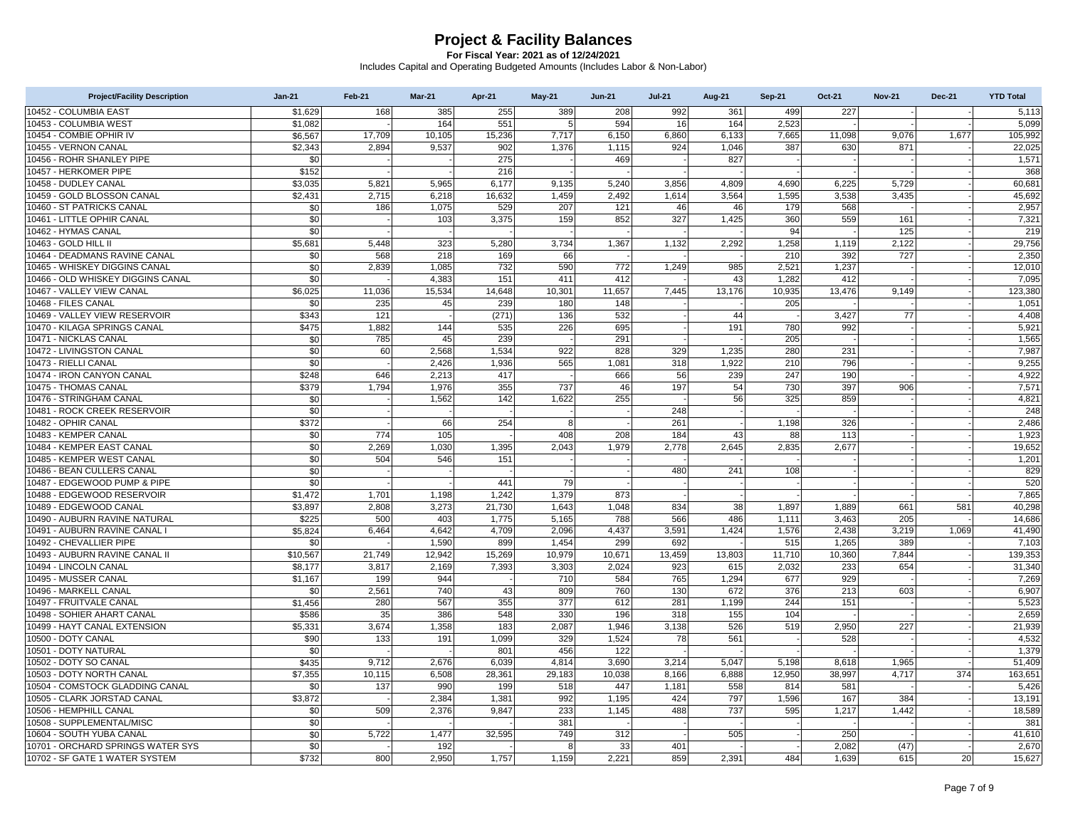# Project & Facility Balances

**For Fiscal Year: 2021 as of 12/24/2021**

Includes Capital and Operating Budgeted Amounts (Includes Labor & Non-Labor)

| Project/Facility Description | Jan-21 | Feb-21 | Mar-21 | Apr-21 | May-21 | Jun-21 | Jul-21 | Aug-21 | Sep-21 | Oct-21 | Nov-21 | Dec-21 | YTD Total |
|---|---|---|---|---|---|---|---|---|---|---|---|---|---|
| 10452 - COLUMBIA EAST | $1,629 | 168 | 385 | 255 | 389 | 208 | 992 | 361 | 499 | 227 | - | - | 5,113 |
| 10453 - COLUMBIA WEST | $1,082 | - | 164 | 551 | 5 | 594 | 16 | 164 | 2,523 | - | - | - | 5,099 |
| 10454 - COMBIE OPHIR IV | $6,567 | 17,709 | 10,105 | 15,236 | 7,717 | 6,150 | 6,860 | 6,133 | 7,665 | 11,098 | 9,076 | 1,677 | 105,992 |
| 10455 - VERNON CANAL | $2,343 | 2,894 | 9,537 | 902 | 1,376 | 1,115 | 924 | 1,046 | 387 | 630 | 871 | - | 22,025 |
| 10456 - ROHR SHANLEY PIPE | $0 | - | - | 275 | - | 469 | - | 827 | - | - | - | - | 1,571 |
| 10457 - HERKOMER PIPE | $152 | - | - | 216 | - | - | - | - | - | - | - | - | 368 |
| 10458 - DUDLEY CANAL | $3,035 | 5,821 | 5,965 | 6,177 | 9,135 | 5,240 | 3,856 | 4,809 | 4,690 | 6,225 | 5,729 | - | 60,681 |
| 10459 - GOLD BLOSSON CANAL | $2,431 | 2,715 | 6,218 | 16,632 | 1,459 | 2,492 | 1,614 | 3,564 | 1,595 | 3,538 | 3,435 | - | 45,692 |
| 10460 - ST PATRICKS CANAL | $0 | 186 | 1,075 | 529 | 207 | 121 | 46 | 46 | 179 | 568 | - | - | 2,957 |
| 10461 - LITTLE OPHIR CANAL | $0 | - | 103 | 3,375 | 159 | 852 | 327 | 1,425 | 360 | 559 | 161 | - | 7,321 |
| 10462 - HYMAS CANAL | $0 | - | - | - | - | - | - | - | 94 | - | 125 | - | 219 |
| 10463 - GOLD HILL II | $5,681 | 5,448 | 323 | 5,280 | 3,734 | 1,367 | 1,132 | 2,292 | 1,258 | 1,119 | 2,122 | - | 29,756 |
| 10464 - DEADMANS RAVINE CANAL | $0 | 568 | 218 | 169 | 66 | - | - | - | 210 | 392 | 727 | - | 2,350 |
| 10465 - WHISKEY DIGGINS CANAL | $0 | 2,839 | 1,085 | 732 | 590 | 772 | 1,249 | 985 | 2,521 | 1,237 | - | - | 12,010 |
| 10466 - OLD WHISKEY DIGGINS CANAL | $0 | - | 4,383 | 151 | 411 | 412 | - | 43 | 1,282 | 412 | - | - | 7,095 |
| 10467 - VALLEY VIEW CANAL | $6,025 | 11,036 | 15,534 | 14,648 | 10,301 | 11,657 | 7,445 | 13,176 | 10,935 | 13,476 | 9,149 | - | 123,380 |
| 10468 - FILES CANAL | $0 | 235 | 45 | 239 | 180 | 148 | - | - | 205 | - | - | - | 1,051 |
| 10469 - VALLEY VIEW RESERVOIR | $343 | 121 | - | (271) | 136 | 532 | - | 44 | - | 3,427 | 77 | - | 4,408 |
| 10470 - KILAGA SPRINGS CANAL | $475 | 1,882 | 144 | 535 | 226 | 695 | - | 191 | 780 | 992 | - | - | 5,921 |
| 10471 - NICKLAS CANAL | $0 | 785 | 45 | 239 | - | 291 | - | - | 205 | - | - | - | 1,565 |
| 10472 - LIVINGSTON CANAL | $0 | 60 | 2,568 | 1,534 | 922 | 828 | 329 | 1,235 | 280 | 231 | - | - | 7,987 |
| 10473 - RIELLI CANAL | $0 | - | 2,426 | 1,936 | 565 | 1,081 | 318 | 1,922 | 210 | 796 | - | - | 9,255 |
| 10474 - IRON CANYON CANAL | $248 | 646 | 2,213 | 417 | - | 666 | 56 | 239 | 247 | 190 | - | - | 4,922 |
| 10475 - THOMAS CANAL | $379 | 1,794 | 1,976 | 355 | 737 | 46 | 197 | 54 | 730 | 397 | 906 | - | 7,571 |
| 10476 - STRINGHAM CANAL | $0 | - | 1,562 | 142 | 1,622 | 255 | - | 56 | 325 | 859 | - | - | 4,821 |
| 10481 - ROCK CREEK RESERVOIR | $0 | - | - | - | - | - | 248 | - | - | - | - | - | 248 |
| 10482 - OPHIR CANAL | $372 | - | 66 | 254 | 8 | - | 261 | - | 1,198 | 326 | - | - | 2,486 |
| 10483 - KEMPER CANAL | $0 | 774 | 105 | - | 408 | 208 | 184 | 43 | 88 | 113 | - | - | 1,923 |
| 10484 - KEMPER EAST CANAL | $0 | 2,269 | 1,030 | 1,395 | 2,043 | 1,979 | 2,778 | 2,645 | 2,835 | 2,677 | - | - | 19,652 |
| 10485 - KEMPER WEST CANAL | $0 | 504 | 546 | 151 | - | - | - | - | - | - | - | - | 1,201 |
| 10486 - BEAN CULLERS CANAL | $0 | - | - | - | - | - | 480 | 241 | 108 | - | - | - | 829 |
| 10487 - EDGEWOOD PUMP & PIPE | $0 | - | - | 441 | 79 | - | - | - | - | - | - | - | 520 |
| 10488 - EDGEWOOD RESERVOIR | $1,472 | 1,701 | 1,198 | 1,242 | 1,379 | 873 | - | - | - | - | - | - | 7,865 |
| 10489 - EDGEWOOD CANAL | $3,897 | 2,808 | 3,273 | 21,730 | 1,643 | 1,048 | 834 | 38 | 1,897 | 1,889 | 661 | 581 | 40,298 |
| 10490 - AUBURN RAVINE NATURAL | $225 | 500 | 403 | 1,775 | 5,165 | 788 | 566 | 486 | 1,111 | 3,463 | 205 | - | 14,686 |
| 10491 - AUBURN RAVINE CANAL I | $5,824 | 6,464 | 4,642 | 4,709 | 2,096 | 4,437 | 3,591 | 1,424 | 1,576 | 2,438 | 3,219 | 1,069 | 41,490 |
| 10492 - CHEVALLIER PIPE | $0 | - | 1,590 | 899 | 1,454 | 299 | 692 | - | 515 | 1,265 | 389 | - | 7,103 |
| 10493 - AUBURN RAVINE CANAL II | $10,567 | 21,749 | 12,942 | 15,269 | 10,979 | 10,671 | 13,459 | 13,803 | 11,710 | 10,360 | 7,844 | - | 139,353 |
| 10494 - LINCOLN CANAL | $8,177 | 3,817 | 2,169 | 7,393 | 3,303 | 2,024 | 923 | 615 | 2,032 | 233 | 654 | - | 31,340 |
| 10495 - MUSSER CANAL | $1,167 | 199 | 944 | - | 710 | 584 | 765 | 1,294 | 677 | 929 | - | - | 7,269 |
| 10496 - MARKELL CANAL | $0 | 2,561 | 740 | 43 | 809 | 760 | 130 | 672 | 376 | 213 | 603 | - | 6,907 |
| 10497 - FRUITVALE CANAL | $1,456 | 280 | 567 | 355 | 377 | 612 | 281 | 1,199 | 244 | 151 | - | - | 5,523 |
| 10498 - SOHIER AHART CANAL | $586 | 35 | 386 | 548 | 330 | 196 | 318 | 155 | 104 | - | - | - | 2,659 |
| 10499 - HAYT CANAL EXTENSION | $5,331 | 3,674 | 1,358 | 183 | 2,087 | 1,946 | 3,138 | 526 | 519 | 2,950 | 227 | - | 21,939 |
| 10500 - DOTY CANAL | $90 | 133 | 191 | 1,099 | 329 | 1,524 | 78 | 561 | - | 528 | - | - | 4,532 |
| 10501 - DOTY NATURAL | $0 | - | - | 801 | 456 | 122 | - | - | - | - | - | - | 1,379 |
| 10502 - DOTY SO CANAL | $435 | 9,712 | 2,676 | 6,039 | 4,814 | 3,690 | 3,214 | 5,047 | 5,198 | 8,618 | 1,965 | - | 51,409 |
| 10503 - DOTY NORTH CANAL | $7,355 | 10,115 | 6,508 | 28,361 | 29,183 | 10,038 | 8,166 | 6,888 | 12,950 | 38,997 | 4,717 | 374 | 163,651 |
| 10504 - COMSTOCK GLADDING CANAL | $0 | 137 | 990 | 199 | 518 | 447 | 1,181 | 558 | 814 | 581 | - | - | 5,426 |
| 10505 - CLARK JORSTAD CANAL | $3,872 | - | 2,384 | 1,381 | 992 | 1,195 | 424 | 797 | 1,596 | 167 | 384 | - | 13,191 |
| 10506 - HEMPHILL CANAL | $0 | 509 | 2,376 | 9,847 | 233 | 1,145 | 488 | 737 | 595 | 1,217 | 1,442 | - | 18,589 |
| 10508 - SUPPLEMENTAL/MISC | $0 | - | - | - | 381 | - | - | - | - | - | - | - | 381 |
| 10604 - SOUTH YUBA CANAL | $0 | 5,722 | 1,477 | 32,595 | 749 | 312 | - | 505 | - | 250 | - | - | 41,610 |
| 10701 - ORCHARD SPRINGS WATER SYS | $0 | - | 192 | - | 8 | 33 | 401 | - | - | 2,082 | (47) | - | 2,670 |
| 10702 - SF GATE 1 WATER SYSTEM | $732 | 800 | 2,950 | 1,757 | 1,159 | 2,221 | 859 | 2,391 | 484 | 1,639 | 615 | 20 | 15,627 |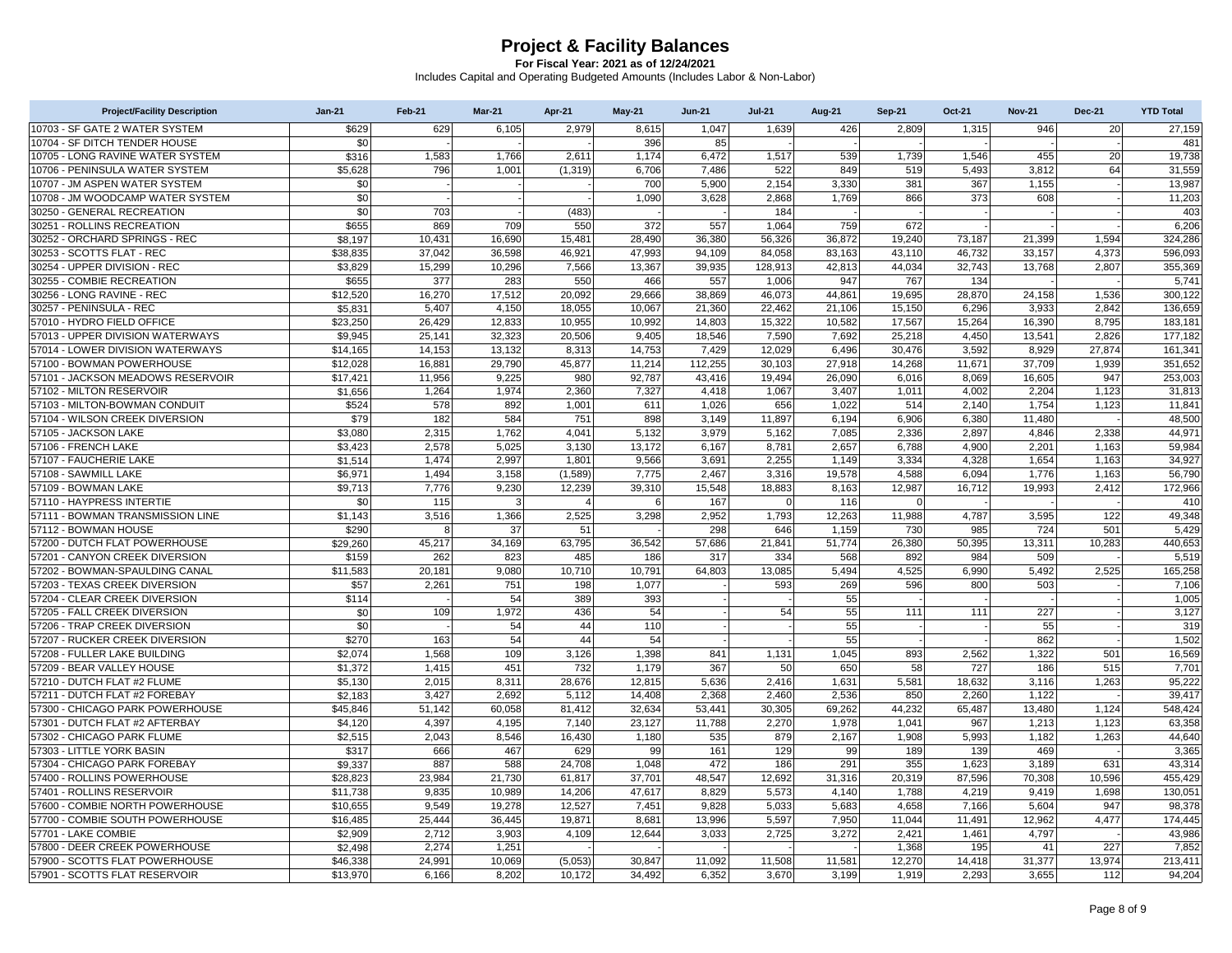# Project & Facility Balances

**For Fiscal Year: 2021 as of 12/24/2021**

Includes Capital and Operating Budgeted Amounts (Includes Labor & Non-Labor)

| Project/Facility Description | Jan-21 | Feb-21 | Mar-21 | Apr-21 | May-21 | Jun-21 | Jul-21 | Aug-21 | Sep-21 | Oct-21 | Nov-21 | Dec-21 | YTD Total |
|---|---|---|---|---|---|---|---|---|---|---|---|---|---|
| 10703 - SF GATE 2 WATER SYSTEM | $629 | 629 | 6,105 | 2,979 | 8,615 | 1,047 | 1,639 | 426 | 2,809 | 1,315 | 946 | 20 | 27,159 |
| 10704 - SF DITCH TENDER HOUSE | $0 | - | - | - | 396 | 85 | - | - | - | - | - | - | 481 |
| 10705 - LONG RAVINE WATER SYSTEM | $316 | 1,583 | 1,766 | 2,611 | 1,174 | 6,472 | 1,517 | 539 | 1,739 | 1,546 | 455 | 20 | 19,738 |
| 10706 - PENINSULA WATER SYSTEM | $5,628 | 796 | 1,001 | (1,319) | 6,706 | 7,486 | 522 | 849 | 519 | 5,493 | 3,812 | 64 | 31,559 |
| 10707 - JM ASPEN WATER SYSTEM | $0 | - | - | - | 700 | 5,900 | 2,154 | 3,330 | 381 | 367 | 1,155 | - | 13,987 |
| 10708 - JM WOODCAMP WATER SYSTEM | $0 | - | - | - | 1,090 | 3,628 | 2,868 | 1,769 | 866 | 373 | 608 | - | 11,203 |
| 30250 - GENERAL RECREATION | $0 | 703 | - | (483) | - | - | 184 | - | - | - | - | - | 403 |
| 30251 - ROLLINS RECREATION | $655 | 869 | 709 | 550 | 372 | 557 | 1,064 | 759 | 672 | - | - | - | 6,206 |
| 30252 - ORCHARD SPRINGS - REC | $8,197 | 10,431 | 16,690 | 15,481 | 28,490 | 36,380 | 56,326 | 36,872 | 19,240 | 73,187 | 21,399 | 1,594 | 324,286 |
| 30253 - SCOTTS FLAT - REC | $38,835 | 37,042 | 36,598 | 46,921 | 47,993 | 94,109 | 84,058 | 83,163 | 43,110 | 46,732 | 33,157 | 4,373 | 596,093 |
| 30254 - UPPER DIVISION - REC | $3,829 | 15,299 | 10,296 | 7,566 | 13,367 | 39,935 | 128,913 | 42,813 | 44,034 | 32,743 | 13,768 | 2,807 | 355,369 |
| 30255 - COMBIE RECREATION | $655 | 377 | 283 | 550 | 466 | 557 | 1,006 | 947 | 767 | 134 | - | - | 5,741 |
| 30256 - LONG RAVINE - REC | $12,520 | 16,270 | 17,512 | 20,092 | 29,666 | 38,869 | 46,073 | 44,861 | 19,695 | 28,870 | 24,158 | 1,536 | 300,122 |
| 30257 - PENINSULA - REC | $5,831 | 5,407 | 4,150 | 18,055 | 10,067 | 21,360 | 22,462 | 21,106 | 15,150 | 6,296 | 3,933 | 2,842 | 136,659 |
| 57010 - HYDRO FIELD OFFICE | $23,250 | 26,429 | 12,833 | 10,955 | 10,992 | 14,803 | 15,322 | 10,582 | 17,567 | 15,264 | 16,390 | 8,795 | 183,181 |
| 57013 - UPPER DIVISION WATERWAYS | $9,945 | 25,141 | 32,323 | 20,506 | 9,405 | 18,546 | 7,590 | 7,692 | 25,218 | 4,450 | 13,541 | 2,826 | 177,182 |
| 57014 - LOWER DIVISION WATERWAYS | $14,165 | 14,153 | 13,132 | 8,313 | 14,753 | 7,429 | 12,029 | 6,496 | 30,476 | 3,592 | 8,929 | 27,874 | 161,341 |
| 57100 - BOWMAN POWERHOUSE | $12,028 | 16,881 | 29,790 | 45,877 | 11,214 | 112,255 | 30,103 | 27,918 | 14,268 | 11,671 | 37,709 | 1,939 | 351,652 |
| 57101 - JACKSON MEADOWS RESERVOIR | $17,421 | 11,956 | 9,225 | 980 | 92,787 | 43,416 | 19,494 | 26,090 | 6,016 | 8,069 | 16,605 | 947 | 253,003 |
| 57102 - MILTON RESERVOIR | $1,656 | 1,264 | 1,974 | 2,360 | 7,327 | 4,418 | 1,067 | 3,407 | 1,011 | 4,002 | 2,204 | 1,123 | 31,813 |
| 57103 - MILTON-BOWMAN CONDUIT | $524 | 578 | 892 | 1,001 | 611 | 1,026 | 656 | 1,022 | 514 | 2,140 | 1,754 | 1,123 | 11,841 |
| 57104 - WILSON CREEK DIVERSION | $79 | 182 | 584 | 751 | 898 | 3,149 | 11,897 | 6,194 | 6,906 | 6,380 | 11,480 | - | 48,500 |
| 57105 - JACKSON LAKE | $3,080 | 2,315 | 1,762 | 4,041 | 5,132 | 3,979 | 5,162 | 7,085 | 2,336 | 2,897 | 4,846 | 2,338 | 44,971 |
| 57106 - FRENCH LAKE | $3,423 | 2,578 | 5,025 | 3,130 | 13,172 | 6,167 | 8,781 | 2,657 | 6,788 | 4,900 | 2,201 | 1,163 | 59,984 |
| 57107 - FAUCHERIE LAKE | $1,514 | 1,474 | 2,997 | 1,801 | 9,566 | 3,691 | 2,255 | 1,149 | 3,334 | 4,328 | 1,654 | 1,163 | 34,927 |
| 57108 - SAWMILL LAKE | $6,971 | 1,494 | 3,158 | (1,589) | 7,775 | 2,467 | 3,316 | 19,578 | 4,588 | 6,094 | 1,776 | 1,163 | 56,790 |
| 57109 - BOWMAN LAKE | $9,713 | 7,776 | 9,230 | 12,239 | 39,310 | 15,548 | 18,883 | 8,163 | 12,987 | 16,712 | 19,993 | 2,412 | 172,966 |
| 57110 - HAYPRESS INTERTIE | $0 | 115 | 3 | 4 | 6 | 167 | 0 | 116 | 0 | - | - | - | 410 |
| 57111 - BOWMAN TRANSMISSION LINE | $1,143 | 3,516 | 1,366 | 2,525 | 3,298 | 2,952 | 1,793 | 12,263 | 11,988 | 4,787 | 3,595 | 122 | 49,348 |
| 57112 - BOWMAN HOUSE | $290 | 8 | 37 | 51 | - | 298 | 646 | 1,159 | 730 | 985 | 724 | 501 | 5,429 |
| 57200 - DUTCH FLAT POWERHOUSE | $29,260 | 45,217 | 34,169 | 63,795 | 36,542 | 57,686 | 21,841 | 51,774 | 26,380 | 50,395 | 13,311 | 10,283 | 440,653 |
| 57201 - CANYON CREEK DIVERSION | $159 | 262 | 823 | 485 | 186 | 317 | 334 | 568 | 892 | 984 | 509 | - | 5,519 |
| 57202 - BOWMAN-SPAULDING CANAL | $11,583 | 20,181 | 9,080 | 10,710 | 10,791 | 64,803 | 13,085 | 5,494 | 4,525 | 6,990 | 5,492 | 2,525 | 165,258 |
| 57203 - TEXAS CREEK DIVERSION | $57 | 2,261 | 751 | 198 | 1,077 | - | 593 | 269 | 596 | 800 | 503 | - | 7,106 |
| 57204 - CLEAR CREEK DIVERSION | $114 | - | 54 | 389 | 393 | - | - | 55 | - | - | - | - | 1,005 |
| 57205 - FALL CREEK DIVERSION | $0 | 109 | 1,972 | 436 | 54 | - | 54 | 55 | 111 | 111 | 227 | - | 3,127 |
| 57206 - TRAP CREEK DIVERSION | $0 | - | 54 | 44 | 110 | - | - | 55 | - | - | 55 | - | 319 |
| 57207 - RUCKER CREEK DIVERSION | $270 | 163 | 54 | 44 | 54 | - | - | 55 | - | - | 862 | - | 1,502 |
| 57208 - FULLER LAKE BUILDING | $2,074 | 1,568 | 109 | 3,126 | 1,398 | 841 | 1,131 | 1,045 | 893 | 2,562 | 1,322 | 501 | 16,569 |
| 57209 - BEAR VALLEY HOUSE | $1,372 | 1,415 | 451 | 732 | 1,179 | 367 | 50 | 650 | 58 | 727 | 186 | 515 | 7,701 |
| 57210 - DUTCH FLAT #2 FLUME | $5,130 | 2,015 | 8,311 | 28,676 | 12,815 | 5,636 | 2,416 | 1,631 | 5,581 | 18,632 | 3,116 | 1,263 | 95,222 |
| 57211 - DUTCH FLAT #2 FOREBAY | $2,183 | 3,427 | 2,692 | 5,112 | 14,408 | 2,368 | 2,460 | 2,536 | 850 | 2,260 | 1,122 | - | 39,417 |
| 57300 - CHICAGO PARK POWERHOUSE | $45,846 | 51,142 | 60,058 | 81,412 | 32,634 | 53,441 | 30,305 | 69,262 | 44,232 | 65,487 | 13,480 | 1,124 | 548,424 |
| 57301 - DUTCH FLAT #2 AFTERBAY | $4,120 | 4,397 | 4,195 | 7,140 | 23,127 | 11,788 | 2,270 | 1,978 | 1,041 | 967 | 1,213 | 1,123 | 63,358 |
| 57302 - CHICAGO PARK FLUME | $2,515 | 2,043 | 8,546 | 16,430 | 1,180 | 535 | 879 | 2,167 | 1,908 | 5,993 | 1,182 | 1,263 | 44,640 |
| 57303 - LITTLE YORK BASIN | $317 | 666 | 467 | 629 | 99 | 161 | 129 | 99 | 189 | 139 | 469 | - | 3,365 |
| 57304 - CHICAGO PARK FOREBAY | $9,337 | 887 | 588 | 24,708 | 1,048 | 472 | 186 | 291 | 355 | 1,623 | 3,189 | 631 | 43,314 |
| 57400 - ROLLINS POWERHOUSE | $28,823 | 23,984 | 21,730 | 61,817 | 37,701 | 48,547 | 12,692 | 31,316 | 20,319 | 87,596 | 70,308 | 10,596 | 455,429 |
| 57401 - ROLLINS RESERVOIR | $11,738 | 9,835 | 10,989 | 14,206 | 47,617 | 8,829 | 5,573 | 4,140 | 1,788 | 4,219 | 9,419 | 1,698 | 130,051 |
| 57600 - COMBIE NORTH POWERHOUSE | $10,655 | 9,549 | 19,278 | 12,527 | 7,451 | 9,828 | 5,033 | 5,683 | 4,658 | 7,166 | 5,604 | 947 | 98,378 |
| 57700 - COMBIE SOUTH POWERHOUSE | $16,485 | 25,444 | 36,445 | 19,871 | 8,681 | 13,996 | 5,597 | 7,950 | 11,044 | 11,491 | 12,962 | 4,477 | 174,445 |
| 57701 - LAKE COMBIE | $2,909 | 2,712 | 3,903 | 4,109 | 12,644 | 3,033 | 2,725 | 3,272 | 2,421 | 1,461 | 4,797 | - | 43,986 |
| 57800 - DEER CREEK POWERHOUSE | $2,498 | 2,274 | 1,251 | - | - | - | - | - | 1,368 | 195 | 41 | 227 | 7,852 |
| 57900 - SCOTTS FLAT POWERHOUSE | $46,338 | 24,991 | 10,069 | (5,053) | 30,847 | 11,092 | 11,508 | 11,581 | 12,270 | 14,418 | 31,377 | 13,974 | 213,411 |
| 57901 - SCOTTS FLAT RESERVOIR | $13,970 | 6,166 | 8,202 | 10,172 | 34,492 | 6,352 | 3,670 | 3,199 | 1,919 | 2,293 | 3,655 | 112 | 94,204 |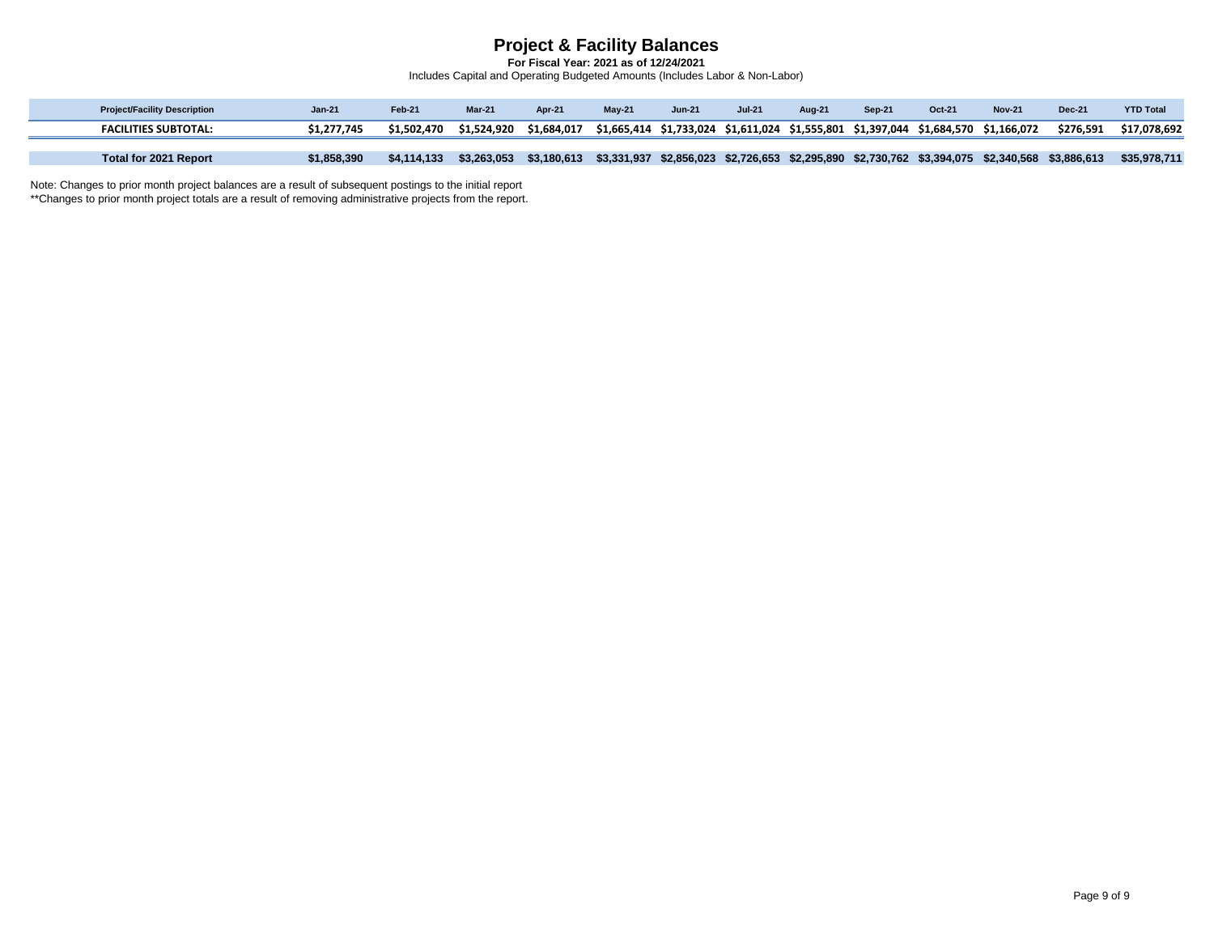# Project & Facility Balances

**For Fiscal Year: 2021 as of 12/24/2021**

Includes Capital and Operating Budgeted Amounts (Includes Labor & Non-Labor)

| Project/Facility Description | Jan-21 | Feb-21 | Mar-21 | Apr-21 | May-21 | Jun-21 | Jul-21 | Aug-21 | Sep-21 | Oct-21 | Nov-21 | Dec-21 | YTD Total |
|---|---|---|---|---|---|---|---|---|---|---|---|---|---|
| **FACILITIES SUBTOTAL:** | **$1,277,745** | **$1,502,470** | **$1,524,920** | **$1,684,017** | **$1,665,414** | **$1,733,024** | **$1,611,024** | **$1,555,801** | **$1,397,044** | **$1,684,570** | **$1,166,072** | **$276,591** | **$17,078,692** |
| **Total for 2021 Report** | **$1,858,390** | **$4,114,133** | **$3,263,053** | **$3,180,613** | **$3,331,937** | **$2,856,023** | **$2,726,653** | **$2,295,890** | **$2,730,762** | **$3,394,075** | **$2,340,568** | **$3,886,613** | **$35,978,711** |

Note: Changes to prior month project balances are a result of subsequent postings to the initial report

**Changes to prior month project totals are a result of removing administrative projects from the report.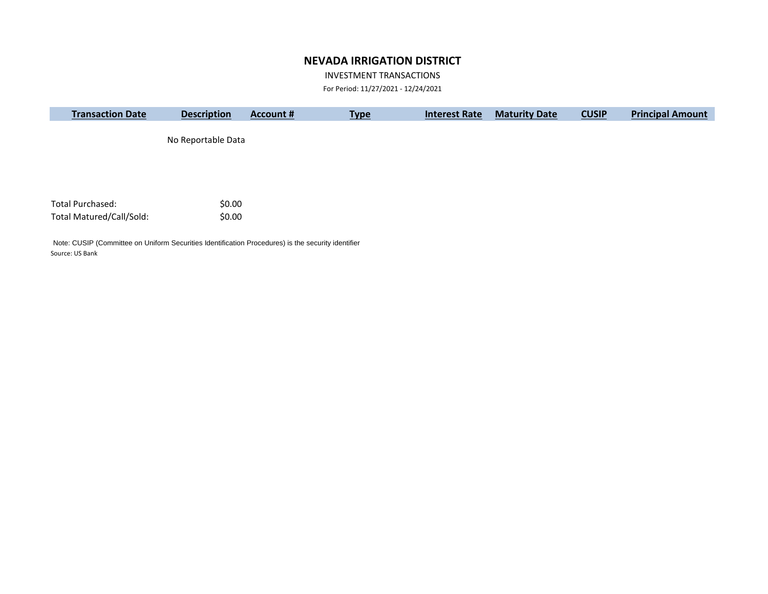# NEVADA IRRIGATION DISTRICT

INVESTMENT TRANSACTIONS

For Period: 11/27/2021 - 12/24/2021

| Transaction Date | Description | Account # | Type | Interest Rate | Maturity Date | CUSIP | Principal Amount |
|---|---|---|---|---|---|---|---|
| | No Reportable Data | | | | | | |

Total Purchased: $0.00

Total Matured/Call/Sold: $0.00

Note: CUSIP (Committee on Uniform Securities Identification Procedures) is the security identifier

Source: US Bank